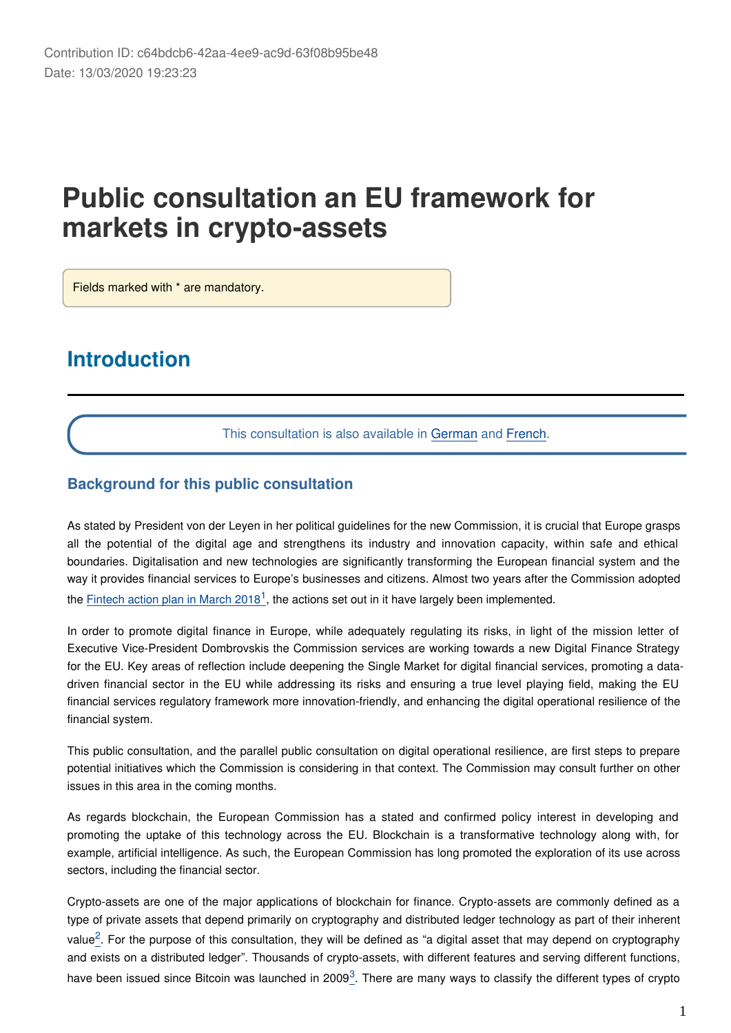Contribution ID: c64bdcb6-42aa-4ee9-ac9d-63f08b95be48
Date: 13/03/2020 19:23:23

# Public consultation an EU framework for markets in crypto-assets

Fields marked with * are mandatory.

## Introduction

This consultation is also available in German and French.

### Background for this public consultation

As stated by President von der Leyen in her political guidelines for the new Commission, it is crucial that Europe grasps all the potential of the digital age and strengthens its industry and innovation capacity, within safe and ethical boundaries. Digitalisation and new technologies are significantly transforming the European financial system and the way it provides financial services to Europe's businesses and citizens. Almost two years after the Commission adopted the Fintech action plan in March 2018[1], the actions set out in it have largely been implemented.

In order to promote digital finance in Europe, while adequately regulating its risks, in light of the mission letter of Executive Vice-President Dombrovskis the Commission services are working towards a new Digital Finance Strategy for the EU. Key areas of reflection include deepening the Single Market for digital financial services, promoting a data-driven financial sector in the EU while addressing its risks and ensuring a true level playing field, making the EU financial services regulatory framework more innovation-friendly, and enhancing the digital operational resilience of the financial system.

This public consultation, and the parallel public consultation on digital operational resilience, are first steps to prepare potential initiatives which the Commission is considering in that context. The Commission may consult further on other issues in this area in the coming months.

As regards blockchain, the European Commission has a stated and confirmed policy interest in developing and promoting the uptake of this technology across the EU. Blockchain is a transformative technology along with, for example, artificial intelligence. As such, the European Commission has long promoted the exploration of its use across sectors, including the financial sector.

Crypto-assets are one of the major applications of blockchain for finance. Crypto-assets are commonly defined as a type of private assets that depend primarily on cryptography and distributed ledger technology as part of their inherent value[2]. For the purpose of this consultation, they will be defined as "a digital asset that may depend on cryptography and exists on a distributed ledger". Thousands of crypto-assets, with different features and serving different functions, have been issued since Bitcoin was launched in 2009[3]. There are many ways to classify the different types of crypto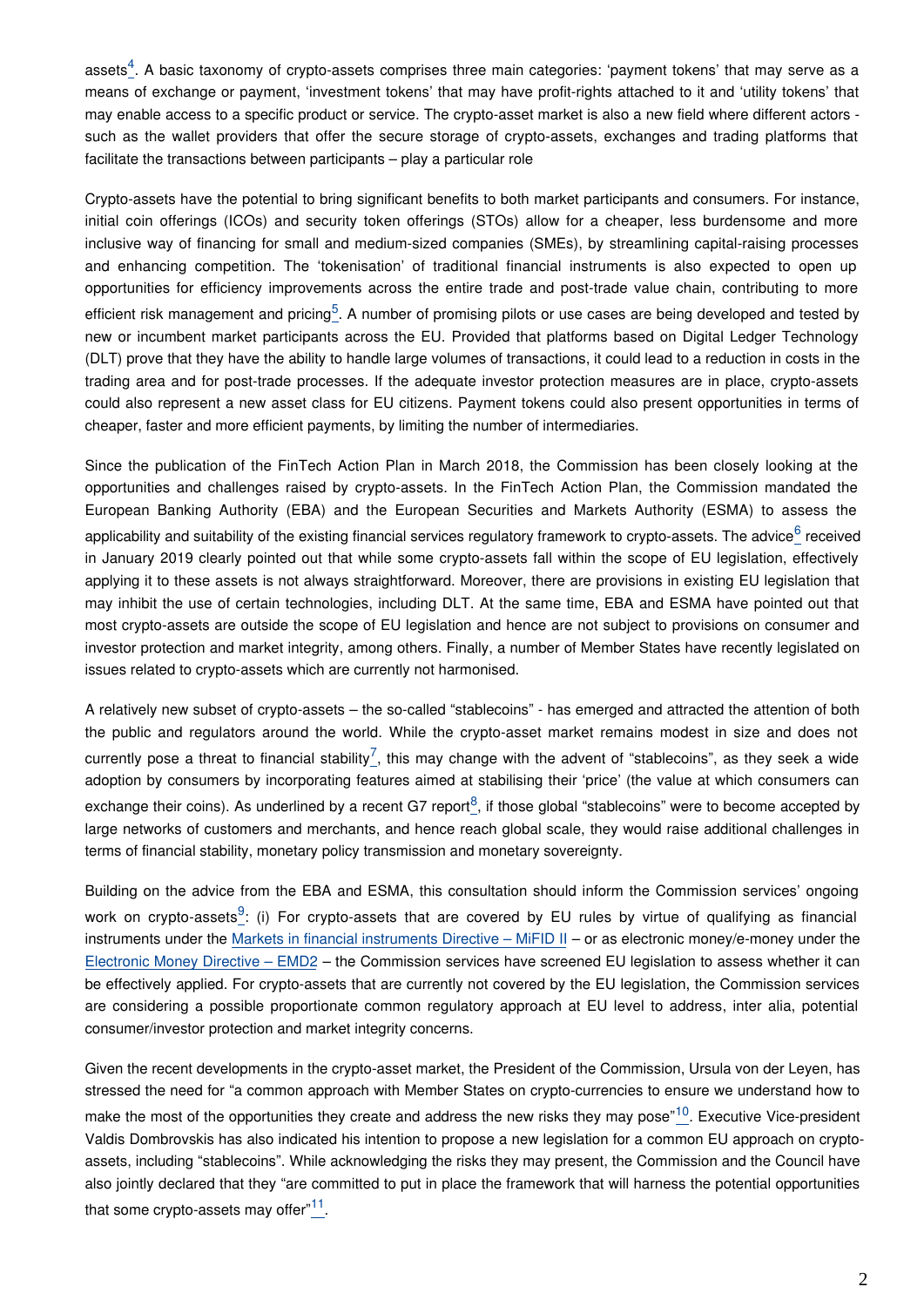assets[4]. A basic taxonomy of crypto-assets comprises three main categories: 'payment tokens' that may serve as a means of exchange or payment, 'investment tokens' that may have profit-rights attached to it and 'utility tokens' that may enable access to a specific product or service. The crypto-asset market is also a new field where different actors - such as the wallet providers that offer the secure storage of crypto-assets, exchanges and trading platforms that facilitate the transactions between participants – play a particular role

Crypto-assets have the potential to bring significant benefits to both market participants and consumers. For instance, initial coin offerings (ICOs) and security token offerings (STOs) allow for a cheaper, less burdensome and more inclusive way of financing for small and medium-sized companies (SMEs), by streamlining capital-raising processes and enhancing competition. The 'tokenisation' of traditional financial instruments is also expected to open up opportunities for efficiency improvements across the entire trade and post-trade value chain, contributing to more efficient risk management and pricing[5]. A number of promising pilots or use cases are being developed and tested by new or incumbent market participants across the EU. Provided that platforms based on Digital Ledger Technology (DLT) prove that they have the ability to handle large volumes of transactions, it could lead to a reduction in costs in the trading area and for post-trade processes. If the adequate investor protection measures are in place, crypto-assets could also represent a new asset class for EU citizens. Payment tokens could also present opportunities in terms of cheaper, faster and more efficient payments, by limiting the number of intermediaries.

Since the publication of the FinTech Action Plan in March 2018, the Commission has been closely looking at the opportunities and challenges raised by crypto-assets. In the FinTech Action Plan, the Commission mandated the European Banking Authority (EBA) and the European Securities and Markets Authority (ESMA) to assess the applicability and suitability of the existing financial services regulatory framework to crypto-assets. The advice[6] received in January 2019 clearly pointed out that while some crypto-assets fall within the scope of EU legislation, effectively applying it to these assets is not always straightforward. Moreover, there are provisions in existing EU legislation that may inhibit the use of certain technologies, including DLT. At the same time, EBA and ESMA have pointed out that most crypto-assets are outside the scope of EU legislation and hence are not subject to provisions on consumer and investor protection and market integrity, among others. Finally, a number of Member States have recently legislated on issues related to crypto-assets which are currently not harmonised.

A relatively new subset of crypto-assets – the so-called "stablecoins" - has emerged and attracted the attention of both the public and regulators around the world. While the crypto-asset market remains modest in size and does not currently pose a threat to financial stability[7], this may change with the advent of "stablecoins", as they seek a wide adoption by consumers by incorporating features aimed at stabilising their 'price' (the value at which consumers can exchange their coins). As underlined by a recent G7 report[8], if those global "stablecoins" were to become accepted by large networks of customers and merchants, and hence reach global scale, they would raise additional challenges in terms of financial stability, monetary policy transmission and monetary sovereignty.

Building on the advice from the EBA and ESMA, this consultation should inform the Commission services' ongoing work on crypto-assets[9]: (i) For crypto-assets that are covered by EU rules by virtue of qualifying as financial instruments under the Markets in financial instruments Directive – MiFID II – or as electronic money/e-money under the Electronic Money Directive – EMD2 – the Commission services have screened EU legislation to assess whether it can be effectively applied. For crypto-assets that are currently not covered by the EU legislation, the Commission services are considering a possible proportionate common regulatory approach at EU level to address, inter alia, potential consumer/investor protection and market integrity concerns.

Given the recent developments in the crypto-asset market, the President of the Commission, Ursula von der Leyen, has stressed the need for "a common approach with Member States on crypto-currencies to ensure we understand how to make the most of the opportunities they create and address the new risks they may pose"[10]. Executive Vice-president Valdis Dombrovskis has also indicated his intention to propose a new legislation for a common EU approach on crypto-assets, including "stablecoins". While acknowledging the risks they may present, the Commission and the Council have also jointly declared that they "are committed to put in place the framework that will harness the potential opportunities that some crypto-assets may offer"[11].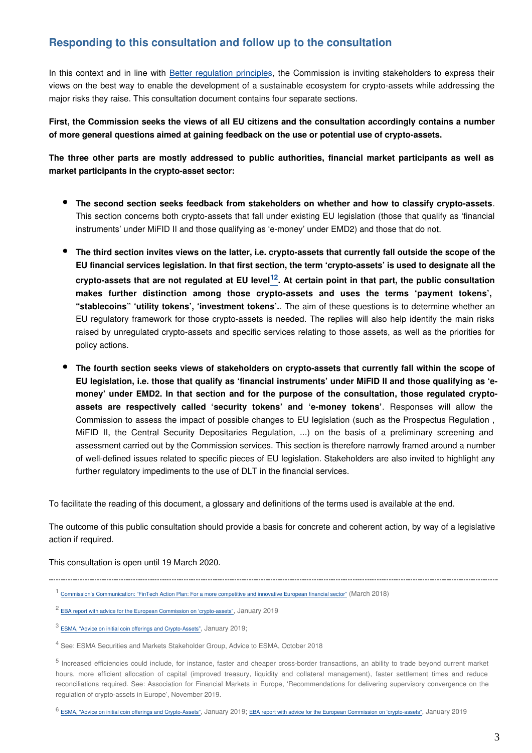## Responding to this consultation and follow up to the consultation

In this context and in line with Better regulation principles, the Commission is inviting stakeholders to express their views on the best way to enable the development of a sustainable ecosystem for crypto-assets while addressing the major risks they raise. This consultation document contains four separate sections.

**First, the Commission seeks the views of all EU citizens and the consultation accordingly contains a number of more general questions aimed at gaining feedback on the use or potential use of crypto-assets.**

**The three other parts are mostly addressed to public authorities, financial market participants as well as market participants in the crypto-asset sector:**

- **The second section seeks feedback from stakeholders on whether and how to classify crypto-assets**. This section concerns both crypto-assets that fall under existing EU legislation (those that qualify as 'financial instruments' under MiFID II and those qualifying as 'e-money' under EMD2) and those that do not.
- **The third section invites views on the latter, i.e. crypto-assets that currently fall outside the scope of the EU financial services legislation. In that first section, the term 'crypto-assets' is used to designate all the crypto-assets that are not regulated at EU level[12]. At certain point in that part, the public consultation makes further distinction among those crypto-assets and uses the terms 'payment tokens', "stablecoins" 'utility tokens', 'investment tokens'.**. The aim of these questions is to determine whether an EU regulatory framework for those crypto-assets is needed. The replies will also help identify the main risks raised by unregulated crypto-assets and specific services relating to those assets, as well as the priorities for policy actions.
- **The fourth section seeks views of stakeholders on crypto-assets that currently fall within the scope of EU legislation, i.e. those that qualify as 'financial instruments' under MiFID II and those qualifying as 'e-money' under EMD2. In that section and for the purpose of the consultation, those regulated crypto-assets are respectively called 'security tokens' and 'e-money tokens'**. Responses will allow the Commission to assess the impact of possible changes to EU legislation (such as the Prospectus Regulation , MiFID II, the Central Security Depositaries Regulation, ...) on the basis of a preliminary screening and assessment carried out by the Commission services. This section is therefore narrowly framed around a number of well-defined issues related to specific pieces of EU legislation. Stakeholders are also invited to highlight any further regulatory impediments to the use of DLT in the financial services.

To facilitate the reading of this document, a glossary and definitions of the terms used is available at the end.

The outcome of this public consultation should provide a basis for concrete and coherent action, by way of a legislative action if required.

This consultation is open until 19 March 2020.

---

[1] Commission's Communication: "FinTech Action Plan: For a more competitive and innovative European financial sector" (March 2018)

[2] EBA report with advice for the European Commission on 'crypto-assets", January 2019

[3] ESMA, "Advice on initial coin offerings and Crypto-Assets", January 2019;

[4] See: ESMA Securities and Markets Stakeholder Group, Advice to ESMA, October 2018

[5] Increased efficiencies could include, for instance, faster and cheaper cross-border transactions, an ability to trade beyond current market hours, more efficient allocation of capital (improved treasury, liquidity and collateral management), faster settlement times and reduce reconciliations required. See: Association for Financial Markets in Europe, 'Recommendations for delivering supervisory convergence on the regulation of crypto-assets in Europe', November 2019.

[6] ESMA, "Advice on initial coin offerings and Crypto-Assets", January 2019; EBA report with advice for the European Commission on 'crypto-assets", January 2019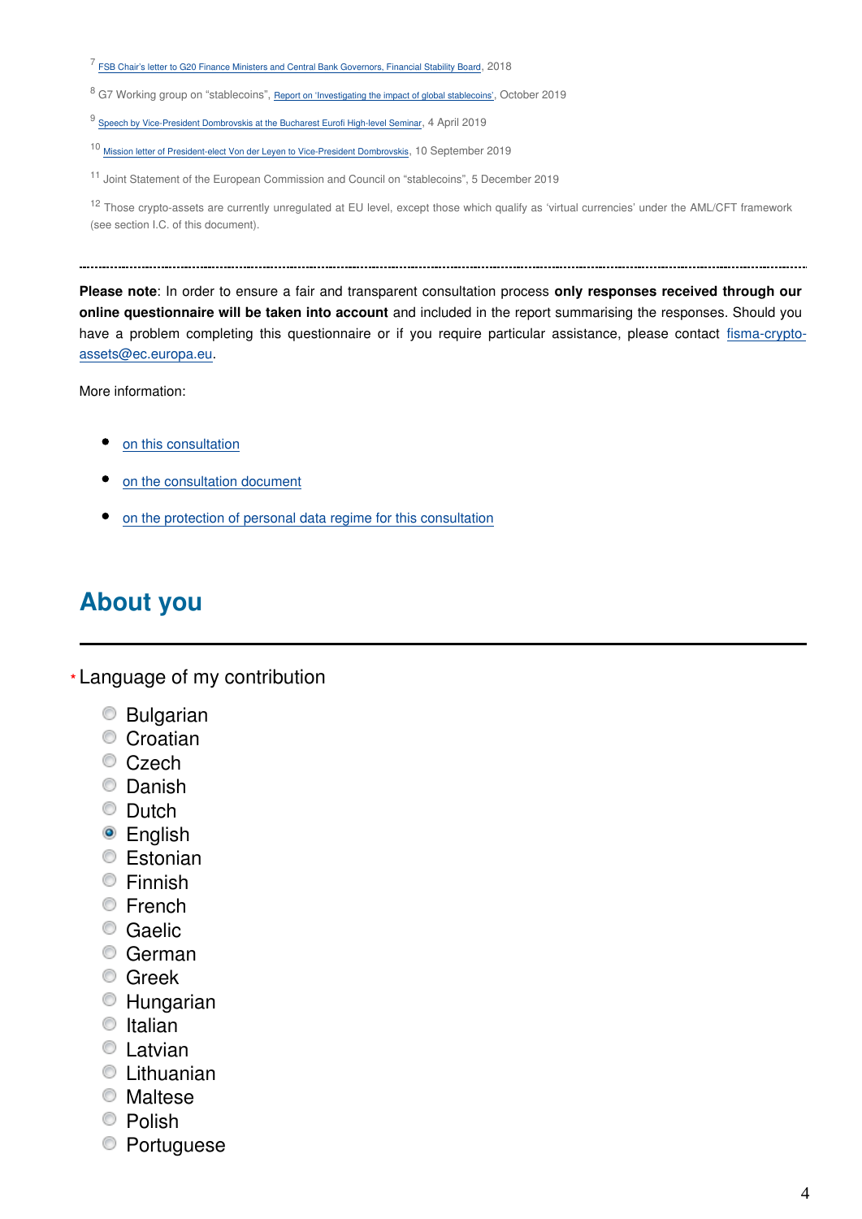[7] FSB Chair's letter to G20 Finance Ministers and Central Bank Governors, Financial Stability Board, 2018

[8] G7 Working group on "stablecoins", Report on 'Investigating the impact of global stablecoins', October 2019

[9] Speech by Vice-President Dombrovskis at the Bucharest Eurofi High-level Seminar, 4 April 2019

[10] Mission letter of President-elect Von der Leyen to Vice-President Dombrovskis, 10 September 2019

[11] Joint Statement of the European Commission and Council on "stablecoins", 5 December 2019

[12] Those crypto-assets are currently unregulated at EU level, except those which qualify as 'virtual currencies' under the AML/CFT framework (see section I.C. of this document).

---

**Please note**: In order to ensure a fair and transparent consultation process **only responses received through our online questionnaire will be taken into account** and included in the report summarising the responses. Should you have a problem completing this questionnaire or if you require particular assistance, please contact fisma-crypto-assets@ec.europa.eu.

More information:

- on this consultation
- on the consultation document
- on the protection of personal data regime for this consultation

## About you

* Language of my contribution

- ○ Bulgarian
- ○ Croatian
- ○ Czech
- ○ Danish
- ○ Dutch
- ● English
- ○ Estonian
- ○ Finnish
- ○ French
- ○ Gaelic
- ○ German
- ○ Greek
- ○ Hungarian
- ○ Italian
- ○ Latvian
- ○ Lithuanian
- ○ Maltese
- ○ Polish
- ○ Portuguese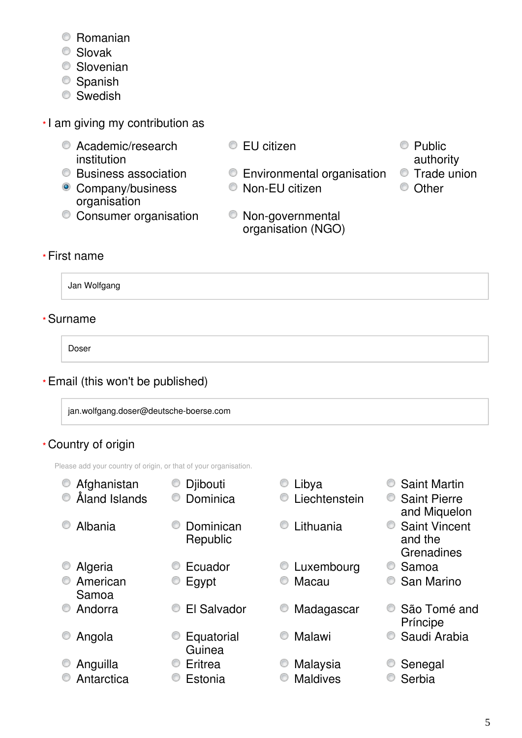- Romanian
- Slovak
- Slovenian
- Spanish
- Swedish

\* I am giving my contribution as

- Academic/research institution
- Business association
- (selected) Company/business organisation
- Consumer organisation
- EU citizen
- Environmental organisation
- Non-EU citizen
- Non-governmental organisation (NGO)
- Public authority
- Trade union
- Other

\* First name

Jan Wolfgang

\* Surname

Doser

\* Email (this won't be published)

jan.wolfgang.doser@deutsche-boerse.com

\* Country of origin

Please add your country of origin, or that of your organisation.

- Afghanistan
- Åland Islands
- Albania
- Algeria
- American Samoa
- Andorra
- Angola
- Anguilla
- Antarctica
- Djibouti
- Dominica
- Dominican Republic
- Ecuador
- Egypt
- El Salvador
- Equatorial Guinea
- Eritrea
- Estonia
- Libya
- Liechtenstein
- Lithuania
- Luxembourg
- Macau
- Madagascar
- Malawi
- Malaysia
- Maldives
- Saint Martin
- Saint Pierre and Miquelon
- Saint Vincent and the Grenadines
- Samoa
- San Marino
- São Tomé and Príncipe
- Saudi Arabia
- Senegal
- Serbia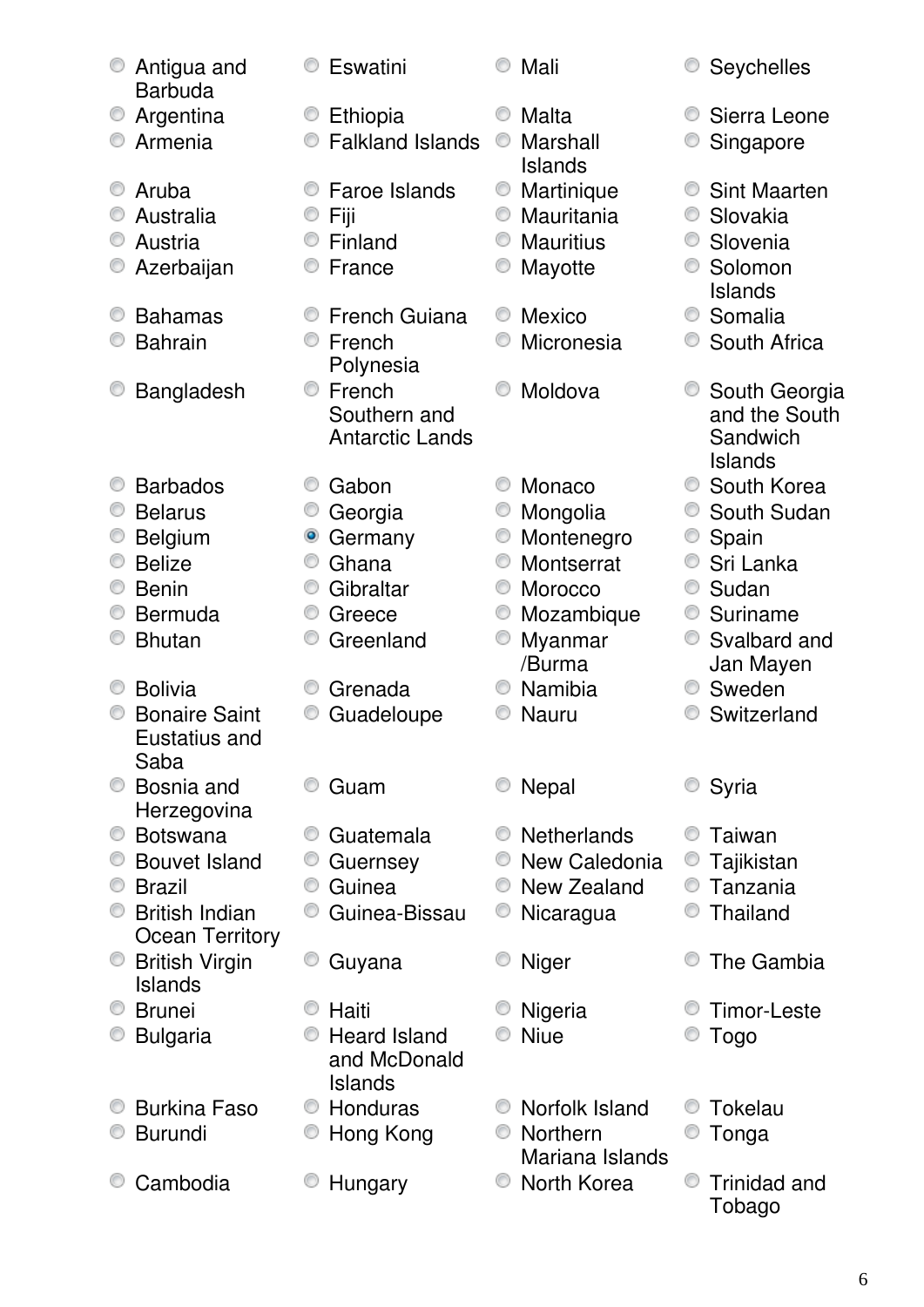- ( ) Antigua and Barbuda
- ( ) Argentina
- ( ) Armenia
- ( ) Aruba
- ( ) Australia
- ( ) Austria
- ( ) Azerbaijan
- ( ) Bahamas
- ( ) Bahrain
- ( ) Bangladesh
- ( ) Barbados
- ( ) Belarus
- ( ) Belgium
- ( ) Belize
- ( ) Benin
- ( ) Bermuda
- ( ) Bhutan
- ( ) Bolivia
- ( ) Bonaire Saint Eustatius and Saba
- ( ) Bosnia and Herzegovina
- ( ) Botswana
- ( ) Bouvet Island
- ( ) Brazil
- ( ) British Indian Ocean Territory
- ( ) British Virgin Islands
- ( ) Brunei
- ( ) Bulgaria
- ( ) Burkina Faso
- ( ) Burundi
- ( ) Cambodia
- ( ) Eswatini
- ( ) Ethiopia
- ( ) Falkland Islands
- ( ) Faroe Islands
- ( ) Fiji
- ( ) Finland
- ( ) France
- ( ) French Guiana
- ( ) French Polynesia
- ( ) French Southern and Antarctic Lands
- ( ) Gabon
- ( ) Georgia
- (x) Germany
- ( ) Ghana
- ( ) Gibraltar
- ( ) Greece
- ( ) Greenland
- ( ) Grenada
- ( ) Guadeloupe
- ( ) Guam
- ( ) Guatemala
- ( ) Guernsey
- ( ) Guinea
- ( ) Guinea-Bissau
- ( ) Guyana
- ( ) Haiti
- ( ) Heard Island and McDonald Islands
- ( ) Honduras
- ( ) Hong Kong
- ( ) Hungary
- ( ) Mali
- ( ) Malta
- ( ) Marshall Islands
- ( ) Martinique
- ( ) Mauritania
- ( ) Mauritius
- ( ) Mayotte
- ( ) Mexico
- ( ) Micronesia
- ( ) Moldova
- ( ) Monaco
- ( ) Mongolia
- ( ) Montenegro
- ( ) Montserrat
- ( ) Morocco
- ( ) Mozambique
- ( ) Myanmar /Burma
- ( ) Namibia
- ( ) Nauru
- ( ) Nepal
- ( ) Netherlands
- ( ) New Caledonia
- ( ) New Zealand
- ( ) Nicaragua
- ( ) Niger
- ( ) Nigeria
- ( ) Niue
- ( ) Norfolk Island
- ( ) Northern Mariana Islands
- ( ) North Korea
- ( ) Seychelles
- ( ) Sierra Leone
- ( ) Singapore
- ( ) Sint Maarten
- ( ) Slovakia
- ( ) Slovenia
- ( ) Solomon Islands
- ( ) Somalia
- ( ) South Africa
- ( ) South Georgia and the South Sandwich Islands
- ( ) South Korea
- ( ) South Sudan
- ( ) Spain
- ( ) Sri Lanka
- ( ) Sudan
- ( ) Suriname
- ( ) Svalbard and Jan Mayen
- ( ) Sweden
- ( ) Switzerland
- ( ) Syria
- ( ) Taiwan
- ( ) Tajikistan
- ( ) Tanzania
- ( ) Thailand
- ( ) The Gambia
- ( ) Timor-Leste
- ( ) Togo
- ( ) Tokelau
- ( ) Tonga
- ( ) Trinidad and Tobago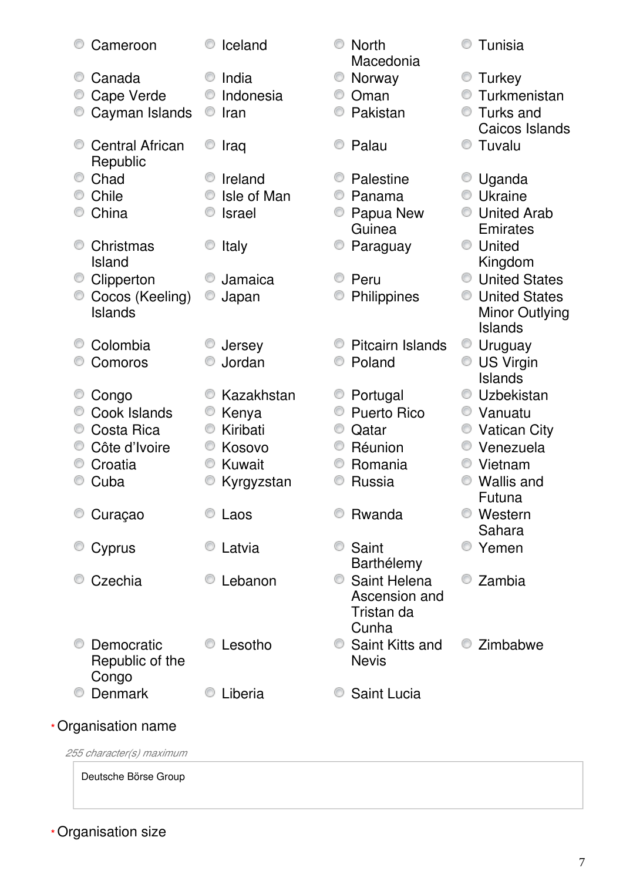- Cameroon
- Canada
- Cape Verde
- Cayman Islands
- Central African Republic
- Chad
- Chile
- China
- Christmas Island
- Clipperton
- Cocos (Keeling) Islands
- Colombia
- Comoros
- Congo
- Cook Islands
- Costa Rica
- Côte d'Ivoire
- Croatia
- Cuba
- Curaçao
- Cyprus
- Czechia
- Democratic Republic of the Congo
- Denmark
- Iceland
- India
- Indonesia
- Iran
- Iraq
- Ireland
- Isle of Man
- Israel
- Italy
- Jamaica
- Japan
- Jersey
- Jordan
- Kazakhstan
- Kenya
- Kiribati
- Kosovo
- Kuwait
- Kyrgyzstan
- Laos
- Latvia
- Lebanon
- Lesotho
- Liberia
- North Macedonia
- Norway
- Oman
- Pakistan
- Palau
- Palestine
- Panama
- Papua New Guinea
- Paraguay
- Peru
- Philippines
- Pitcairn Islands
- Poland
- Portugal
- Puerto Rico
- Qatar
- Réunion
- Romania
- Russia
- Rwanda
- Saint Barthélemy
- Saint Helena Ascension and Tristan da Cunha
- Saint Kitts and Nevis
- Saint Lucia
- Tunisia
- Turkey
- Turkmenistan
- Turks and Caicos Islands
- Tuvalu
- Uganda
- Ukraine
- United Arab Emirates
- United Kingdom
- United States
- United States Minor Outlying Islands
- Uruguay
- US Virgin Islands
- Uzbekistan
- Vanuatu
- Vatican City
- Venezuela
- Vietnam
- Wallis and Futuna
- Western Sahara
- Yemen
- Zambia
- Zimbabwe

*Organisation name

*255 character(s) maximum*

Deutsche Börse Group

*Organisation size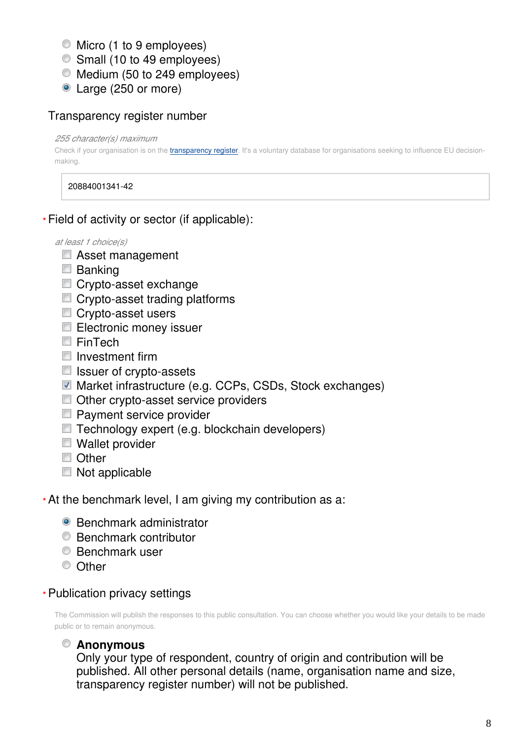- ( ) Micro (1 to 9 employees)
- ( ) Small (10 to 49 employees)
- ( ) Medium (50 to 249 employees)
- (•) Large (250 or more)

Transparency register number

*255 character(s) maximum*

Check if your organisation is on the [transparency register](). It's a voluntary database for organisations seeking to influence EU decision-making.

20884001341-42

* Field of activity or sector (if applicable):

*at least 1 choice(s)*

- [ ] Asset management
- [ ] Banking
- [ ] Crypto-asset exchange
- [ ] Crypto-asset trading platforms
- [ ] Crypto-asset users
- [ ] Electronic money issuer
- [ ] FinTech
- [ ] Investment firm
- [ ] Issuer of crypto-assets
- [x] Market infrastructure (e.g. CCPs, CSDs, Stock exchanges)
- [ ] Other crypto-asset service providers
- [ ] Payment service provider
- [ ] Technology expert (e.g. blockchain developers)
- [ ] Wallet provider
- [ ] Other
- [ ] Not applicable

* At the benchmark level, I am giving my contribution as a:

- (•) Benchmark administrator
- ( ) Benchmark contributor
- ( ) Benchmark user
- ( ) Other

* Publication privacy settings

The Commission will publish the responses to this public consultation. You can choose whether you would like your details to be made public or to remain anonymous.

- ( ) **Anonymous**
  Only your type of respondent, country of origin and contribution will be published. All other personal details (name, organisation name and size, transparency register number) will not be published.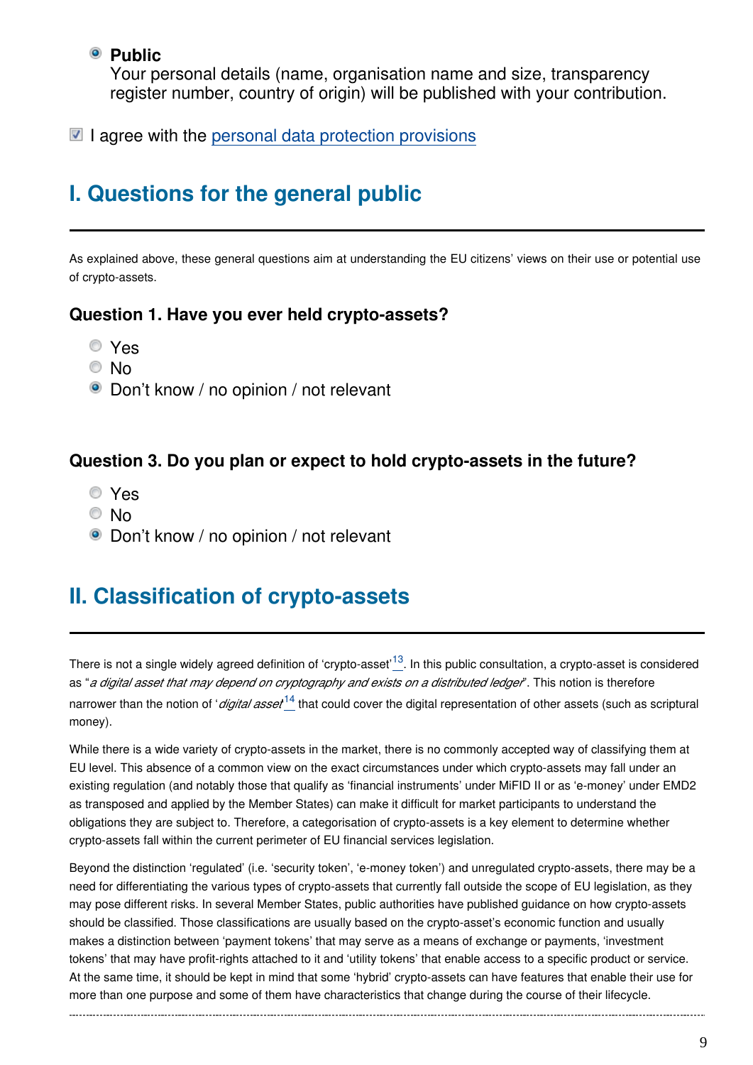- (•) **Public**
  Your personal details (name, organisation name and size, transparency register number, country of origin) will be published with your contribution.

- [x] I agree with the personal data protection provisions

## I. Questions for the general public

As explained above, these general questions aim at understanding the EU citizens' views on their use or potential use of crypto-assets.

### Question 1. Have you ever held crypto-assets?

- ( ) Yes
- ( ) No
- (•) Don't know / no opinion / not relevant

### Question 3. Do you plan or expect to hold crypto-assets in the future?

- ( ) Yes
- ( ) No
- (•) Don't know / no opinion / not relevant

## II. Classification of crypto-assets

There is not a single widely agreed definition of 'crypto-asset'[13]. In this public consultation, a crypto-asset is considered as "*a digital asset that may depend on cryptography and exists on a distributed ledger*". This notion is therefore narrower than the notion of '*digital asset*'[14] that could cover the digital representation of other assets (such as scriptural money).

While there is a wide variety of crypto-assets in the market, there is no commonly accepted way of classifying them at EU level. This absence of a common view on the exact circumstances under which crypto-assets may fall under an existing regulation (and notably those that qualify as 'financial instruments' under MiFID II or as 'e-money' under EMD2 as transposed and applied by the Member States) can make it difficult for market participants to understand the obligations they are subject to. Therefore, a categorisation of crypto-assets is a key element to determine whether crypto-assets fall within the current perimeter of EU financial services legislation.

Beyond the distinction 'regulated' (i.e. 'security token', 'e-money token') and unregulated crypto-assets, there may be a need for differentiating the various types of crypto-assets that currently fall outside the scope of EU legislation, as they may pose different risks. In several Member States, public authorities have published guidance on how crypto-assets should be classified. Those classifications are usually based on the crypto-asset's economic function and usually makes a distinction between 'payment tokens' that may serve as a means of exchange or payments, 'investment tokens' that may have profit-rights attached to it and 'utility tokens' that enable access to a specific product or service. At the same time, it should be kept in mind that some 'hybrid' crypto-assets can have features that enable their use for more than one purpose and some of them have characteristics that change during the course of their lifecycle.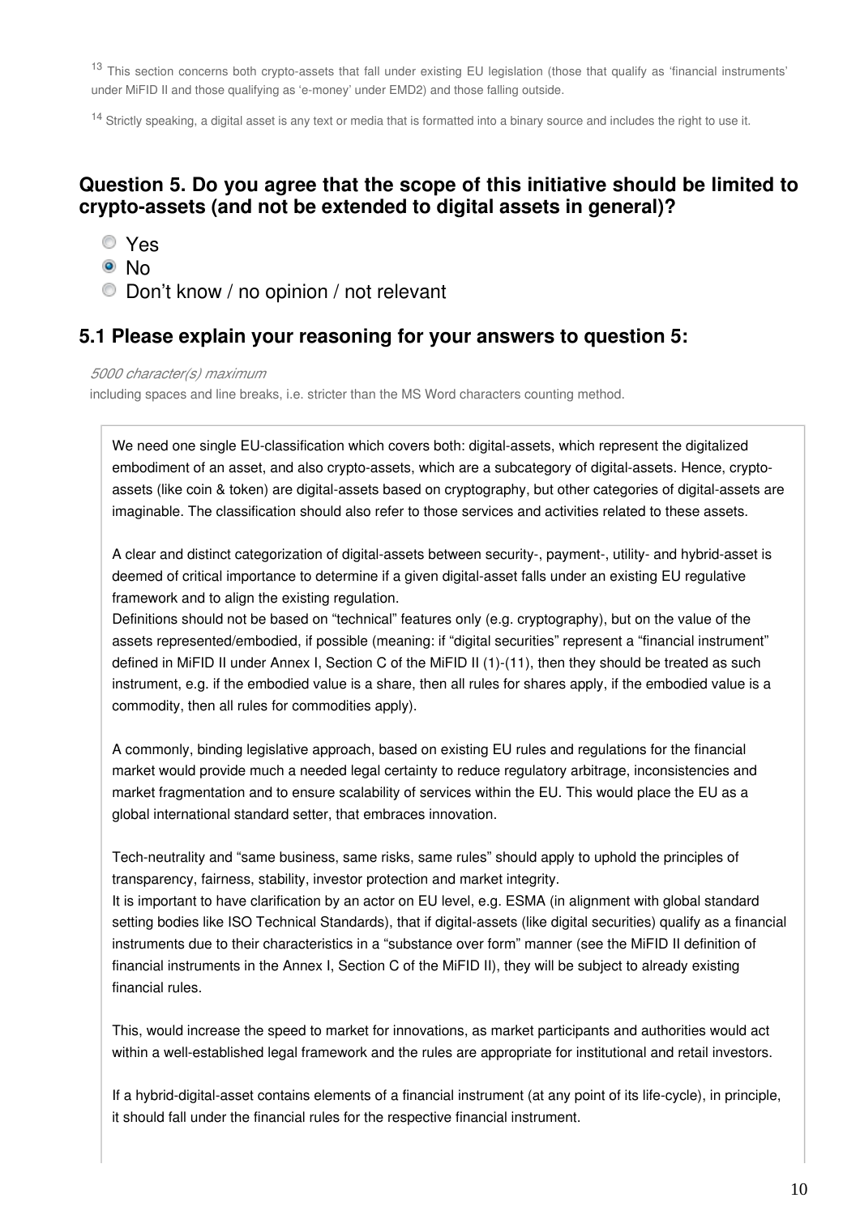[13] This section concerns both crypto-assets that fall under existing EU legislation (those that qualify as 'financial instruments' under MiFID II and those qualifying as 'e-money' under EMD2) and those falling outside.

[14] Strictly speaking, a digital asset is any text or media that is formatted into a binary source and includes the right to use it.

## Question 5. Do you agree that the scope of this initiative should be limited to crypto-assets (and not be extended to digital assets in general)?

- ○ Yes
- ● No
- ○ Don't know / no opinion / not relevant

### 5.1 Please explain your reasoning for your answers to question 5:

*5000 character(s) maximum*

including spaces and line breaks, i.e. stricter than the MS Word characters counting method.

We need one single EU-classification which covers both: digital-assets, which represent the digitalized embodiment of an asset, and also crypto-assets, which are a subcategory of digital-assets. Hence, crypto-assets (like coin & token) are digital-assets based on cryptography, but other categories of digital-assets are imaginable. The classification should also refer to those services and activities related to these assets.

A clear and distinct categorization of digital-assets between security-, payment-, utility- and hybrid-asset is deemed of critical importance to determine if a given digital-asset falls under an existing EU regulative framework and to align the existing regulation.
Definitions should not be based on "technical" features only (e.g. cryptography), but on the value of the assets represented/embodied, if possible (meaning: if "digital securities" represent a "financial instrument" defined in MiFID II under Annex I, Section C of the MiFID II (1)-(11), then they should be treated as such instrument, e.g. if the embodied value is a share, then all rules for shares apply, if the embodied value is a commodity, then all rules for commodities apply).

A commonly, binding legislative approach, based on existing EU rules and regulations for the financial market would provide much a needed legal certainty to reduce regulatory arbitrage, inconsistencies and market fragmentation and to ensure scalability of services within the EU. This would place the EU as a global international standard setter, that embraces innovation.

Tech-neutrality and "same business, same risks, same rules" should apply to uphold the principles of transparency, fairness, stability, investor protection and market integrity.
It is important to have clarification by an actor on EU level, e.g. ESMA (in alignment with global standard setting bodies like ISO Technical Standards), that if digital-assets (like digital securities) qualify as a financial instruments due to their characteristics in a "substance over form" manner (see the MiFID II definition of financial instruments in the Annex I, Section C of the MiFID II), they will be subject to already existing financial rules.

This, would increase the speed to market for innovations, as market participants and authorities would act within a well-established legal framework and the rules are appropriate for institutional and retail investors.

If a hybrid-digital-asset contains elements of a financial instrument (at any point of its life-cycle), in principle, it should fall under the financial rules for the respective financial instrument.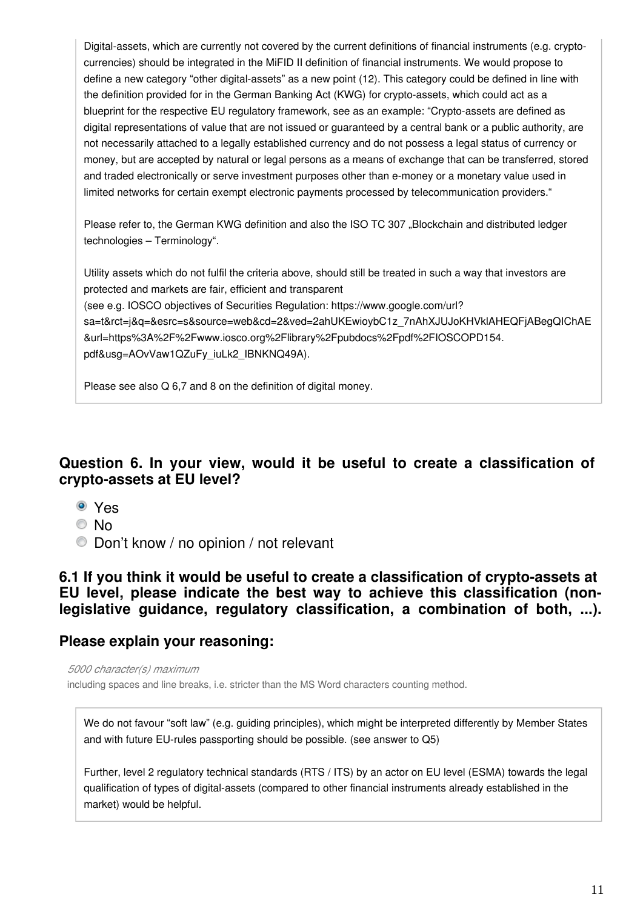Digital-assets, which are currently not covered by the current definitions of financial instruments (e.g. crypto-currencies) should be integrated in the MiFID II definition of financial instruments. We would propose to define a new category "other digital-assets" as a new point (12). This category could be defined in line with the definition provided for in the German Banking Act (KWG) for crypto-assets, which could act as a blueprint for the respective EU regulatory framework, see as an example: "Crypto-assets are defined as digital representations of value that are not issued or guaranteed by a central bank or a public authority, are not necessarily attached to a legally established currency and do not possess a legal status of currency or money, but are accepted by natural or legal persons as a means of exchange that can be transferred, stored and traded electronically or serve investment purposes other than e-money or a monetary value used in limited networks for certain exempt electronic payments processed by telecommunication providers."

Please refer to, the German KWG definition and also the ISO TC 307 „Blockchain and distributed ledger technologies – Terminology".

Utility assets which do not fulfil the criteria above, should still be treated in such a way that investors are protected and markets are fair, efficient and transparent
(see e.g. IOSCO objectives of Securities Regulation: https://www.google.com/url?sa=t&rct=j&q=&esrc=s&source=web&cd=2&ved=2ahUKEwioybC1z_7nAhXJUJoKHVklAHEQFjABegQIChAE&url=https%3A%2F%2Fwww.iosco.org%2Flibrary%2Fpubdocs%2Fpdf%2FIOSCOPD154.pdf&usg=AOvVaw1QZuFy_iuLk2_lBNKNQ49A).

Please see also Q 6,7 and 8 on the definition of digital money.

## Question 6. In your view, would it be useful to create a classification of crypto-assets at EU level?

- (x) Yes
- ( ) No
- ( ) Don't know / no opinion / not relevant

### 6.1 If you think it would be useful to create a classification of crypto-assets at EU level, please indicate the best way to achieve this classification (non-legislative guidance, regulatory classification, a combination of both, ...).

### Please explain your reasoning:

*5000 character(s) maximum*
including spaces and line breaks, i.e. stricter than the MS Word characters counting method.

We do not favour "soft law" (e.g. guiding principles), which might be interpreted differently by Member States and with future EU-rules passporting should be possible. (see answer to Q5)

Further, level 2 regulatory technical standards (RTS / ITS) by an actor on EU level (ESMA) towards the legal qualification of types of digital-assets (compared to other financial instruments already established in the market) would be helpful.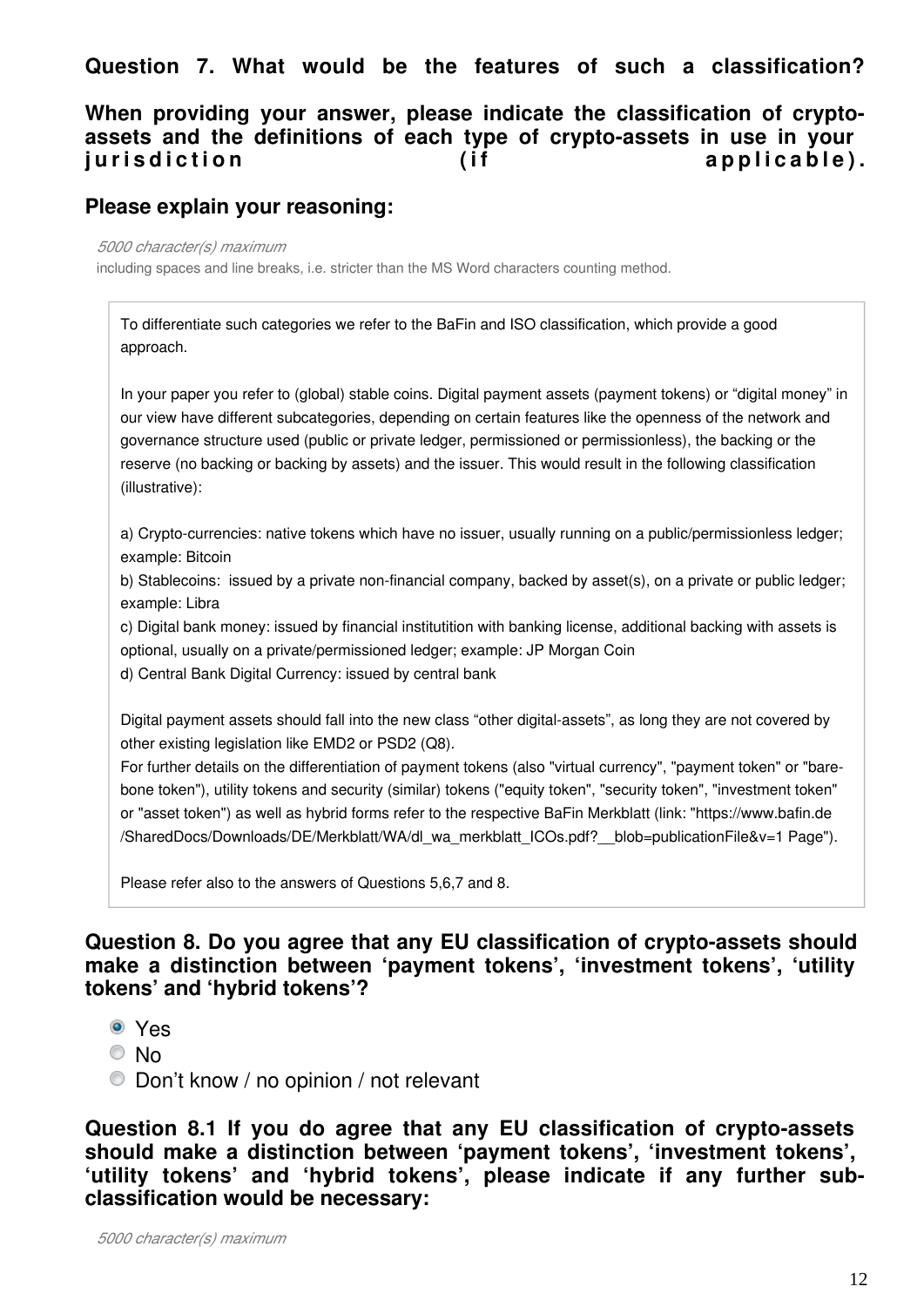**Question 7. What would be the features of such a classification?**

**When providing your answer, please indicate the classification of crypto-assets and the definitions of each type of crypto-assets in use in your jurisdiction (if applicable).**

**Please explain your reasoning:**

*5000 character(s) maximum*

including spaces and line breaks, i.e. stricter than the MS Word characters counting method.

To differentiate such categories we refer to the BaFin and ISO classification, which provide a good approach.

In your paper you refer to (global) stable coins. Digital payment assets (payment tokens) or “digital money” in our view have different subcategories, depending on certain features like the openness of the network and governance structure used (public or private ledger, permissioned or permissionless), the backing or the reserve (no backing or backing by assets) and the issuer. This would result in the following classification (illustrative):

a) Crypto-currencies: native tokens which have no issuer, usually running on a public/permissionless ledger; example: Bitcoin
b) Stablecoins: issued by a private non-financial company, backed by asset(s), on a private or public ledger; example: Libra
c) Digital bank money: issued by financial institutition with banking license, additional backing with assets is optional, usually on a private/permissioned ledger; example: JP Morgan Coin
d) Central Bank Digital Currency: issued by central bank

Digital payment assets should fall into the new class “other digital-assets”, as long they are not covered by other existing legislation like EMD2 or PSD2 (Q8).
For further details on the differentiation of payment tokens (also "virtual currency", "payment token" or "bare-bone token"), utility tokens and security (similar) tokens ("equity token", "security token", "investment token" or "asset token") as well as hybrid forms refer to the respective BaFin Merkblatt (link: "https://www.bafin.de/SharedDocs/Downloads/DE/Merkblatt/WA/dl_wa_merkblatt_ICOs.pdf?__blob=publicationFile&v=1 Page").

Please refer also to the answers of Questions 5,6,7 and 8.

**Question 8. Do you agree that any EU classification of crypto-assets should make a distinction between ‘payment tokens’, ‘investment tokens’, ‘utility tokens’ and ‘hybrid tokens’?**

- (x) Yes
- ( ) No
- ( ) Don’t know / no opinion / not relevant

**Question 8.1 If you do agree that any EU classification of crypto-assets should make a distinction between ‘payment tokens’, ‘investment tokens’, ‘utility tokens’ and ‘hybrid tokens’, please indicate if any further sub-classification would be necessary:**

*5000 character(s) maximum*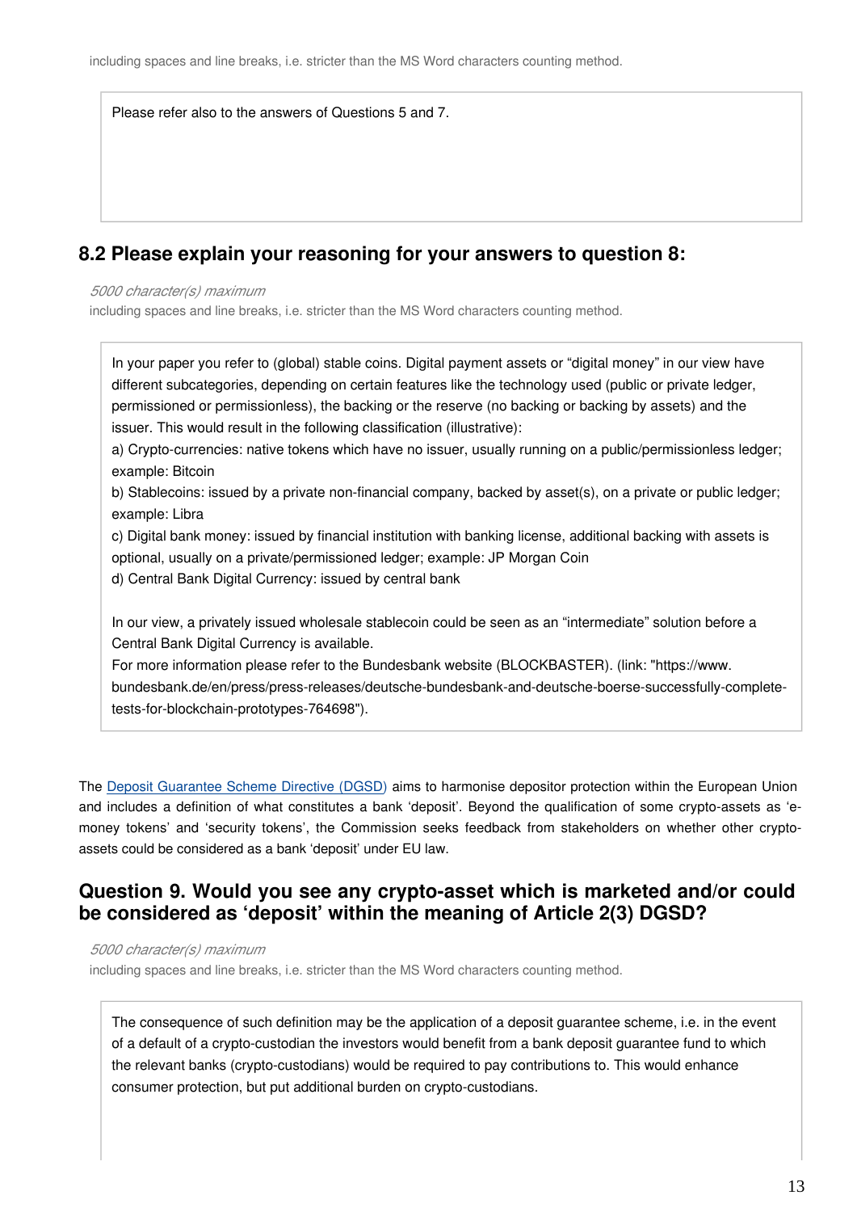including spaces and line breaks, i.e. stricter than the MS Word characters counting method.

Please refer also to the answers of Questions 5 and 7.

## 8.2 Please explain your reasoning for your answers to question 8:

*5000 character(s) maximum*

including spaces and line breaks, i.e. stricter than the MS Word characters counting method.

In your paper you refer to (global) stable coins. Digital payment assets or "digital money" in our view have different subcategories, depending on certain features like the technology used (public or private ledger, permissioned or permissionless), the backing or the reserve (no backing or backing by assets) and the issuer. This would result in the following classification (illustrative):

a) Crypto-currencies: native tokens which have no issuer, usually running on a public/permissionless ledger; example: Bitcoin

b) Stablecoins: issued by a private non-financial company, backed by asset(s), on a private or public ledger; example: Libra

c) Digital bank money: issued by financial institution with banking license, additional backing with assets is optional, usually on a private/permissioned ledger; example: JP Morgan Coin

d) Central Bank Digital Currency: issued by central bank

In our view, a privately issued wholesale stablecoin could be seen as an "intermediate" solution before a Central Bank Digital Currency is available.

For more information please refer to the Bundesbank website (BLOCKBASTER). (link: "https://www.bundesbank.de/en/press/press-releases/deutsche-bundesbank-and-deutsche-boerse-successfully-complete-tests-for-blockchain-prototypes-764698").

The Deposit Guarantee Scheme Directive (DGSD) aims to harmonise depositor protection within the European Union and includes a definition of what constitutes a bank 'deposit'. Beyond the qualification of some crypto-assets as 'e-money tokens' and 'security tokens', the Commission seeks feedback from stakeholders on whether other crypto-assets could be considered as a bank 'deposit' under EU law.

## Question 9. Would you see any crypto-asset which is marketed and/or could be considered as 'deposit' within the meaning of Article 2(3) DGSD?

*5000 character(s) maximum*

including spaces and line breaks, i.e. stricter than the MS Word characters counting method.

The consequence of such definition may be the application of a deposit guarantee scheme, i.e. in the event of a default of a crypto-custodian the investors would benefit from a bank deposit guarantee fund to which the relevant banks (crypto-custodians) would be required to pay contributions to. This would enhance consumer protection, but put additional burden on crypto-custodians.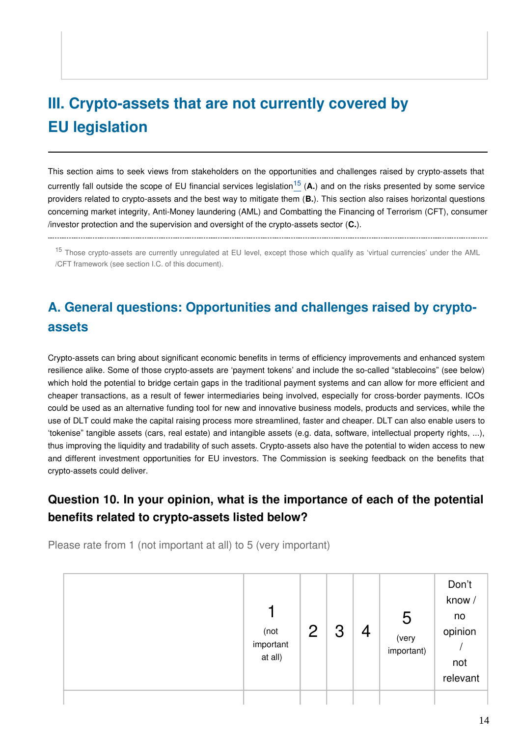# III. Crypto-assets that are not currently covered by EU legislation

This section aims to seek views from stakeholders on the opportunities and challenges raised by crypto-assets that currently fall outside the scope of EU financial services legislation[15] (**A.**) and on the risks presented by some service providers related to crypto-assets and the best way to mitigate them (**B.**). This section also raises horizontal questions concerning market integrity, Anti-Money laundering (AML) and Combatting the Financing of Terrorism (CFT), consumer /investor protection and the supervision and oversight of the crypto-assets sector (**C.**).

[15] Those crypto-assets are currently unregulated at EU level, except those which qualify as 'virtual currencies' under the AML /CFT framework (see section I.C. of this document).

## A. General questions: Opportunities and challenges raised by crypto-assets

Crypto-assets can bring about significant economic benefits in terms of efficiency improvements and enhanced system resilience alike. Some of those crypto-assets are 'payment tokens' and include the so-called "stablecoins" (see below) which hold the potential to bridge certain gaps in the traditional payment systems and can allow for more efficient and cheaper transactions, as a result of fewer intermediaries being involved, especially for cross-border payments. ICOs could be used as an alternative funding tool for new and innovative business models, products and services, while the use of DLT could make the capital raising process more streamlined, faster and cheaper. DLT can also enable users to 'tokenise" tangible assets (cars, real estate) and intangible assets (e.g. data, software, intellectual property rights, ...), thus improving the liquidity and tradability of such assets. Crypto-assets also have the potential to widen access to new and different investment opportunities for EU investors. The Commission is seeking feedback on the benefits that crypto-assets could deliver.

### Question 10. In your opinion, what is the importance of each of the potential benefits related to crypto-assets listed below?

Please rate from 1 (not important at all) to 5 (very important)

| | 1 (not important at all) | 2 | 3 | 4 | 5 (very important) | Don't know / no opinion / not relevant |
|---|---|---|---|---|---|---|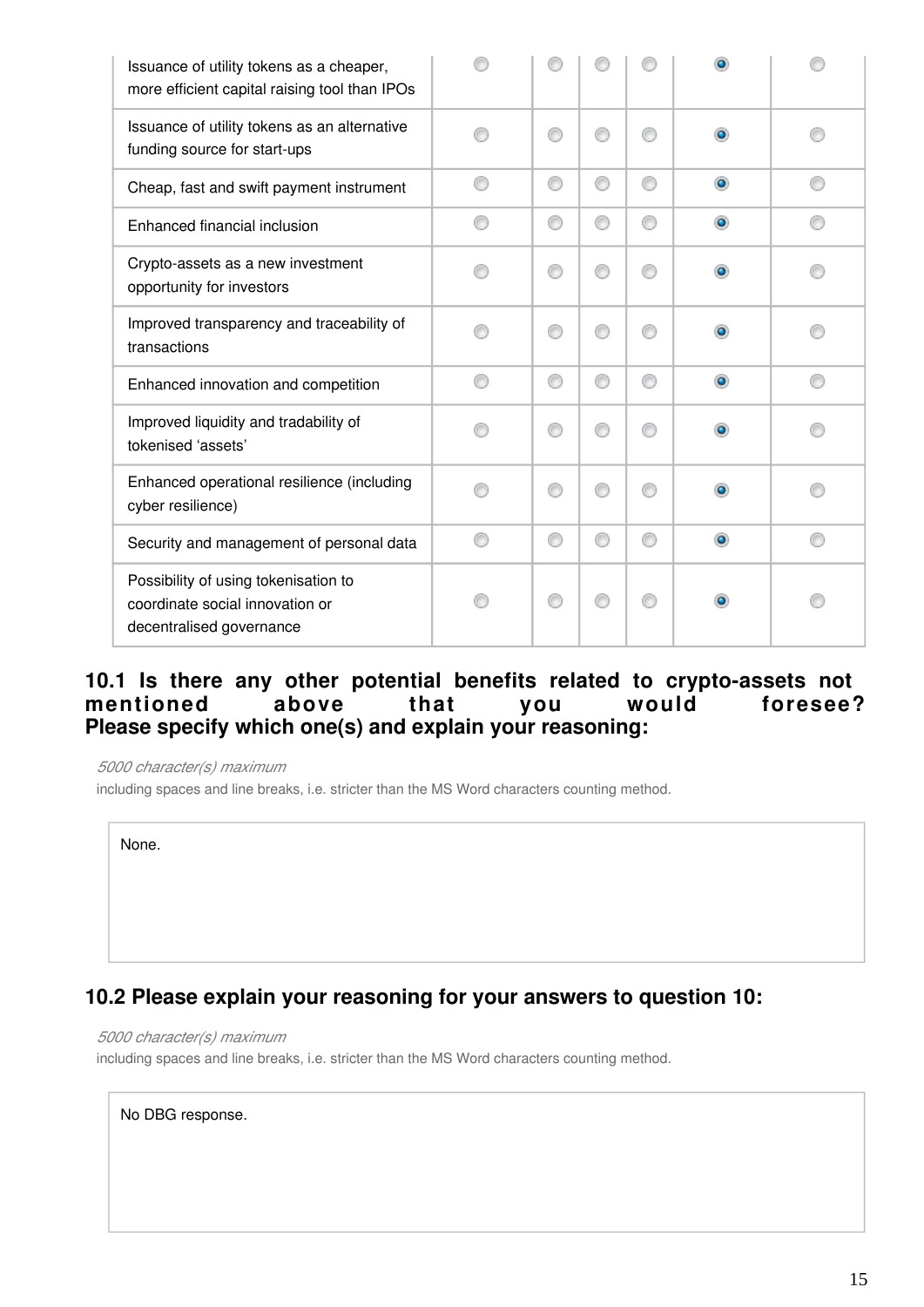| | | | | | | |
|---|---|---|---|---|---|---|
| Issuance of utility tokens as a cheaper, more efficient capital raising tool than IPOs | ○ | ○ | ○ | ○ | ◉ | ○ |
| Issuance of utility tokens as an alternative funding source for start-ups | ○ | ○ | ○ | ○ | ◉ | ○ |
| Cheap, fast and swift payment instrument | ○ | ○ | ○ | ○ | ◉ | ○ |
| Enhanced financial inclusion | ○ | ○ | ○ | ○ | ◉ | ○ |
| Crypto-assets as a new investment opportunity for investors | ○ | ○ | ○ | ○ | ◉ | ○ |
| Improved transparency and traceability of transactions | ○ | ○ | ○ | ○ | ◉ | ○ |
| Enhanced innovation and competition | ○ | ○ | ○ | ○ | ◉ | ○ |
| Improved liquidity and tradability of tokenised 'assets' | ○ | ○ | ○ | ○ | ◉ | ○ |
| Enhanced operational resilience (including cyber resilience) | ○ | ○ | ○ | ○ | ◉ | ○ |
| Security and management of personal data | ○ | ○ | ○ | ○ | ◉ | ○ |
| Possibility of using tokenisation to coordinate social innovation or decentralised governance | ○ | ○ | ○ | ○ | ◉ | ○ |

### 10.1 Is there any other potential benefits related to crypto-assets not mentioned above that you would foresee? Please specify which one(s) and explain your reasoning:

*5000 character(s) maximum*

including spaces and line breaks, i.e. stricter than the MS Word characters counting method.

None.

### 10.2 Please explain your reasoning for your answers to question 10:

*5000 character(s) maximum*

including spaces and line breaks, i.e. stricter than the MS Word characters counting method.

No DBG response.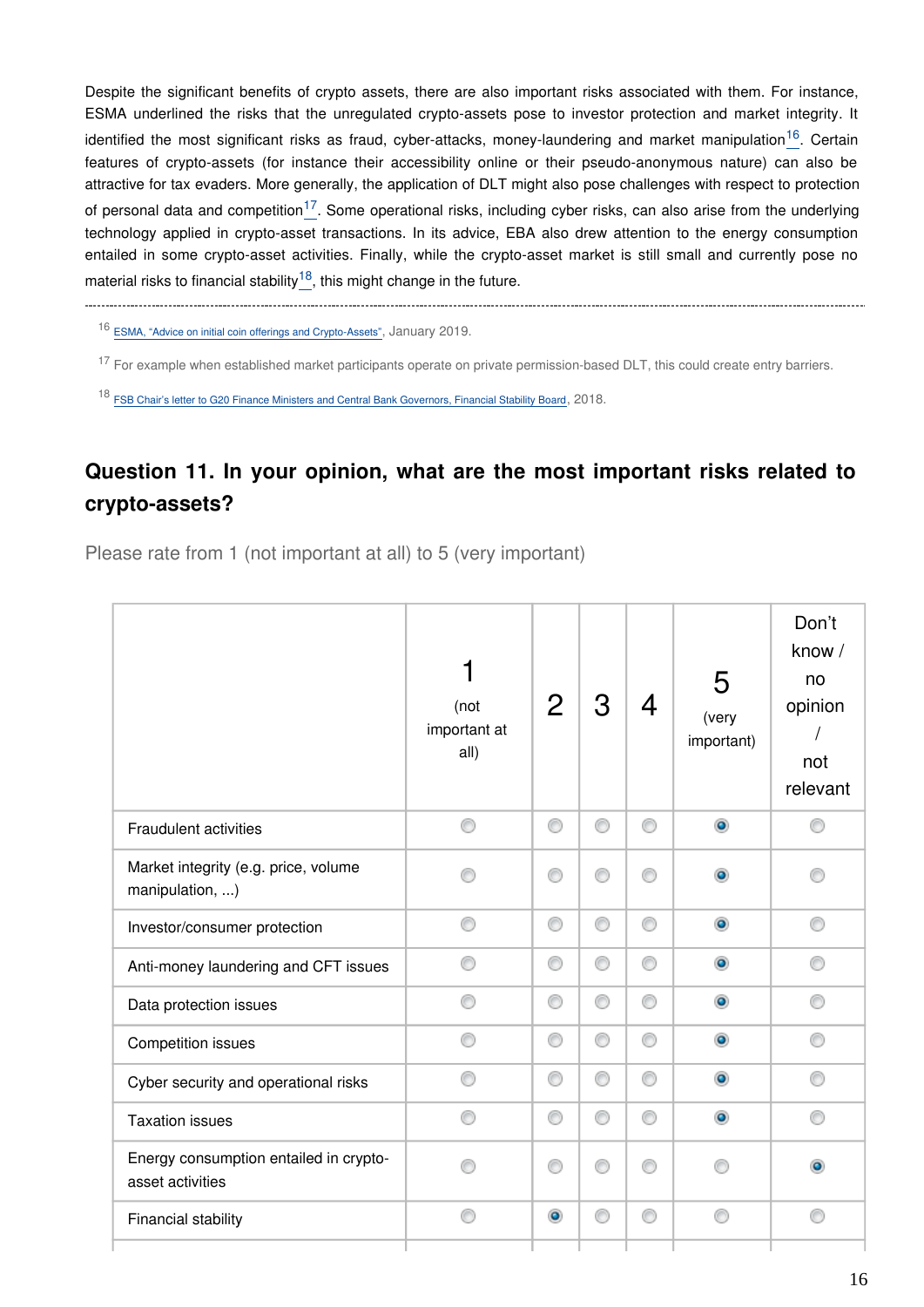Despite the significant benefits of crypto assets, there are also important risks associated with them. For instance, ESMA underlined the risks that the unregulated crypto-assets pose to investor protection and market integrity. It identified the most significant risks as fraud, cyber-attacks, money-laundering and market manipulation[16]. Certain features of crypto-assets (for instance their accessibility online or their pseudo-anonymous nature) can also be attractive for tax evaders. More generally, the application of DLT might also pose challenges with respect to protection of personal data and competition[17]. Some operational risks, including cyber risks, can also arise from the underlying technology applied in crypto-asset transactions. In its advice, EBA also drew attention to the energy consumption entailed in some crypto-asset activities. Finally, while the crypto-asset market is still small and currently pose no material risks to financial stability[18], this might change in the future.

---

[16] ESMA, "Advice on initial coin offerings and Crypto-Assets", January 2019.

[17] For example when established market participants operate on private permission-based DLT, this could create entry barriers.

[18] FSB Chair's letter to G20 Finance Ministers and Central Bank Governors, Financial Stability Board, 2018.

## Question 11. In your opinion, what are the most important risks related to crypto-assets?

Please rate from 1 (not important at all) to 5 (very important)

| | 1 (not important at all) | 2 | 3 | 4 | 5 (very important) | Don't know / no opinion / not relevant |
|---|---|---|---|---|---|---|
| Fraudulent activities | | | | | X | |
| Market integrity (e.g. price, volume manipulation, ...) | | | | | X | |
| Investor/consumer protection | | | | | X | |
| Anti-money laundering and CFT issues | | | | | X | |
| Data protection issues | | | | | X | |
| Competition issues | | | | | X | |
| Cyber security and operational risks | | | | | X | |
| Taxation issues | | | | | X | |
| Energy consumption entailed in crypto-asset activities | | | | | | X |
| Financial stability | | X | | | | |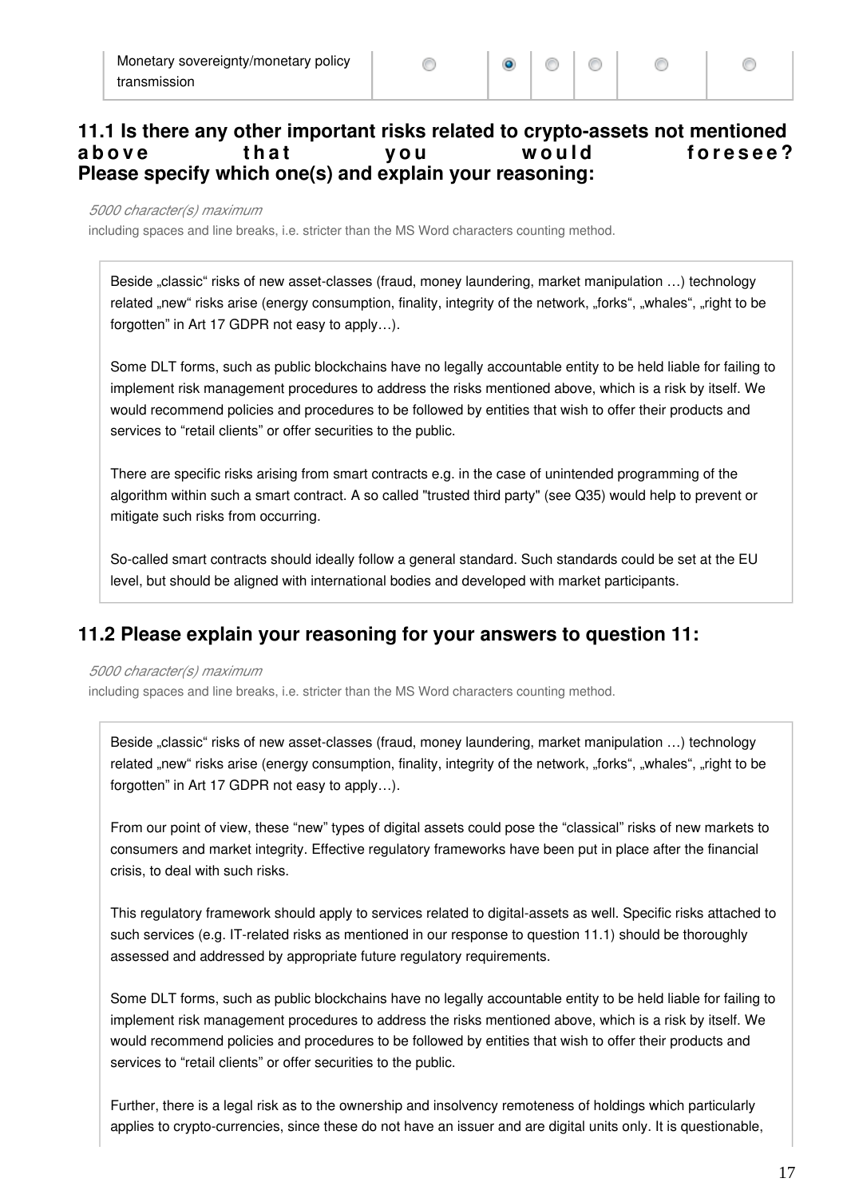| Monetary sovereignty/monetary policy transmission | ○ | ● | ○ | ○ | ○ | ○ |
|---|---|---|---|---|---|---|

### 11.1 Is there any other important risks related to crypto-assets not mentioned above that you would foresee? Please specify which one(s) and explain your reasoning:

*5000 character(s) maximum*

including spaces and line breaks, i.e. stricter than the MS Word characters counting method.

Beside „classic" risks of new asset-classes (fraud, money laundering, market manipulation …) technology related „new" risks arise (energy consumption, finality, integrity of the network, „forks", „whales", „right to be forgotten" in Art 17 GDPR not easy to apply…).

Some DLT forms, such as public blockchains have no legally accountable entity to be held liable for failing to implement risk management procedures to address the risks mentioned above, which is a risk by itself. We would recommend policies and procedures to be followed by entities that wish to offer their products and services to "retail clients" or offer securities to the public.

There are specific risks arising from smart contracts e.g. in the case of unintended programming of the algorithm within such a smart contract. A so called "trusted third party" (see Q35) would help to prevent or mitigate such risks from occurring.

So-called smart contracts should ideally follow a general standard. Such standards could be set at the EU level, but should be aligned with international bodies and developed with market participants.

### 11.2 Please explain your reasoning for your answers to question 11:

*5000 character(s) maximum*

including spaces and line breaks, i.e. stricter than the MS Word characters counting method.

Beside „classic" risks of new asset-classes (fraud, money laundering, market manipulation …) technology related „new" risks arise (energy consumption, finality, integrity of the network, „forks", „whales", „right to be forgotten" in Art 17 GDPR not easy to apply…).

From our point of view, these "new" types of digital assets could pose the "classical" risks of new markets to consumers and market integrity. Effective regulatory frameworks have been put in place after the financial crisis, to deal with such risks.

This regulatory framework should apply to services related to digital-assets as well. Specific risks attached to such services (e.g. IT-related risks as mentioned in our response to question 11.1) should be thoroughly assessed and addressed by appropriate future regulatory requirements.

Some DLT forms, such as public blockchains have no legally accountable entity to be held liable for failing to implement risk management procedures to address the risks mentioned above, which is a risk by itself. We would recommend policies and procedures to be followed by entities that wish to offer their products and services to "retail clients" or offer securities to the public.

Further, there is a legal risk as to the ownership and insolvency remoteness of holdings which particularly applies to crypto-currencies, since these do not have an issuer and are digital units only. It is questionable,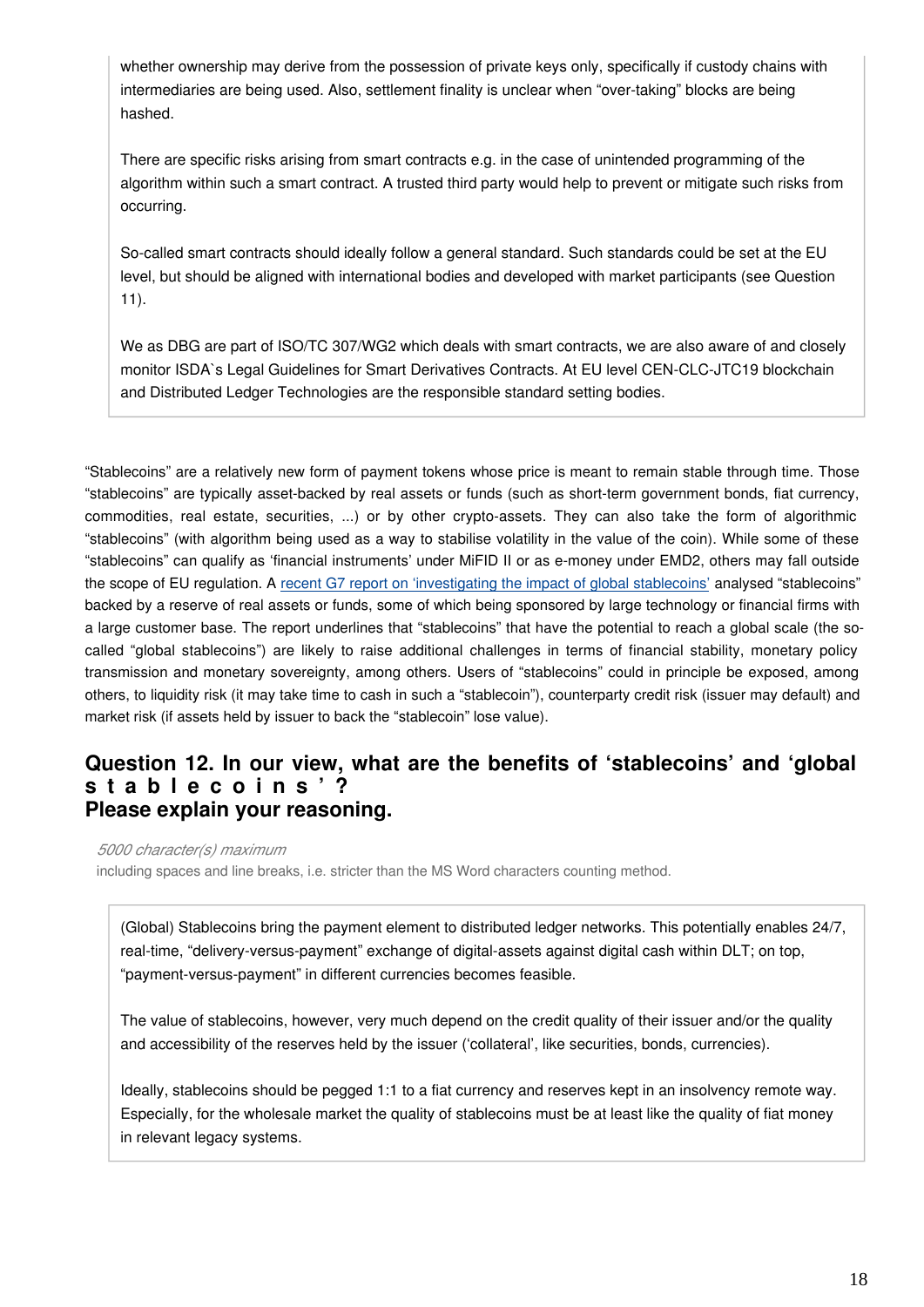whether ownership may derive from the possession of private keys only, specifically if custody chains with intermediaries are being used. Also, settlement finality is unclear when "over-taking" blocks are being hashed.

There are specific risks arising from smart contracts e.g. in the case of unintended programming of the algorithm within such a smart contract. A trusted third party would help to prevent or mitigate such risks from occurring.

So-called smart contracts should ideally follow a general standard. Such standards could be set at the EU level, but should be aligned with international bodies and developed with market participants (see Question 11).

We as DBG are part of ISO/TC 307/WG2 which deals with smart contracts, we are also aware of and closely monitor ISDA`s Legal Guidelines for Smart Derivatives Contracts. At EU level CEN-CLC-JTC19 blockchain and Distributed Ledger Technologies are the responsible standard setting bodies.

"Stablecoins" are a relatively new form of payment tokens whose price is meant to remain stable through time. Those "stablecoins" are typically asset-backed by real assets or funds (such as short-term government bonds, fiat currency, commodities, real estate, securities, ...) or by other crypto-assets. They can also take the form of algorithmic "stablecoins" (with algorithm being used as a way to stabilise volatility in the value of the coin). While some of these "stablecoins" can qualify as 'financial instruments' under MiFID II or as e-money under EMD2, others may fall outside the scope of EU regulation. A recent G7 report on 'investigating the impact of global stablecoins' analysed "stablecoins" backed by a reserve of real assets or funds, some of which being sponsored by large technology or financial firms with a large customer base. The report underlines that "stablecoins" that have the potential to reach a global scale (the so-called "global stablecoins") are likely to raise additional challenges in terms of financial stability, monetary policy transmission and monetary sovereignty, among others. Users of "stablecoins" could in principle be exposed, among others, to liquidity risk (it may take time to cash in such a "stablecoin"), counterparty credit risk (issuer may default) and market risk (if assets held by issuer to back the "stablecoin" lose value).

## Question 12. In our view, what are the benefits of 'stablecoins' and 'global stablecoins'? Please explain your reasoning.

*5000 character(s) maximum*

including spaces and line breaks, i.e. stricter than the MS Word characters counting method.

(Global) Stablecoins bring the payment element to distributed ledger networks. This potentially enables 24/7, real-time, "delivery-versus-payment" exchange of digital-assets against digital cash within DLT; on top, "payment-versus-payment" in different currencies becomes feasible.

The value of stablecoins, however, very much depend on the credit quality of their issuer and/or the quality and accessibility of the reserves held by the issuer ('collateral', like securities, bonds, currencies).

Ideally, stablecoins should be pegged 1:1 to a fiat currency and reserves kept in an insolvency remote way. Especially, for the wholesale market the quality of stablecoins must be at least like the quality of fiat money in relevant legacy systems.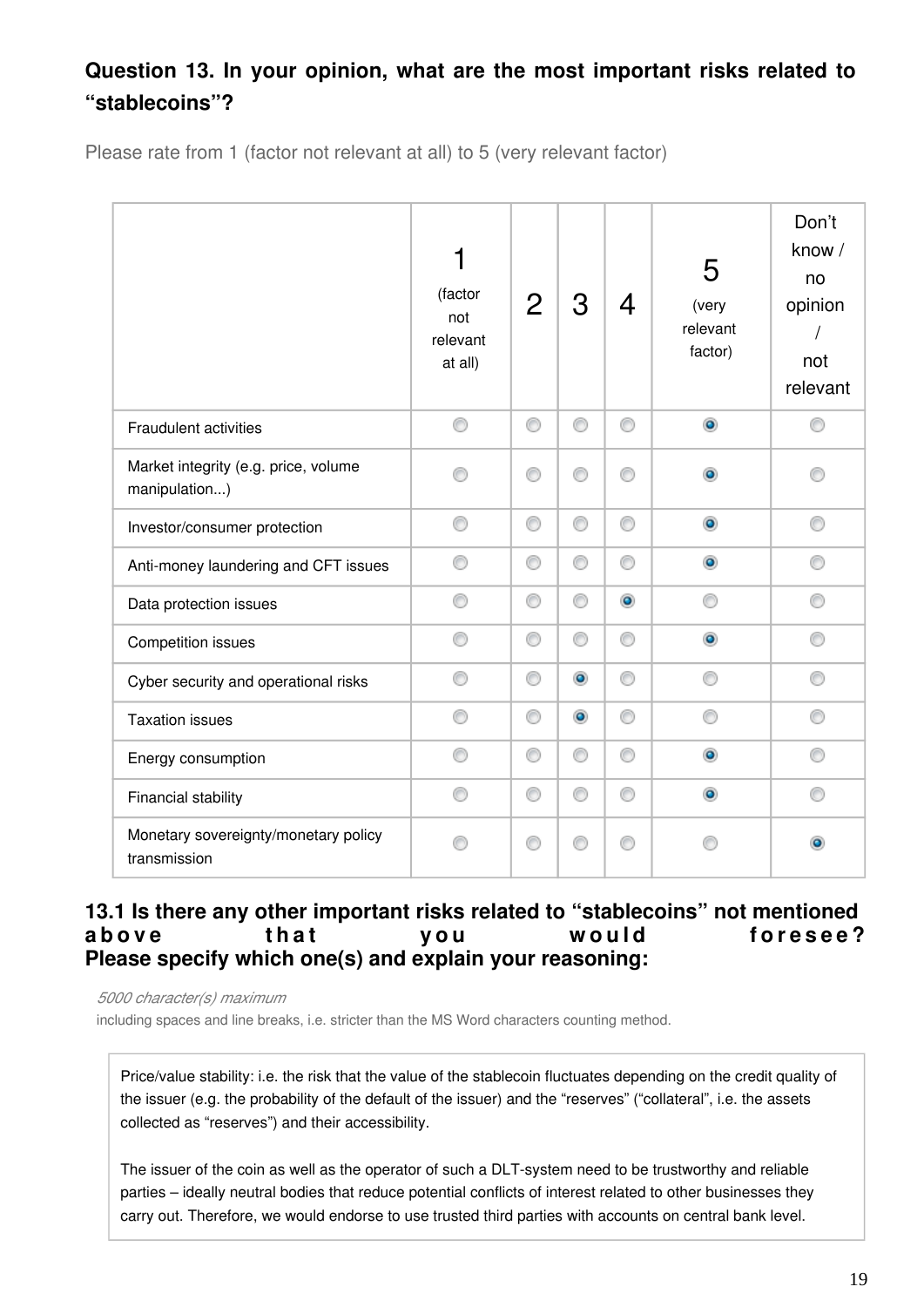## Question 13. In your opinion, what are the most important risks related to "stablecoins"?

Please rate from 1 (factor not relevant at all) to 5 (very relevant factor)

| | 1 (factor not relevant at all) | 2 | 3 | 4 | 5 (very relevant factor) | Don't know / no opinion / not relevant |
|---|---|---|---|---|---|---|
| Fraudulent activities | | | | | X | |
| Market integrity (e.g. price, volume manipulation...) | | | | | X | |
| Investor/consumer protection | | | | | X | |
| Anti-money laundering and CFT issues | | | | | X | |
| Data protection issues | | | | X | | |
| Competition issues | | | | | X | |
| Cyber security and operational risks | | | X | | | |
| Taxation issues | | | X | | | |
| Energy consumption | | | | | X | |
| Financial stability | | | | | X | |
| Monetary sovereignty/monetary policy transmission | | | | | | X |

### 13.1 Is there any other important risks related to "stablecoins" not mentioned above that you would foresee? Please specify which one(s) and explain your reasoning:

*5000 character(s) maximum*

including spaces and line breaks, i.e. stricter than the MS Word characters counting method.

Price/value stability: i.e. the risk that the value of the stablecoin fluctuates depending on the credit quality of the issuer (e.g. the probability of the default of the issuer) and the "reserves" ("collateral", i.e. the assets collected as "reserves") and their accessibility.

The issuer of the coin as well as the operator of such a DLT-system need to be trustworthy and reliable parties – ideally neutral bodies that reduce potential conflicts of interest related to other businesses they carry out. Therefore, we would endorse to use trusted third parties with accounts on central bank level.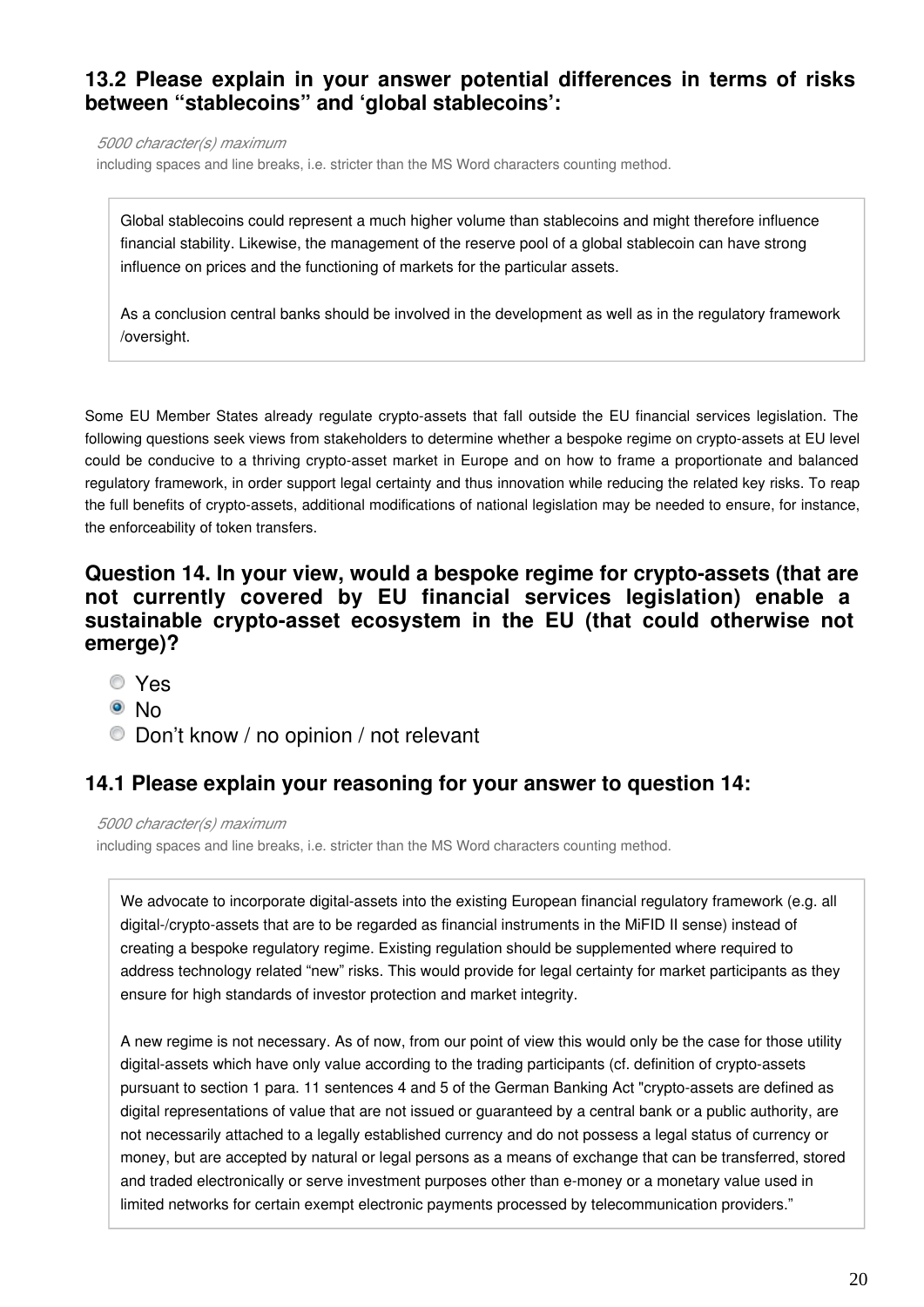### 13.2 Please explain in your answer potential differences in terms of risks between "stablecoins" and 'global stablecoins':

*5000 character(s) maximum*
including spaces and line breaks, i.e. stricter than the MS Word characters counting method.

Global stablecoins could represent a much higher volume than stablecoins and might therefore influence financial stability. Likewise, the management of the reserve pool of a global stablecoin can have strong influence on prices and the functioning of markets for the particular assets.

As a conclusion central banks should be involved in the development as well as in the regulatory framework /oversight.

Some EU Member States already regulate crypto-assets that fall outside the EU financial services legislation. The following questions seek views from stakeholders to determine whether a bespoke regime on crypto-assets at EU level could be conducive to a thriving crypto-asset market in Europe and on how to frame a proportionate and balanced regulatory framework, in order support legal certainty and thus innovation while reducing the related key risks. To reap the full benefits of crypto-assets, additional modifications of national legislation may be needed to ensure, for instance, the enforceability of token transfers.

### Question 14. In your view, would a bespoke regime for crypto-assets (that are not currently covered by EU financial services legislation) enable a sustainable crypto-asset ecosystem in the EU (that could otherwise not emerge)?

- ○ Yes
- ● No
- ○ Don't know / no opinion / not relevant

### 14.1 Please explain your reasoning for your answer to question 14:

*5000 character(s) maximum*
including spaces and line breaks, i.e. stricter than the MS Word characters counting method.

We advocate to incorporate digital-assets into the existing European financial regulatory framework (e.g. all digital-/crypto-assets that are to be regarded as financial instruments in the MiFID II sense) instead of creating a bespoke regulatory regime. Existing regulation should be supplemented where required to address technology related "new" risks. This would provide for legal certainty for market participants as they ensure for high standards of investor protection and market integrity.

A new regime is not necessary. As of now, from our point of view this would only be the case for those utility digital-assets which have only value according to the trading participants (cf. definition of crypto-assets pursuant to section 1 para. 11 sentences 4 and 5 of the German Banking Act "crypto-assets are defined as digital representations of value that are not issued or guaranteed by a central bank or a public authority, are not necessarily attached to a legally established currency and do not possess a legal status of currency or money, but are accepted by natural or legal persons as a means of exchange that can be transferred, stored and traded electronically or serve investment purposes other than e-money or a monetary value used in limited networks for certain exempt electronic payments processed by telecommunication providers."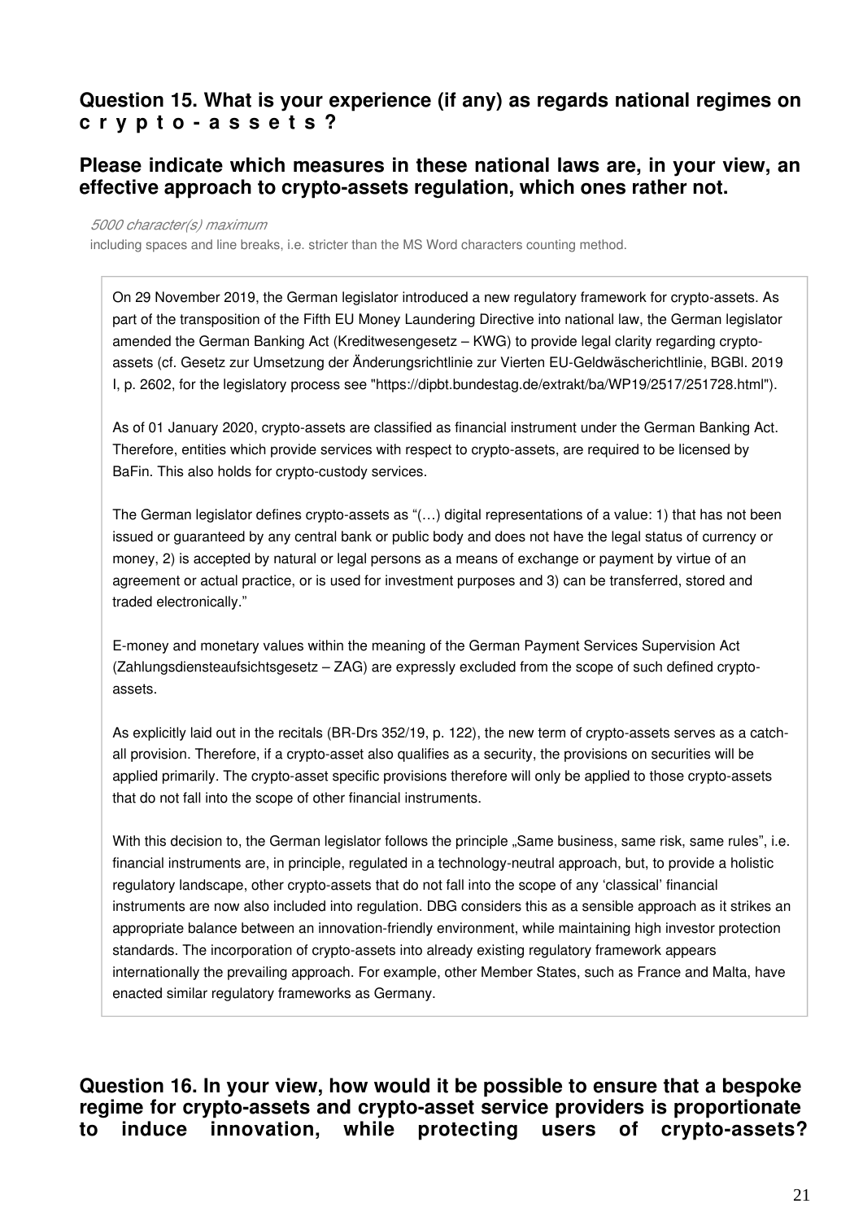## Question 15. What is your experience (if any) as regards national regimes on crypto-assets?

## Please indicate which measures in these national laws are, in your view, an effective approach to crypto-assets regulation, which ones rather not.

*5000 character(s) maximum*

including spaces and line breaks, i.e. stricter than the MS Word characters counting method.

On 29 November 2019, the German legislator introduced a new regulatory framework for crypto-assets. As part of the transposition of the Fifth EU Money Laundering Directive into national law, the German legislator amended the German Banking Act (Kreditwesengesetz – KWG) to provide legal clarity regarding crypto-assets (cf. Gesetz zur Umsetzung der Änderungsrichtlinie zur Vierten EU-Geldwäscherichtlinie, BGBl. 2019 I, p. 2602, for the legislatory process see "https://dipbt.bundestag.de/extrakt/ba/WP19/2517/251728.html").

As of 01 January 2020, crypto-assets are classified as financial instrument under the German Banking Act. Therefore, entities which provide services with respect to crypto-assets, are required to be licensed by BaFin. This also holds for crypto-custody services.

The German legislator defines crypto-assets as "(…) digital representations of a value: 1) that has not been issued or guaranteed by any central bank or public body and does not have the legal status of currency or money, 2) is accepted by natural or legal persons as a means of exchange or payment by virtue of an agreement or actual practice, or is used for investment purposes and 3) can be transferred, stored and traded electronically."

E-money and monetary values within the meaning of the German Payment Services Supervision Act (Zahlungsdiensteaufsichtsgesetz – ZAG) are expressly excluded from the scope of such defined crypto-assets.

As explicitly laid out in the recitals (BR-Drs 352/19, p. 122), the new term of crypto-assets serves as a catch-all provision. Therefore, if a crypto-asset also qualifies as a security, the provisions on securities will be applied primarily. The crypto-asset specific provisions therefore will only be applied to those crypto-assets that do not fall into the scope of other financial instruments.

With this decision to, the German legislator follows the principle „Same business, same risk, same rules", i.e. financial instruments are, in principle, regulated in a technology-neutral approach, but, to provide a holistic regulatory landscape, other crypto-assets that do not fall into the scope of any 'classical' financial instruments are now also included into regulation. DBG considers this as a sensible approach as it strikes an appropriate balance between an innovation-friendly environment, while maintaining high investor protection standards. The incorporation of crypto-assets into already existing regulatory framework appears internationally the prevailing approach. For example, other Member States, such as France and Malta, have enacted similar regulatory frameworks as Germany.

## Question 16. In your view, how would it be possible to ensure that a bespoke regime for crypto-assets and crypto-asset service providers is proportionate to induce innovation, while protecting users of crypto-assets?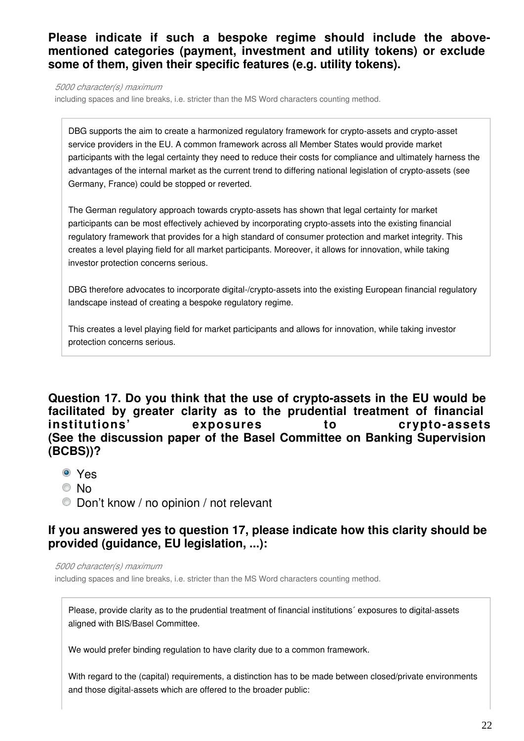**Please indicate if such a bespoke regime should include the above-mentioned categories (payment, investment and utility tokens) or exclude some of them, given their specific features (e.g. utility tokens).**

*5000 character(s) maximum*

including spaces and line breaks, i.e. stricter than the MS Word characters counting method.

DBG supports the aim to create a harmonized regulatory framework for crypto-assets and crypto-asset service providers in the EU. A common framework across all Member States would provide market participants with the legal certainty they need to reduce their costs for compliance and ultimately harness the advantages of the internal market as the current trend to differing national legislation of crypto-assets (see Germany, France) could be stopped or reverted.

The German regulatory approach towards crypto-assets has shown that legal certainty for market participants can be most effectively achieved by incorporating crypto-assets into the existing financial regulatory framework that provides for a high standard of consumer protection and market integrity. This creates a level playing field for all market participants. Moreover, it allows for innovation, while taking investor protection concerns serious.

DBG therefore advocates to incorporate digital-/crypto-assets into the existing European financial regulatory landscape instead of creating a bespoke regulatory regime.

This creates a level playing field for market participants and allows for innovation, while taking investor protection concerns serious.

**Question 17. Do you think that the use of crypto-assets in the EU would be facilitated by greater clarity as to the prudential treatment of financial institutions' exposures to crypto-assets (See the discussion paper of the Basel Committee on Banking Supervision (BCBS))?**

- ◉ Yes
- ○ No
- ○ Don't know / no opinion / not relevant

**If you answered yes to question 17, please indicate how this clarity should be provided (guidance, EU legislation, ...):**

*5000 character(s) maximum*

including spaces and line breaks, i.e. stricter than the MS Word characters counting method.

Please, provide clarity as to the prudential treatment of financial institutions´ exposures to digital-assets aligned with BIS/Basel Committee.

We would prefer binding regulation to have clarity due to a common framework.

With regard to the (capital) requirements, a distinction has to be made between closed/private environments and those digital-assets which are offered to the broader public: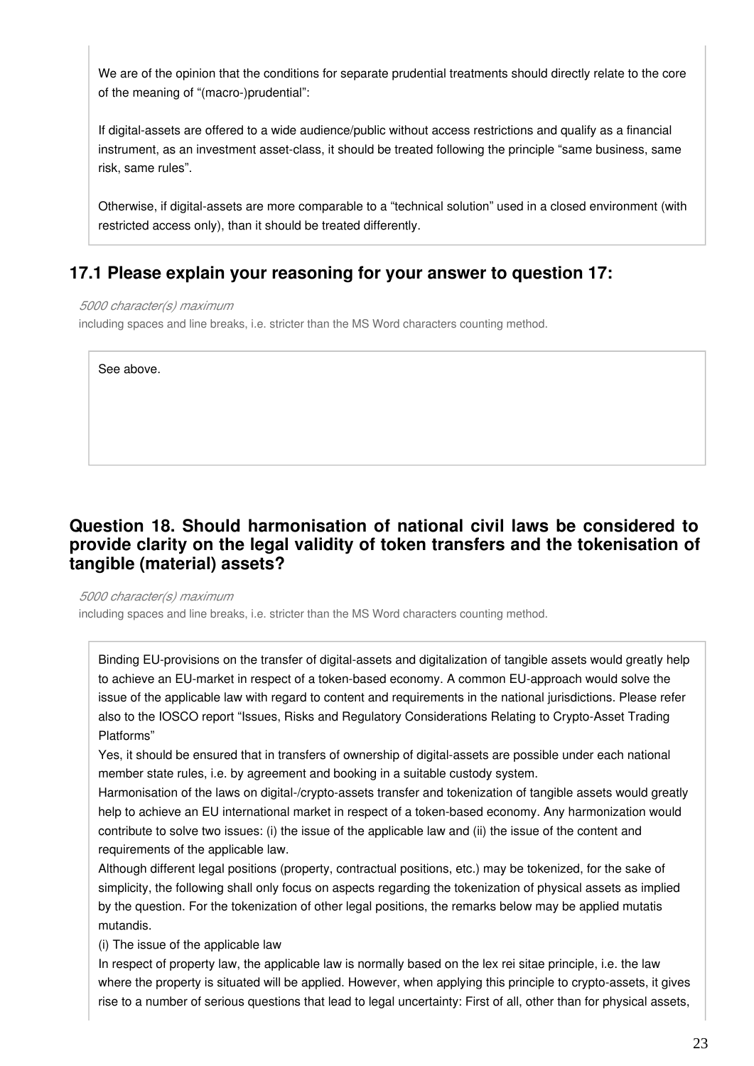We are of the opinion that the conditions for separate prudential treatments should directly relate to the core of the meaning of "(macro-)prudential":

If digital-assets are offered to a wide audience/public without access restrictions and qualify as a financial instrument, as an investment asset-class, it should be treated following the principle "same business, same risk, same rules".

Otherwise, if digital-assets are more comparable to a "technical solution" used in a closed environment (with restricted access only), than it should be treated differently.

## 17.1 Please explain your reasoning for your answer to question 17:

*5000 character(s) maximum*

including spaces and line breaks, i.e. stricter than the MS Word characters counting method.

See above.

## Question 18. Should harmonisation of national civil laws be considered to provide clarity on the legal validity of token transfers and the tokenisation of tangible (material) assets?

*5000 character(s) maximum*

including spaces and line breaks, i.e. stricter than the MS Word characters counting method.

Binding EU-provisions on the transfer of digital-assets and digitalization of tangible assets would greatly help to achieve an EU-market in respect of a token-based economy. A common EU-approach would solve the issue of the applicable law with regard to content and requirements in the national jurisdictions. Please refer also to the IOSCO report "Issues, Risks and Regulatory Considerations Relating to Crypto-Asset Trading Platforms"

Yes, it should be ensured that in transfers of ownership of digital-assets are possible under each national member state rules, i.e. by agreement and booking in a suitable custody system.

Harmonisation of the laws on digital-/crypto-assets transfer and tokenization of tangible assets would greatly help to achieve an EU international market in respect of a token-based economy. Any harmonization would contribute to solve two issues: (i) the issue of the applicable law and (ii) the issue of the content and requirements of the applicable law.

Although different legal positions (property, contractual positions, etc.) may be tokenized, for the sake of simplicity, the following shall only focus on aspects regarding the tokenization of physical assets as implied by the question. For the tokenization of other legal positions, the remarks below may be applied mutatis mutandis.

(i) The issue of the applicable law

In respect of property law, the applicable law is normally based on the lex rei sitae principle, i.e. the law where the property is situated will be applied. However, when applying this principle to crypto-assets, it gives rise to a number of serious questions that lead to legal uncertainty: First of all, other than for physical assets,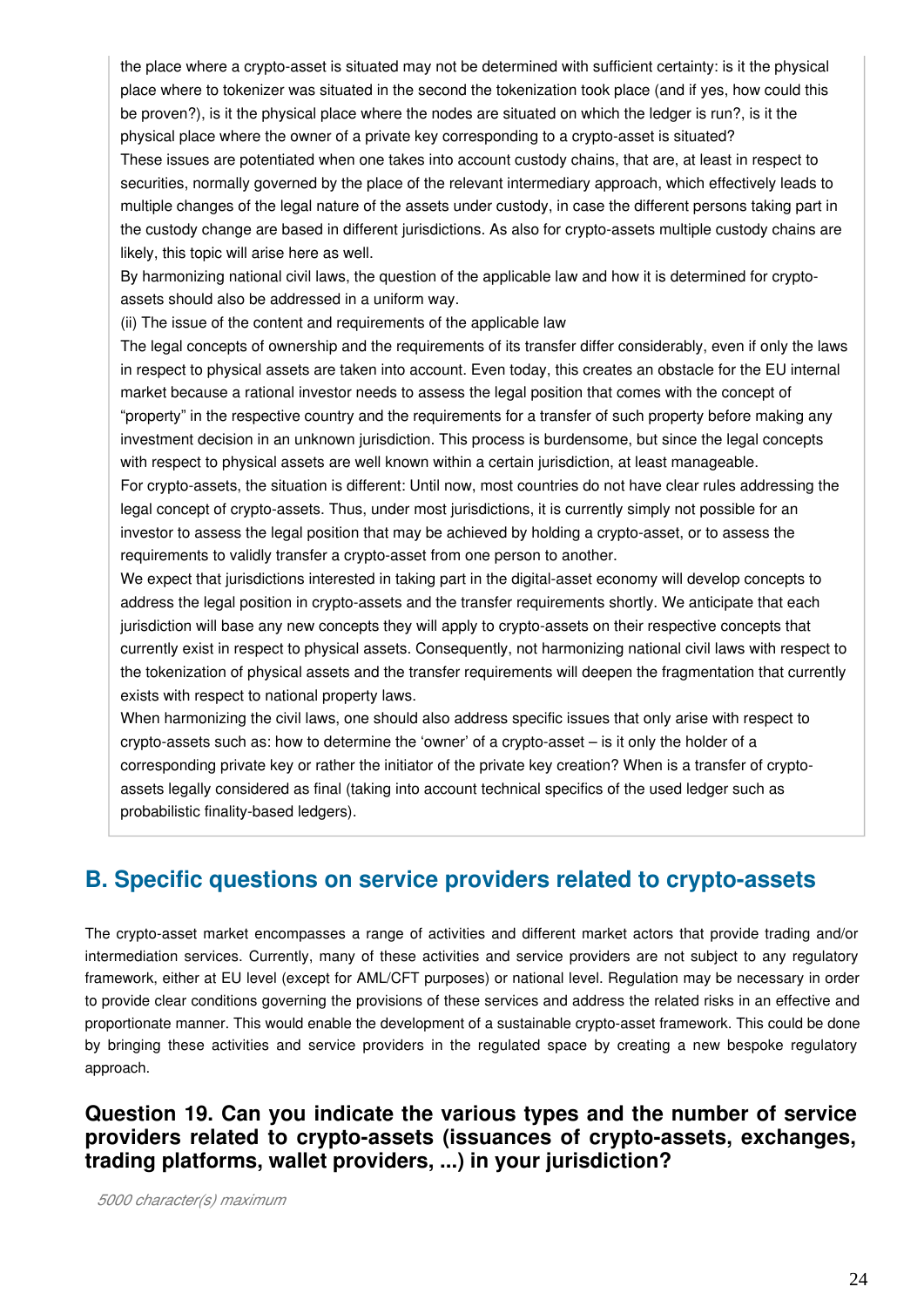the place where a crypto-asset is situated may not be determined with sufficient certainty: is it the physical place where to tokenizer was situated in the second the tokenization took place (and if yes, how could this be proven?), is it the physical place where the nodes are situated on which the ledger is run?, is it the physical place where the owner of a private key corresponding to a crypto-asset is situated?

These issues are potentiated when one takes into account custody chains, that are, at least in respect to securities, normally governed by the place of the relevant intermediary approach, which effectively leads to multiple changes of the legal nature of the assets under custody, in case the different persons taking part in the custody change are based in different jurisdictions. As also for crypto-assets multiple custody chains are likely, this topic will arise here as well.

By harmonizing national civil laws, the question of the applicable law and how it is determined for crypto-assets should also be addressed in a uniform way.

(ii) The issue of the content and requirements of the applicable law

The legal concepts of ownership and the requirements of its transfer differ considerably, even if only the laws in respect to physical assets are taken into account. Even today, this creates an obstacle for the EU internal market because a rational investor needs to assess the legal position that comes with the concept of “property” in the respective country and the requirements for a transfer of such property before making any investment decision in an unknown jurisdiction. This process is burdensome, but since the legal concepts with respect to physical assets are well known within a certain jurisdiction, at least manageable.

For crypto-assets, the situation is different: Until now, most countries do not have clear rules addressing the legal concept of crypto-assets. Thus, under most jurisdictions, it is currently simply not possible for an investor to assess the legal position that may be achieved by holding a crypto-asset, or to assess the requirements to validly transfer a crypto-asset from one person to another.

We expect that jurisdictions interested in taking part in the digital-asset economy will develop concepts to address the legal position in crypto-assets and the transfer requirements shortly. We anticipate that each jurisdiction will base any new concepts they will apply to crypto-assets on their respective concepts that currently exist in respect to physical assets. Consequently, not harmonizing national civil laws with respect to the tokenization of physical assets and the transfer requirements will deepen the fragmentation that currently exists with respect to national property laws.

When harmonizing the civil laws, one should also address specific issues that only arise with respect to crypto-assets such as: how to determine the ‘owner’ of a crypto-asset – is it only the holder of a corresponding private key or rather the initiator of the private key creation? When is a transfer of crypto-assets legally considered as final (taking into account technical specifics of the used ledger such as probabilistic finality-based ledgers).

## B. Specific questions on service providers related to crypto-assets

The crypto-asset market encompasses a range of activities and different market actors that provide trading and/or intermediation services. Currently, many of these activities and service providers are not subject to any regulatory framework, either at EU level (except for AML/CFT purposes) or national level. Regulation may be necessary in order to provide clear conditions governing the provisions of these services and address the related risks in an effective and proportionate manner. This would enable the development of a sustainable crypto-asset framework. This could be done by bringing these activities and service providers in the regulated space by creating a new bespoke regulatory approach.

### Question 19. Can you indicate the various types and the number of service providers related to crypto-assets (issuances of crypto-assets, exchanges, trading platforms, wallet providers, ...) in your jurisdiction?

*5000 character(s) maximum*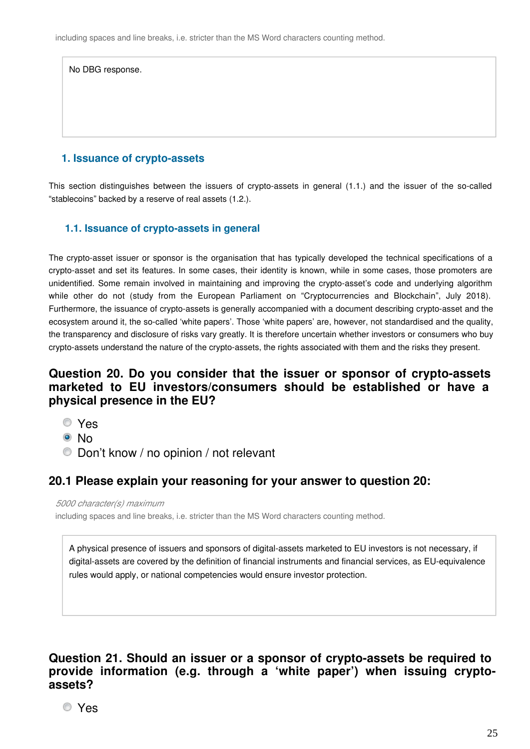including spaces and line breaks, i.e. stricter than the MS Word characters counting method.

No DBG response.

## 1. Issuance of crypto-assets

This section distinguishes between the issuers of crypto-assets in general (1.1.) and the issuer of the so-called "stablecoins" backed by a reserve of real assets (1.2.).

### 1.1. Issuance of crypto-assets in general

The crypto-asset issuer or sponsor is the organisation that has typically developed the technical specifications of a crypto-asset and set its features. In some cases, their identity is known, while in some cases, those promoters are unidentified. Some remain involved in maintaining and improving the crypto-asset's code and underlying algorithm while other do not (study from the European Parliament on "Cryptocurrencies and Blockchain", July 2018). Furthermore, the issuance of crypto-assets is generally accompanied with a document describing crypto-asset and the ecosystem around it, the so-called 'white papers'. Those 'white papers' are, however, not standardised and the quality, the transparency and disclosure of risks vary greatly. It is therefore uncertain whether investors or consumers who buy crypto-assets understand the nature of the crypto-assets, the rights associated with them and the risks they present.

### Question 20. Do you consider that the issuer or sponsor of crypto-assets marketed to EU investors/consumers should be established or have a physical presence in the EU?

- ○ Yes
- ● No
- ○ Don't know / no opinion / not relevant

### 20.1 Please explain your reasoning for your answer to question 20:

*5000 character(s) maximum*

including spaces and line breaks, i.e. stricter than the MS Word characters counting method.

A physical presence of issuers and sponsors of digital-assets marketed to EU investors is not necessary, if digital-assets are covered by the definition of financial instruments and financial services, as EU-equivalence rules would apply, or national competencies would ensure investor protection.

### Question 21. Should an issuer or a sponsor of crypto-assets be required to provide information (e.g. through a 'white paper') when issuing crypto-assets?

- ○ Yes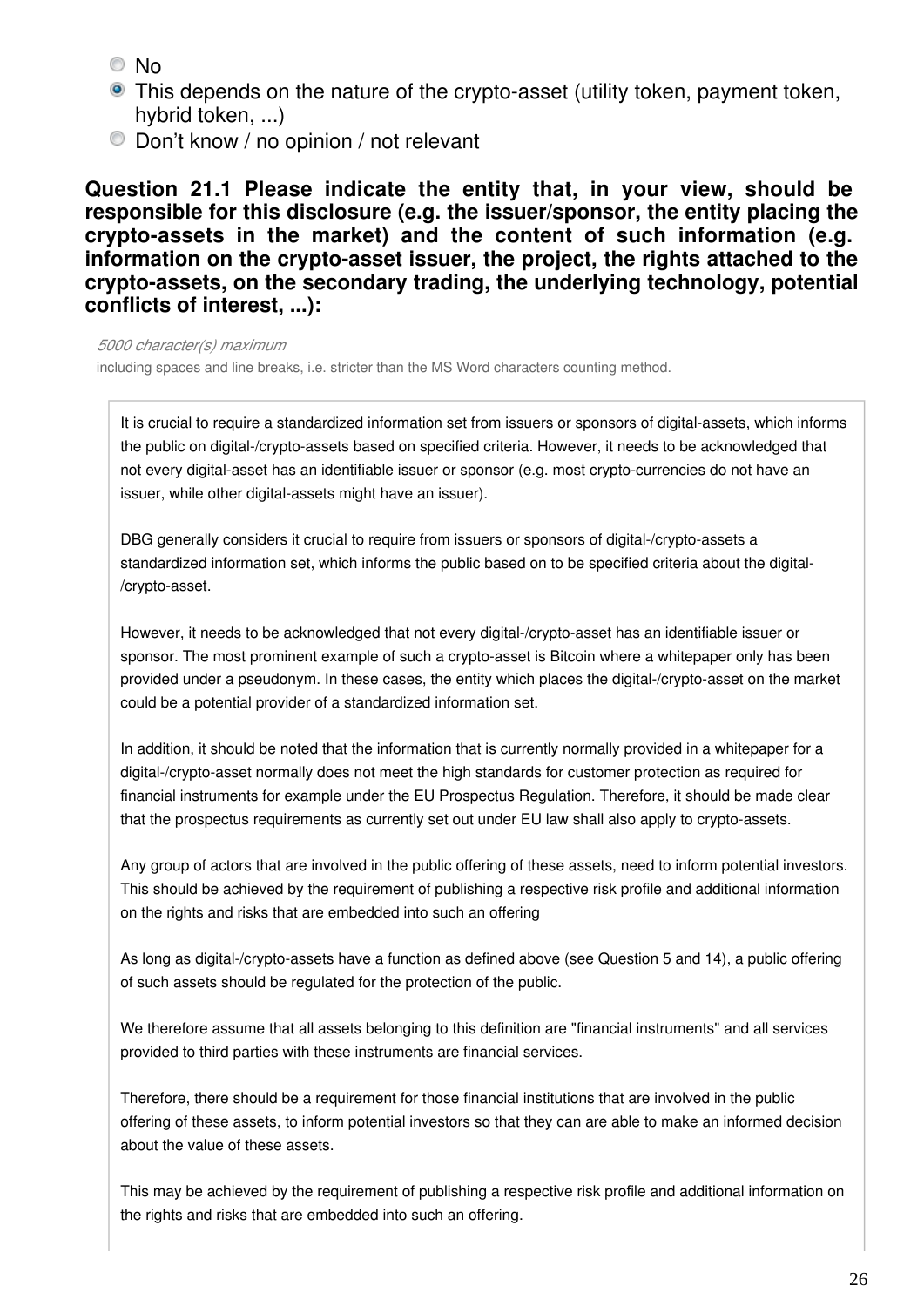- No
- This depends on the nature of the crypto-asset (utility token, payment token, hybrid token, ...)
- Don’t know / no opinion / not relevant

**Question 21.1 Please indicate the entity that, in your view, should be responsible for this disclosure (e.g. the issuer/sponsor, the entity placing the crypto-assets in the market) and the content of such information (e.g. information on the crypto-asset issuer, the project, the rights attached to the crypto-assets, on the secondary trading, the underlying technology, potential conflicts of interest, ...):**

*5000 character(s) maximum*

including spaces and line breaks, i.e. stricter than the MS Word characters counting method.

It is crucial to require a standardized information set from issuers or sponsors of digital-assets, which informs the public on digital-/crypto-assets based on specified criteria. However, it needs to be acknowledged that not every digital-asset has an identifiable issuer or sponsor (e.g. most crypto-currencies do not have an issuer, while other digital-assets might have an issuer).

DBG generally considers it crucial to require from issuers or sponsors of digital-/crypto-assets a standardized information set, which informs the public based on to be specified criteria about the digital-/crypto-asset.

However, it needs to be acknowledged that not every digital-/crypto-asset has an identifiable issuer or sponsor. The most prominent example of such a crypto-asset is Bitcoin where a whitepaper only has been provided under a pseudonym. In these cases, the entity which places the digital-/crypto-asset on the market could be a potential provider of a standardized information set.

In addition, it should be noted that the information that is currently normally provided in a whitepaper for a digital-/crypto-asset normally does not meet the high standards for customer protection as required for financial instruments for example under the EU Prospectus Regulation. Therefore, it should be made clear that the prospectus requirements as currently set out under EU law shall also apply to crypto-assets.

Any group of actors that are involved in the public offering of these assets, need to inform potential investors. This should be achieved by the requirement of publishing a respective risk profile and additional information on the rights and risks that are embedded into such an offering

As long as digital-/crypto-assets have a function as defined above (see Question 5 and 14), a public offering of such assets should be regulated for the protection of the public.

We therefore assume that all assets belonging to this definition are "financial instruments" and all services provided to third parties with these instruments are financial services.

Therefore, there should be a requirement for those financial institutions that are involved in the public offering of these assets, to inform potential investors so that they can are able to make an informed decision about the value of these assets.

This may be achieved by the requirement of publishing a respective risk profile and additional information on the rights and risks that are embedded into such an offering.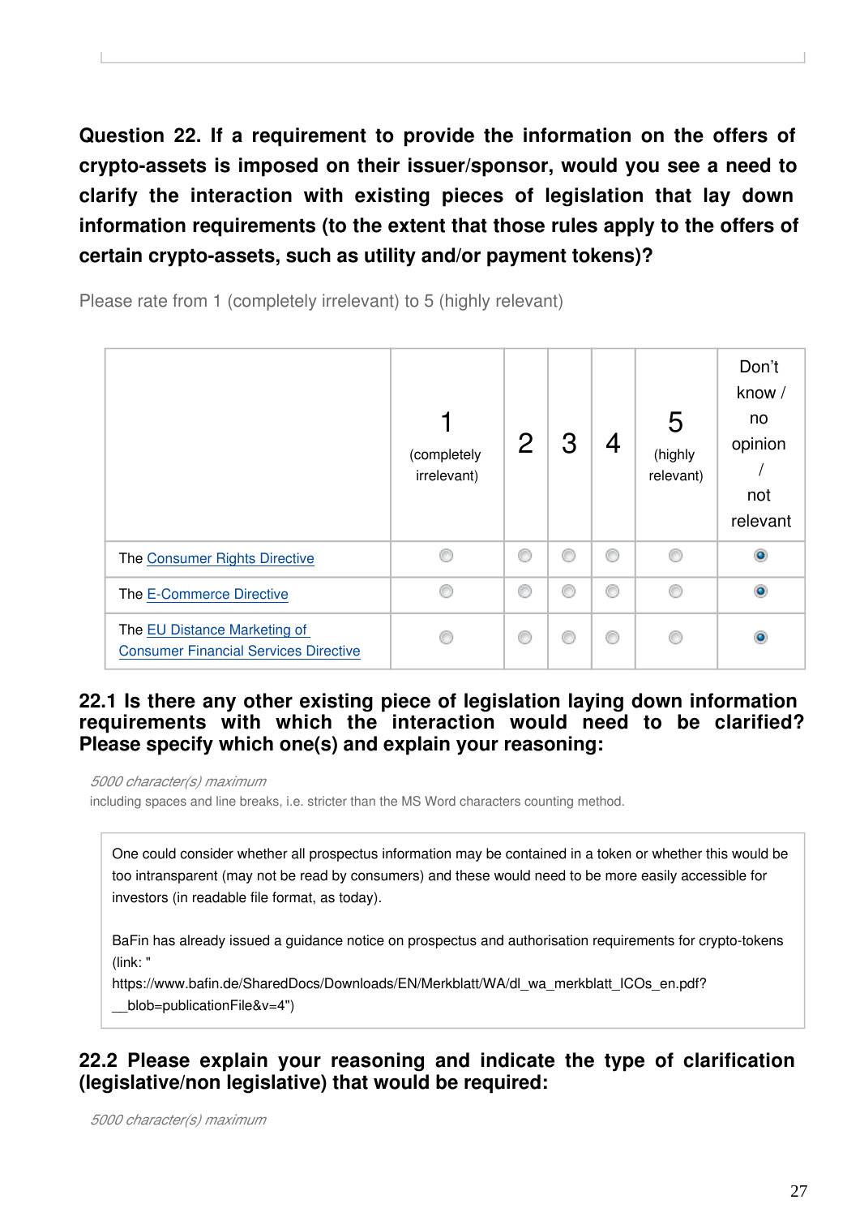**Question 22. If a requirement to provide the information on the offers of crypto-assets is imposed on their issuer/sponsor, would you see a need to clarify the interaction with existing pieces of legislation that lay down information requirements (to the extent that those rules apply to the offers of certain crypto-assets, such as utility and/or payment tokens)?**

Please rate from 1 (completely irrelevant) to 5 (highly relevant)

| | 1 (completely irrelevant) | 2 | 3 | 4 | 5 (highly relevant) | Don't know / no opinion / not relevant |
|---|---|---|---|---|---|---|
| The Consumer Rights Directive | | | | | | X |
| The E-Commerce Directive | | | | | | X |
| The EU Distance Marketing of Consumer Financial Services Directive | | | | | | X |

### 22.1 Is there any other existing piece of legislation laying down information requirements with which the interaction would need to be clarified? Please specify which one(s) and explain your reasoning:

*5000 character(s) maximum*
including spaces and line breaks, i.e. stricter than the MS Word characters counting method.

One could consider whether all prospectus information may be contained in a token or whether this would be too intransparent (may not be read by consumers) and these would need to be more easily accessible for investors (in readable file format, as today).

BaFin has already issued a guidance notice on prospectus and authorisation requirements for crypto-tokens (link: "
https://www.bafin.de/SharedDocs/Downloads/EN/Merkblatt/WA/dl_wa_merkblatt_ICOs_en.pdf?__blob=publicationFile&v=4")

### 22.2 Please explain your reasoning and indicate the type of clarification (legislative/non legislative) that would be required:

*5000 character(s) maximum*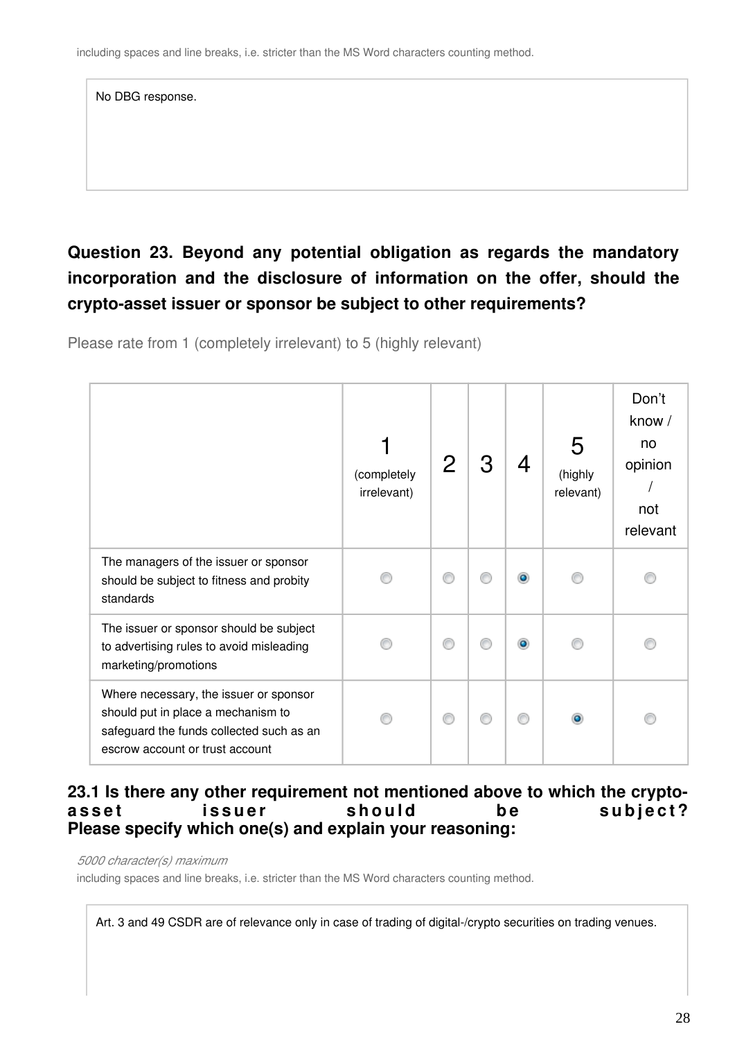including spaces and line breaks, i.e. stricter than the MS Word characters counting method.

No DBG response.

## Question 23. Beyond any potential obligation as regards the mandatory incorporation and the disclosure of information on the offer, should the crypto-asset issuer or sponsor be subject to other requirements?

Please rate from 1 (completely irrelevant) to 5 (highly relevant)

| | 1 (completely irrelevant) | 2 | 3 | 4 | 5 (highly relevant) | Don't know / no opinion / not relevant |
|---|---|---|---|---|---|---|
| The managers of the issuer or sponsor should be subject to fitness and probity standards | | | | X | | |
| The issuer or sponsor should be subject to advertising rules to avoid misleading marketing/promotions | | | | X | | |
| Where necessary, the issuer or sponsor should put in place a mechanism to safeguard the funds collected such as an escrow account or trust account | | | | | X | |

### 23.1 Is there any other requirement not mentioned above to which the crypto-asset issuer should be subject? Please specify which one(s) and explain your reasoning:

*5000 character(s) maximum*

including spaces and line breaks, i.e. stricter than the MS Word characters counting method.

Art. 3 and 49 CSDR are of relevance only in case of trading of digital-/crypto securities on trading venues.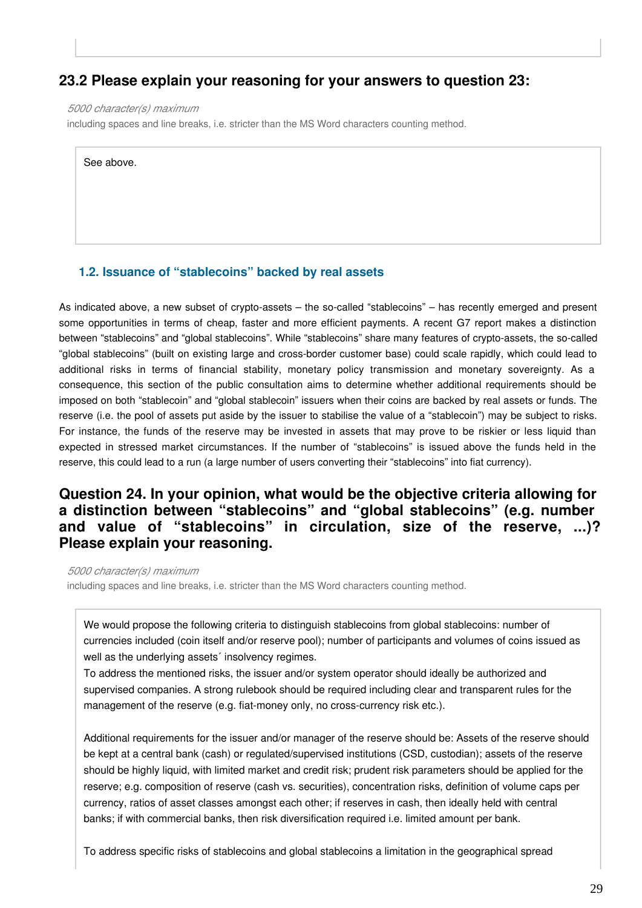## 23.2 Please explain your reasoning for your answers to question 23:

*5000 character(s) maximum*
including spaces and line breaks, i.e. stricter than the MS Word characters counting method.

See above.

### 1.2. Issuance of "stablecoins" backed by real assets

As indicated above, a new subset of crypto-assets – the so-called "stablecoins" – has recently emerged and present some opportunities in terms of cheap, faster and more efficient payments. A recent G7 report makes a distinction between "stablecoins" and "global stablecoins". While "stablecoins" share many features of crypto-assets, the so-called "global stablecoins" (built on existing large and cross-border customer base) could scale rapidly, which could lead to additional risks in terms of financial stability, monetary policy transmission and monetary sovereignty. As a consequence, this section of the public consultation aims to determine whether additional requirements should be imposed on both "stablecoin" and "global stablecoin" issuers when their coins are backed by real assets or funds. The reserve (i.e. the pool of assets put aside by the issuer to stabilise the value of a "stablecoin") may be subject to risks. For instance, the funds of the reserve may be invested in assets that may prove to be riskier or less liquid than expected in stressed market circumstances. If the number of "stablecoins" is issued above the funds held in the reserve, this could lead to a run (a large number of users converting their "stablecoins" into fiat currency).

## Question 24. In your opinion, what would be the objective criteria allowing for a distinction between "stablecoins" and "global stablecoins" (e.g. number and value of "stablecoins" in circulation, size of the reserve, ...)? Please explain your reasoning.

*5000 character(s) maximum*
including spaces and line breaks, i.e. stricter than the MS Word characters counting method.

We would propose the following criteria to distinguish stablecoins from global stablecoins: number of currencies included (coin itself and/or reserve pool); number of participants and volumes of coins issued as well as the underlying assets´ insolvency regimes.
To address the mentioned risks, the issuer and/or system operator should ideally be authorized and supervised companies. A strong rulebook should be required including clear and transparent rules for the management of the reserve (e.g. fiat-money only, no cross-currency risk etc.).

Additional requirements for the issuer and/or manager of the reserve should be: Assets of the reserve should be kept at a central bank (cash) or regulated/supervised institutions (CSD, custodian); assets of the reserve should be highly liquid, with limited market and credit risk; prudent risk parameters should be applied for the reserve; e.g. composition of reserve (cash vs. securities), concentration risks, definition of volume caps per currency, ratios of asset classes amongst each other; if reserves in cash, then ideally held with central banks; if with commercial banks, then risk diversification required i.e. limited amount per bank.

To address specific risks of stablecoins and global stablecoins a limitation in the geographical spread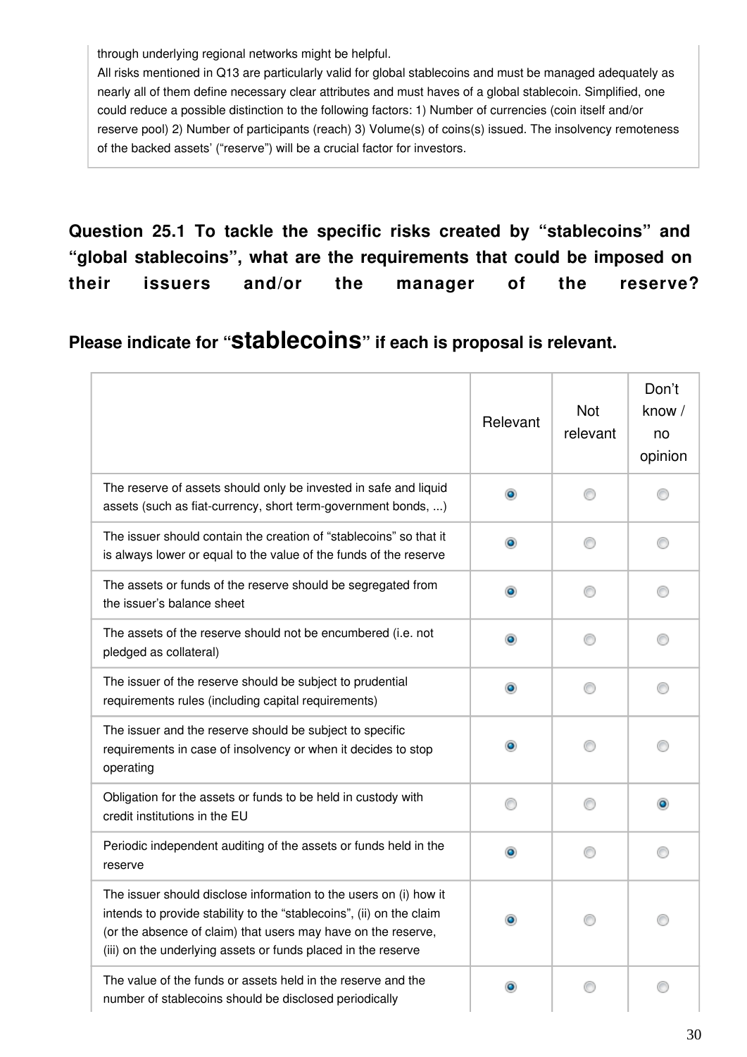through underlying regional networks might be helpful.
All risks mentioned in Q13 are particularly valid for global stablecoins and must be managed adequately as nearly all of them define necessary clear attributes and must haves of a global stablecoin. Simplified, one could reduce a possible distinction to the following factors: 1) Number of currencies (coin itself and/or reserve pool) 2) Number of participants (reach) 3) Volume(s) of coins(s) issued. The insolvency remoteness of the backed assets' ("reserve") will be a crucial factor for investors.

## Question 25.1 To tackle the specific risks created by "stablecoins" and "global stablecoins", what are the requirements that could be imposed on their issuers and/or the manager of the reserve?

### Please indicate for "stablecoins" if each is proposal is relevant.

| | Relevant | Not relevant | Don't know / no opinion |
|---|---|---|---|
| The reserve of assets should only be invested in safe and liquid assets (such as fiat-currency, short term-government bonds, ...) | X | | |
| The issuer should contain the creation of "stablecoins" so that it is always lower or equal to the value of the funds of the reserve | X | | |
| The assets or funds of the reserve should be segregated from the issuer's balance sheet | X | | |
| The assets of the reserve should not be encumbered (i.e. not pledged as collateral) | X | | |
| The issuer of the reserve should be subject to prudential requirements rules (including capital requirements) | X | | |
| The issuer and the reserve should be subject to specific requirements in case of insolvency or when it decides to stop operating | X | | |
| Obligation for the assets or funds to be held in custody with credit institutions in the EU | | | X |
| Periodic independent auditing of the assets or funds held in the reserve | X | | |
| The issuer should disclose information to the users on (i) how it intends to provide stability to the "stablecoins", (ii) on the claim (or the absence of claim) that users may have on the reserve, (iii) on the underlying assets or funds placed in the reserve | X | | |
| The value of the funds or assets held in the reserve and the number of stablecoins should be disclosed periodically | X | | |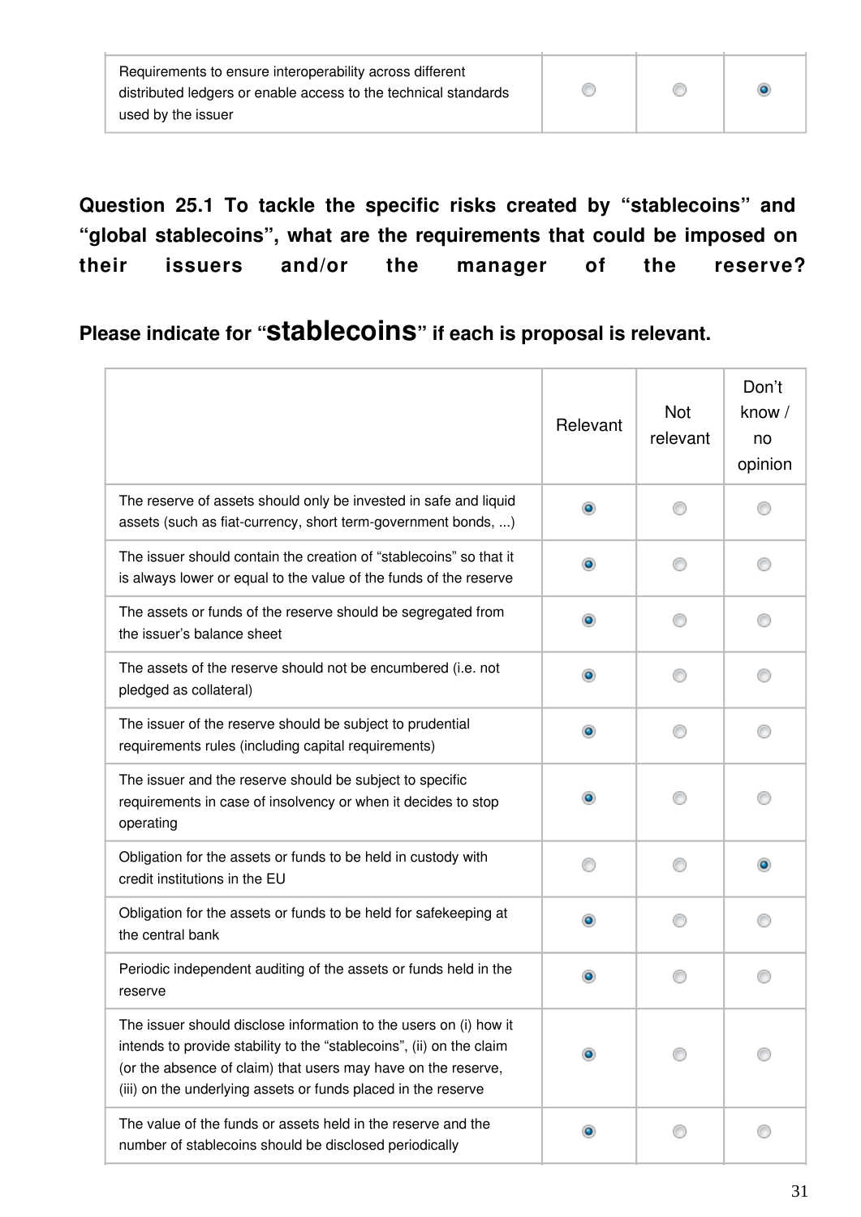| | | | |
|---|---|---|---|
| Requirements to ensure interoperability across different distributed ledgers or enable access to the technical standards used by the issuer | | | X |

**Question 25.1 To tackle the specific risks created by “stablecoins” and “global stablecoins”, what are the requirements that could be imposed on their issuers and/or the manager of the reserve?**

**Please indicate for “stablecoins” if each is proposal is relevant.**

| | Relevant | Not relevant | Don’t know / no opinion |
|---|---|---|---|
| The reserve of assets should only be invested in safe and liquid assets (such as fiat-currency, short term-government bonds, ...) | X | | |
| The issuer should contain the creation of “stablecoins” so that it is always lower or equal to the value of the funds of the reserve | X | | |
| The assets or funds of the reserve should be segregated from the issuer’s balance sheet | X | | |
| The assets of the reserve should not be encumbered (i.e. not pledged as collateral) | X | | |
| The issuer of the reserve should be subject to prudential requirements rules (including capital requirements) | X | | |
| The issuer and the reserve should be subject to specific requirements in case of insolvency or when it decides to stop operating | X | | |
| Obligation for the assets or funds to be held in custody with credit institutions in the EU | | | X |
| Obligation for the assets or funds to be held for safekeeping at the central bank | X | | |
| Periodic independent auditing of the assets or funds held in the reserve | X | | |
| The issuer should disclose information to the users on (i) how it intends to provide stability to the “stablecoins”, (ii) on the claim (or the absence of claim) that users may have on the reserve, (iii) on the underlying assets or funds placed in the reserve | X | | |
| The value of the funds or assets held in the reserve and the number of stablecoins should be disclosed periodically | X | | |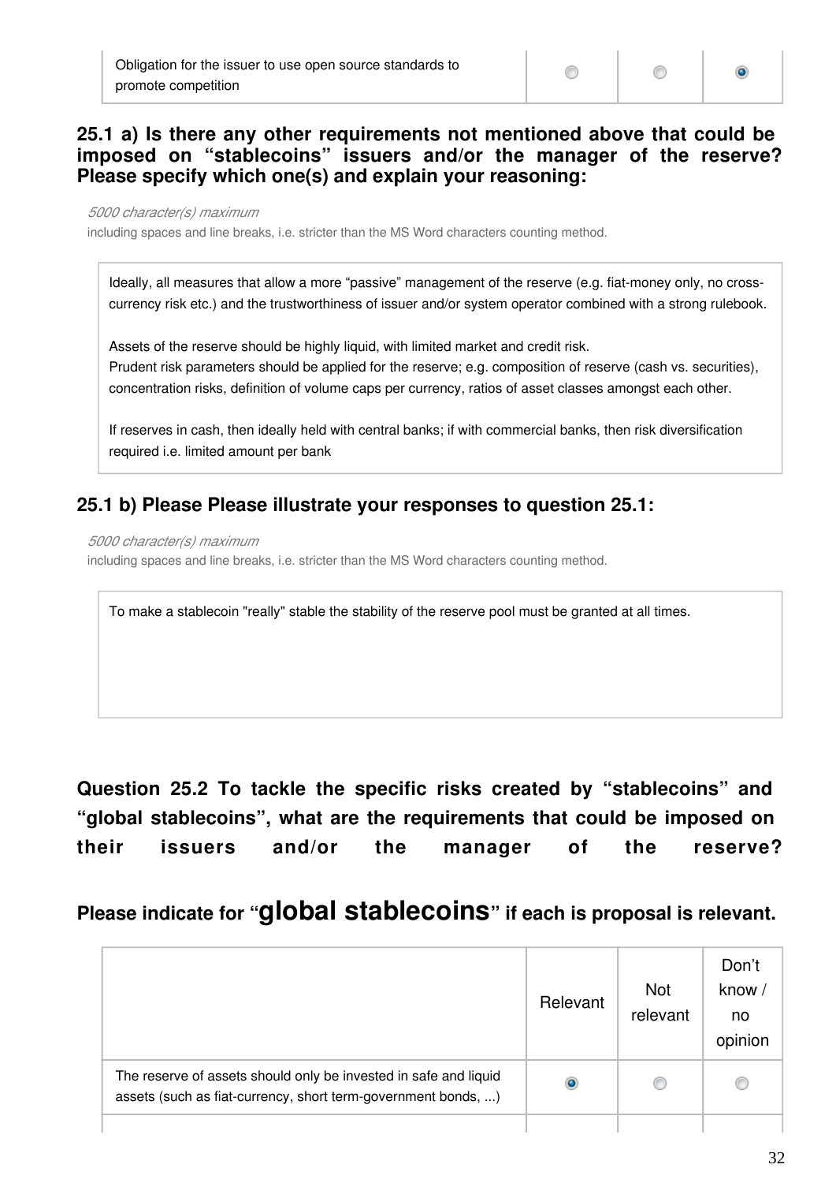| | | | |
|---|---|---|---|
| Obligation for the issuer to use open source standards to promote competition | | | ◉ |

### 25.1 a) Is there any other requirements not mentioned above that could be imposed on "stablecoins" issuers and/or the manager of the reserve? Please specify which one(s) and explain your reasoning:

*5000 character(s) maximum*

including spaces and line breaks, i.e. stricter than the MS Word characters counting method.

> Ideally, all measures that allow a more "passive" management of the reserve (e.g. fiat-money only, no cross-currency risk etc.) and the trustworthiness of issuer and/or system operator combined with a strong rulebook.
>
> Assets of the reserve should be highly liquid, with limited market and credit risk.
> Prudent risk parameters should be applied for the reserve; e.g. composition of reserve (cash vs. securities), concentration risks, definition of volume caps per currency, ratios of asset classes amongst each other.
>
> If reserves in cash, then ideally held with central banks; if with commercial banks, then risk diversification required i.e. limited amount per bank

### 25.1 b) Please Please illustrate your responses to question 25.1:

*5000 character(s) maximum*

including spaces and line breaks, i.e. stricter than the MS Word characters counting method.

> To make a stablecoin "really" stable the stability of the reserve pool must be granted at all times.

## Question 25.2 To tackle the specific risks created by "stablecoins" and "global stablecoins", what are the requirements that could be imposed on their issuers and/or the manager of the reserve?

### Please indicate for "global stablecoins" if each is proposal is relevant.

| | Relevant | Not relevant | Don't know / no opinion |
|---|---|---|---|
| The reserve of assets should only be invested in safe and liquid assets (such as fiat-currency, short term-government bonds, ...) | ◉ | | |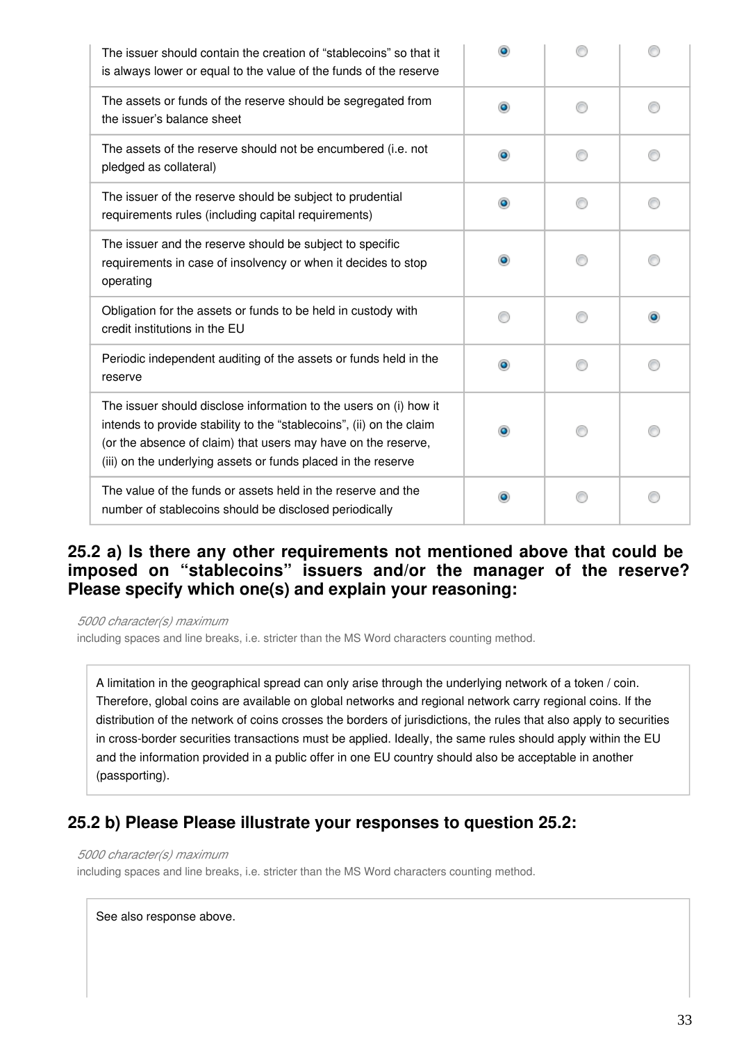| | | | |
|---|---|---|---|
| The issuer should contain the creation of “stablecoins” so that it is always lower or equal to the value of the funds of the reserve | ◉ | ○ | ○ |
| The assets or funds of the reserve should be segregated from the issuer’s balance sheet | ◉ | ○ | ○ |
| The assets of the reserve should not be encumbered (i.e. not pledged as collateral) | ◉ | ○ | ○ |
| The issuer of the reserve should be subject to prudential requirements rules (including capital requirements) | ◉ | ○ | ○ |
| The issuer and the reserve should be subject to specific requirements in case of insolvency or when it decides to stop operating | ◉ | ○ | ○ |
| Obligation for the assets or funds to be held in custody with credit institutions in the EU | ○ | ○ | ◉ |
| Periodic independent auditing of the assets or funds held in the reserve | ◉ | ○ | ○ |
| The issuer should disclose information to the users on (i) how it intends to provide stability to the “stablecoins”, (ii) on the claim (or the absence of claim) that users may have on the reserve, (iii) on the underlying assets or funds placed in the reserve | ◉ | ○ | ○ |
| The value of the funds or assets held in the reserve and the number of stablecoins should be disclosed periodically | ◉ | ○ | ○ |

### 25.2 a) Is there any other requirements not mentioned above that could be imposed on “stablecoins” issuers and/or the manager of the reserve? Please specify which one(s) and explain your reasoning:

*5000 character(s) maximum*
including spaces and line breaks, i.e. stricter than the MS Word characters counting method.

A limitation in the geographical spread can only arise through the underlying network of a token / coin. Therefore, global coins are available on global networks and regional network carry regional coins. If the distribution of the network of coins crosses the borders of jurisdictions, the rules that also apply to securities in cross-border securities transactions must be applied. Ideally, the same rules should apply within the EU and the information provided in a public offer in one EU country should also be acceptable in another (passporting).

### 25.2 b) Please Please illustrate your responses to question 25.2:

*5000 character(s) maximum*
including spaces and line breaks, i.e. stricter than the MS Word characters counting method.

See also response above.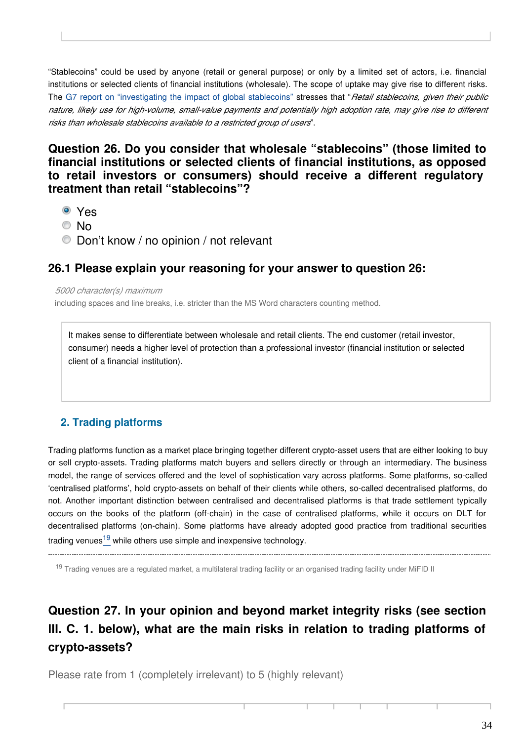"Stablecoins" could be used by anyone (retail or general purpose) or only by a limited set of actors, i.e. financial institutions or selected clients of financial institutions (wholesale). The scope of uptake may give rise to different risks. The [G7 report on "investigating the impact of global stablecoins"](#) stresses that "*Retail stablecoins, given their public nature, likely use for high-volume, small-value payments and potentially high adoption rate, may give rise to different risks than wholesale stablecoins available to a restricted group of users*".

### Question 26. Do you consider that wholesale "stablecoins" (those limited to financial institutions or selected clients of financial institutions, as opposed to retail investors or consumers) should receive a different regulatory treatment than retail "stablecoins"?

- (x) Yes
- ( ) No
- ( ) Don't know / no opinion / not relevant

### 26.1 Please explain your reasoning for your answer to question 26:

*5000 character(s) maximum*
including spaces and line breaks, i.e. stricter than the MS Word characters counting method.

> It makes sense to differentiate between wholesale and retail clients. The end customer (retail investor, consumer) needs a higher level of protection than a professional investor (financial institution or selected client of a financial institution).

## 2. Trading platforms

Trading platforms function as a market place bringing together different crypto-asset users that are either looking to buy or sell crypto-assets. Trading platforms match buyers and sellers directly or through an intermediary. The business model, the range of services offered and the level of sophistication vary across platforms. Some platforms, so-called 'centralised platforms', hold crypto-assets on behalf of their clients while others, so-called decentralised platforms, do not. Another important distinction between centralised and decentralised platforms is that trade settlement typically occurs on the books of the platform (off-chain) in the case of centralised platforms, while it occurs on DLT for decentralised platforms (on-chain). Some platforms have already adopted good practice from traditional securities trading venues[19] while others use simple and inexpensive technology.

[19] Trading venues are a regulated market, a multilateral trading facility or an organised trading facility under MiFID II

### Question 27. In your opinion and beyond market integrity risks (see section III. C. 1. below), what are the main risks in relation to trading platforms of crypto-assets?

Please rate from 1 (completely irrelevant) to 5 (highly relevant)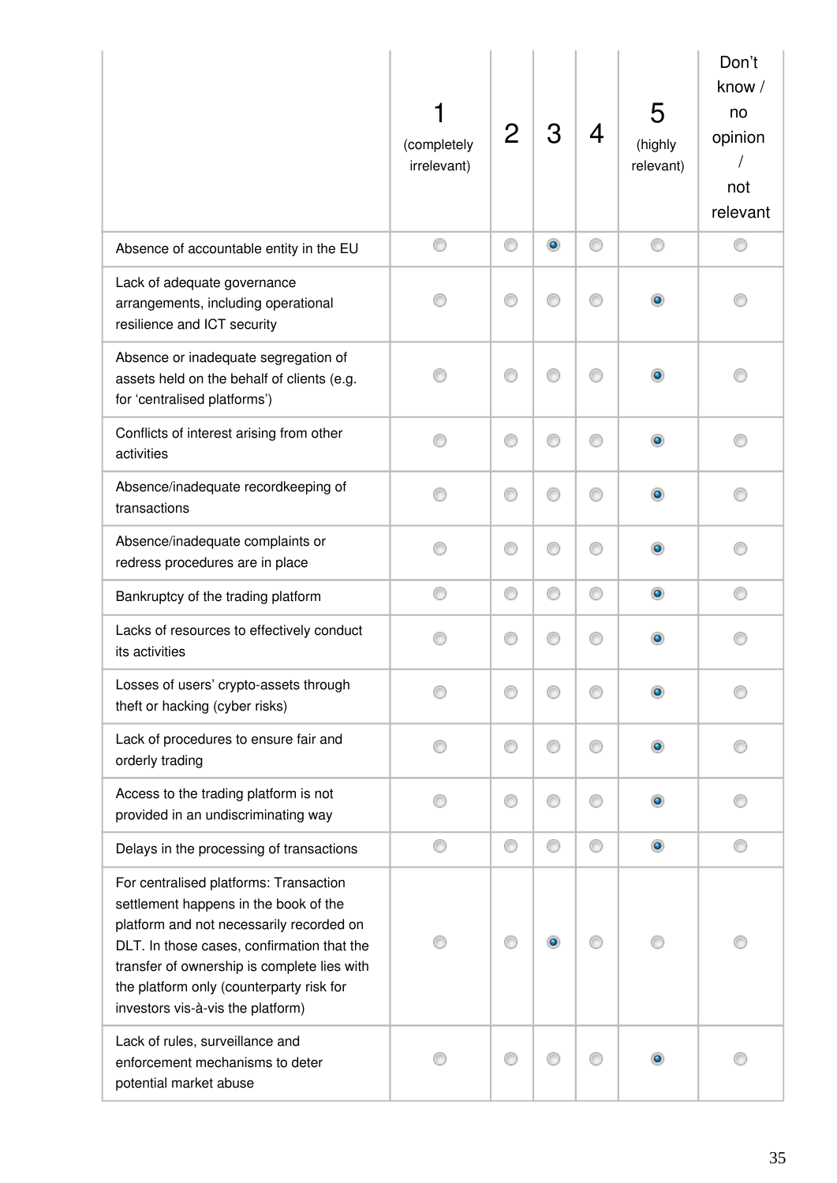| | 1 (completely irrelevant) | 2 | 3 | 4 | 5 (highly relevant) | Don't know / no opinion / not relevant |
|---|---|---|---|---|---|---|
| Absence of accountable entity in the EU | | | X | | | |
| Lack of adequate governance arrangements, including operational resilience and ICT security | | | | | X | |
| Absence or inadequate segregation of assets held on the behalf of clients (e.g. for 'centralised platforms') | | | | | X | |
| Conflicts of interest arising from other activities | | | | | X | |
| Absence/inadequate recordkeeping of transactions | | | | | X | |
| Absence/inadequate complaints or redress procedures are in place | | | | | X | |
| Bankruptcy of the trading platform | | | | | X | |
| Lacks of resources to effectively conduct its activities | | | | | X | |
| Losses of users' crypto-assets through theft or hacking (cyber risks) | | | | | X | |
| Lack of procedures to ensure fair and orderly trading | | | | | X | |
| Access to the trading platform is not provided in an undiscriminating way | | | | | X | |
| Delays in the processing of transactions | | | | | X | |
| For centralised platforms: Transaction settlement happens in the book of the platform and not necessarily recorded on DLT. In those cases, confirmation that the transfer of ownership is complete lies with the platform only (counterparty risk for investors vis-à-vis the platform) | | | X | | | |
| Lack of rules, surveillance and enforcement mechanisms to deter potential market abuse | | | | | X | |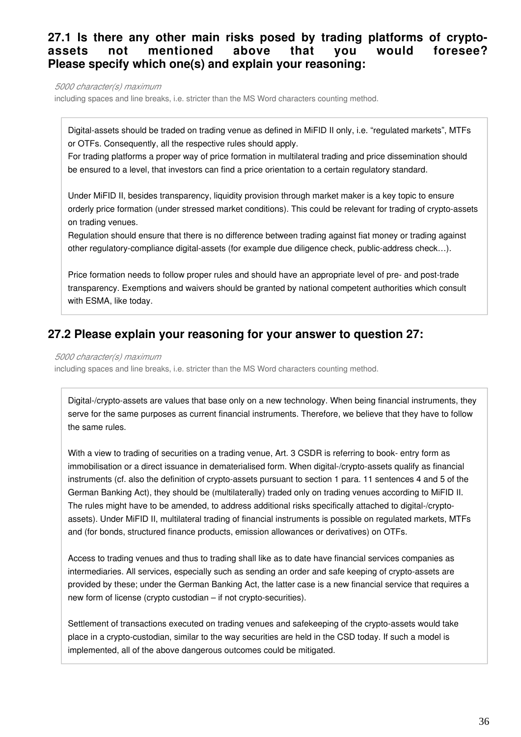### 27.1 Is there any other main risks posed by trading platforms of crypto-assets not mentioned above that you would foresee? Please specify which one(s) and explain your reasoning:

*5000 character(s) maximum*

including spaces and line breaks, i.e. stricter than the MS Word characters counting method.

Digital-assets should be traded on trading venue as defined in MiFID II only, i.e. "regulated markets", MTFs or OTFs. Consequently, all the respective rules should apply.
For trading platforms a proper way of price formation in multilateral trading and price dissemination should be ensured to a level, that investors can find a price orientation to a certain regulatory standard.

Under MiFID II, besides transparency, liquidity provision through market maker is a key topic to ensure orderly price formation (under stressed market conditions). This could be relevant for trading of crypto-assets on trading venues.
Regulation should ensure that there is no difference between trading against fiat money or trading against other regulatory-compliance digital-assets (for example due diligence check, public-address check…).

Price formation needs to follow proper rules and should have an appropriate level of pre- and post-trade transparency. Exemptions and waivers should be granted by national competent authorities which consult with ESMA, like today.

### 27.2 Please explain your reasoning for your answer to question 27:

*5000 character(s) maximum*

including spaces and line breaks, i.e. stricter than the MS Word characters counting method.

Digital-/crypto-assets are values that base only on a new technology. When being financial instruments, they serve for the same purposes as current financial instruments. Therefore, we believe that they have to follow the same rules.

With a view to trading of securities on a trading venue, Art. 3 CSDR is referring to book- entry form as immobilisation or a direct issuance in dematerialised form. When digital-/crypto-assets qualify as financial instruments (cf. also the definition of crypto-assets pursuant to section 1 para. 11 sentences 4 and 5 of the German Banking Act), they should be (multilaterally) traded only on trading venues according to MiFID II. The rules might have to be amended, to address additional risks specifically attached to digital-/crypto-assets). Under MiFID II, multilateral trading of financial instruments is possible on regulated markets, MTFs and (for bonds, structured finance products, emission allowances or derivatives) on OTFs.

Access to trading venues and thus to trading shall like as to date have financial services companies as intermediaries. All services, especially such as sending an order and safe keeping of crypto-assets are provided by these; under the German Banking Act, the latter case is a new financial service that requires a new form of license (crypto custodian – if not crypto-securities).

Settlement of transactions executed on trading venues and safekeeping of the crypto-assets would take place in a crypto-custodian, similar to the way securities are held in the CSD today. If such a model is implemented, all of the above dangerous outcomes could be mitigated.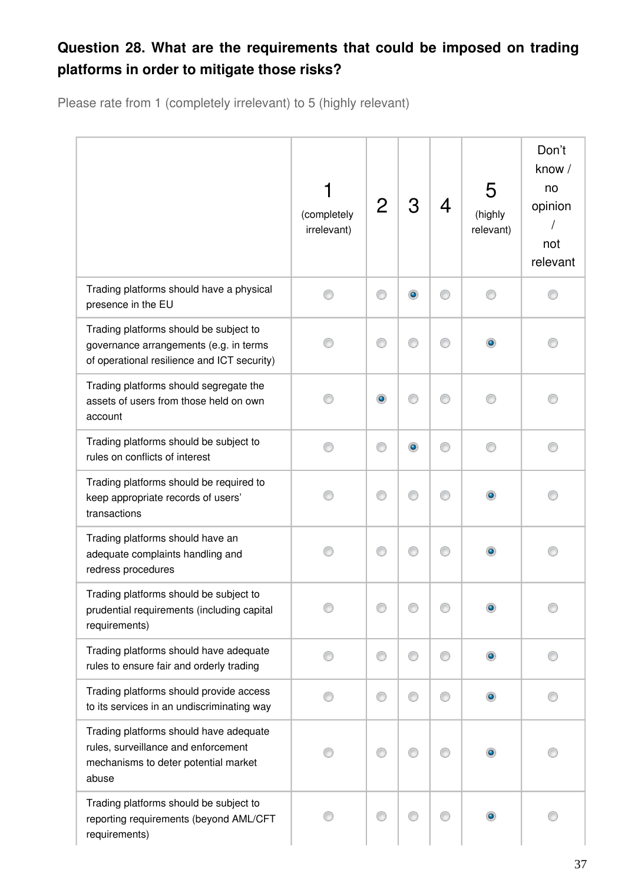**Question 28. What are the requirements that could be imposed on trading platforms in order to mitigate those risks?**

Please rate from 1 (completely irrelevant) to 5 (highly relevant)

| | 1 (completely irrelevant) | 2 | 3 | 4 | 5 (highly relevant) | Don't know / no opinion / not relevant |
|---|---|---|---|---|---|---|
| Trading platforms should have a physical presence in the EU | | | X | | | |
| Trading platforms should be subject to governance arrangements (e.g. in terms of operational resilience and ICT security) | | | | | X | |
| Trading platforms should segregate the assets of users from those held on own account | | X | | | | |
| Trading platforms should be subject to rules on conflicts of interest | | | X | | | |
| Trading platforms should be required to keep appropriate records of users' transactions | | | | | X | |
| Trading platforms should have an adequate complaints handling and redress procedures | | | | | X | |
| Trading platforms should be subject to prudential requirements (including capital requirements) | | | | | X | |
| Trading platforms should have adequate rules to ensure fair and orderly trading | | | | | X | |
| Trading platforms should provide access to its services in an undiscriminating way | | | | | X | |
| Trading platforms should have adequate rules, surveillance and enforcement mechanisms to deter potential market abuse | | | | | X | |
| Trading platforms should be subject to reporting requirements (beyond AML/CFT requirements) | | | | | X | |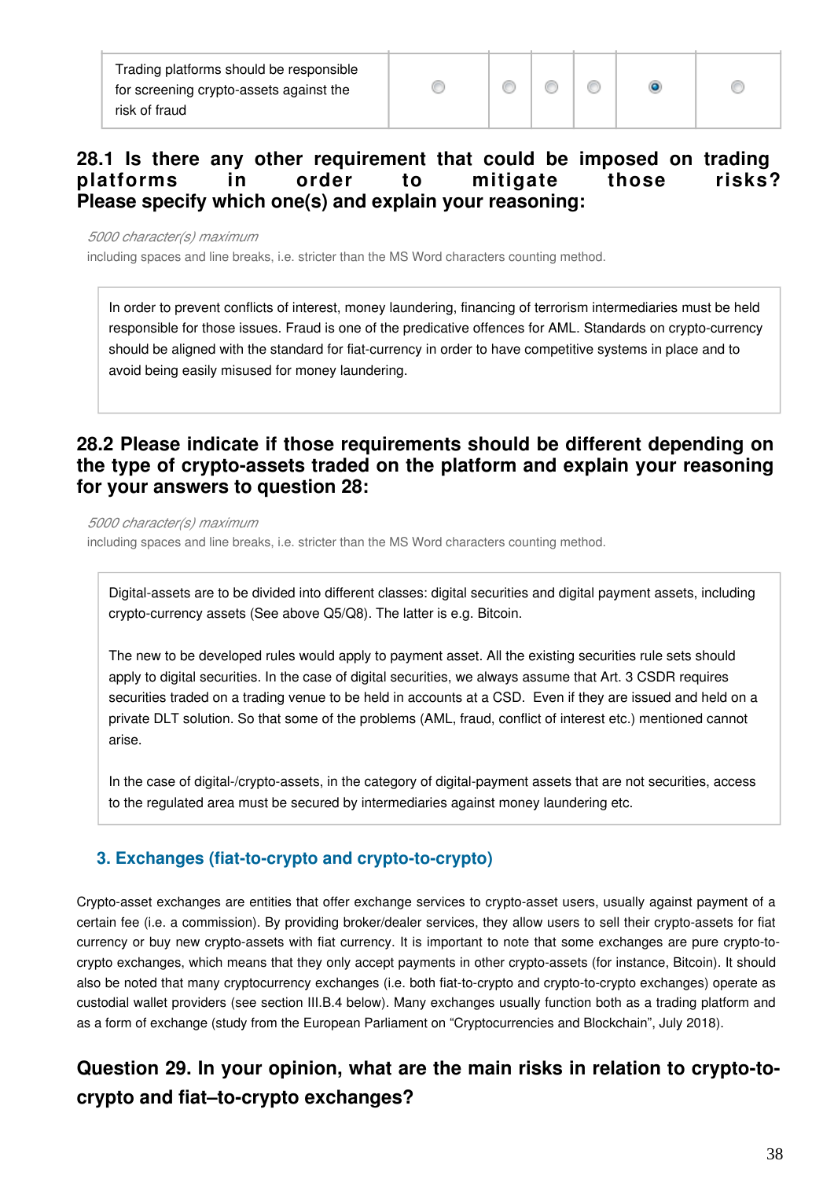| | | | | | | |
|---|---|---|---|---|---|---|
| Trading platforms should be responsible for screening crypto-assets against the risk of fraud | ◯ | ◯ | ◯ | ◯ | ◉ | ◯ |

## 28.1 Is there any other requirement that could be imposed on trading platforms in order to mitigate those risks? Please specify which one(s) and explain your reasoning:

*5000 character(s) maximum*

including spaces and line breaks, i.e. stricter than the MS Word characters counting method.

In order to prevent conflicts of interest, money laundering, financing of terrorism intermediaries must be held responsible for those issues. Fraud is one of the predicative offences for AML. Standards on crypto-currency should be aligned with the standard for fiat-currency in order to have competitive systems in place and to avoid being easily misused for money laundering.

## 28.2 Please indicate if those requirements should be different depending on the type of crypto-assets traded on the platform and explain your reasoning for your answers to question 28:

*5000 character(s) maximum*

including spaces and line breaks, i.e. stricter than the MS Word characters counting method.

Digital-assets are to be divided into different classes: digital securities and digital payment assets, including crypto-currency assets (See above Q5/Q8). The latter is e.g. Bitcoin.

The new to be developed rules would apply to payment asset. All the existing securities rule sets should apply to digital securities. In the case of digital securities, we always assume that Art. 3 CSDR requires securities traded on a trading venue to be held in accounts at a CSD. Even if they are issued and held on a private DLT solution. So that some of the problems (AML, fraud, conflict of interest etc.) mentioned cannot arise.

In the case of digital-/crypto-assets, in the category of digital-payment assets that are not securities, access to the regulated area must be secured by intermediaries against money laundering etc.

### 3. Exchanges (fiat-to-crypto and crypto-to-crypto)

Crypto-asset exchanges are entities that offer exchange services to crypto-asset users, usually against payment of a certain fee (i.e. a commission). By providing broker/dealer services, they allow users to sell their crypto-assets for fiat currency or buy new crypto-assets with fiat currency. It is important to note that some exchanges are pure crypto-to-crypto exchanges, which means that they only accept payments in other crypto-assets (for instance, Bitcoin). It should also be noted that many cryptocurrency exchanges (i.e. both fiat-to-crypto and crypto-to-crypto exchanges) operate as custodial wallet providers (see section III.B.4 below). Many exchanges usually function both as a trading platform and as a form of exchange (study from the European Parliament on “Cryptocurrencies and Blockchain”, July 2018).

## Question 29. In your opinion, what are the main risks in relation to crypto-to-crypto and fiat–to-crypto exchanges?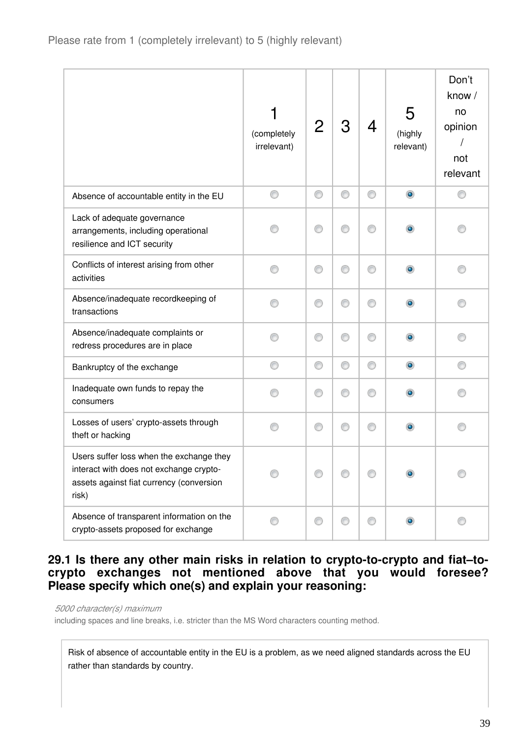Please rate from 1 (completely irrelevant) to 5 (highly relevant)

| | 1 (completely irrelevant) | 2 | 3 | 4 | 5 (highly relevant) | Don't know / no opinion / not relevant |
|---|---|---|---|---|---|---|
| Absence of accountable entity in the EU | | | | | X | |
| Lack of adequate governance arrangements, including operational resilience and ICT security | | | | | X | |
| Conflicts of interest arising from other activities | | | | | X | |
| Absence/inadequate recordkeeping of transactions | | | | | X | |
| Absence/inadequate complaints or redress procedures are in place | | | | | X | |
| Bankruptcy of the exchange | | | | | X | |
| Inadequate own funds to repay the consumers | | | | | X | |
| Losses of users' crypto-assets through theft or hacking | | | | | X | |
| Users suffer loss when the exchange they interact with does not exchange crypto-assets against fiat currency (conversion risk) | | | | | X | |
| Absence of transparent information on the crypto-assets proposed for exchange | | | | | X | |

### 29.1 Is there any other main risks in relation to crypto-to-crypto and fiat–to-crypto exchanges not mentioned above that you would foresee? Please specify which one(s) and explain your reasoning:

*5000 character(s) maximum*

including spaces and line breaks, i.e. stricter than the MS Word characters counting method.

Risk of absence of accountable entity in the EU is a problem, as we need aligned standards across the EU rather than standards by country.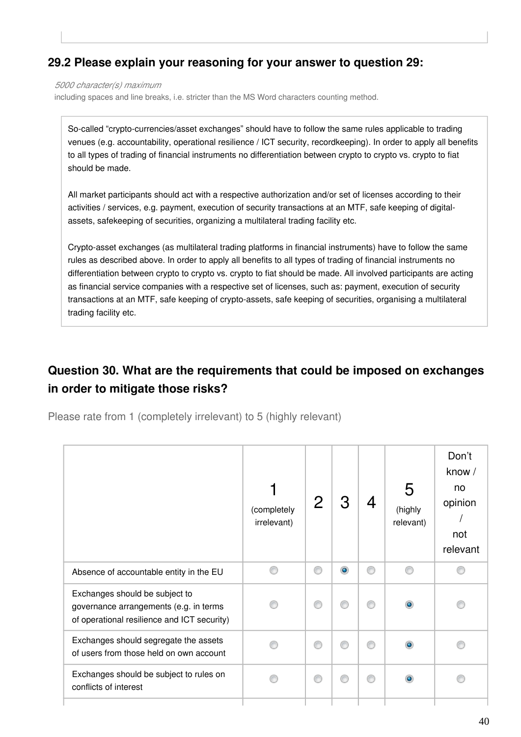### 29.2 Please explain your reasoning for your answer to question 29:

*5000 character(s) maximum*

including spaces and line breaks, i.e. stricter than the MS Word characters counting method.

So-called “crypto-currencies/asset exchanges” should have to follow the same rules applicable to trading venues (e.g. accountability, operational resilience / ICT security, recordkeeping). In order to apply all benefits to all types of trading of financial instruments no differentiation between crypto to crypto vs. crypto to fiat should be made.

All market participants should act with a respective authorization and/or set of licenses according to their activities / services, e.g. payment, execution of security transactions at an MTF, safe keeping of digital-assets, safekeeping of securities, organizing a multilateral trading facility etc.

Crypto-asset exchanges (as multilateral trading platforms in financial instruments) have to follow the same rules as described above. In order to apply all benefits to all types of trading of financial instruments no differentiation between crypto to crypto vs. crypto to fiat should be made. All involved participants are acting as financial service companies with a respective set of licenses, such as: payment, execution of security transactions at an MTF, safe keeping of crypto-assets, safe keeping of securities, organising a multilateral trading facility etc.

### Question 30. What are the requirements that could be imposed on exchanges in order to mitigate those risks?

Please rate from 1 (completely irrelevant) to 5 (highly relevant)

| | 1 (completely irrelevant) | 2 | 3 | 4 | 5 (highly relevant) | Don't know / no opinion / not relevant |
|---|---|---|---|---|---|---|
| Absence of accountable entity in the EU | | | X | | | |
| Exchanges should be subject to governance arrangements (e.g. in terms of operational resilience and ICT security) | | | | | X | |
| Exchanges should segregate the assets of users from those held on own account | | | | | X | |
| Exchanges should be subject to rules on conflicts of interest | | | | | X | |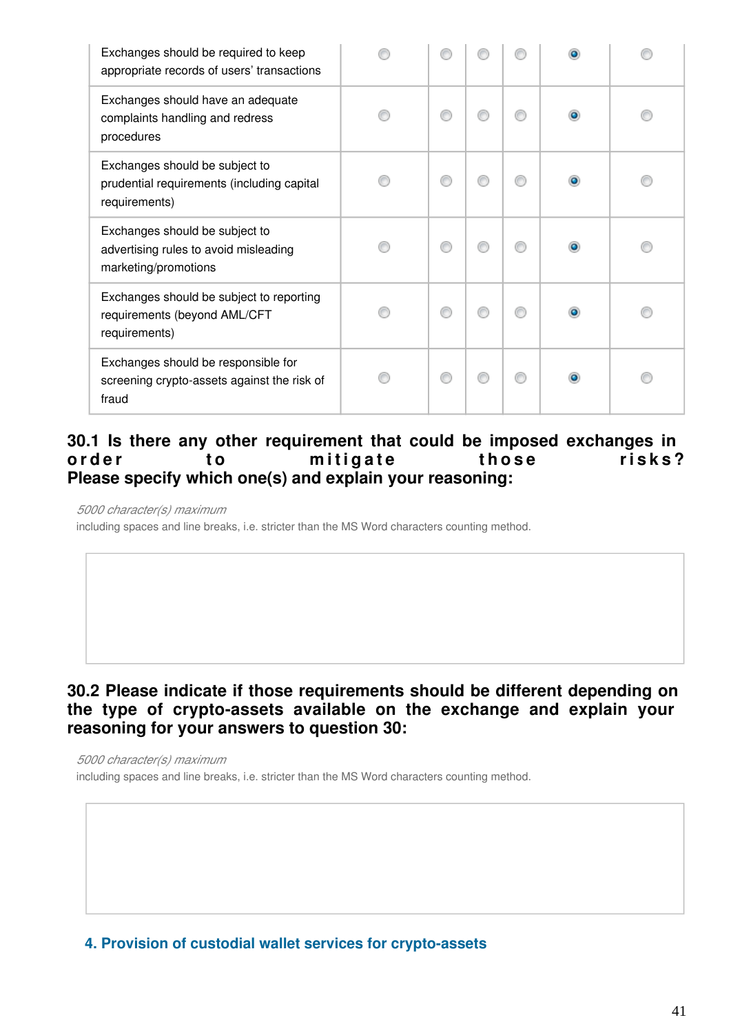| | | | | | | |
|---|---|---|---|---|---|---|
| Exchanges should be required to keep appropriate records of users' transactions | ○ | ○ | ○ | ○ | ● | ○ |
| Exchanges should have an adequate complaints handling and redress procedures | ○ | ○ | ○ | ○ | ● | ○ |
| Exchanges should be subject to prudential requirements (including capital requirements) | ○ | ○ | ○ | ○ | ● | ○ |
| Exchanges should be subject to advertising rules to avoid misleading marketing/promotions | ○ | ○ | ○ | ○ | ● | ○ |
| Exchanges should be subject to reporting requirements (beyond AML/CFT requirements) | ○ | ○ | ○ | ○ | ● | ○ |
| Exchanges should be responsible for screening crypto-assets against the risk of fraud | ○ | ○ | ○ | ○ | ● | ○ |

### 30.1 Is there any other requirement that could be imposed exchanges in order to mitigate those risks? Please specify which one(s) and explain your reasoning:

*5000 character(s) maximum*
including spaces and line breaks, i.e. stricter than the MS Word characters counting method.

### 30.2 Please indicate if those requirements should be different depending on the type of crypto-assets available on the exchange and explain your reasoning for your answers to question 30:

*5000 character(s) maximum*
including spaces and line breaks, i.e. stricter than the MS Word characters counting method.

## 4. Provision of custodial wallet services for crypto-assets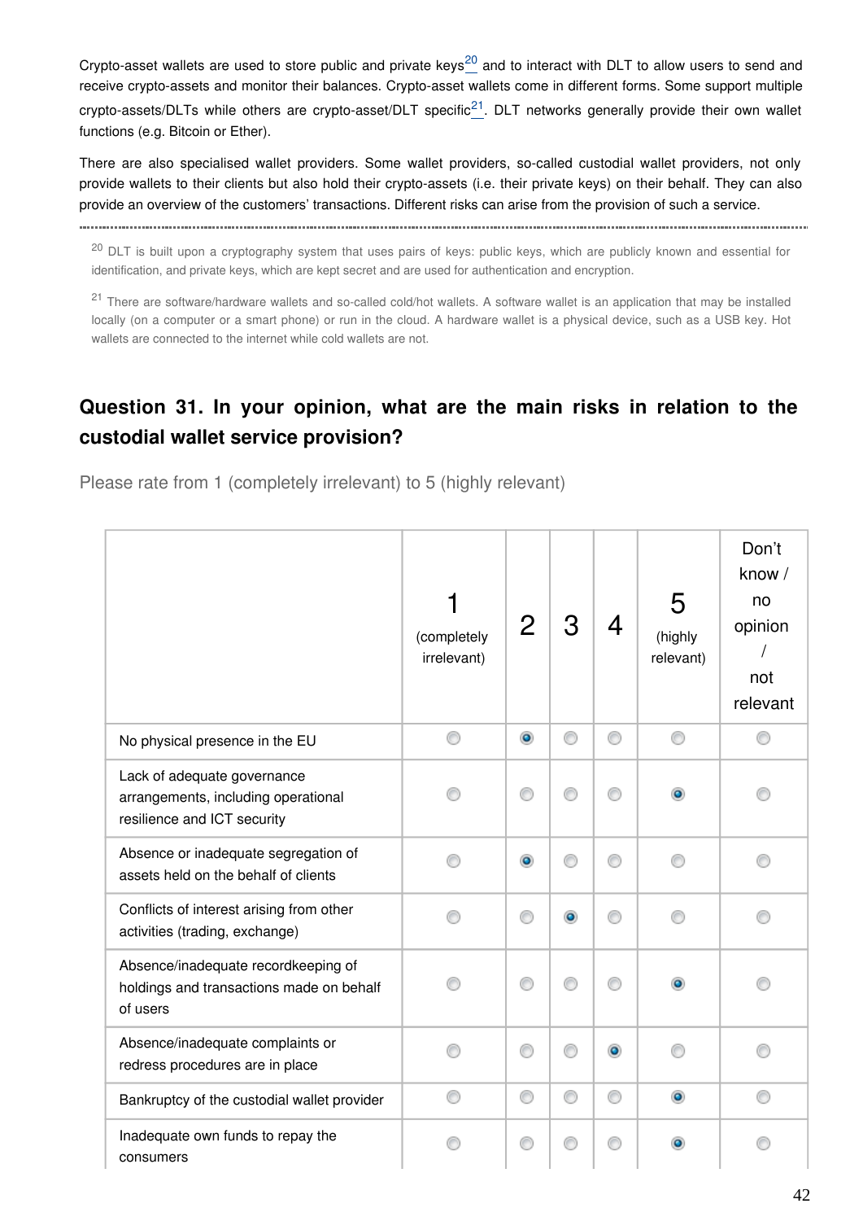Crypto-asset wallets are used to store public and private keys[20] and to interact with DLT to allow users to send and receive crypto-assets and monitor their balances. Crypto-asset wallets come in different forms. Some support multiple crypto-assets/DLTs while others are crypto-asset/DLT specific[21]. DLT networks generally provide their own wallet functions (e.g. Bitcoin or Ether).

There are also specialised wallet providers. Some wallet providers, so-called custodial wallet providers, not only provide wallets to their clients but also hold their crypto-assets (i.e. their private keys) on their behalf. They can also provide an overview of the customers' transactions. Different risks can arise from the provision of such a service.

---

[20] DLT is built upon a cryptography system that uses pairs of keys: public keys, which are publicly known and essential for identification, and private keys, which are kept secret and are used for authentication and encryption.

[21] There are software/hardware wallets and so-called cold/hot wallets. A software wallet is an application that may be installed locally (on a computer or a smart phone) or run in the cloud. A hardware wallet is a physical device, such as a USB key. Hot wallets are connected to the internet while cold wallets are not.

### Question 31. In your opinion, what are the main risks in relation to the custodial wallet service provision?

Please rate from 1 (completely irrelevant) to 5 (highly relevant)

| | 1 (completely irrelevant) | 2 | 3 | 4 | 5 (highly relevant) | Don't know / no opinion / not relevant |
|---|---|---|---|---|---|---|
| No physical presence in the EU | | X | | | | |
| Lack of adequate governance arrangements, including operational resilience and ICT security | | | | | X | |
| Absence or inadequate segregation of assets held on the behalf of clients | | X | | | | |
| Conflicts of interest arising from other activities (trading, exchange) | | | X | | | |
| Absence/inadequate recordkeeping of holdings and transactions made on behalf of users | | | | | X | |
| Absence/inadequate complaints or redress procedures are in place | | | | X | | |
| Bankruptcy of the custodial wallet provider | | | | | X | |
| Inadequate own funds to repay the consumers | | | | | X | |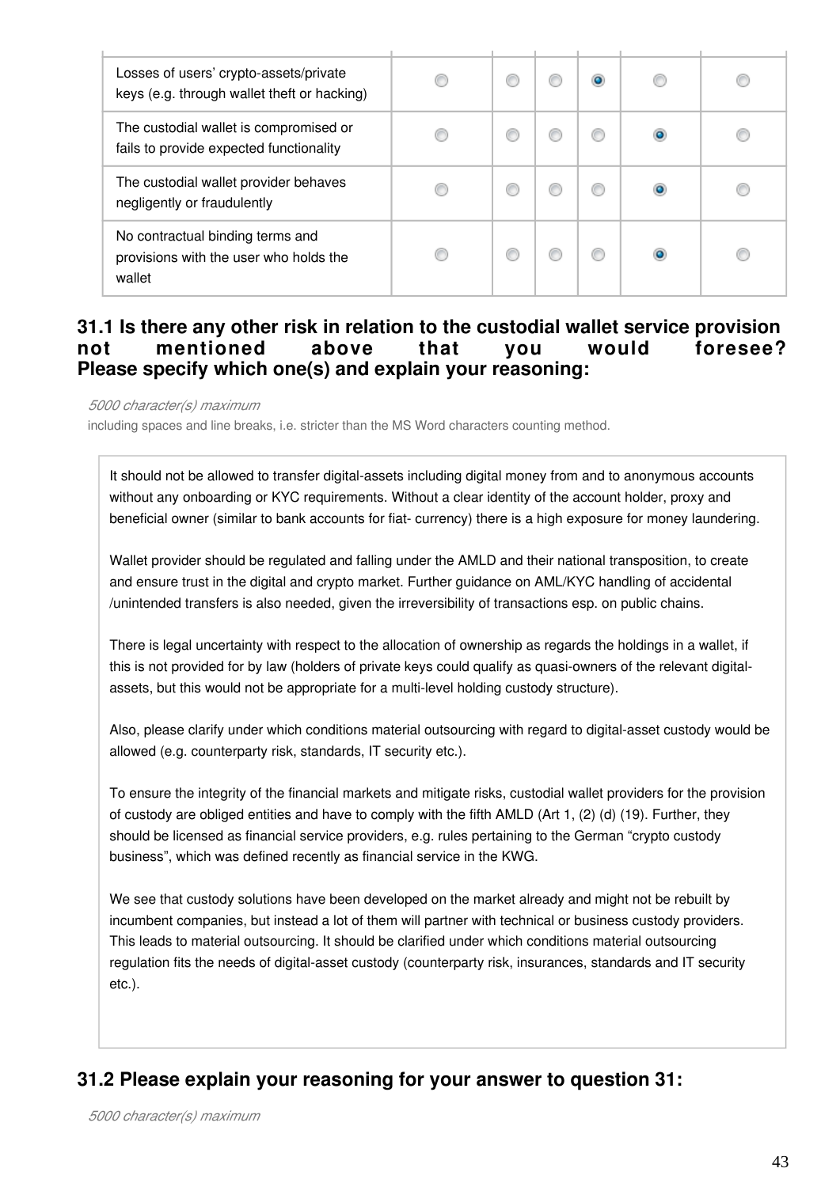| | | | | | | |
|---|---|---|---|---|---|---|
| Losses of users' crypto-assets/private keys (e.g. through wallet theft or hacking) | ◯ | ◯ | ◯ | ◉ | ◯ | ◯ |
| The custodial wallet is compromised or fails to provide expected functionality | ◯ | ◯ | ◯ | ◯ | ◉ | ◯ |
| The custodial wallet provider behaves negligently or fraudulently | ◯ | ◯ | ◯ | ◯ | ◉ | ◯ |
| No contractual binding terms and provisions with the user who holds the wallet | ◯ | ◯ | ◯ | ◯ | ◉ | ◯ |

### 31.1 Is there any other risk in relation to the custodial wallet service provision not mentioned above that you would foresee? Please specify which one(s) and explain your reasoning:

*5000 character(s) maximum*

including spaces and line breaks, i.e. stricter than the MS Word characters counting method.

It should not be allowed to transfer digital-assets including digital money from and to anonymous accounts without any onboarding or KYC requirements. Without a clear identity of the account holder, proxy and beneficial owner (similar to bank accounts for fiat- currency) there is a high exposure for money laundering.

Wallet provider should be regulated and falling under the AMLD and their national transposition, to create and ensure trust in the digital and crypto market. Further guidance on AML/KYC handling of accidental /unintended transfers is also needed, given the irreversibility of transactions esp. on public chains.

There is legal uncertainty with respect to the allocation of ownership as regards the holdings in a wallet, if this is not provided for by law (holders of private keys could qualify as quasi-owners of the relevant digital-assets, but this would not be appropriate for a multi-level holding custody structure).

Also, please clarify under which conditions material outsourcing with regard to digital-asset custody would be allowed (e.g. counterparty risk, standards, IT security etc.).

To ensure the integrity of the financial markets and mitigate risks, custodial wallet providers for the provision of custody are obliged entities and have to comply with the fifth AMLD (Art 1, (2) (d) (19). Further, they should be licensed as financial service providers, e.g. rules pertaining to the German "crypto custody business", which was defined recently as financial service in the KWG.

We see that custody solutions have been developed on the market already and might not be rebuilt by incumbent companies, but instead a lot of them will partner with technical or business custody providers. This leads to material outsourcing. It should be clarified under which conditions material outsourcing regulation fits the needs of digital-asset custody (counterparty risk, insurances, standards and IT security etc.).

### 31.2 Please explain your reasoning for your answer to question 31:

*5000 character(s) maximum*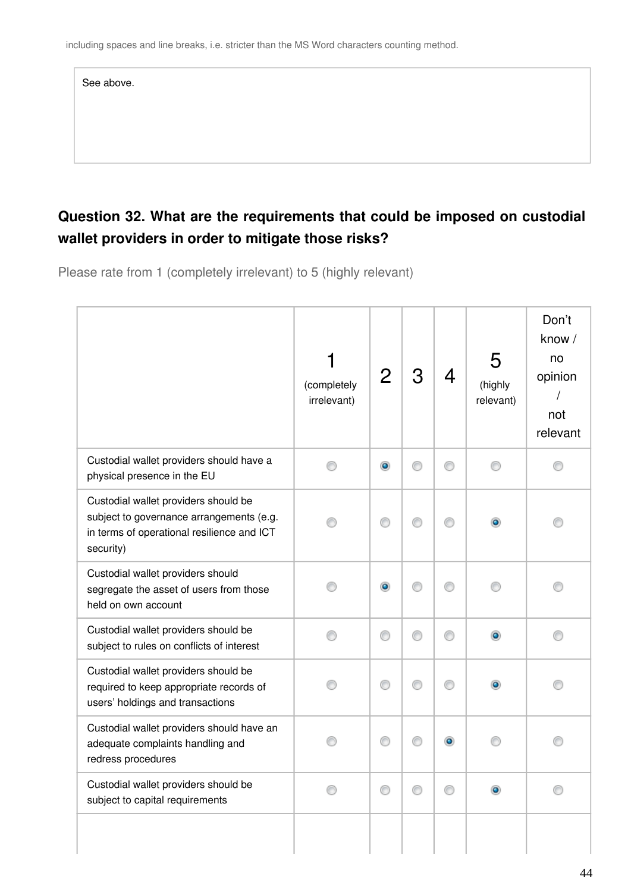including spaces and line breaks, i.e. stricter than the MS Word characters counting method.

See above.

### Question 32. What are the requirements that could be imposed on custodial wallet providers in order to mitigate those risks?

Please rate from 1 (completely irrelevant) to 5 (highly relevant)

| | 1 (completely irrelevant) | 2 | 3 | 4 | 5 (highly relevant) | Don't know / no opinion / not relevant |
|---|---|---|---|---|---|---|
| Custodial wallet providers should have a physical presence in the EU | | X | | | | |
| Custodial wallet providers should be subject to governance arrangements (e.g. in terms of operational resilience and ICT security) | | | | | X | |
| Custodial wallet providers should segregate the asset of users from those held on own account | | X | | | | |
| Custodial wallet providers should be subject to rules on conflicts of interest | | | | | X | |
| Custodial wallet providers should be required to keep appropriate records of users' holdings and transactions | | | | | X | |
| Custodial wallet providers should have an adequate complaints handling and redress procedures | | | | X | | |
| Custodial wallet providers should be subject to capital requirements | | | | | X | |
| | | | | | | |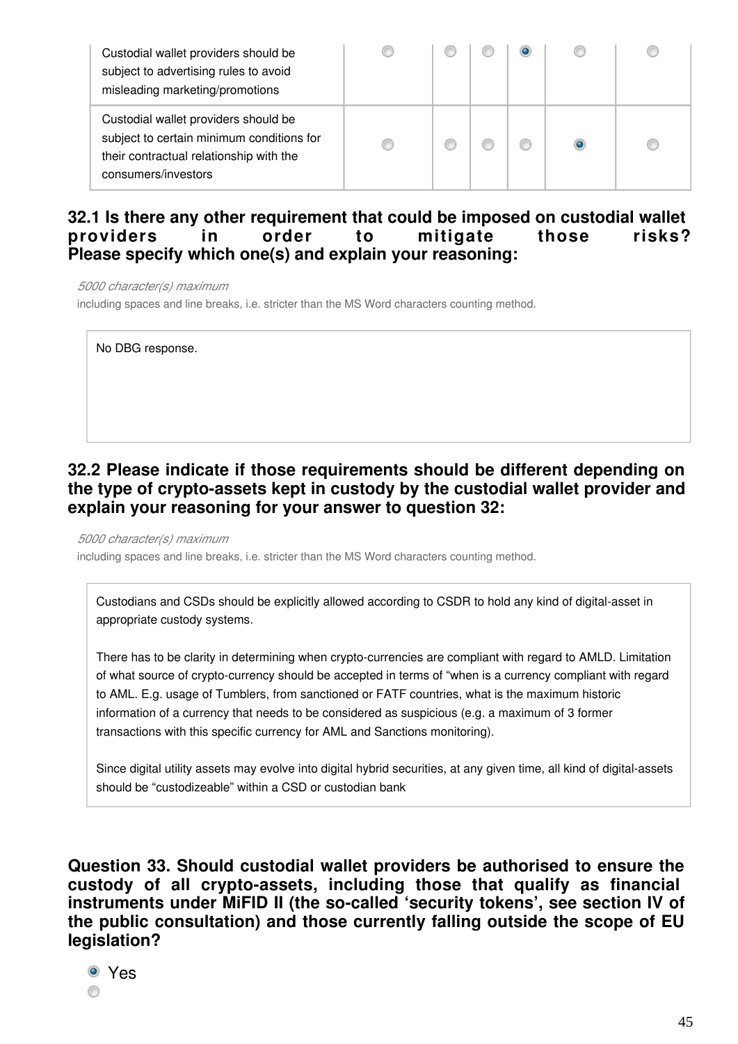| | | | | | | |
|---|---|---|---|---|---|---|
| Custodial wallet providers should be subject to advertising rules to avoid misleading marketing/promotions | ◯ | ◯ | ◯ | ◉ | ◯ | ◯ |
| Custodial wallet providers should be subject to certain minimum conditions for their contractual relationship with the consumers/investors | ◯ | ◯ | ◯ | ◯ | ◉ | ◯ |

### 32.1 Is there any other requirement that could be imposed on custodial wallet providers in order to mitigate those risks? Please specify which one(s) and explain your reasoning:

*5000 character(s) maximum*

including spaces and line breaks, i.e. stricter than the MS Word characters counting method.

> No DBG response.

### 32.2 Please indicate if those requirements should be different depending on the type of crypto-assets kept in custody by the custodial wallet provider and explain your reasoning for your answer to question 32:

*5000 character(s) maximum*

including spaces and line breaks, i.e. stricter than the MS Word characters counting method.

> Custodians and CSDs should be explicitly allowed according to CSDR to hold any kind of digital-asset in appropriate custody systems.
>
> There has to be clarity in determining when crypto-currencies are compliant with regard to AMLD. Limitation of what source of crypto-currency should be accepted in terms of "when is a currency compliant with regard to AML. E.g. usage of Tumblers, from sanctioned or FATF countries, what is the maximum historic information of a currency that needs to be considered as suspicious (e.g. a maximum of 3 former transactions with this specific currency for AML and Sanctions monitoring).
>
> Since digital utility assets may evolve into digital hybrid securities, at any given time, all kind of digital-assets should be "custodizeable" within a CSD or custodian bank

### Question 33. Should custodial wallet providers be authorised to ensure the custody of all crypto-assets, including those that qualify as financial instruments under MiFID II (the so-called 'security tokens', see section IV of the public consultation) and those currently falling outside the scope of EU legislation?

- ◉ Yes
- ◯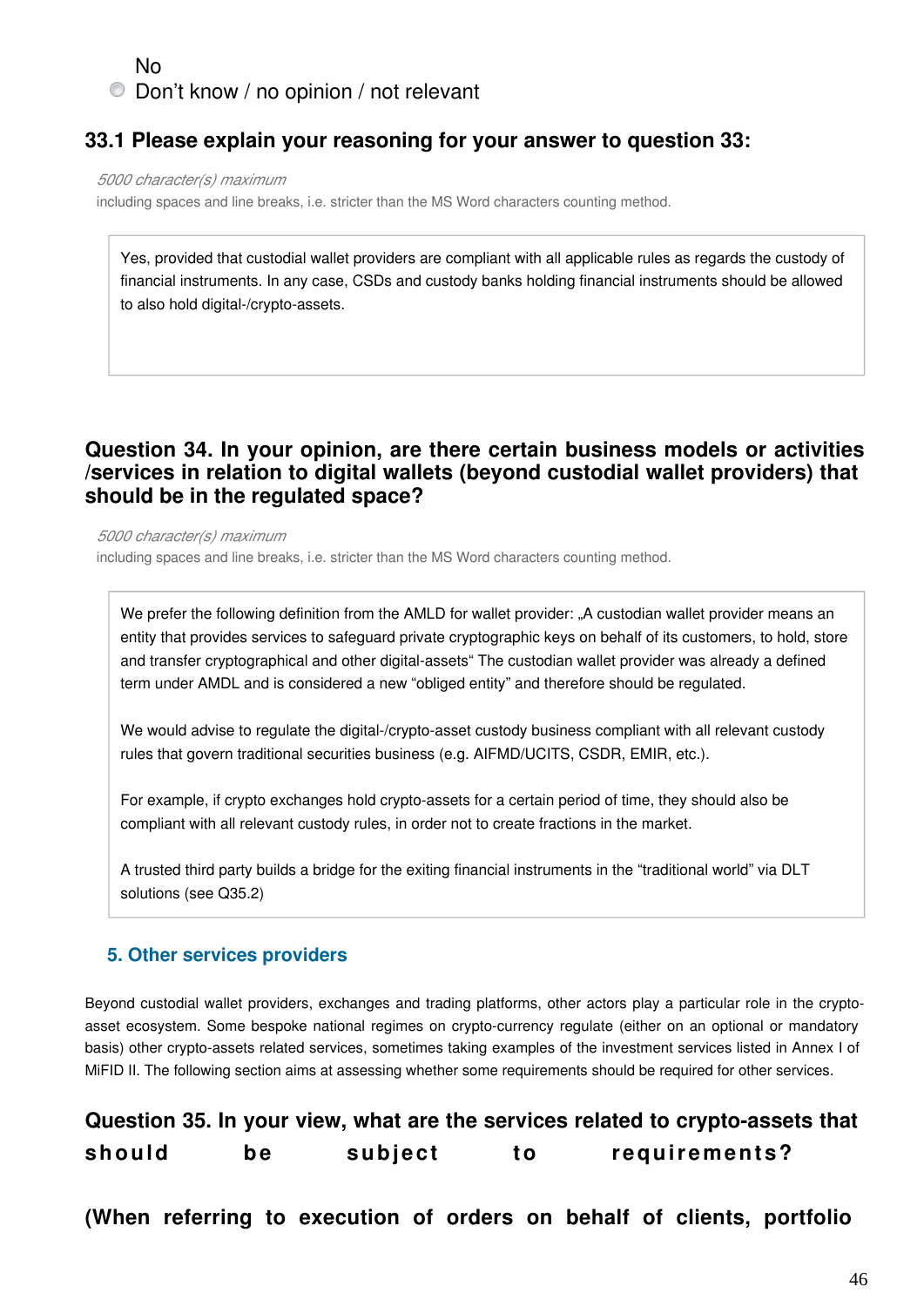No

Don't know / no opinion / not relevant

### 33.1 Please explain your reasoning for your answer to question 33:

*5000 character(s) maximum*

including spaces and line breaks, i.e. stricter than the MS Word characters counting method.

Yes, provided that custodial wallet providers are compliant with all applicable rules as regards the custody of financial instruments. In any case, CSDs and custody banks holding financial instruments should be allowed to also hold digital-/crypto-assets.

### Question 34. In your opinion, are there certain business models or activities /services in relation to digital wallets (beyond custodial wallet providers) that should be in the regulated space?

*5000 character(s) maximum*

including spaces and line breaks, i.e. stricter than the MS Word characters counting method.

We prefer the following definition from the AMLD for wallet provider: „A custodian wallet provider means an entity that provides services to safeguard private cryptographic keys on behalf of its customers, to hold, store and transfer cryptographical and other digital-assets" The custodian wallet provider was already a defined term under AMDL and is considered a new "obliged entity" and therefore should be regulated.

We would advise to regulate the digital-/crypto-asset custody business compliant with all relevant custody rules that govern traditional securities business (e.g. AIFMD/UCITS, CSDR, EMIR, etc.).

For example, if crypto exchanges hold crypto-assets for a certain period of time, they should also be compliant with all relevant custody rules, in order not to create fractions in the market.

A trusted third party builds a bridge for the exiting financial instruments in the "traditional world" via DLT solutions (see Q35.2)

## 5. Other services providers

Beyond custodial wallet providers, exchanges and trading platforms, other actors play a particular role in the crypto-asset ecosystem. Some bespoke national regimes on crypto-currency regulate (either on an optional or mandatory basis) other crypto-assets related services, sometimes taking examples of the investment services listed in Annex I of MiFID II. The following section aims at assessing whether some requirements should be required for other services.

### Question 35. In your view, what are the services related to crypto-assets that should be subject to requirements?

**(When referring to execution of orders on behalf of clients, portfolio**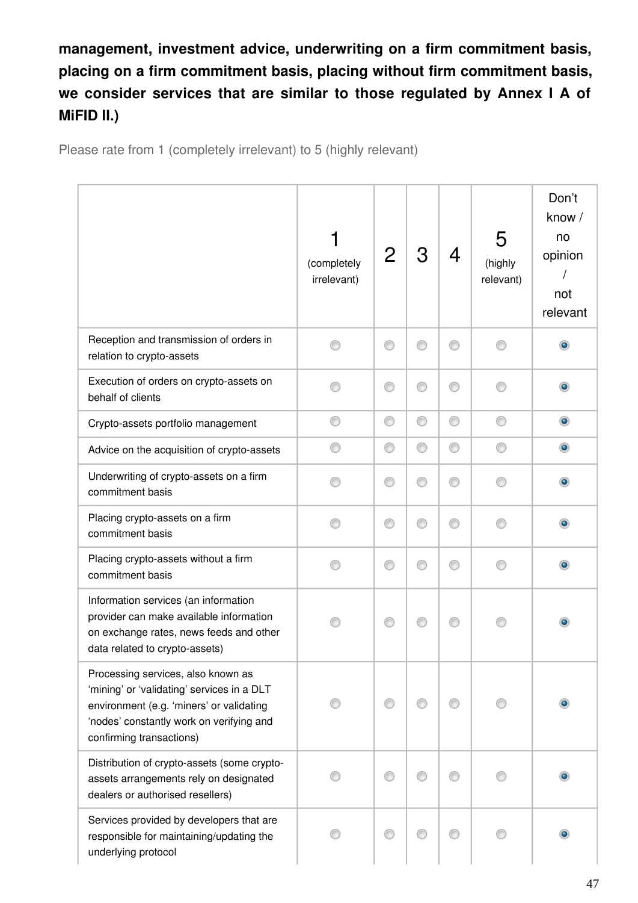**management, investment advice, underwriting on a firm commitment basis, placing on a firm commitment basis, placing without firm commitment basis, we consider services that are similar to those regulated by Annex I A of MiFID II.)**

Please rate from 1 (completely irrelevant) to 5 (highly relevant)

| | 1 (completely irrelevant) | 2 | 3 | 4 | 5 (highly relevant) | Don't know / no opinion / not relevant |
|---|---|---|---|---|---|---|
| Reception and transmission of orders in relation to crypto-assets | ○ | ○ | ○ | ○ | ○ | ◉ |
| Execution of orders on crypto-assets on behalf of clients | ○ | ○ | ○ | ○ | ○ | ◉ |
| Crypto-assets portfolio management | ○ | ○ | ○ | ○ | ○ | ◉ |
| Advice on the acquisition of crypto-assets | ○ | ○ | ○ | ○ | ○ | ◉ |
| Underwriting of crypto-assets on a firm commitment basis | ○ | ○ | ○ | ○ | ○ | ◉ |
| Placing crypto-assets on a firm commitment basis | ○ | ○ | ○ | ○ | ○ | ◉ |
| Placing crypto-assets without a firm commitment basis | ○ | ○ | ○ | ○ | ○ | ◉ |
| Information services (an information provider can make available information on exchange rates, news feeds and other data related to crypto-assets) | ○ | ○ | ○ | ○ | ○ | ◉ |
| Processing services, also known as 'mining' or 'validating' services in a DLT environment (e.g. 'miners' or validating 'nodes' constantly work on verifying and confirming transactions) | ○ | ○ | ○ | ○ | ○ | ◉ |
| Distribution of crypto-assets (some crypto-assets arrangements rely on designated dealers or authorised resellers) | ○ | ○ | ○ | ○ | ○ | ◉ |
| Services provided by developers that are responsible for maintaining/updating the underlying protocol | ○ | ○ | ○ | ○ | ○ | ◉ |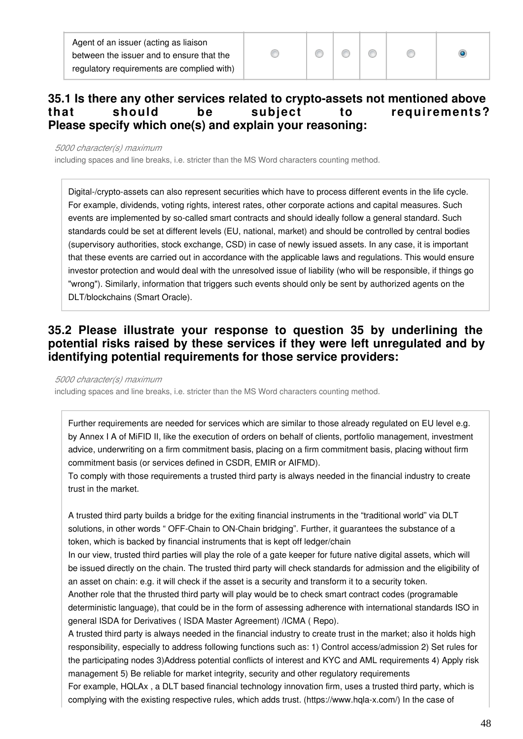| Agent of an issuer (acting as liaison between the issuer and to ensure that the regulatory requirements are complied with) | ○ | ○ | ○ | ○ | ○ | ● |
|---|---|---|---|---|---|---|

### 35.1 Is there any other services related to crypto-assets not mentioned above that should be subject to requirements? Please specify which one(s) and explain your reasoning:

*5000 character(s) maximum*
including spaces and line breaks, i.e. stricter than the MS Word characters counting method.

Digital-/crypto-assets can also represent securities which have to process different events in the life cycle. For example, dividends, voting rights, interest rates, other corporate actions and capital measures. Such events are implemented by so-called smart contracts and should ideally follow a general standard. Such standards could be set at different levels (EU, national, market) and should be controlled by central bodies (supervisory authorities, stock exchange, CSD) in case of newly issued assets. In any case, it is important that these events are carried out in accordance with the applicable laws and regulations. This would ensure investor protection and would deal with the unresolved issue of liability (who will be responsible, if things go "wrong"). Similarly, information that triggers such events should only be sent by authorized agents on the DLT/blockchains (Smart Oracle).

### 35.2 Please illustrate your response to question 35 by underlining the potential risks raised by these services if they were left unregulated and by identifying potential requirements for those service providers:

*5000 character(s) maximum*
including spaces and line breaks, i.e. stricter than the MS Word characters counting method.

Further requirements are needed for services which are similar to those already regulated on EU level e.g. by Annex I A of MiFID II, like the execution of orders on behalf of clients, portfolio management, investment advice, underwriting on a firm commitment basis, placing on a firm commitment basis, placing without firm commitment basis (or services defined in CSDR, EMIR or AIFMD).
To comply with those requirements a trusted third party is always needed in the financial industry to create trust in the market.

A trusted third party builds a bridge for the exiting financial instruments in the "traditional world" via DLT solutions, in other words " OFF-Chain to ON-Chain bridging". Further, it guarantees the substance of a token, which is backed by financial instruments that is kept off ledger/chain
In our view, trusted third parties will play the role of a gate keeper for future native digital assets, which will be issued directly on the chain. The trusted third party will check standards for admission and the eligibility of an asset on chain: e.g. it will check if the asset is a security and transform it to a security token.
Another role that the thrusted third party will play would be to check smart contract codes (programable deterministic language), that could be in the form of assessing adherence with international standards ISO in general ISDA for Derivatives ( ISDA Master Agreement) /ICMA ( Repo).
A trusted third party is always needed in the financial industry to create trust in the market; also it holds high responsibility, especially to address following functions such as: 1) Control access/admission 2) Set rules for the participating nodes 3)Address potential conflicts of interest and KYC and AML requirements 4) Apply risk management 5) Be reliable for market integrity, security and other regulatory requirements
For example, HQLAx , a DLT based financial technology innovation firm, uses a trusted third party, which is complying with the existing respective rules, which adds trust. (https://www.hqla-x.com/) In the case of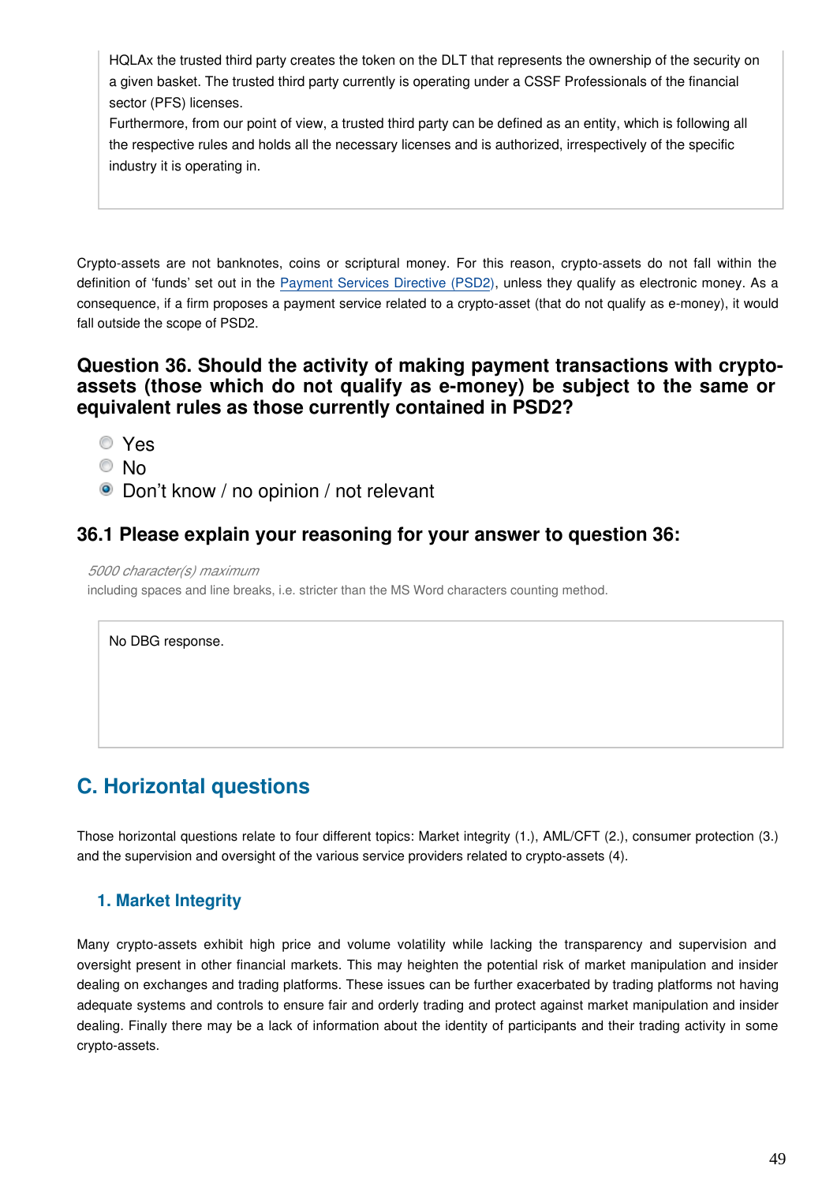HQLAx the trusted third party creates the token on the DLT that represents the ownership of the security on a given basket. The trusted third party currently is operating under a CSSF Professionals of the financial sector (PFS) licenses.
Furthermore, from our point of view, a trusted third party can be defined as an entity, which is following all the respective rules and holds all the necessary licenses and is authorized, irrespectively of the specific industry it is operating in.

Crypto-assets are not banknotes, coins or scriptural money. For this reason, crypto-assets do not fall within the definition of 'funds' set out in the Payment Services Directive (PSD2), unless they qualify as electronic money. As a consequence, if a firm proposes a payment service related to a crypto-asset (that do not qualify as e-money), it would fall outside the scope of PSD2.

### Question 36. Should the activity of making payment transactions with crypto-assets (those which do not qualify as e-money) be subject to the same or equivalent rules as those currently contained in PSD2?

- ○ Yes
- ○ No
- ◉ Don't know / no opinion / not relevant

### 36.1 Please explain your reasoning for your answer to question 36:

*5000 character(s) maximum*
including spaces and line breaks, i.e. stricter than the MS Word characters counting method.

No DBG response.

## C. Horizontal questions

Those horizontal questions relate to four different topics: Market integrity (1.), AML/CFT (2.), consumer protection (3.) and the supervision and oversight of the various service providers related to crypto-assets (4).

### 1. Market Integrity

Many crypto-assets exhibit high price and volume volatility while lacking the transparency and supervision and oversight present in other financial markets. This may heighten the potential risk of market manipulation and insider dealing on exchanges and trading platforms. These issues can be further exacerbated by trading platforms not having adequate systems and controls to ensure fair and orderly trading and protect against market manipulation and insider dealing. Finally there may be a lack of information about the identity of participants and their trading activity in some crypto-assets.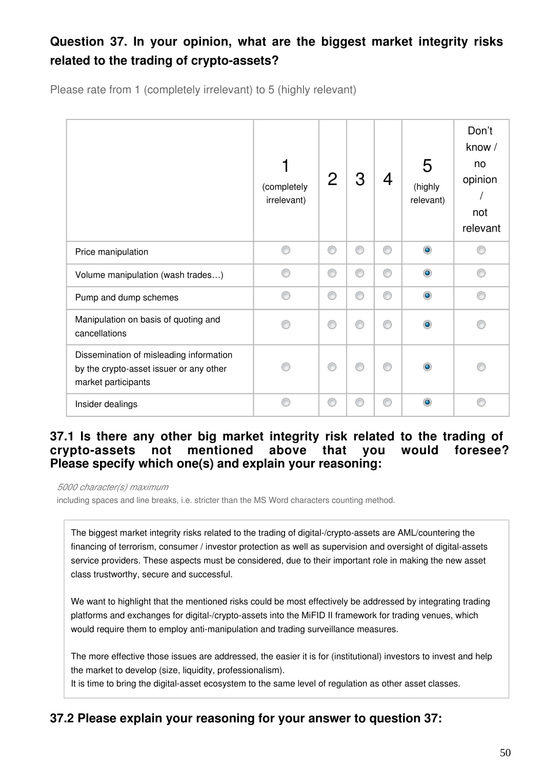**Question 37. In your opinion, what are the biggest market integrity risks related to the trading of crypto-assets?**

Please rate from 1 (completely irrelevant) to 5 (highly relevant)

| | 1 (completely irrelevant) | 2 | 3 | 4 | 5 (highly relevant) | Don't know / no opinion / not relevant |
|---|---|---|---|---|---|---|
| Price manipulation | | | | | X | |
| Volume manipulation (wash trades…) | | | | | X | |
| Pump and dump schemes | | | | | X | |
| Manipulation on basis of quoting and cancellations | | | | | X | |
| Dissemination of misleading information by the crypto-asset issuer or any other market participants | | | | | X | |
| Insider dealings | | | | | X | |

**37.1 Is there any other big market integrity risk related to the trading of crypto-assets not mentioned above that you would foresee? Please specify which one(s) and explain your reasoning:**

*5000 character(s) maximum*
including spaces and line breaks, i.e. stricter than the MS Word characters counting method.

The biggest market integrity risks related to the trading of digital-/crypto-assets are AML/countering the financing of terrorism, consumer / investor protection as well as supervision and oversight of digital-assets service providers. These aspects must be considered, due to their important role in making the new asset class trustworthy, secure and successful.

We want to highlight that the mentioned risks could be most effectively be addressed by integrating trading platforms and exchanges for digital-/crypto-assets into the MiFID II framework for trading venues, which would require them to employ anti-manipulation and trading surveillance measures.

The more effective those issues are addressed, the easier it is for (institutional) investors to invest and help the market to develop (size, liquidity, professionalism).
It is time to bring the digital-asset ecosystem to the same level of regulation as other asset classes.

**37.2 Please explain your reasoning for your answer to question 37:**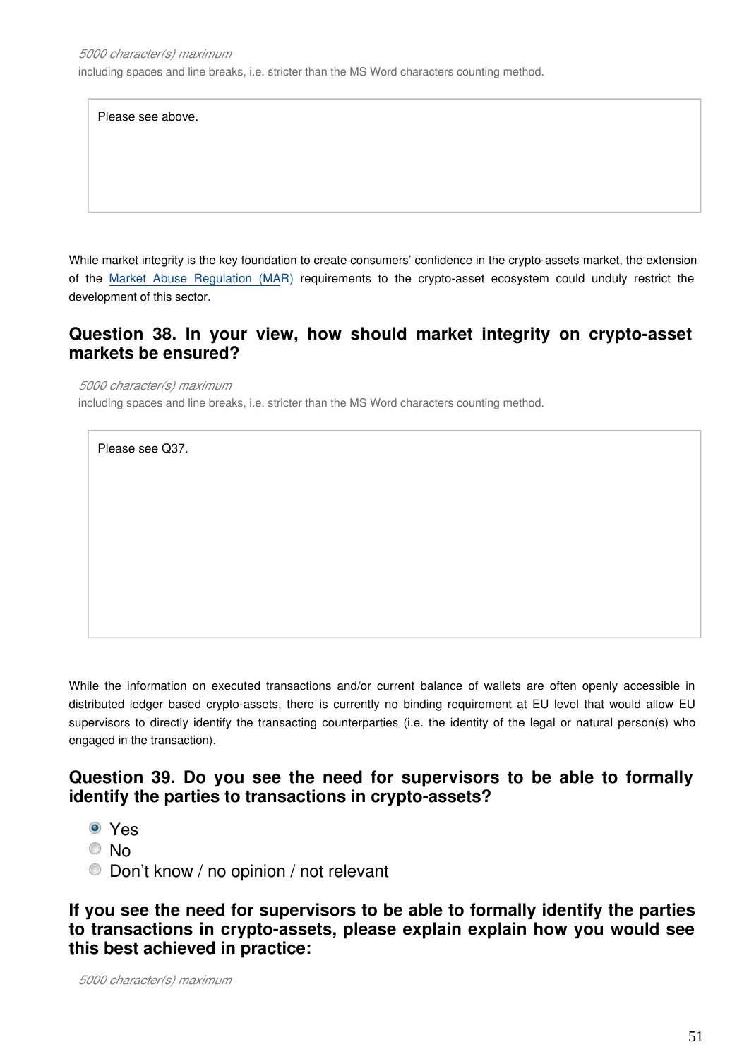*5000 character(s) maximum*
including spaces and line breaks, i.e. stricter than the MS Word characters counting method.

> Please see above.

While market integrity is the key foundation to create consumers' confidence in the crypto-assets market, the extension of the Market Abuse Regulation (MAR) requirements to the crypto-asset ecosystem could unduly restrict the development of this sector.

### Question 38. In your view, how should market integrity on crypto-asset markets be ensured?

*5000 character(s) maximum*
including spaces and line breaks, i.e. stricter than the MS Word characters counting method.

> Please see Q37.

While the information on executed transactions and/or current balance of wallets are often openly accessible in distributed ledger based crypto-assets, there is currently no binding requirement at EU level that would allow EU supervisors to directly identify the transacting counterparties (i.e. the identity of the legal or natural person(s) who engaged in the transaction).

### Question 39. Do you see the need for supervisors to be able to formally identify the parties to transactions in crypto-assets?

- (x) Yes
- ( ) No
- ( ) Don't know / no opinion / not relevant

### If you see the need for supervisors to be able to formally identify the parties to transactions in crypto-assets, please explain explain how you would see this best achieved in practice:

*5000 character(s) maximum*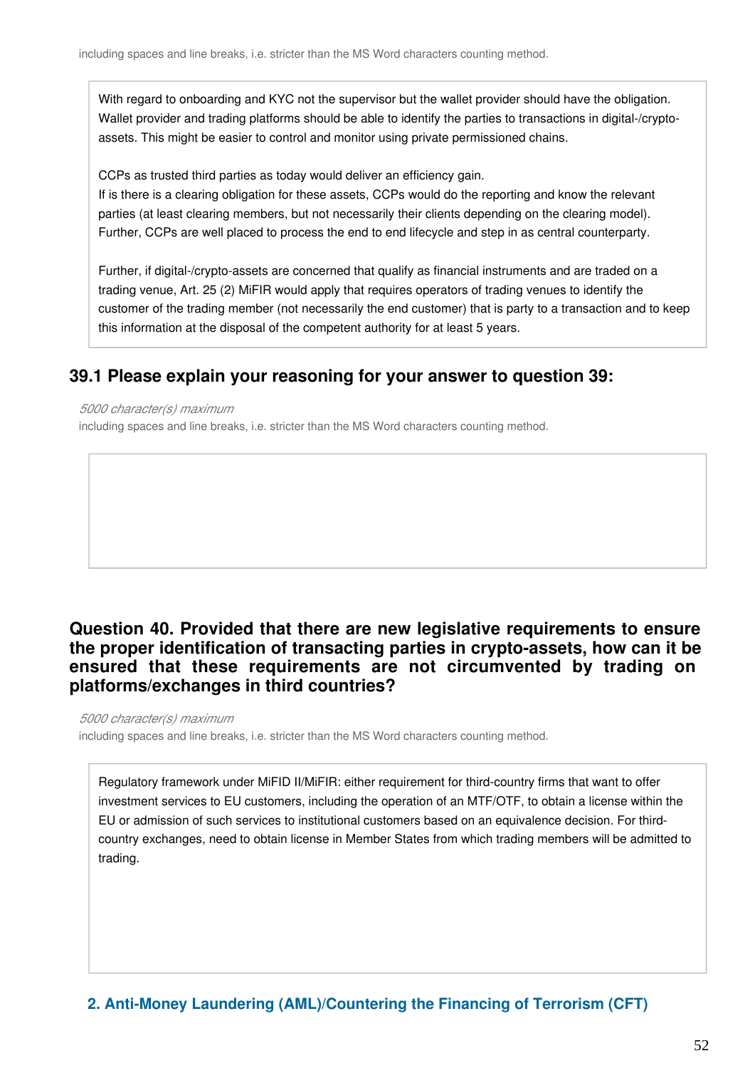including spaces and line breaks, i.e. stricter than the MS Word characters counting method.

With regard to onboarding and KYC not the supervisor but the wallet provider should have the obligation. Wallet provider and trading platforms should be able to identify the parties to transactions in digital-/crypto-assets. This might be easier to control and monitor using private permissioned chains.

CCPs as trusted third parties as today would deliver an efficiency gain.
If is there is a clearing obligation for these assets, CCPs would do the reporting and know the relevant parties (at least clearing members, but not necessarily their clients depending on the clearing model). Further, CCPs are well placed to process the end to end lifecycle and step in as central counterparty.

Further, if digital-/crypto-assets are concerned that qualify as financial instruments and are traded on a trading venue, Art. 25 (2) MiFIR would apply that requires operators of trading venues to identify the customer of the trading member (not necessarily the end customer) that is party to a transaction and to keep this information at the disposal of the competent authority for at least 5 years.

### 39.1 Please explain your reasoning for your answer to question 39:

*5000 character(s) maximum*
including spaces and line breaks, i.e. stricter than the MS Word characters counting method.

### Question 40. Provided that there are new legislative requirements to ensure the proper identification of transacting parties in crypto-assets, how can it be ensured that these requirements are not circumvented by trading on platforms/exchanges in third countries?

*5000 character(s) maximum*
including spaces and line breaks, i.e. stricter than the MS Word characters counting method.

Regulatory framework under MiFID II/MiFIR: either requirement for third-country firms that want to offer investment services to EU customers, including the operation of an MTF/OTF, to obtain a license within the EU or admission of such services to institutional customers based on an equivalence decision. For third-country exchanges, need to obtain license in Member States from which trading members will be admitted to trading.

## 2. Anti-Money Laundering (AML)/Countering the Financing of Terrorism (CFT)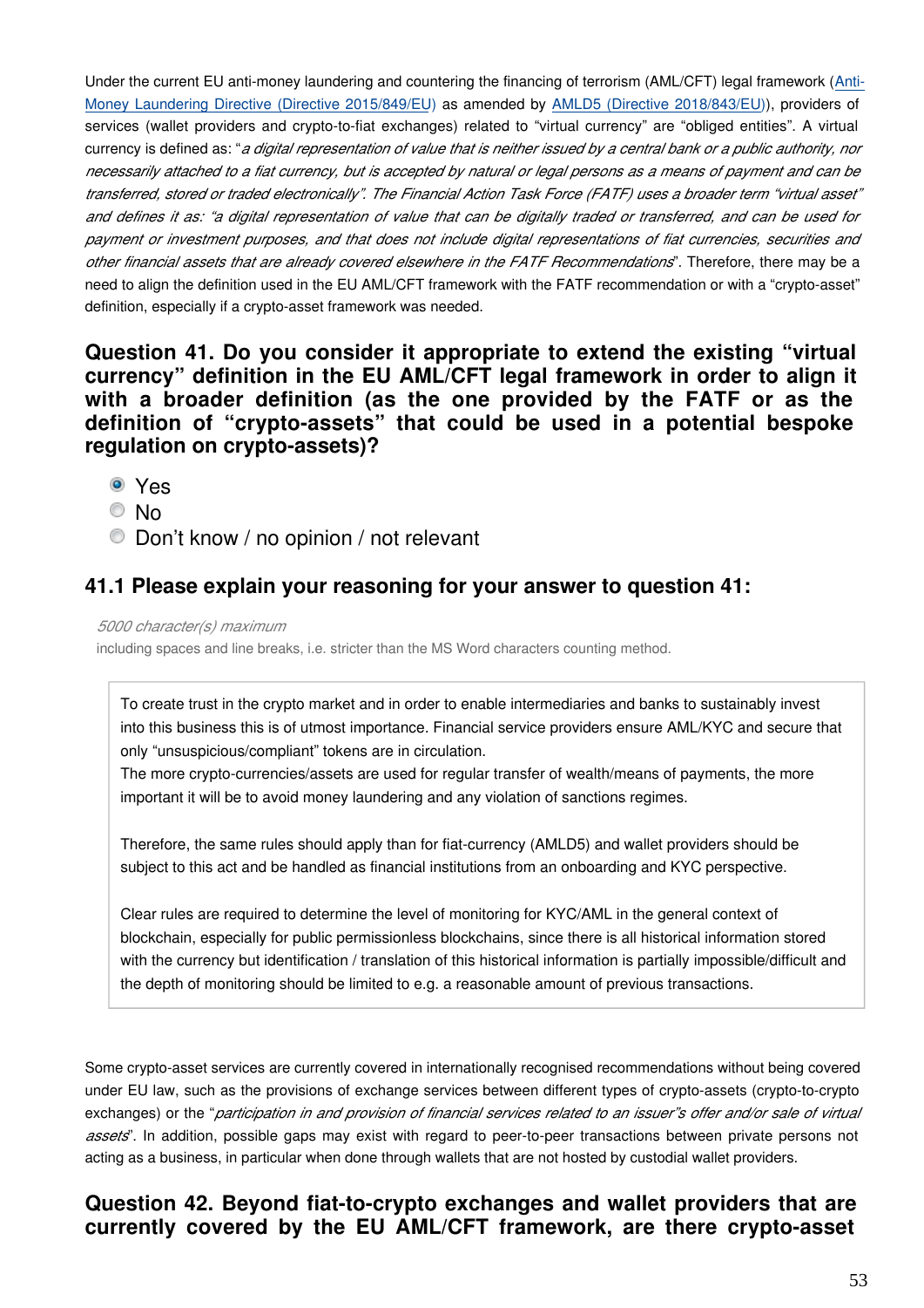Under the current EU anti-money laundering and countering the financing of terrorism (AML/CFT) legal framework (Anti-Money Laundering Directive (Directive 2015/849/EU) as amended by AMLD5 (Directive 2018/843/EU)), providers of services (wallet providers and crypto-to-fiat exchanges) related to "virtual currency" are "obliged entities". A virtual currency is defined as: "*a digital representation of value that is neither issued by a central bank or a public authority, nor necessarily attached to a fiat currency, but is accepted by natural or legal persons as a means of payment and can be transferred, stored or traded electronically". The Financial Action Task Force (FATF) uses a broader term "virtual asset" and defines it as: "a digital representation of value that can be digitally traded or transferred, and can be used for payment or investment purposes, and that does not include digital representations of fiat currencies, securities and other financial assets that are already covered elsewhere in the FATF Recommendations*". Therefore, there may be a need to align the definition used in the EU AML/CFT framework with the FATF recommendation or with a "crypto-asset" definition, especially if a crypto-asset framework was needed.

## Question 41. Do you consider it appropriate to extend the existing "virtual currency" definition in the EU AML/CFT legal framework in order to align it with a broader definition (as the one provided by the FATF or as the definition of "crypto-assets" that could be used in a potential bespoke regulation on crypto-assets)?

- [x] Yes
- [ ] No
- [ ] Don't know / no opinion / not relevant

### 41.1 Please explain your reasoning for your answer to question 41:

*5000 character(s) maximum*
including spaces and line breaks, i.e. stricter than the MS Word characters counting method.

> To create trust in the crypto market and in order to enable intermediaries and banks to sustainably invest into this business this is of utmost importance. Financial service providers ensure AML/KYC and secure that only "unsuspicious/compliant" tokens are in circulation.
> The more crypto-currencies/assets are used for regular transfer of wealth/means of payments, the more important it will be to avoid money laundering and any violation of sanctions regimes.
>
> Therefore, the same rules should apply than for fiat-currency (AMLD5) and wallet providers should be subject to this act and be handled as financial institutions from an onboarding and KYC perspective.
>
> Clear rules are required to determine the level of monitoring for KYC/AML in the general context of blockchain, especially for public permissionless blockchains, since there is all historical information stored with the currency but identification / translation of this historical information is partially impossible/difficult and the depth of monitoring should be limited to e.g. a reasonable amount of previous transactions.

Some crypto-asset services are currently covered in internationally recognised recommendations without being covered under EU law, such as the provisions of exchange services between different types of crypto-assets (crypto-to-crypto exchanges) or the "*participation in and provision of financial services related to an issuer's offer and/or sale of virtual assets*". In addition, possible gaps may exist with regard to peer-to-peer transactions between private persons not acting as a business, in particular when done through wallets that are not hosted by custodial wallet providers.

## Question 42. Beyond fiat-to-crypto exchanges and wallet providers that are currently covered by the EU AML/CFT framework, are there crypto-asset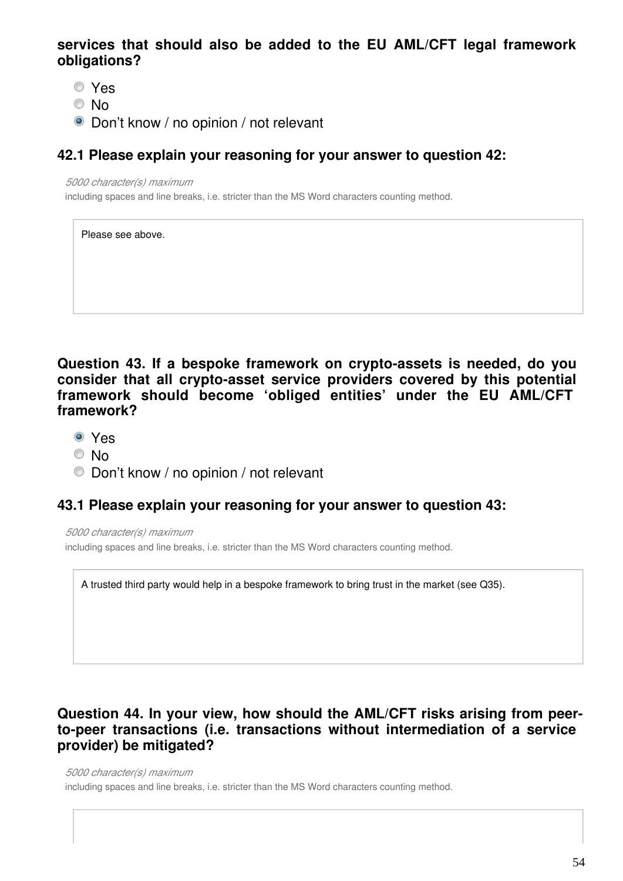**services that should also be added to the EU AML/CFT legal framework obligations?**

- ○ Yes
- ○ No
- ● Don't know / no opinion / not relevant

### 42.1 Please explain your reasoning for your answer to question 42:

*5000 character(s) maximum*
including spaces and line breaks, i.e. stricter than the MS Word characters counting method.

Please see above.

### Question 43. If a bespoke framework on crypto-assets is needed, do you consider that all crypto-asset service providers covered by this potential framework should become 'obliged entities' under the EU AML/CFT framework?

- ● Yes
- ○ No
- ○ Don't know / no opinion / not relevant

### 43.1 Please explain your reasoning for your answer to question 43:

*5000 character(s) maximum*
including spaces and line breaks, i.e. stricter than the MS Word characters counting method.

A trusted third party would help in a bespoke framework to bring trust in the market (see Q35).

### Question 44. In your view, how should the AML/CFT risks arising from peer-to-peer transactions (i.e. transactions without intermediation of a service provider) be mitigated?

*5000 character(s) maximum*
including spaces and line breaks, i.e. stricter than the MS Word characters counting method.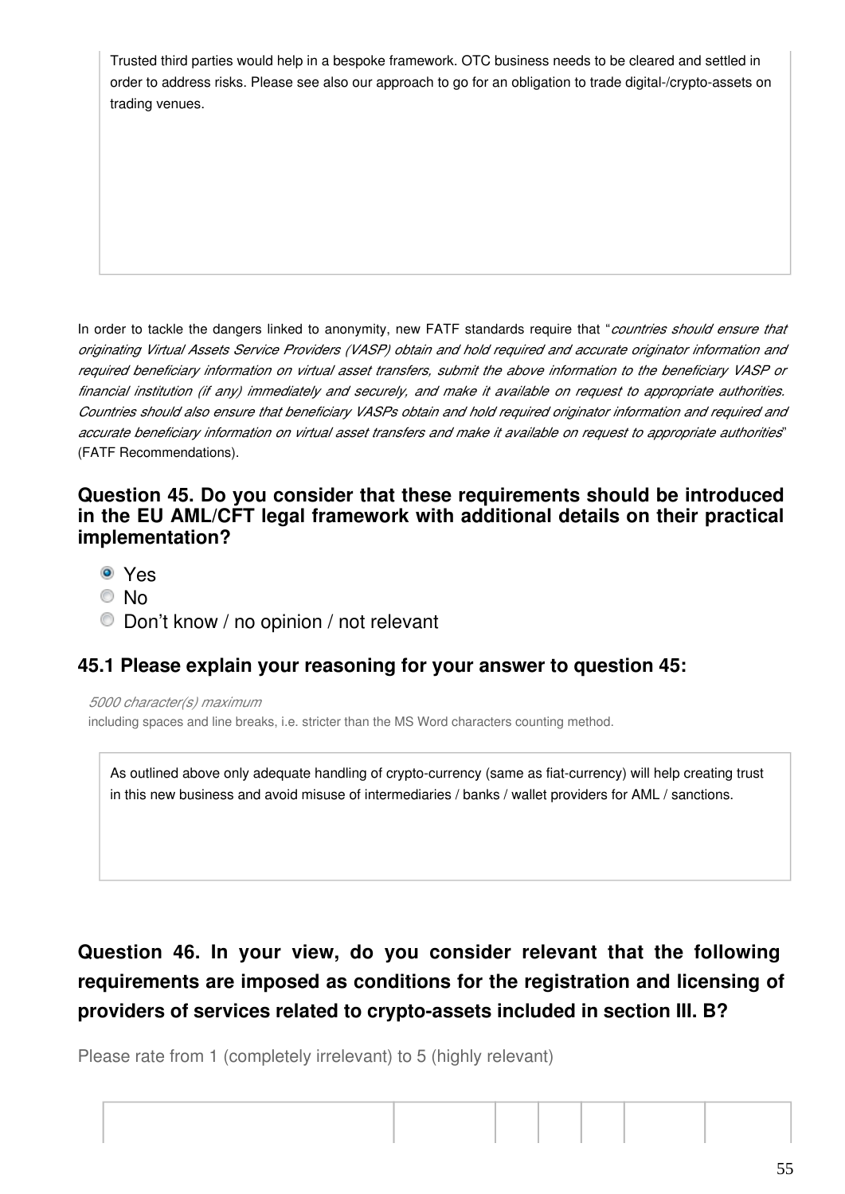Trusted third parties would help in a bespoke framework. OTC business needs to be cleared and settled in order to address risks. Please see also our approach to go for an obligation to trade digital-/crypto-assets on trading venues.

In order to tackle the dangers linked to anonymity, new FATF standards require that "*countries should ensure that originating Virtual Assets Service Providers (VASP) obtain and hold required and accurate originator information and required beneficiary information on virtual asset transfers, submit the above information to the beneficiary VASP or financial institution (if any) immediately and securely, and make it available on request to appropriate authorities. Countries should also ensure that beneficiary VASPs obtain and hold required originator information and required and accurate beneficiary information on virtual asset transfers and make it available on request to appropriate authorities*" (FATF Recommendations).

### Question 45. Do you consider that these requirements should be introduced in the EU AML/CFT legal framework with additional details on their practical implementation?

- (x) Yes
- ( ) No
- ( ) Don't know / no opinion / not relevant

### 45.1 Please explain your reasoning for your answer to question 45:

*5000 character(s) maximum*
including spaces and line breaks, i.e. stricter than the MS Word characters counting method.

As outlined above only adequate handling of crypto-currency (same as fiat-currency) will help creating trust in this new business and avoid misuse of intermediaries / banks / wallet providers for AML / sanctions.

### Question 46. In your view, do you consider relevant that the following requirements are imposed as conditions for the registration and licensing of providers of services related to crypto-assets included in section III. B?

Please rate from 1 (completely irrelevant) to 5 (highly relevant)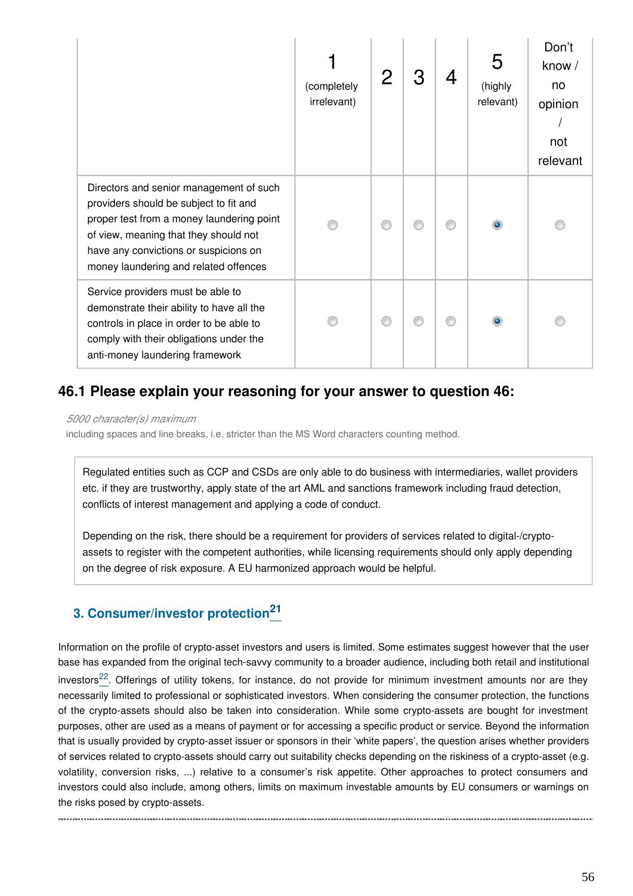| | 1 (completely irrelevant) | 2 | 3 | 4 | 5 (highly relevant) | Don't know / no opinion / not relevant |
|---|---|---|---|---|---|---|
| Directors and senior management of such providers should be subject to fit and proper test from a money laundering point of view, meaning that they should not have any convictions or suspicions on money laundering and related offences | ○ | ○ | ○ | ○ | ● | ○ |
| Service providers must be able to demonstrate their ability to have all the controls in place in order to be able to comply with their obligations under the anti-money laundering framework | ○ | ○ | ○ | ○ | ● | ○ |

### 46.1 Please explain your reasoning for your answer to question 46:

*5000 character(s) maximum*

including spaces and line breaks, i.e. stricter than the MS Word characters counting method.

> Regulated entities such as CCP and CSDs are only able to do business with intermediaries, wallet providers etc. if they are trustworthy, apply state of the art AML and sanctions framework including fraud detection, conflicts of interest management and applying a code of conduct.
>
> Depending on the risk, there should be a requirement for providers of services related to digital-/crypto-assets to register with the competent authorities, while licensing requirements should only apply depending on the degree of risk exposure. A EU harmonized approach would be helpful.

## 3. Consumer/investor protection[21]

Information on the profile of crypto-asset investors and users is limited. Some estimates suggest however that the user base has expanded from the original tech-savvy community to a broader audience, including both retail and institutional investors[22]. Offerings of utility tokens, for instance, do not provide for minimum investment amounts nor are they necessarily limited to professional or sophisticated investors. When considering the consumer protection, the functions of the crypto-assets should also be taken into consideration. While some crypto-assets are bought for investment purposes, other are used as a means of payment or for accessing a specific product or service. Beyond the information that is usually provided by crypto-asset issuer or sponsors in their 'white papers', the question arises whether providers of services related to crypto-assets should carry out suitability checks depending on the riskiness of a crypto-asset (e.g. volatility, conversion risks, ...) relative to a consumer's risk appetite. Other approaches to protect consumers and investors could also include, among others, limits on maximum investable amounts by EU consumers or warnings on the risks posed by crypto-assets.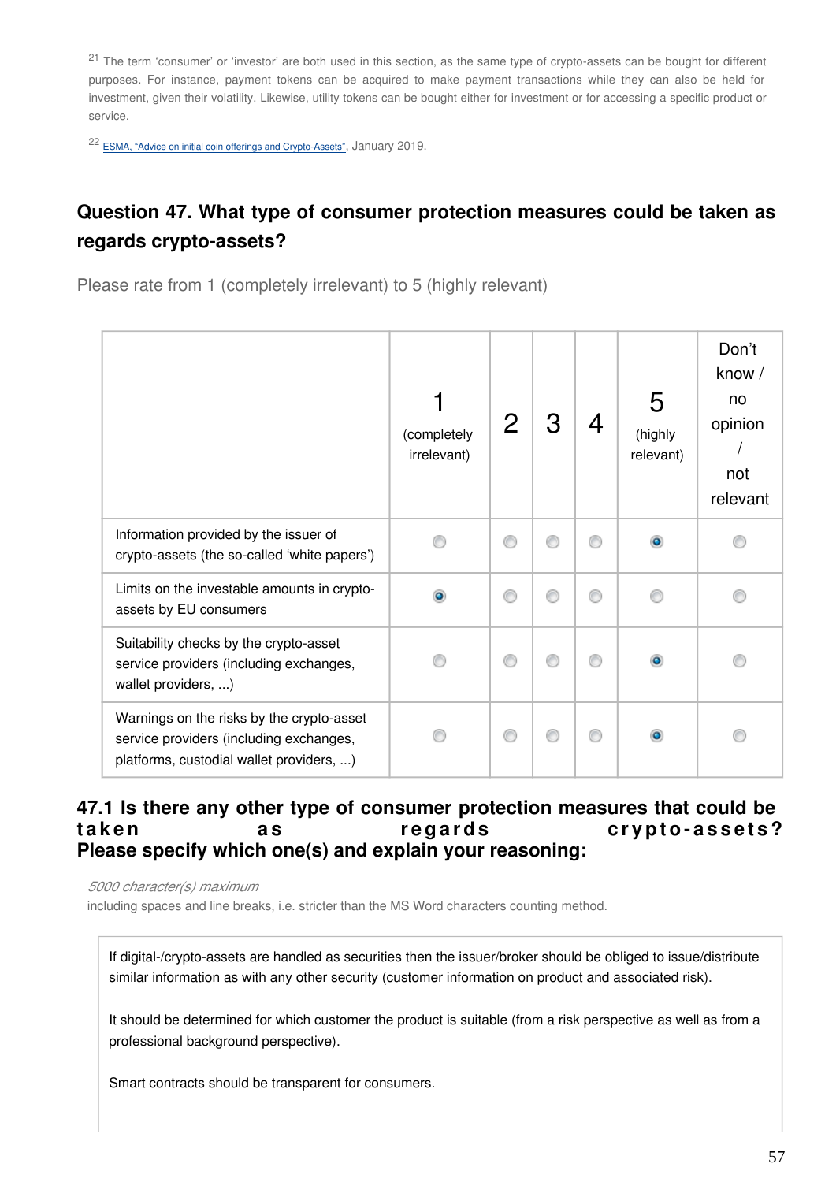[21] The term 'consumer' or 'investor' are both used in this section, as the same type of crypto-assets can be bought for different purposes. For instance, payment tokens can be acquired to make payment transactions while they can also be held for investment, given their volatility. Likewise, utility tokens can be bought either for investment or for accessing a specific product or service.

[22] ESMA, "Advice on initial coin offerings and Crypto-Assets", January 2019.

### Question 47. What type of consumer protection measures could be taken as regards crypto-assets?

Please rate from 1 (completely irrelevant) to 5 (highly relevant)

| | 1 (completely irrelevant) | 2 | 3 | 4 | 5 (highly relevant) | Don't know / no opinion / not relevant |
|---|---|---|---|---|---|---|
| Information provided by the issuer of crypto-assets (the so-called 'white papers') | | | | | X | |
| Limits on the investable amounts in crypto-assets by EU consumers | X | | | | | |
| Suitability checks by the crypto-asset service providers (including exchanges, wallet providers, ...) | | | | | X | |
| Warnings on the risks by the crypto-asset service providers (including exchanges, platforms, custodial wallet providers, ...) | | | | | X | |

### 47.1 Is there any other type of consumer protection measures that could be taken as regards crypto-assets? Please specify which one(s) and explain your reasoning:

*5000 character(s) maximum*
including spaces and line breaks, i.e. stricter than the MS Word characters counting method.

If digital-/crypto-assets are handled as securities then the issuer/broker should be obliged to issue/distribute similar information as with any other security (customer information on product and associated risk).

It should be determined for which customer the product is suitable (from a risk perspective as well as from a professional background perspective).

Smart contracts should be transparent for consumers.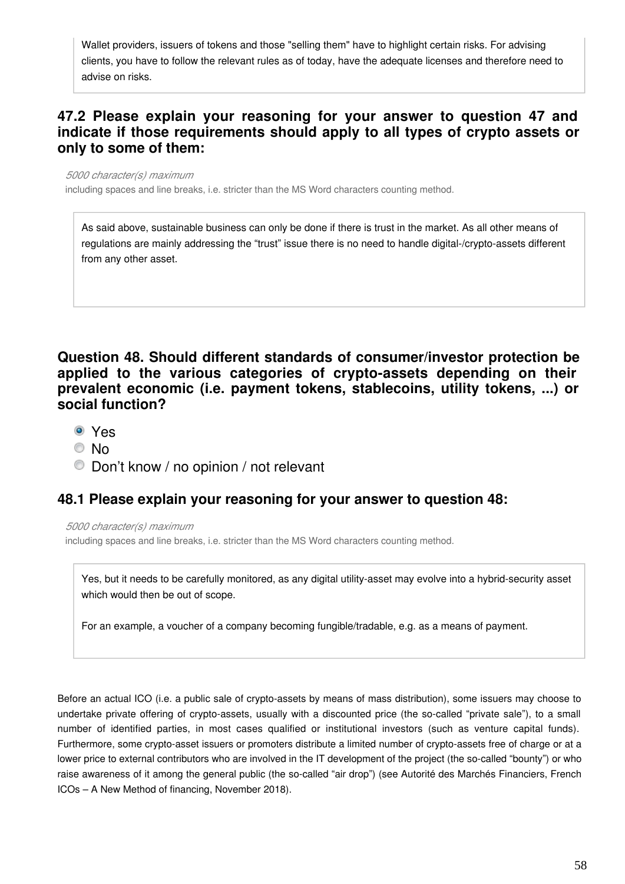Wallet providers, issuers of tokens and those "selling them" have to highlight certain risks. For advising clients, you have to follow the relevant rules as of today, have the adequate licenses and therefore need to advise on risks.

### 47.2 Please explain your reasoning for your answer to question 47 and indicate if those requirements should apply to all types of crypto assets or only to some of them:

*5000 character(s) maximum*
including spaces and line breaks, i.e. stricter than the MS Word characters counting method.

As said above, sustainable business can only be done if there is trust in the market. As all other means of regulations are mainly addressing the “trust” issue there is no need to handle digital-/crypto-assets different from any other asset.

### Question 48. Should different standards of consumer/investor protection be applied to the various categories of crypto-assets depending on their prevalent economic (i.e. payment tokens, stablecoins, utility tokens, ...) or social function?

- (x) Yes
- ( ) No
- ( ) Don’t know / no opinion / not relevant

### 48.1 Please explain your reasoning for your answer to question 48:

*5000 character(s) maximum*
including spaces and line breaks, i.e. stricter than the MS Word characters counting method.

Yes, but it needs to be carefully monitored, as any digital utility-asset may evolve into a hybrid-security asset which would then be out of scope.

For an example, a voucher of a company becoming fungible/tradable, e.g. as a means of payment.

Before an actual ICO (i.e. a public sale of crypto-assets by means of mass distribution), some issuers may choose to undertake private offering of crypto-assets, usually with a discounted price (the so-called “private sale”), to a small number of identified parties, in most cases qualified or institutional investors (such as venture capital funds). Furthermore, some crypto-asset issuers or promoters distribute a limited number of crypto-assets free of charge or at a lower price to external contributors who are involved in the IT development of the project (the so-called “bounty”) or who raise awareness of it among the general public (the so-called “air drop”) (see Autorité des Marchés Financiers, French ICOs – A New Method of financing, November 2018).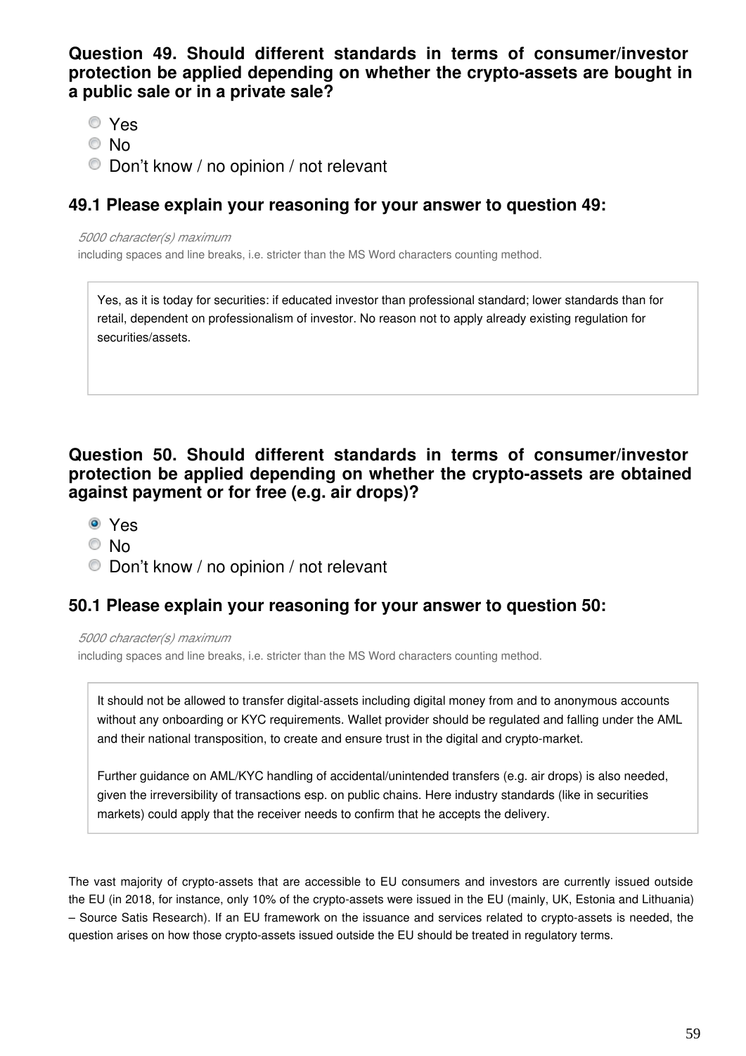**Question 49. Should different standards in terms of consumer/investor protection be applied depending on whether the crypto-assets are bought in a public sale or in a private sale?**

- Yes
- No
- Don't know / no opinion / not relevant

### 49.1 Please explain your reasoning for your answer to question 49:

*5000 character(s) maximum*
including spaces and line breaks, i.e. stricter than the MS Word characters counting method.

Yes, as it is today for securities: if educated investor than professional standard; lower standards than for retail, dependent on professionalism of investor. No reason not to apply already existing regulation for securities/assets.

**Question 50. Should different standards in terms of consumer/investor protection be applied depending on whether the crypto-assets are obtained against payment or for free (e.g. air drops)?**

- (selected) Yes
- No
- Don't know / no opinion / not relevant

### 50.1 Please explain your reasoning for your answer to question 50:

*5000 character(s) maximum*
including spaces and line breaks, i.e. stricter than the MS Word characters counting method.

It should not be allowed to transfer digital-assets including digital money from and to anonymous accounts without any onboarding or KYC requirements. Wallet provider should be regulated and falling under the AML and their national transposition, to create and ensure trust in the digital and crypto-market.

Further guidance on AML/KYC handling of accidental/unintended transfers (e.g. air drops) is also needed, given the irreversibility of transactions esp. on public chains. Here industry standards (like in securities markets) could apply that the receiver needs to confirm that he accepts the delivery.

The vast majority of crypto-assets that are accessible to EU consumers and investors are currently issued outside the EU (in 2018, for instance, only 10% of the crypto-assets were issued in the EU (mainly, UK, Estonia and Lithuania) – Source Satis Research). If an EU framework on the issuance and services related to crypto-assets is needed, the question arises on how those crypto-assets issued outside the EU should be treated in regulatory terms.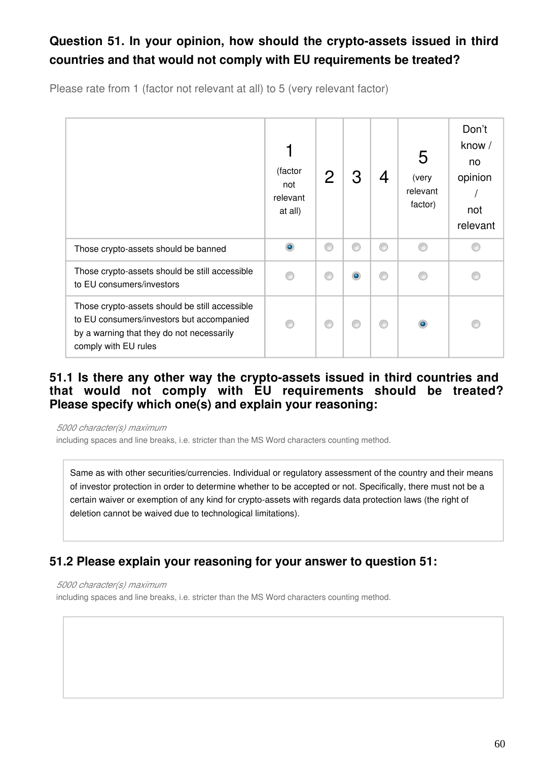### Question 51. In your opinion, how should the crypto-assets issued in third countries and that would not comply with EU requirements be treated?

Please rate from 1 (factor not relevant at all) to 5 (very relevant factor)

| | 1 (factor not relevant at all) | 2 | 3 | 4 | 5 (very relevant factor) | Don't know / no opinion / not relevant |
|---|---|---|---|---|---|---|
| Those crypto-assets should be banned | X | | | | | |
| Those crypto-assets should be still accessible to EU consumers/investors | | | X | | | |
| Those crypto-assets should be still accessible to EU consumers/investors but accompanied by a warning that they do not necessarily comply with EU rules | | | | | X | |

### 51.1 Is there any other way the crypto-assets issued in third countries and that would not comply with EU requirements should be treated? Please specify which one(s) and explain your reasoning:

*5000 character(s) maximum*

including spaces and line breaks, i.e. stricter than the MS Word characters counting method.

Same as with other securities/currencies. Individual or regulatory assessment of the country and their means of investor protection in order to determine whether to be accepted or not. Specifically, there must not be a certain waiver or exemption of any kind for crypto-assets with regards data protection laws (the right of deletion cannot be waived due to technological limitations).

### 51.2 Please explain your reasoning for your answer to question 51:

*5000 character(s) maximum*

including spaces and line breaks, i.e. stricter than the MS Word characters counting method.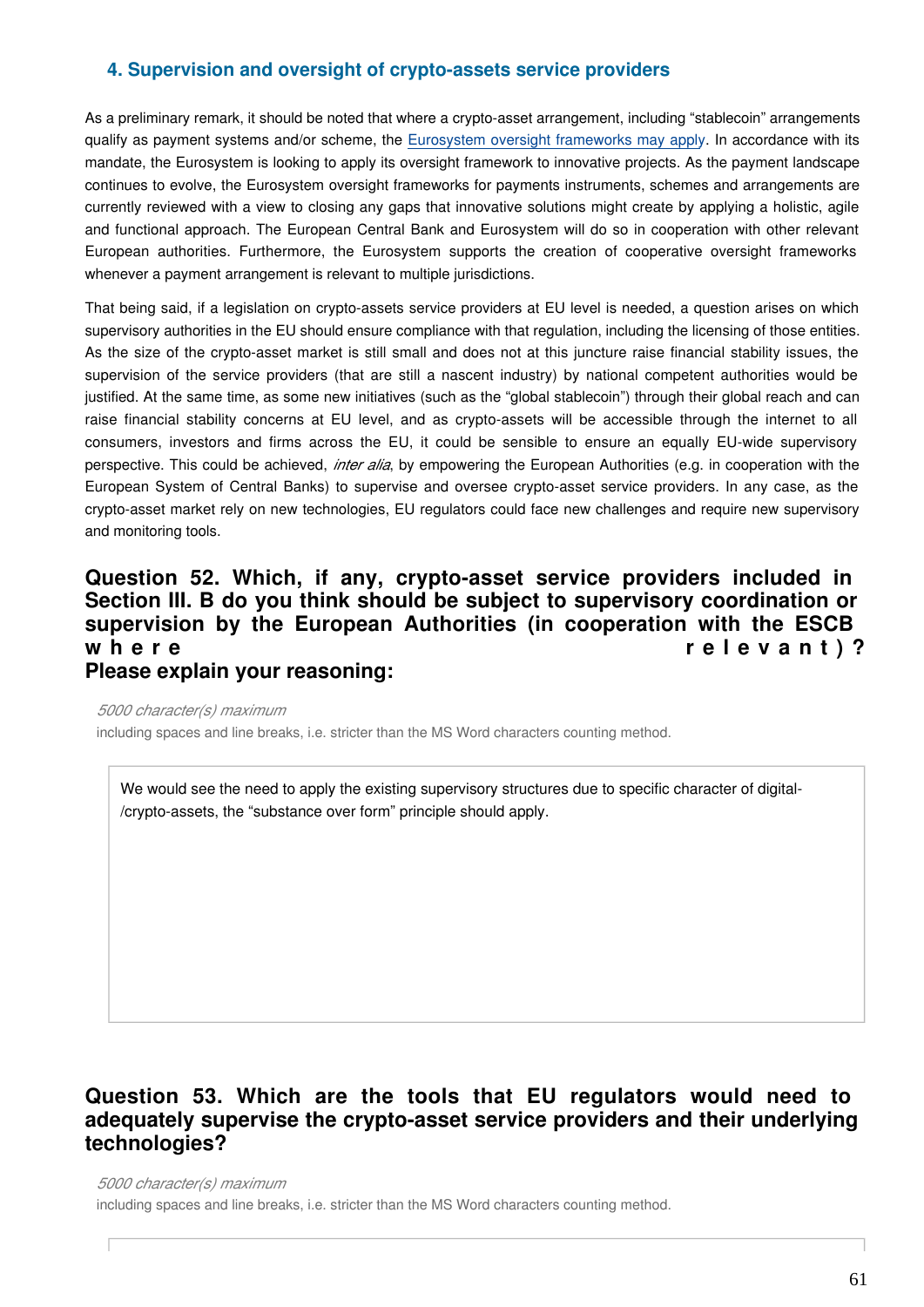## 4. Supervision and oversight of crypto-assets service providers

As a preliminary remark, it should be noted that where a crypto-asset arrangement, including "stablecoin" arrangements qualify as payment systems and/or scheme, the Eurosystem oversight frameworks may apply. In accordance with its mandate, the Eurosystem is looking to apply its oversight framework to innovative projects. As the payment landscape continues to evolve, the Eurosystem oversight frameworks for payments instruments, schemes and arrangements are currently reviewed with a view to closing any gaps that innovative solutions might create by applying a holistic, agile and functional approach. The European Central Bank and Eurosystem will do so in cooperation with other relevant European authorities. Furthermore, the Eurosystem supports the creation of cooperative oversight frameworks whenever a payment arrangement is relevant to multiple jurisdictions.

That being said, if a legislation on crypto-assets service providers at EU level is needed, a question arises on which supervisory authorities in the EU should ensure compliance with that regulation, including the licensing of those entities. As the size of the crypto-asset market is still small and does not at this juncture raise financial stability issues, the supervision of the service providers (that are still a nascent industry) by national competent authorities would be justified. At the same time, as some new initiatives (such as the "global stablecoin") through their global reach and can raise financial stability concerns at EU level, and as crypto-assets will be accessible through the internet to all consumers, investors and firms across the EU, it could be sensible to ensure an equally EU-wide supervisory perspective. This could be achieved, *inter alia*, by empowering the European Authorities (e.g. in cooperation with the European System of Central Banks) to supervise and oversee crypto-asset service providers. In any case, as the crypto-asset market rely on new technologies, EU regulators could face new challenges and require new supervisory and monitoring tools.

### Question 52. Which, if any, crypto-asset service providers included in Section III. B do you think should be subject to supervisory coordination or supervision by the European Authorities (in cooperation with the ESCB where relevant)? Please explain your reasoning:

*5000 character(s) maximum*
including spaces and line breaks, i.e. stricter than the MS Word characters counting method.

We would see the need to apply the existing supervisory structures due to specific character of digital-/crypto-assets, the "substance over form" principle should apply.

### Question 53. Which are the tools that EU regulators would need to adequately supervise the crypto-asset service providers and their underlying technologies?

*5000 character(s) maximum*
including spaces and line breaks, i.e. stricter than the MS Word characters counting method.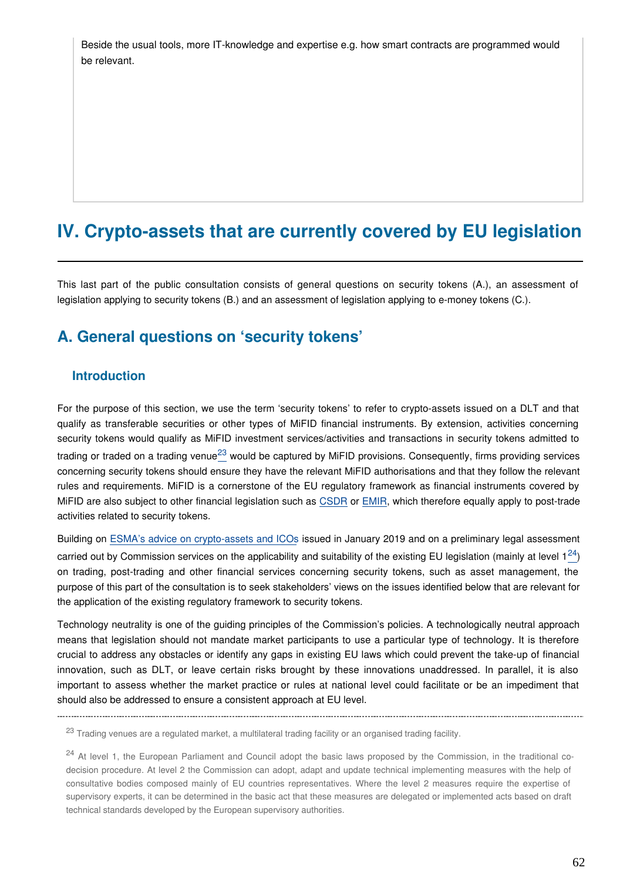Beside the usual tools, more IT-knowledge and expertise e.g. how smart contracts are programmed would be relevant.

# IV. Crypto-assets that are currently covered by EU legislation

This last part of the public consultation consists of general questions on security tokens (A.), an assessment of legislation applying to security tokens (B.) and an assessment of legislation applying to e-money tokens (C.).

## A. General questions on 'security tokens'

### Introduction

For the purpose of this section, we use the term 'security tokens' to refer to crypto-assets issued on a DLT and that qualify as transferable securities or other types of MiFID financial instruments. By extension, activities concerning security tokens would qualify as MiFID investment services/activities and transactions in security tokens admitted to trading or traded on a trading venue[23] would be captured by MiFID provisions. Consequently, firms providing services concerning security tokens should ensure they have the relevant MiFID authorisations and that they follow the relevant rules and requirements. MiFID is a cornerstone of the EU regulatory framework as financial instruments covered by MiFID are also subject to other financial legislation such as CSDR or EMIR, which therefore equally apply to post-trade activities related to security tokens.

Building on ESMA's advice on crypto-assets and ICOs issued in January 2019 and on a preliminary legal assessment carried out by Commission services on the applicability and suitability of the existing EU legislation (mainly at level 1[24]) on trading, post-trading and other financial services concerning security tokens, such as asset management, the purpose of this part of the consultation is to seek stakeholders' views on the issues identified below that are relevant for the application of the existing regulatory framework to security tokens.

Technology neutrality is one of the guiding principles of the Commission's policies. A technologically neutral approach means that legislation should not mandate market participants to use a particular type of technology. It is therefore crucial to address any obstacles or identify any gaps in existing EU laws which could prevent the take-up of financial innovation, such as DLT, or leave certain risks brought by these innovations unaddressed. In parallel, it is also important to assess whether the market practice or rules at national level could facilitate or be an impediment that should also be addressed to ensure a consistent approach at EU level.

---

[23] Trading venues are a regulated market, a multilateral trading facility or an organised trading facility.

[24] At level 1, the European Parliament and Council adopt the basic laws proposed by the Commission, in the traditional co-decision procedure. At level 2 the Commission can adopt, adapt and update technical implementing measures with the help of consultative bodies composed mainly of EU countries representatives. Where the level 2 measures require the expertise of supervisory experts, it can be determined in the basic act that these measures are delegated or implemented acts based on draft technical standards developed by the European supervisory authorities.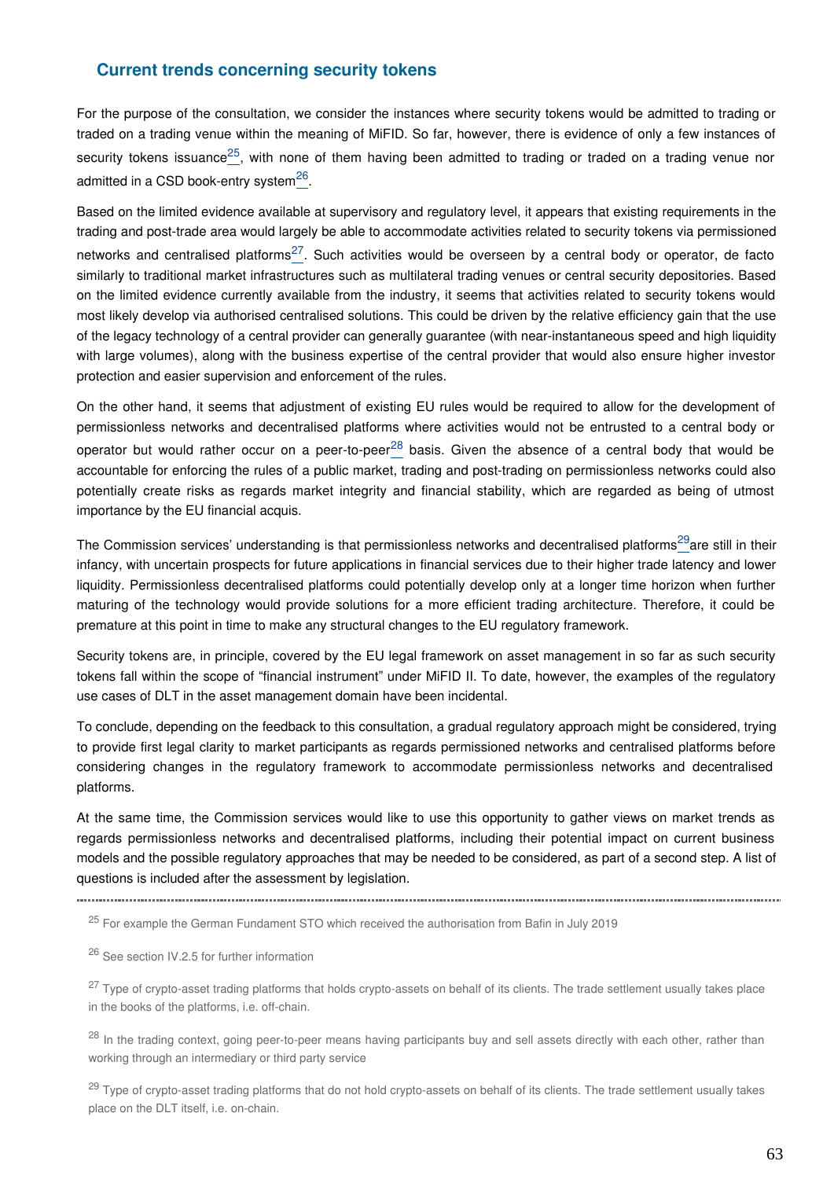## Current trends concerning security tokens

For the purpose of the consultation, we consider the instances where security tokens would be admitted to trading or traded on a trading venue within the meaning of MiFID. So far, however, there is evidence of only a few instances of security tokens issuance[25], with none of them having been admitted to trading or traded on a trading venue nor admitted in a CSD book-entry system[26].

Based on the limited evidence available at supervisory and regulatory level, it appears that existing requirements in the trading and post-trade area would largely be able to accommodate activities related to security tokens via permissioned networks and centralised platforms[27]. Such activities would be overseen by a central body or operator, de facto similarly to traditional market infrastructures such as multilateral trading venues or central security depositories. Based on the limited evidence currently available from the industry, it seems that activities related to security tokens would most likely develop via authorised centralised solutions. This could be driven by the relative efficiency gain that the use of the legacy technology of a central provider can generally guarantee (with near-instantaneous speed and high liquidity with large volumes), along with the business expertise of the central provider that would also ensure higher investor protection and easier supervision and enforcement of the rules.

On the other hand, it seems that adjustment of existing EU rules would be required to allow for the development of permissionless networks and decentralised platforms where activities would not be entrusted to a central body or operator but would rather occur on a peer-to-peer[28] basis. Given the absence of a central body that would be accountable for enforcing the rules of a public market, trading and post-trading on permissionless networks could also potentially create risks as regards market integrity and financial stability, which are regarded as being of utmost importance by the EU financial acquis.

The Commission services' understanding is that permissionless networks and decentralised platforms[29] are still in their infancy, with uncertain prospects for future applications in financial services due to their higher trade latency and lower liquidity. Permissionless decentralised platforms could potentially develop only at a longer time horizon when further maturing of the technology would provide solutions for a more efficient trading architecture. Therefore, it could be premature at this point in time to make any structural changes to the EU regulatory framework.

Security tokens are, in principle, covered by the EU legal framework on asset management in so far as such security tokens fall within the scope of "financial instrument" under MiFID II. To date, however, the examples of the regulatory use cases of DLT in the asset management domain have been incidental.

To conclude, depending on the feedback to this consultation, a gradual regulatory approach might be considered, trying to provide first legal clarity to market participants as regards permissioned networks and centralised platforms before considering changes in the regulatory framework to accommodate permissionless networks and decentralised platforms.

At the same time, the Commission services would like to use this opportunity to gather views on market trends as regards permissionless networks and decentralised platforms, including their potential impact on current business models and the possible regulatory approaches that may be needed to be considered, as part of a second step. A list of questions is included after the assessment by legislation.

---

[25] For example the German Fundament STO which received the authorisation from Bafin in July 2019

[26] See section IV.2.5 for further information

[27] Type of crypto-asset trading platforms that holds crypto-assets on behalf of its clients. The trade settlement usually takes place in the books of the platforms, i.e. off-chain.

[28] In the trading context, going peer-to-peer means having participants buy and sell assets directly with each other, rather than working through an intermediary or third party service

[29] Type of crypto-asset trading platforms that do not hold crypto-assets on behalf of its clients. The trade settlement usually takes place on the DLT itself, i.e. on-chain.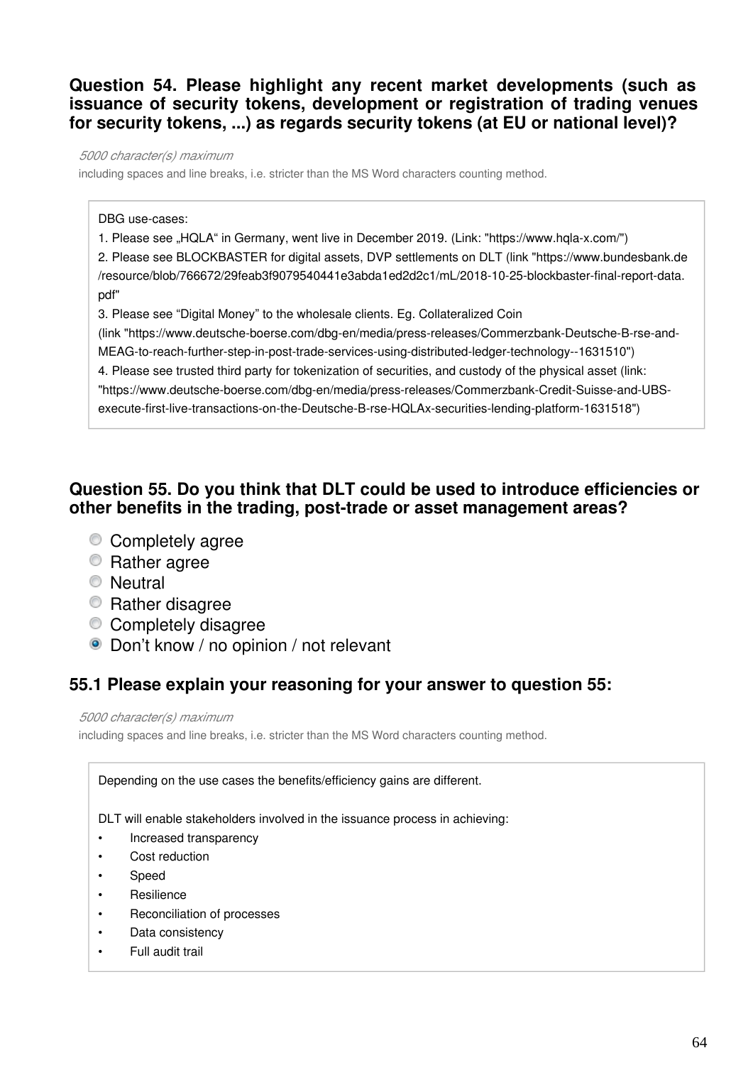### Question 54. Please highlight any recent market developments (such as issuance of security tokens, development or registration of trading venues for security tokens, ...) as regards security tokens (at EU or national level)?

*5000 character(s) maximum*

including spaces and line breaks, i.e. stricter than the MS Word characters counting method.

DBG use-cases:

1. Please see „HQLA" in Germany, went live in December 2019. (Link: "https://www.hqla-x.com/")
2. Please see BLOCKBASTER for digital assets, DVP settlements on DLT (link "https://www.bundesbank.de/resource/blob/766672/29feab3f9079540441e3abda1ed2d2c1/mL/2018-10-25-blockbaster-final-report-data.pdf"
3. Please see "Digital Money" to the wholesale clients. Eg. Collateralized Coin (link "https://www.deutsche-boerse.com/dbg-en/media/press-releases/Commerzbank-Deutsche-B-rse-and-MEAG-to-reach-further-step-in-post-trade-services-using-distributed-ledger-technology--1631510")
4. Please see trusted third party for tokenization of securities, and custody of the physical asset (link: "https://www.deutsche-boerse.com/dbg-en/media/press-releases/Commerzbank-Credit-Suisse-and-UBS-execute-first-live-transactions-on-the-Deutsche-B-rse-HQLAx-securities-lending-platform-1631518")

### Question 55. Do you think that DLT could be used to introduce efficiencies or other benefits in the trading, post-trade or asset management areas?

- ○ Completely agree
- ○ Rather agree
- ○ Neutral
- ○ Rather disagree
- ○ Completely disagree
- ● Don't know / no opinion / not relevant

### 55.1 Please explain your reasoning for your answer to question 55:

*5000 character(s) maximum*

including spaces and line breaks, i.e. stricter than the MS Word characters counting method.

Depending on the use cases the benefits/efficiency gains are different.

DLT will enable stakeholders involved in the issuance process in achieving:

- Increased transparency
- Cost reduction
- Speed
- Resilience
- Reconciliation of processes
- Data consistency
- Full audit trail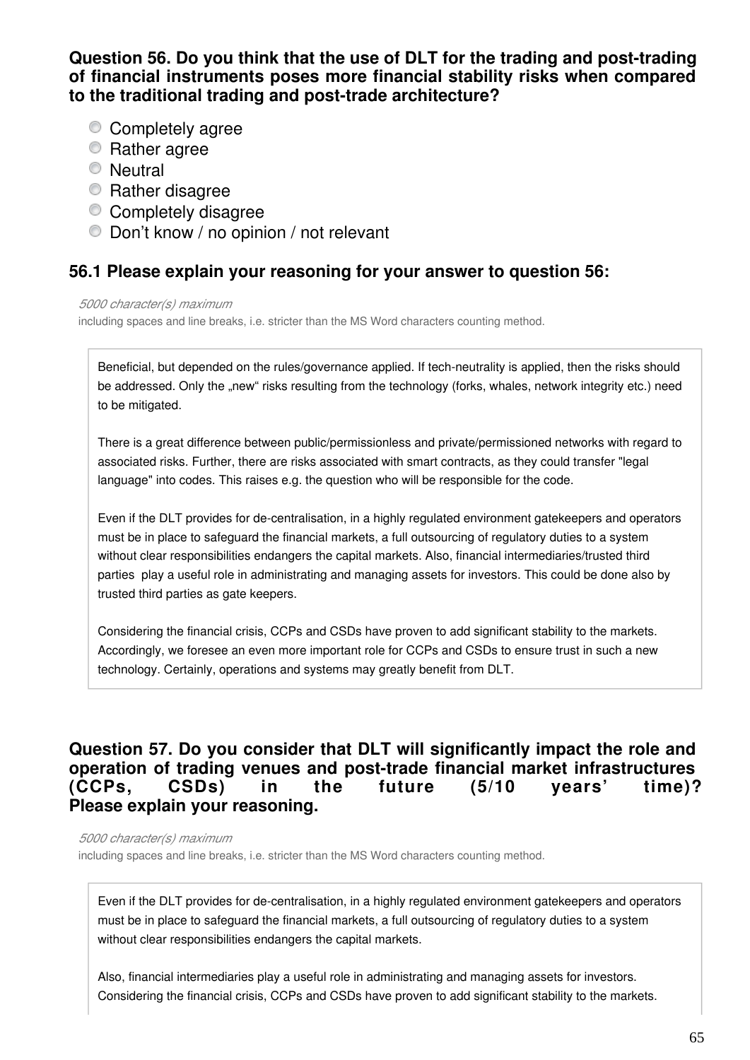**Question 56. Do you think that the use of DLT for the trading and post-trading of financial instruments poses more financial stability risks when compared to the traditional trading and post-trade architecture?**

- Completely agree
- Rather agree
- Neutral
- Rather disagree
- Completely disagree
- Don't know / no opinion / not relevant

### 56.1 Please explain your reasoning for your answer to question 56:

*5000 character(s) maximum*
including spaces and line breaks, i.e. stricter than the MS Word characters counting method.

Beneficial, but depended on the rules/governance applied. If tech-neutrality is applied, then the risks should be addressed. Only the „new" risks resulting from the technology (forks, whales, network integrity etc.) need to be mitigated.

There is a great difference between public/permissionless and private/permissioned networks with regard to associated risks. Further, there are risks associated with smart contracts, as they could transfer "legal language" into codes. This raises e.g. the question who will be responsible for the code.

Even if the DLT provides for de-centralisation, in a highly regulated environment gatekeepers and operators must be in place to safeguard the financial markets, a full outsourcing of regulatory duties to a system without clear responsibilities endangers the capital markets. Also, financial intermediaries/trusted third parties play a useful role in administrating and managing assets for investors. This could be done also by trusted third parties as gate keepers.

Considering the financial crisis, CCPs and CSDs have proven to add significant stability to the markets. Accordingly, we foresee an even more important role for CCPs and CSDs to ensure trust in such a new technology. Certainly, operations and systems may greatly benefit from DLT.

**Question 57. Do you consider that DLT will significantly impact the role and operation of trading venues and post-trade financial market infrastructures (CCPs, CSDs) in the future (5/10 years' time)? Please explain your reasoning.**

*5000 character(s) maximum*
including spaces and line breaks, i.e. stricter than the MS Word characters counting method.

Even if the DLT provides for de-centralisation, in a highly regulated environment gatekeepers and operators must be in place to safeguard the financial markets, a full outsourcing of regulatory duties to a system without clear responsibilities endangers the capital markets.

Also, financial intermediaries play a useful role in administrating and managing assets for investors. Considering the financial crisis, CCPs and CSDs have proven to add significant stability to the markets.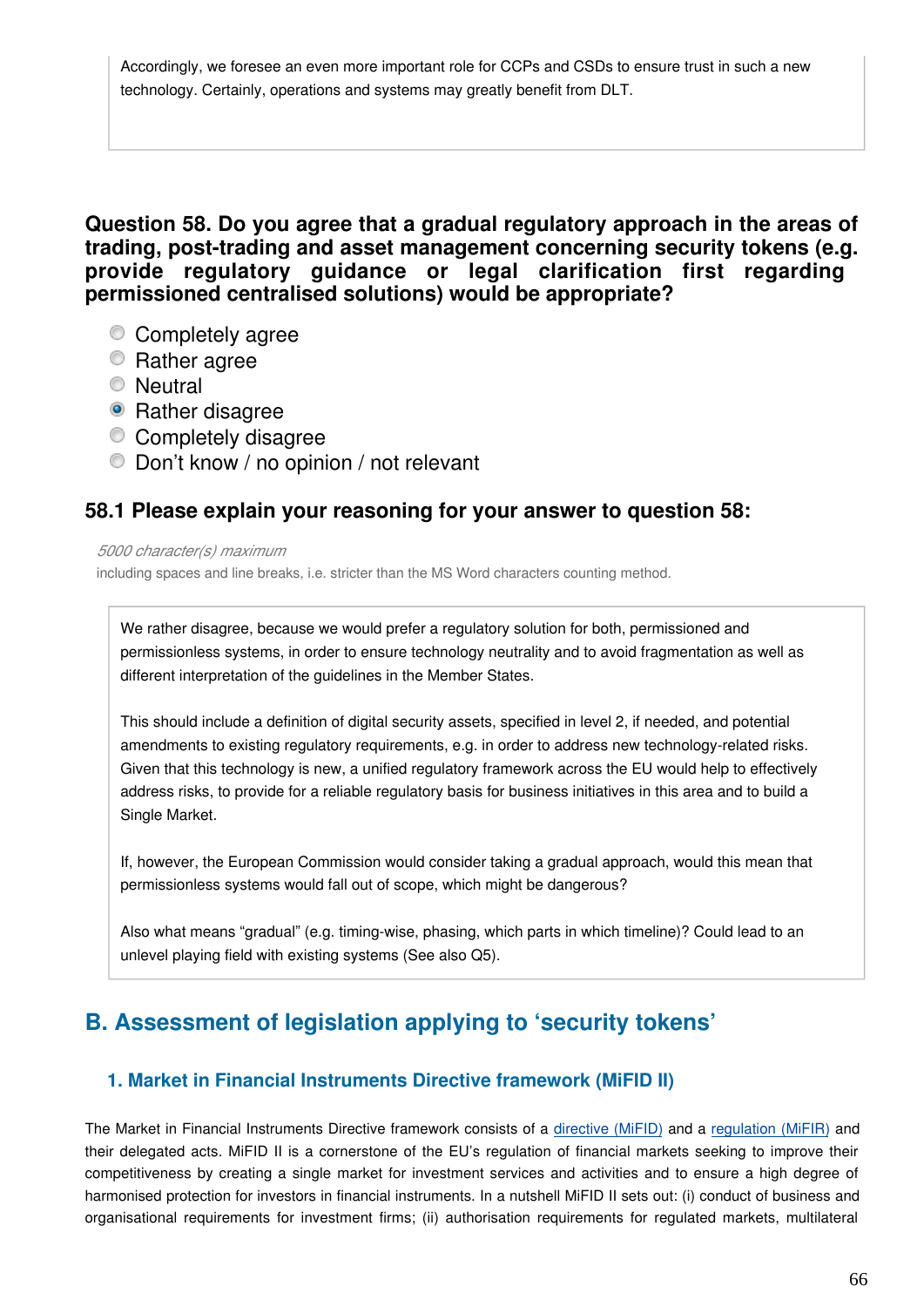Accordingly, we foresee an even more important role for CCPs and CSDs to ensure trust in such a new technology. Certainly, operations and systems may greatly benefit from DLT.

### Question 58. Do you agree that a gradual regulatory approach in the areas of trading, post-trading and asset management concerning security tokens (e.g. provide regulatory guidance or legal clarification first regarding permissioned centralised solutions) would be appropriate?

- ○ Completely agree
- ○ Rather agree
- ○ Neutral
- ● Rather disagree
- ○ Completely disagree
- ○ Don't know / no opinion / not relevant

### 58.1 Please explain your reasoning for your answer to question 58:

*5000 character(s) maximum*

including spaces and line breaks, i.e. stricter than the MS Word characters counting method.

We rather disagree, because we would prefer a regulatory solution for both, permissioned and permissionless systems, in order to ensure technology neutrality and to avoid fragmentation as well as different interpretation of the guidelines in the Member States.

This should include a definition of digital security assets, specified in level 2, if needed, and potential amendments to existing regulatory requirements, e.g. in order to address new technology-related risks. Given that this technology is new, a unified regulatory framework across the EU would help to effectively address risks, to provide for a reliable regulatory basis for business initiatives in this area and to build a Single Market.

If, however, the European Commission would consider taking a gradual approach, would this mean that permissionless systems would fall out of scope, which might be dangerous?

Also what means "gradual" (e.g. timing-wise, phasing, which parts in which timeline)? Could lead to an unlevel playing field with existing systems (See also Q5).

## B. Assessment of legislation applying to 'security tokens'

### 1. Market in Financial Instruments Directive framework (MiFID II)

The Market in Financial Instruments Directive framework consists of a directive (MiFID) and a regulation (MiFIR) and their delegated acts. MiFID II is a cornerstone of the EU's regulation of financial markets seeking to improve their competitiveness by creating a single market for investment services and activities and to ensure a high degree of harmonised protection for investors in financial instruments. In a nutshell MiFID II sets out: (i) conduct of business and organisational requirements for investment firms; (ii) authorisation requirements for regulated markets, multilateral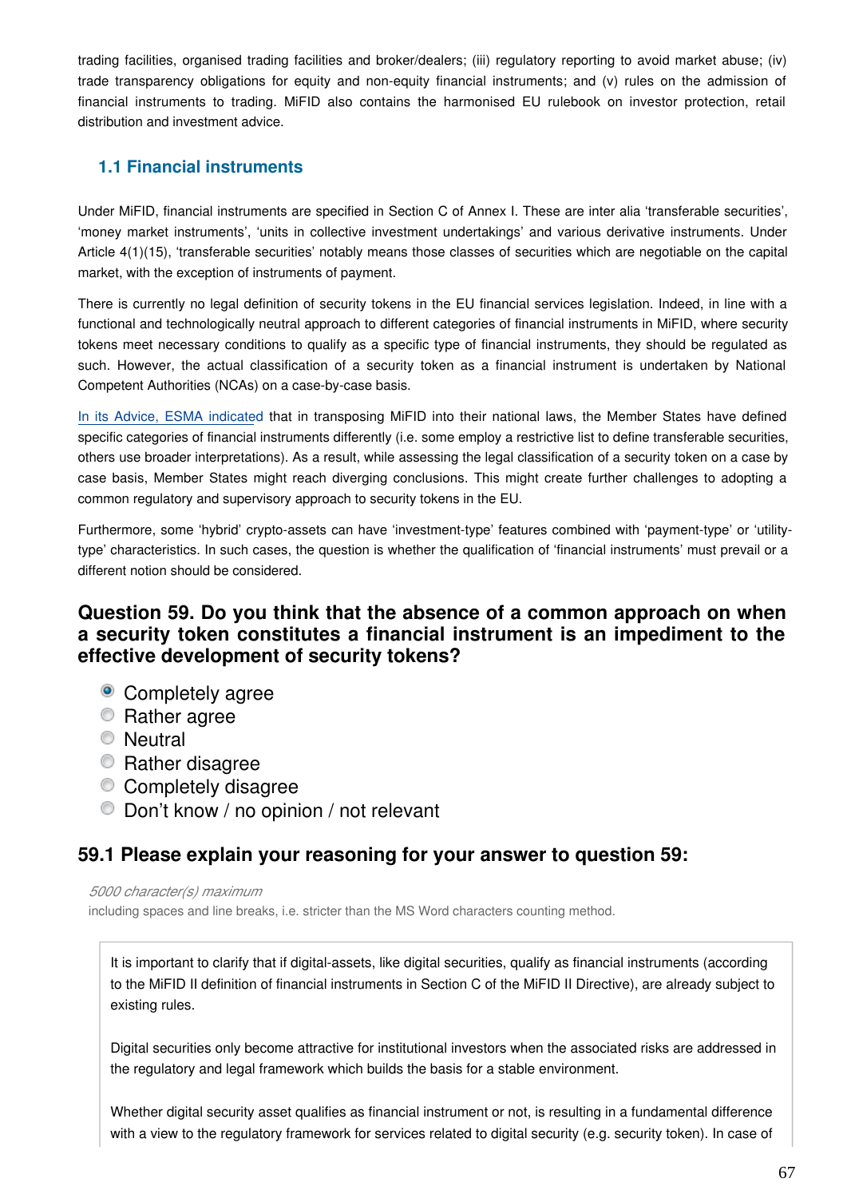trading facilities, organised trading facilities and broker/dealers; (iii) regulatory reporting to avoid market abuse; (iv) trade transparency obligations for equity and non-equity financial instruments; and (v) rules on the admission of financial instruments to trading. MiFID also contains the harmonised EU rulebook on investor protection, retail distribution and investment advice.

## 1.1 Financial instruments

Under MiFID, financial instruments are specified in Section C of Annex I. These are inter alia 'transferable securities', 'money market instruments', 'units in collective investment undertakings' and various derivative instruments. Under Article 4(1)(15), 'transferable securities' notably means those classes of securities which are negotiable on the capital market, with the exception of instruments of payment.

There is currently no legal definition of security tokens in the EU financial services legislation. Indeed, in line with a functional and technologically neutral approach to different categories of financial instruments in MiFID, where security tokens meet necessary conditions to qualify as a specific type of financial instruments, they should be regulated as such. However, the actual classification of a security token as a financial instrument is undertaken by National Competent Authorities (NCAs) on a case-by-case basis.

In its Advice, ESMA indicated that in transposing MiFID into their national laws, the Member States have defined specific categories of financial instruments differently (i.e. some employ a restrictive list to define transferable securities, others use broader interpretations). As a result, while assessing the legal classification of a security token on a case by case basis, Member States might reach diverging conclusions. This might create further challenges to adopting a common regulatory and supervisory approach to security tokens in the EU.

Furthermore, some 'hybrid' crypto-assets can have 'investment-type' features combined with 'payment-type' or 'utility-type' characteristics. In such cases, the question is whether the qualification of 'financial instruments' must prevail or a different notion should be considered.

### Question 59. Do you think that the absence of a common approach on when a security token constitutes a financial instrument is an impediment to the effective development of security tokens?

- (x) Completely agree
- ( ) Rather agree
- ( ) Neutral
- ( ) Rather disagree
- ( ) Completely disagree
- ( ) Don't know / no opinion / not relevant

### 59.1 Please explain your reasoning for your answer to question 59:

*5000 character(s) maximum*
including spaces and line breaks, i.e. stricter than the MS Word characters counting method.

It is important to clarify that if digital-assets, like digital securities, qualify as financial instruments (according to the MiFID II definition of financial instruments in Section C of the MiFID II Directive), are already subject to existing rules.

Digital securities only become attractive for institutional investors when the associated risks are addressed in the regulatory and legal framework which builds the basis for a stable environment.

Whether digital security asset qualifies as financial instrument or not, is resulting in a fundamental difference with a view to the regulatory framework for services related to digital security (e.g. security token). In case of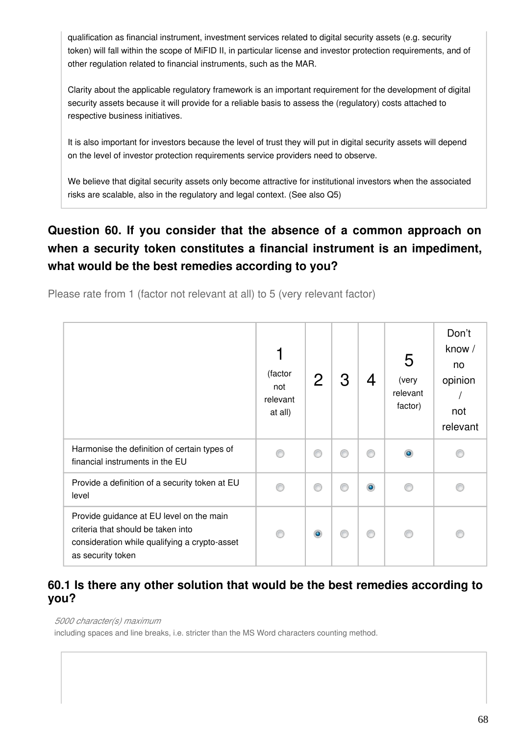qualification as financial instrument, investment services related to digital security assets (e.g. security token) will fall within the scope of MiFID II, in particular license and investor protection requirements, and of other regulation related to financial instruments, such as the MAR.

Clarity about the applicable regulatory framework is an important requirement for the development of digital security assets because it will provide for a reliable basis to assess the (regulatory) costs attached to respective business initiatives.

It is also important for investors because the level of trust they will put in digital security assets will depend on the level of investor protection requirements service providers need to observe.

We believe that digital security assets only become attractive for institutional investors when the associated risks are scalable, also in the regulatory and legal context. (See also Q5)

## Question 60. If you consider that the absence of a common approach on when a security token constitutes a financial instrument is an impediment, what would be the best remedies according to you?

Please rate from 1 (factor not relevant at all) to 5 (very relevant factor)

| | 1 (factor not relevant at all) | 2 | 3 | 4 | 5 (very relevant factor) | Don't know / no opinion / not relevant |
|---|---|---|---|---|---|---|
| Harmonise the definition of certain types of financial instruments in the EU | | | | | X | |
| Provide a definition of a security token at EU level | | | | X | | |
| Provide guidance at EU level on the main criteria that should be taken into consideration while qualifying a crypto-asset as security token | | X | | | | |

### 60.1 Is there any other solution that would be the best remedies according to you?

*5000 character(s) maximum*

including spaces and line breaks, i.e. stricter than the MS Word characters counting method.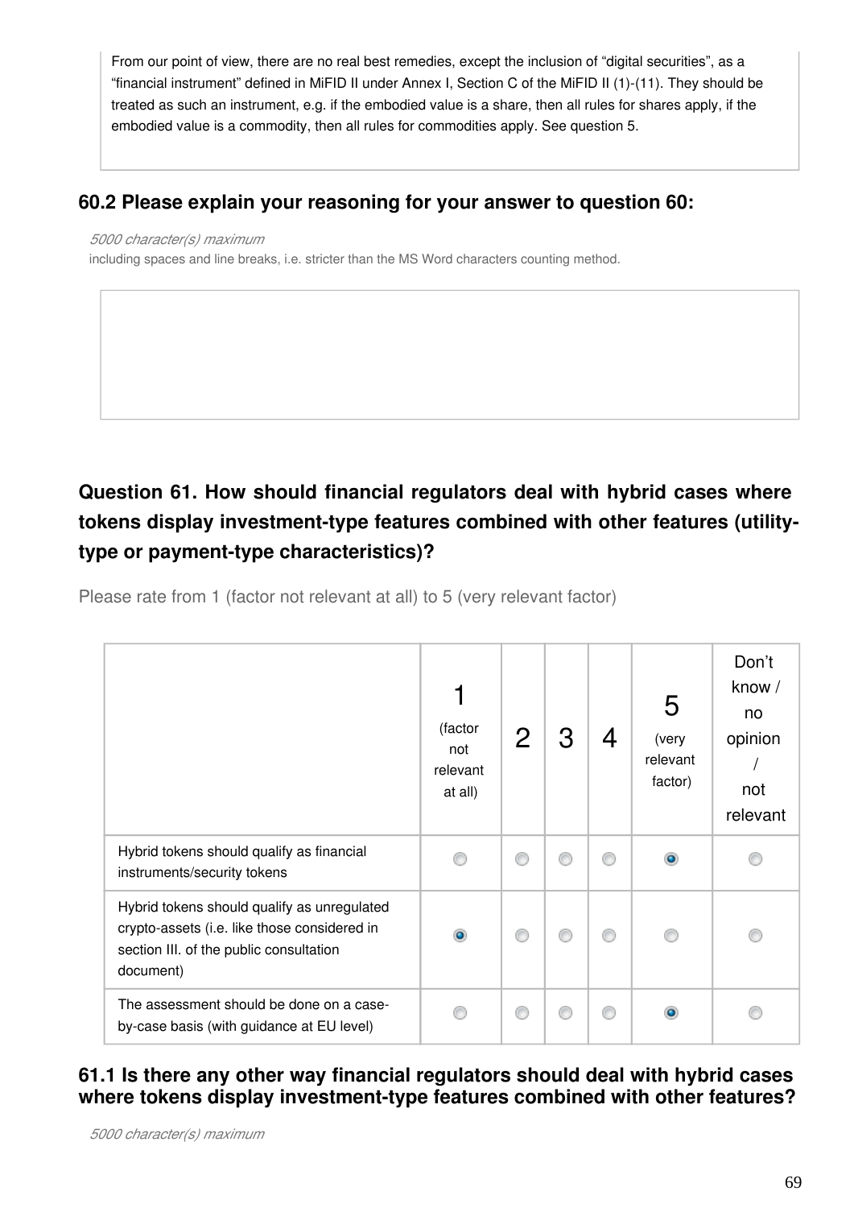From our point of view, there are no real best remedies, except the inclusion of “digital securities”, as a “financial instrument” defined in MiFID II under Annex I, Section C of the MiFID II (1)-(11). They should be treated as such an instrument, e.g. if the embodied value is a share, then all rules for shares apply, if the embodied value is a commodity, then all rules for commodities apply. See question 5.

### 60.2 Please explain your reasoning for your answer to question 60:

*5000 character(s) maximum*

including spaces and line breaks, i.e. stricter than the MS Word characters counting method.

## Question 61. How should financial regulators deal with hybrid cases where tokens display investment-type features combined with other features (utility-type or payment-type characteristics)?

Please rate from 1 (factor not relevant at all) to 5 (very relevant factor)

| | 1 (factor not relevant at all) | 2 | 3 | 4 | 5 (very relevant factor) | Don’t know / no opinion / not relevant |
|---|---|---|---|---|---|---|
| Hybrid tokens should qualify as financial instruments/security tokens | | | | | X | |
| Hybrid tokens should qualify as unregulated crypto-assets (i.e. like those considered in section III. of the public consultation document) | X | | | | | |
| The assessment should be done on a case-by-case basis (with guidance at EU level) | | | | | X | |

### 61.1 Is there any other way financial regulators should deal with hybrid cases where tokens display investment-type features combined with other features?

*5000 character(s) maximum*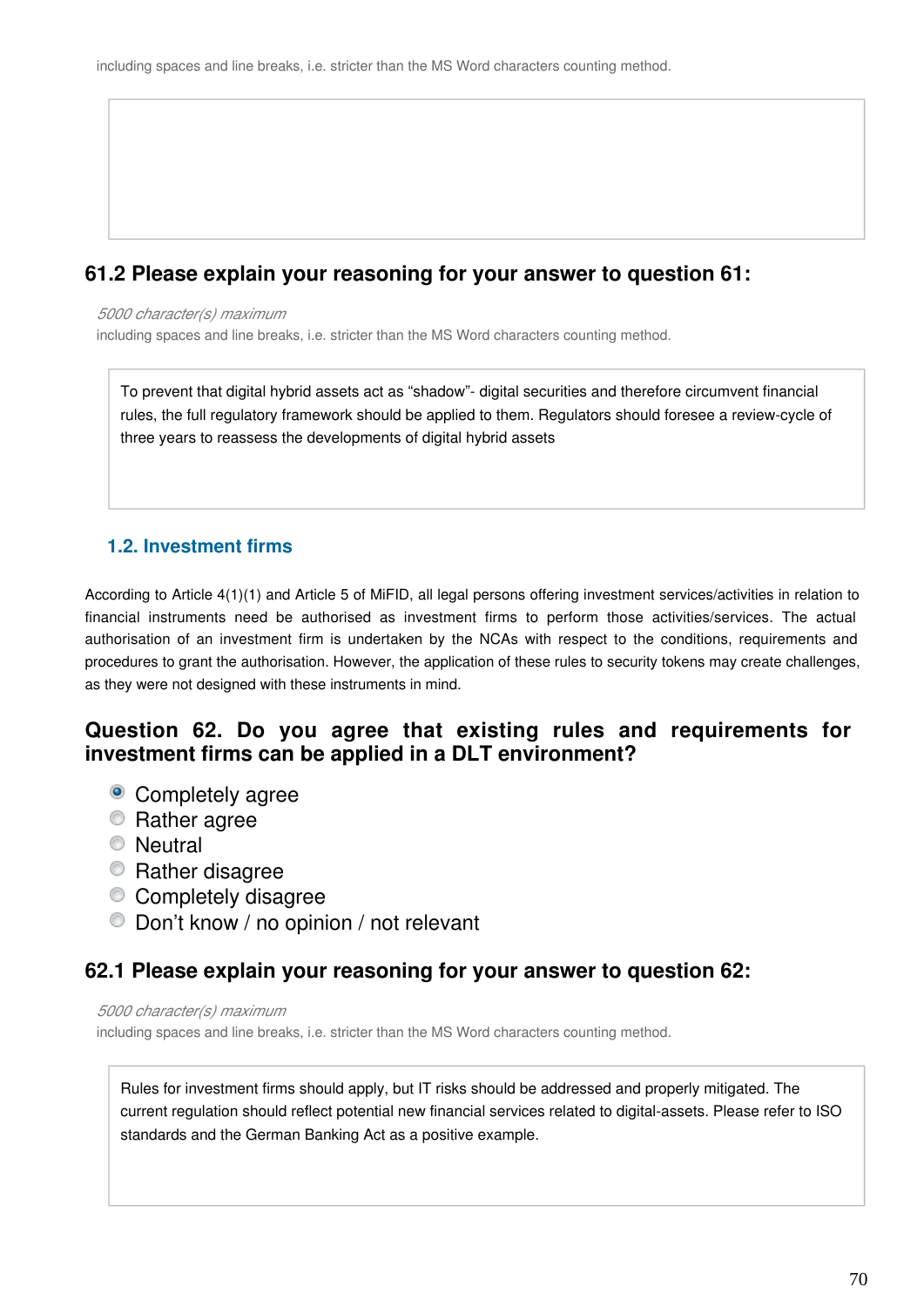including spaces and line breaks, i.e. stricter than the MS Word characters counting method.

### 61.2 Please explain your reasoning for your answer to question 61:

*5000 character(s) maximum*
including spaces and line breaks, i.e. stricter than the MS Word characters counting method.

To prevent that digital hybrid assets act as "shadow"- digital securities and therefore circumvent financial rules, the full regulatory framework should be applied to them. Regulators should foresee a review-cycle of three years to reassess the developments of digital hybrid assets

## 1.2. Investment firms

According to Article 4(1)(1) and Article 5 of MiFID, all legal persons offering investment services/activities in relation to financial instruments need be authorised as investment firms to perform those activities/services. The actual authorisation of an investment firm is undertaken by the NCAs with respect to the conditions, requirements and procedures to grant the authorisation. However, the application of these rules to security tokens may create challenges, as they were not designed with these instruments in mind.

### Question 62. Do you agree that existing rules and requirements for investment firms can be applied in a DLT environment?

- [x] Completely agree
- [ ] Rather agree
- [ ] Neutral
- [ ] Rather disagree
- [ ] Completely disagree
- [ ] Don't know / no opinion / not relevant

### 62.1 Please explain your reasoning for your answer to question 62:

*5000 character(s) maximum*
including spaces and line breaks, i.e. stricter than the MS Word characters counting method.

Rules for investment firms should apply, but IT risks should be addressed and properly mitigated. The current regulation should reflect potential new financial services related to digital-assets. Please refer to ISO standards and the German Banking Act as a positive example.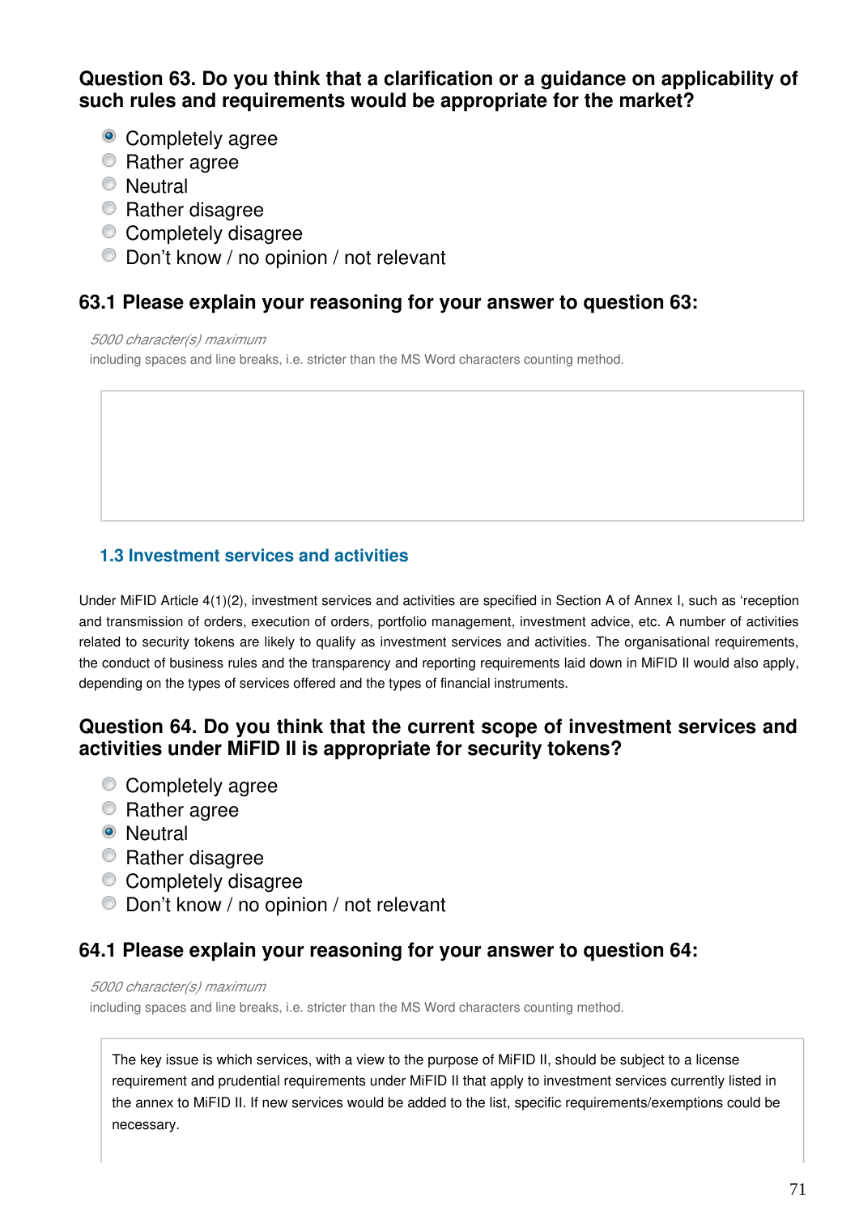### Question 63. Do you think that a clarification or a guidance on applicability of such rules and requirements would be appropriate for the market?

- (x) Completely agree
- ( ) Rather agree
- ( ) Neutral
- ( ) Rather disagree
- ( ) Completely disagree
- ( ) Don't know / no opinion / not relevant

### 63.1 Please explain your reasoning for your answer to question 63:

*5000 character(s) maximum*
including spaces and line breaks, i.e. stricter than the MS Word characters counting method.

## 1.3 Investment services and activities

Under MiFID Article 4(1)(2), investment services and activities are specified in Section A of Annex I, such as 'reception and transmission of orders, execution of orders, portfolio management, investment advice, etc. A number of activities related to security tokens are likely to qualify as investment services and activities. The organisational requirements, the conduct of business rules and the transparency and reporting requirements laid down in MiFID II would also apply, depending on the types of services offered and the types of financial instruments.

### Question 64. Do you think that the current scope of investment services and activities under MiFID II is appropriate for security tokens?

- ( ) Completely agree
- ( ) Rather agree
- (x) Neutral
- ( ) Rather disagree
- ( ) Completely disagree
- ( ) Don't know / no opinion / not relevant

### 64.1 Please explain your reasoning for your answer to question 64:

*5000 character(s) maximum*
including spaces and line breaks, i.e. stricter than the MS Word characters counting method.

The key issue is which services, with a view to the purpose of MiFID II, should be subject to a license requirement and prudential requirements under MiFID II that apply to investment services currently listed in the annex to MiFID II. If new services would be added to the list, specific requirements/exemptions could be necessary.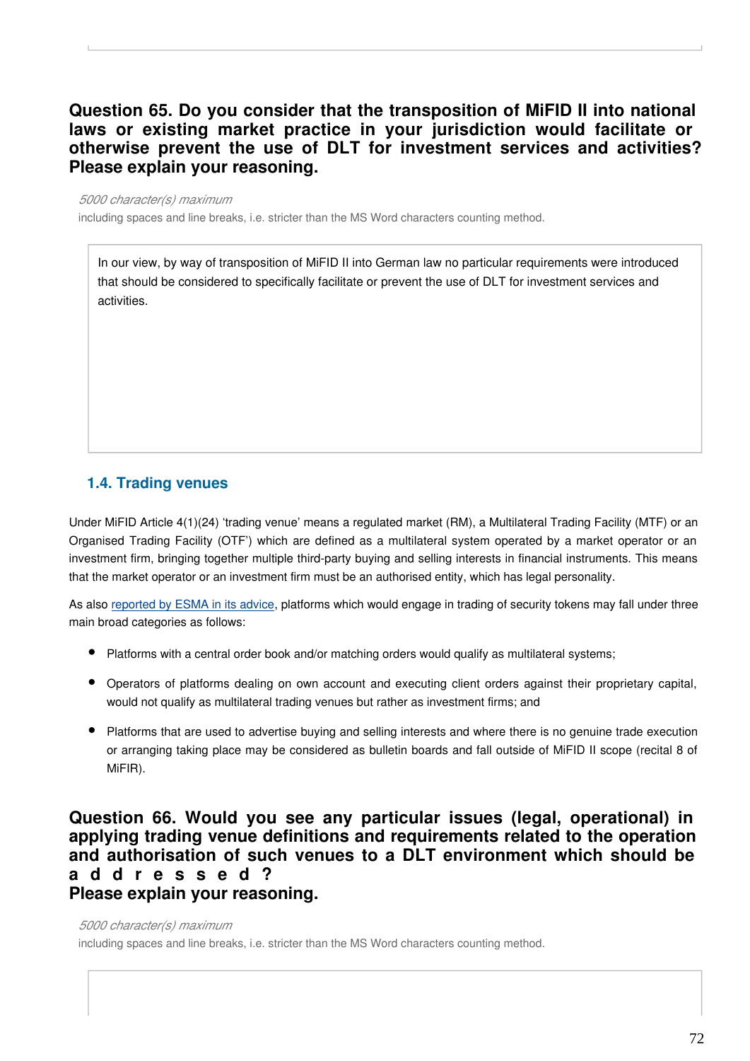### Question 65. Do you consider that the transposition of MiFID II into national laws or existing market practice in your jurisdiction would facilitate or otherwise prevent the use of DLT for investment services and activities? Please explain your reasoning.

*5000 character(s) maximum*

including spaces and line breaks, i.e. stricter than the MS Word characters counting method.

In our view, by way of transposition of MiFID II into German law no particular requirements were introduced that should be considered to specifically facilitate or prevent the use of DLT for investment services and activities.

## 1.4. Trading venues

Under MiFID Article 4(1)(24) 'trading venue' means a regulated market (RM), a Multilateral Trading Facility (MTF) or an Organised Trading Facility (OTF') which are defined as a multilateral system operated by a market operator or an investment firm, bringing together multiple third-party buying and selling interests in financial instruments. This means that the market operator or an investment firm must be an authorised entity, which has legal personality.

As also [reported by ESMA in its advice](), platforms which would engage in trading of security tokens may fall under three main broad categories as follows:

- Platforms with a central order book and/or matching orders would qualify as multilateral systems;
- Operators of platforms dealing on own account and executing client orders against their proprietary capital, would not qualify as multilateral trading venues but rather as investment firms; and
- Platforms that are used to advertise buying and selling interests and where there is no genuine trade execution or arranging taking place may be considered as bulletin boards and fall outside of MiFID II scope (recital 8 of MiFIR).

### Question 66. Would you see any particular issues (legal, operational) in applying trading venue definitions and requirements related to the operation and authorisation of such venues to a DLT environment which should be addressed? Please explain your reasoning.

*5000 character(s) maximum*

including spaces and line breaks, i.e. stricter than the MS Word characters counting method.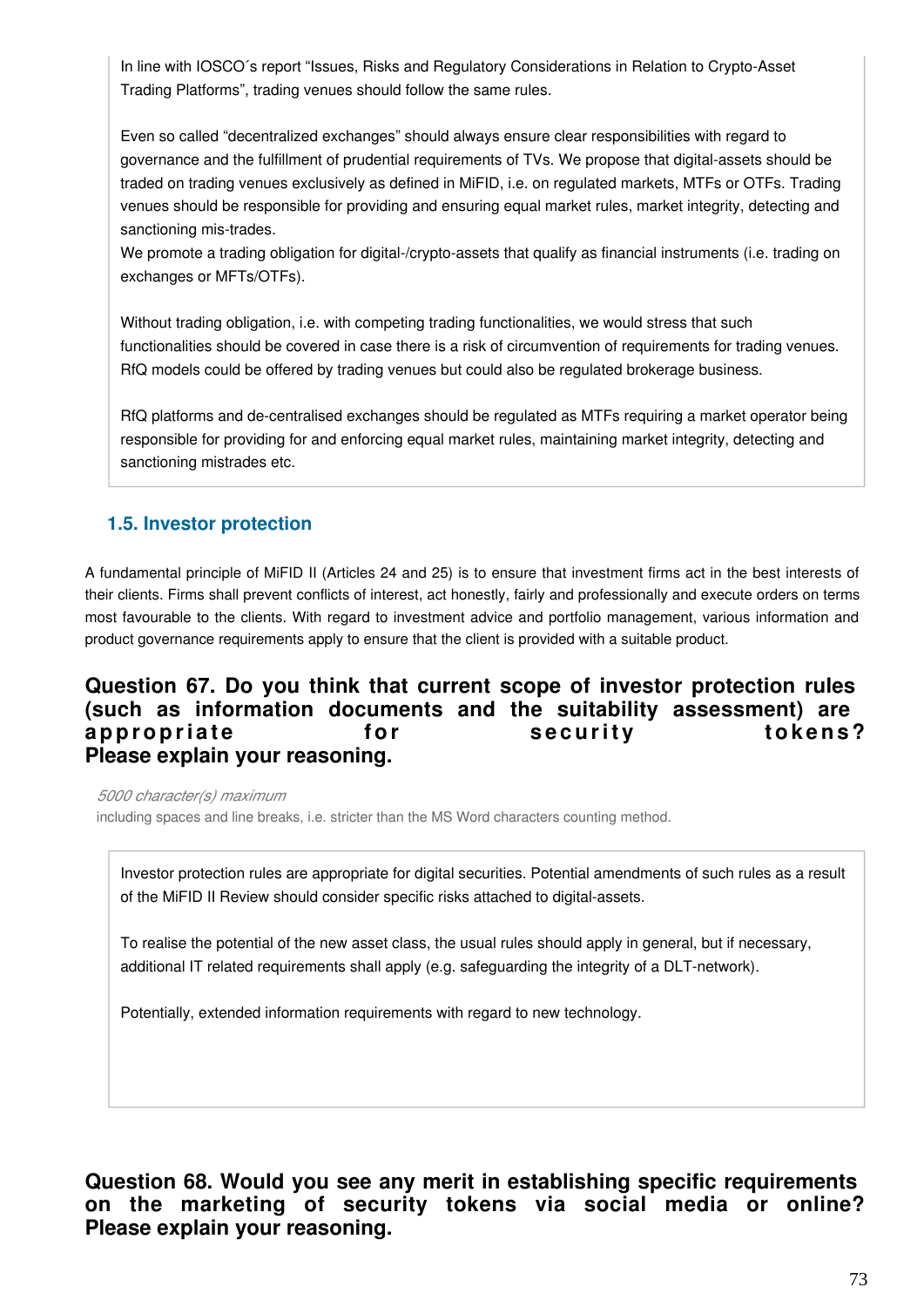In line with IOSCO´s report “Issues, Risks and Regulatory Considerations in Relation to Crypto-Asset Trading Platforms”, trading venues should follow the same rules.

Even so called “decentralized exchanges” should always ensure clear responsibilities with regard to governance and the fulfillment of prudential requirements of TVs. We propose that digital-assets should be traded on trading venues exclusively as defined in MiFID, i.e. on regulated markets, MTFs or OTFs. Trading venues should be responsible for providing and ensuring equal market rules, market integrity, detecting and sanctioning mis-trades.
We promote a trading obligation for digital-/crypto-assets that qualify as financial instruments (i.e. trading on exchanges or MFTs/OTFs).

Without trading obligation, i.e. with competing trading functionalities, we would stress that such functionalities should be covered in case there is a risk of circumvention of requirements for trading venues. RfQ models could be offered by trading venues but could also be regulated brokerage business.

RfQ platforms and de-centralised exchanges should be regulated as MTFs requiring a market operator being responsible for providing for and enforcing equal market rules, maintaining market integrity, detecting and sanctioning mistrades etc.

### 1.5. Investor protection

A fundamental principle of MiFID II (Articles 24 and 25) is to ensure that investment firms act in the best interests of their clients. Firms shall prevent conflicts of interest, act honestly, fairly and professionally and execute orders on terms most favourable to the clients. With regard to investment advice and portfolio management, various information and product governance requirements apply to ensure that the client is provided with a suitable product.

## Question 67. Do you think that current scope of investor protection rules (such as information documents and the suitability assessment) are appropriate for security tokens? Please explain your reasoning.

*5000 character(s) maximum*
including spaces and line breaks, i.e. stricter than the MS Word characters counting method.

Investor protection rules are appropriate for digital securities. Potential amendments of such rules as a result of the MiFID II Review should consider specific risks attached to digital-assets.

To realise the potential of the new asset class, the usual rules should apply in general, but if necessary, additional IT related requirements shall apply (e.g. safeguarding the integrity of a DLT-network).

Potentially, extended information requirements with regard to new technology.

## Question 68. Would you see any merit in establishing specific requirements on the marketing of security tokens via social media or online? Please explain your reasoning.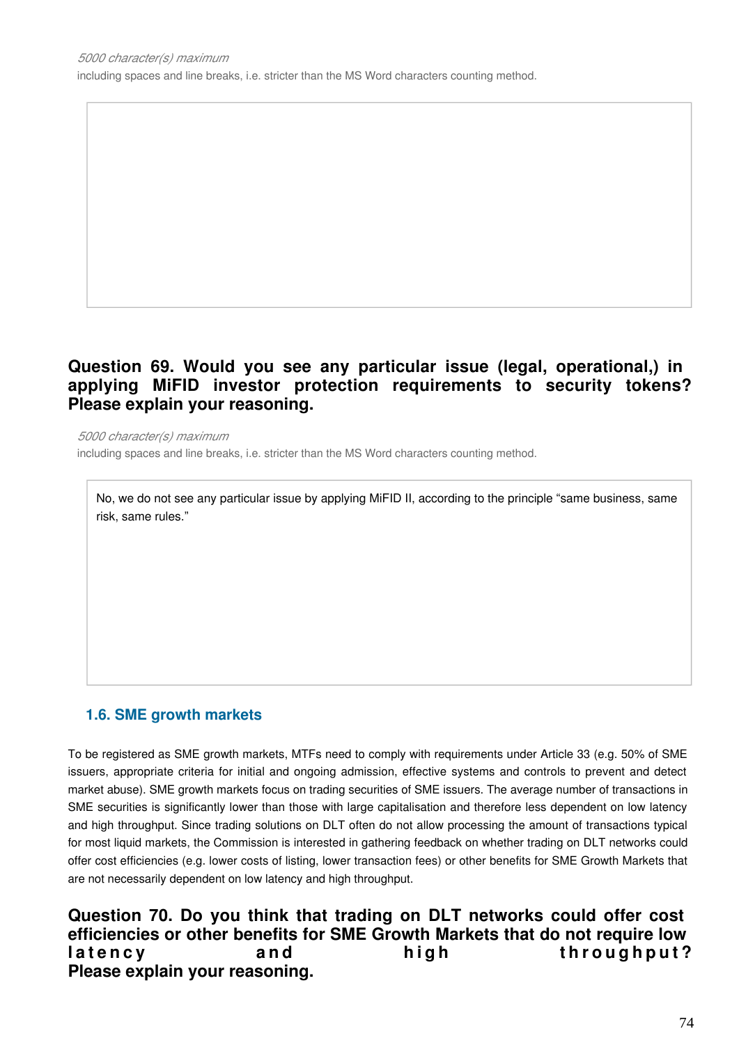*5000 character(s) maximum*

including spaces and line breaks, i.e. stricter than the MS Word characters counting method.

### Question 69. Would you see any particular issue (legal, operational,) in applying MiFID investor protection requirements to security tokens? Please explain your reasoning.

*5000 character(s) maximum*

including spaces and line breaks, i.e. stricter than the MS Word characters counting method.

No, we do not see any particular issue by applying MiFID II, according to the principle “same business, same risk, same rules.”

## 1.6. SME growth markets

To be registered as SME growth markets, MTFs need to comply with requirements under Article 33 (e.g. 50% of SME issuers, appropriate criteria for initial and ongoing admission, effective systems and controls to prevent and detect market abuse). SME growth markets focus on trading securities of SME issuers. The average number of transactions in SME securities is significantly lower than those with large capitalisation and therefore less dependent on low latency and high throughput. Since trading solutions on DLT often do not allow processing the amount of transactions typical for most liquid markets, the Commission is interested in gathering feedback on whether trading on DLT networks could offer cost efficiencies (e.g. lower costs of listing, lower transaction fees) or other benefits for SME Growth Markets that are not necessarily dependent on low latency and high throughput.

### Question 70. Do you think that trading on DLT networks could offer cost efficiencies or other benefits for SME Growth Markets that do not require low latency and high throughput? Please explain your reasoning.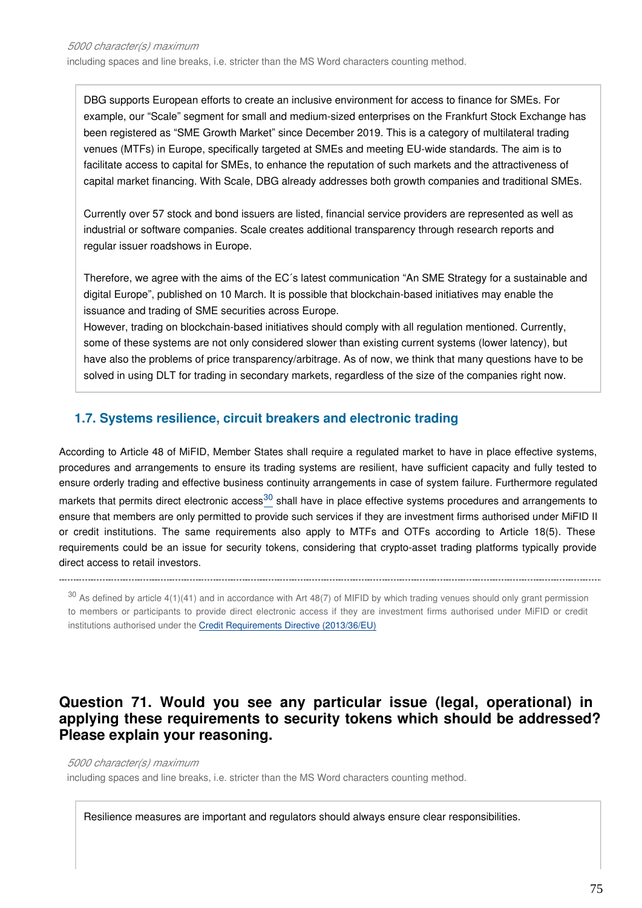*5000 character(s) maximum*

including spaces and line breaks, i.e. stricter than the MS Word characters counting method.

DBG supports European efforts to create an inclusive environment for access to finance for SMEs. For example, our "Scale" segment for small and medium-sized enterprises on the Frankfurt Stock Exchange has been registered as "SME Growth Market" since December 2019. This is a category of multilateral trading venues (MTFs) in Europe, specifically targeted at SMEs and meeting EU-wide standards. The aim is to facilitate access to capital for SMEs, to enhance the reputation of such markets and the attractiveness of capital market financing. With Scale, DBG already addresses both growth companies and traditional SMEs.

Currently over 57 stock and bond issuers are listed, financial service providers are represented as well as industrial or software companies. Scale creates additional transparency through research reports and regular issuer roadshows in Europe.

Therefore, we agree with the aims of the EC´s latest communication "An SME Strategy for a sustainable and digital Europe", published on 10 March. It is possible that blockchain-based initiatives may enable the issuance and trading of SME securities across Europe.
However, trading on blockchain-based initiatives should comply with all regulation mentioned. Currently, some of these systems are not only considered slower than existing current systems (lower latency), but have also the problems of price transparency/arbitrage. As of now, we think that many questions have to be solved in using DLT for trading in secondary markets, regardless of the size of the companies right now.

## 1.7. Systems resilience, circuit breakers and electronic trading

According to Article 48 of MiFID, Member States shall require a regulated market to have in place effective systems, procedures and arrangements to ensure its trading systems are resilient, have sufficient capacity and fully tested to ensure orderly trading and effective business continuity arrangements in case of system failure. Furthermore regulated markets that permits direct electronic access[30] shall have in place effective systems procedures and arrangements to ensure that members are only permitted to provide such services if they are investment firms authorised under MiFID II or credit institutions. The same requirements also apply to MTFs and OTFs according to Article 18(5). These requirements could be an issue for security tokens, considering that crypto-asset trading platforms typically provide direct access to retail investors.

[30] As defined by article 4(1)(41) and in accordance with Art 48(7) of MIFID by which trading venues should only grant permission to members or participants to provide direct electronic access if they are investment firms authorised under MiFID or credit institutions authorised under the Credit Requirements Directive (2013/36/EU)

### Question 71. Would you see any particular issue (legal, operational) in applying these requirements to security tokens which should be addressed? Please explain your reasoning.

*5000 character(s) maximum*

including spaces and line breaks, i.e. stricter than the MS Word characters counting method.

Resilience measures are important and regulators should always ensure clear responsibilities.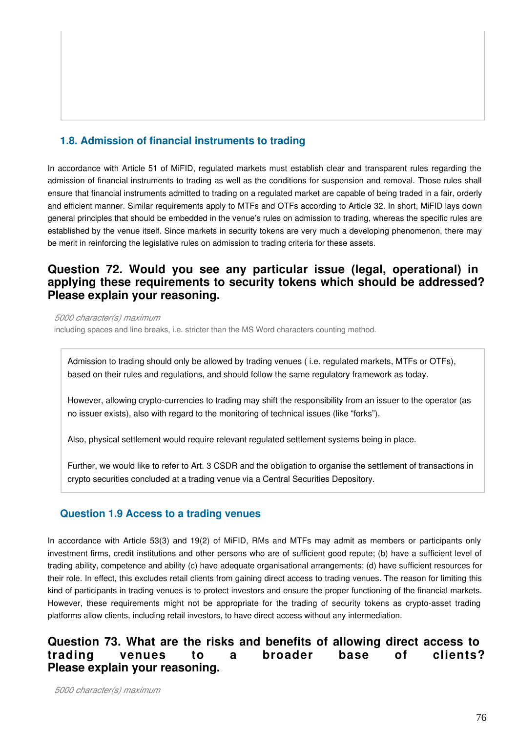## 1.8. Admission of financial instruments to trading

In accordance with Article 51 of MiFID, regulated markets must establish clear and transparent rules regarding the admission of financial instruments to trading as well as the conditions for suspension and removal. Those rules shall ensure that financial instruments admitted to trading on a regulated market are capable of being traded in a fair, orderly and efficient manner. Similar requirements apply to MTFs and OTFs according to Article 32. In short, MiFID lays down general principles that should be embedded in the venue's rules on admission to trading, whereas the specific rules are established by the venue itself. Since markets in security tokens are very much a developing phenomenon, there may be merit in reinforcing the legislative rules on admission to trading criteria for these assets.

### Question 72. Would you see any particular issue (legal, operational) in applying these requirements to security tokens which should be addressed? Please explain your reasoning.

*5000 character(s) maximum*
including spaces and line breaks, i.e. stricter than the MS Word characters counting method.

Admission to trading should only be allowed by trading venues ( i.e. regulated markets, MTFs or OTFs), based on their rules and regulations, and should follow the same regulatory framework as today.

However, allowing crypto-currencies to trading may shift the responsibility from an issuer to the operator (as no issuer exists), also with regard to the monitoring of technical issues (like "forks").

Also, physical settlement would require relevant regulated settlement systems being in place.

Further, we would like to refer to Art. 3 CSDR and the obligation to organise the settlement of transactions in crypto securities concluded at a trading venue via a Central Securities Depository.

## Question 1.9 Access to a trading venues

In accordance with Article 53(3) and 19(2) of MiFID, RMs and MTFs may admit as members or participants only investment firms, credit institutions and other persons who are of sufficient good repute; (b) have a sufficient level of trading ability, competence and ability (c) have adequate organisational arrangements; (d) have sufficient resources for their role. In effect, this excludes retail clients from gaining direct access to trading venues. The reason for limiting this kind of participants in trading venues is to protect investors and ensure the proper functioning of the financial markets. However, these requirements might not be appropriate for the trading of security tokens as crypto-asset trading platforms allow clients, including retail investors, to have direct access without any intermediation.

### Question 73. What are the risks and benefits of allowing direct access to trading venues to a broader base of clients? Please explain your reasoning.

*5000 character(s) maximum*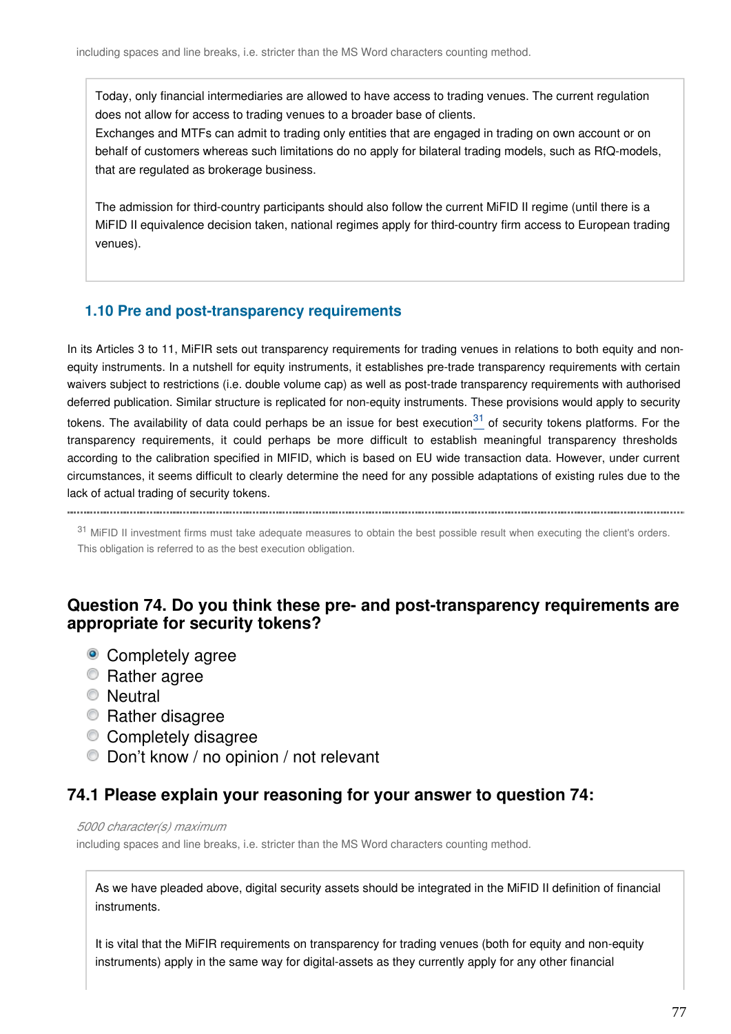including spaces and line breaks, i.e. stricter than the MS Word characters counting method.

Today, only financial intermediaries are allowed to have access to trading venues. The current regulation does not allow for access to trading venues to a broader base of clients.
Exchanges and MTFs can admit to trading only entities that are engaged in trading on own account or on behalf of customers whereas such limitations do no apply for bilateral trading models, such as RfQ-models, that are regulated as brokerage business.

The admission for third-country participants should also follow the current MiFID II regime (until there is a MiFID II equivalence decision taken, national regimes apply for third-country firm access to European trading venues).

### 1.10 Pre and post-transparency requirements

In its Articles 3 to 11, MiFIR sets out transparency requirements for trading venues in relations to both equity and non-equity instruments. In a nutshell for equity instruments, it establishes pre-trade transparency requirements with certain waivers subject to restrictions (i.e. double volume cap) as well as post-trade transparency requirements with authorised deferred publication. Similar structure is replicated for non-equity instruments. These provisions would apply to security tokens. The availability of data could perhaps be an issue for best execution[31] of security tokens platforms. For the transparency requirements, it could perhaps be more difficult to establish meaningful transparency thresholds according to the calibration specified in MIFID, which is based on EU wide transaction data. However, under current circumstances, it seems difficult to clearly determine the need for any possible adaptations of existing rules due to the lack of actual trading of security tokens.

[31] MiFID II investment firms must take adequate measures to obtain the best possible result when executing the client's orders. This obligation is referred to as the best execution obligation.

## Question 74. Do you think these pre- and post-transparency requirements are appropriate for security tokens?

- (x) Completely agree
- ( ) Rather agree
- ( ) Neutral
- ( ) Rather disagree
- ( ) Completely disagree
- ( ) Don't know / no opinion / not relevant

### 74.1 Please explain your reasoning for your answer to question 74:

*5000 character(s) maximum*
including spaces and line breaks, i.e. stricter than the MS Word characters counting method.

As we have pleaded above, digital security assets should be integrated in the MiFID II definition of financial instruments.

It is vital that the MiFIR requirements on transparency for trading venues (both for equity and non-equity instruments) apply in the same way for digital-assets as they currently apply for any other financial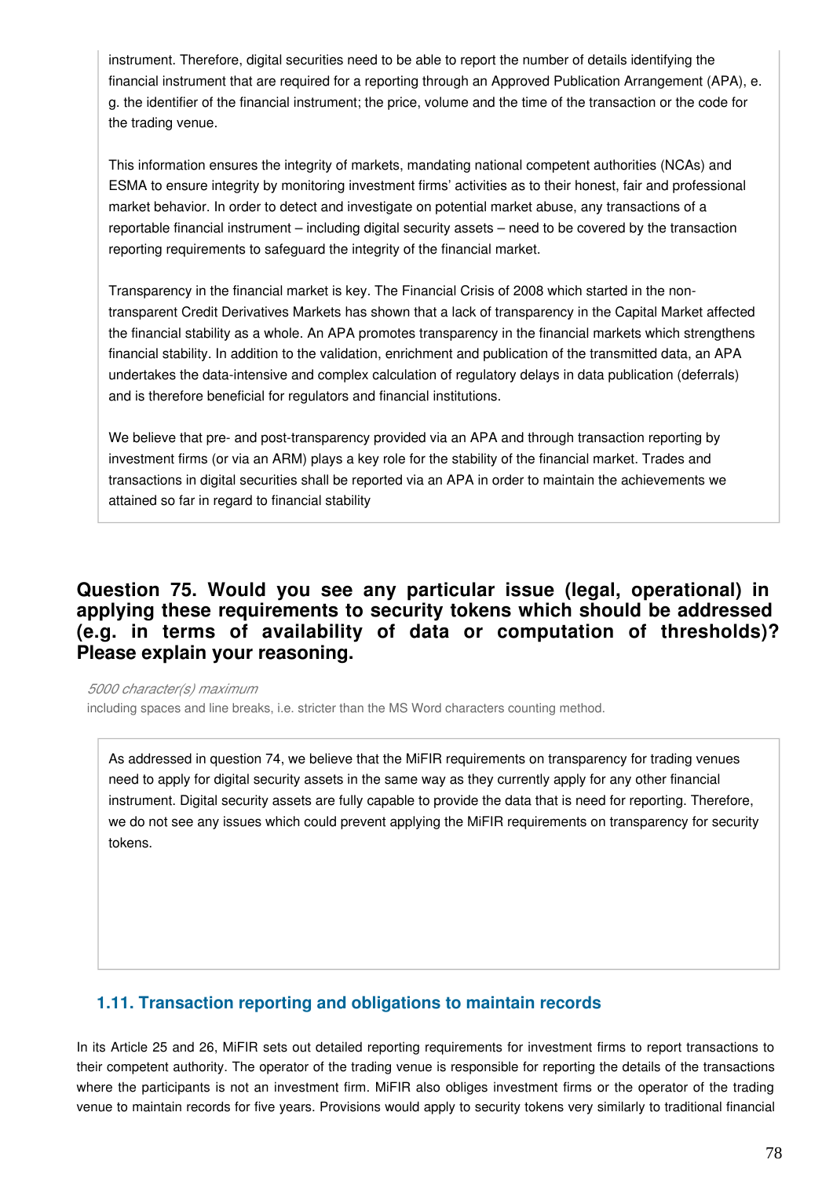instrument. Therefore, digital securities need to be able to report the number of details identifying the financial instrument that are required for a reporting through an Approved Publication Arrangement (APA), e. g. the identifier of the financial instrument; the price, volume and the time of the transaction or the code for the trading venue.

This information ensures the integrity of markets, mandating national competent authorities (NCAs) and ESMA to ensure integrity by monitoring investment firms' activities as to their honest, fair and professional market behavior. In order to detect and investigate on potential market abuse, any transactions of a reportable financial instrument – including digital security assets – need to be covered by the transaction reporting requirements to safeguard the integrity of the financial market.

Transparency in the financial market is key. The Financial Crisis of 2008 which started in the non-transparent Credit Derivatives Markets has shown that a lack of transparency in the Capital Market affected the financial stability as a whole. An APA promotes transparency in the financial markets which strengthens financial stability. In addition to the validation, enrichment and publication of the transmitted data, an APA undertakes the data-intensive and complex calculation of regulatory delays in data publication (deferrals) and is therefore beneficial for regulators and financial institutions.

We believe that pre- and post-transparency provided via an APA and through transaction reporting by investment firms (or via an ARM) plays a key role for the stability of the financial market. Trades and transactions in digital securities shall be reported via an APA in order to maintain the achievements we attained so far in regard to financial stability

## Question 75. Would you see any particular issue (legal, operational) in applying these requirements to security tokens which should be addressed (e.g. in terms of availability of data or computation of thresholds)? Please explain your reasoning.

*5000 character(s) maximum*

including spaces and line breaks, i.e. stricter than the MS Word characters counting method.

As addressed in question 74, we believe that the MiFIR requirements on transparency for trading venues need to apply for digital security assets in the same way as they currently apply for any other financial instrument. Digital security assets are fully capable to provide the data that is need for reporting. Therefore, we do not see any issues which could prevent applying the MiFIR requirements on transparency for security tokens.

### 1.11. Transaction reporting and obligations to maintain records

In its Article 25 and 26, MiFIR sets out detailed reporting requirements for investment firms to report transactions to their competent authority. The operator of the trading venue is responsible for reporting the details of the transactions where the participants is not an investment firm. MiFIR also obliges investment firms or the operator of the trading venue to maintain records for five years. Provisions would apply to security tokens very similarly to traditional financial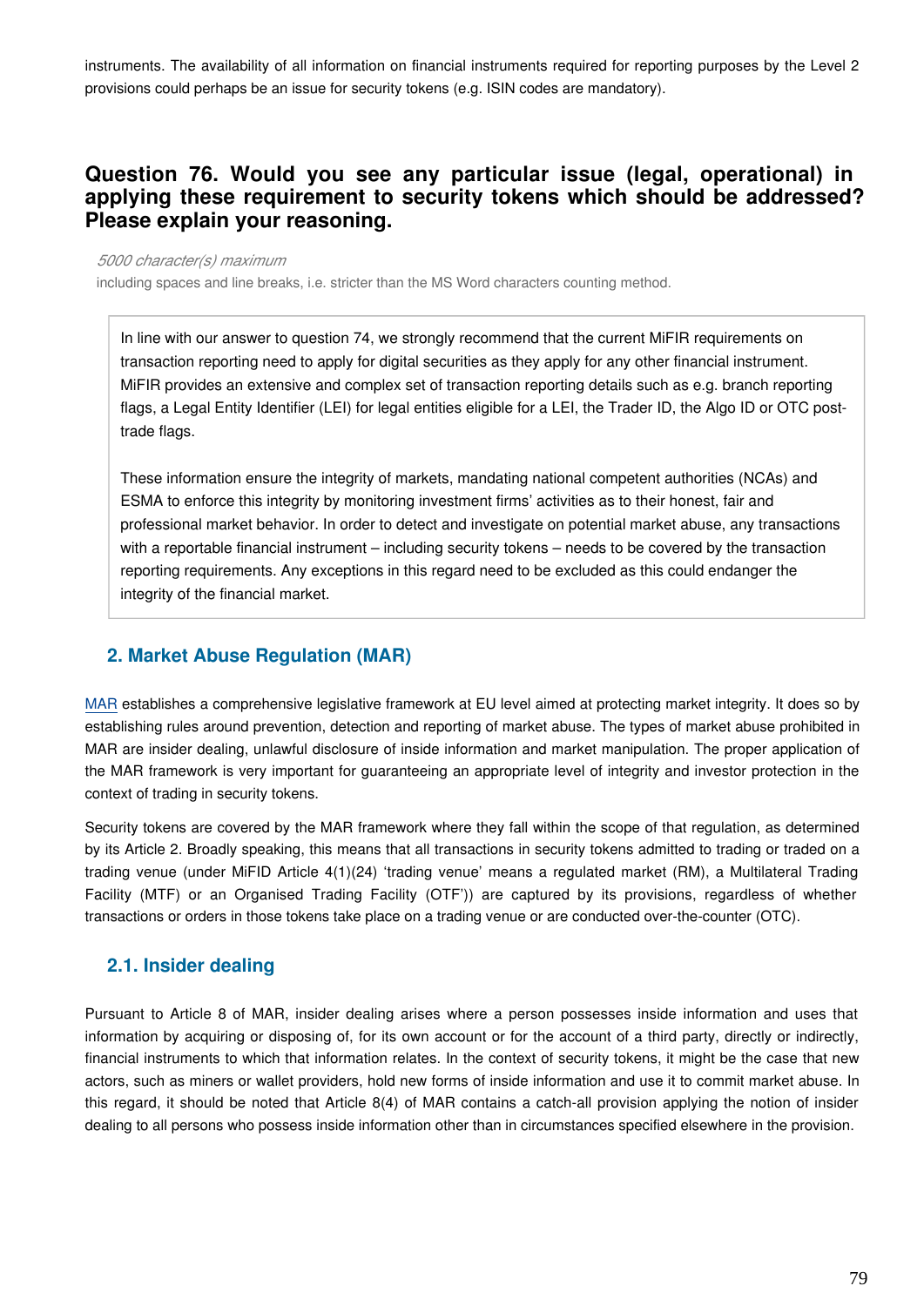instruments. The availability of all information on financial instruments required for reporting purposes by the Level 2 provisions could perhaps be an issue for security tokens (e.g. ISIN codes are mandatory).

### Question 76. Would you see any particular issue (legal, operational) in applying these requirement to security tokens which should be addressed? Please explain your reasoning.

*5000 character(s) maximum*

including spaces and line breaks, i.e. stricter than the MS Word characters counting method.

In line with our answer to question 74, we strongly recommend that the current MiFIR requirements on transaction reporting need to apply for digital securities as they apply for any other financial instrument. MiFIR provides an extensive and complex set of transaction reporting details such as e.g. branch reporting flags, a Legal Entity Identifier (LEI) for legal entities eligible for a LEI, the Trader ID, the Algo ID or OTC post-trade flags.

These information ensure the integrity of markets, mandating national competent authorities (NCAs) and ESMA to enforce this integrity by monitoring investment firms' activities as to their honest, fair and professional market behavior. In order to detect and investigate on potential market abuse, any transactions with a reportable financial instrument – including security tokens – needs to be covered by the transaction reporting requirements. Any exceptions in this regard need to be excluded as this could endanger the integrity of the financial market.

## 2. Market Abuse Regulation (MAR)

MAR establishes a comprehensive legislative framework at EU level aimed at protecting market integrity. It does so by establishing rules around prevention, detection and reporting of market abuse. The types of market abuse prohibited in MAR are insider dealing, unlawful disclosure of inside information and market manipulation. The proper application of the MAR framework is very important for guaranteeing an appropriate level of integrity and investor protection in the context of trading in security tokens.

Security tokens are covered by the MAR framework where they fall within the scope of that regulation, as determined by its Article 2. Broadly speaking, this means that all transactions in security tokens admitted to trading or traded on a trading venue (under MiFID Article 4(1)(24) 'trading venue' means a regulated market (RM), a Multilateral Trading Facility (MTF) or an Organised Trading Facility (OTF')) are captured by its provisions, regardless of whether transactions or orders in those tokens take place on a trading venue or are conducted over-the-counter (OTC).

### 2.1. Insider dealing

Pursuant to Article 8 of MAR, insider dealing arises where a person possesses inside information and uses that information by acquiring or disposing of, for its own account or for the account of a third party, directly or indirectly, financial instruments to which that information relates. In the context of security tokens, it might be the case that new actors, such as miners or wallet providers, hold new forms of inside information and use it to commit market abuse. In this regard, it should be noted that Article 8(4) of MAR contains a catch-all provision applying the notion of insider dealing to all persons who possess inside information other than in circumstances specified elsewhere in the provision.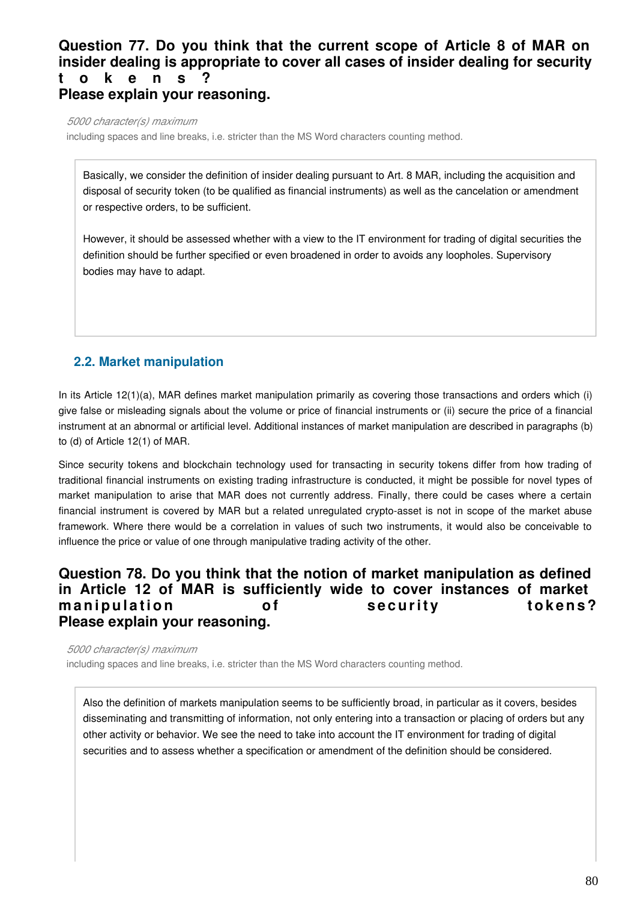### Question 77. Do you think that the current scope of Article 8 of MAR on insider dealing is appropriate to cover all cases of insider dealing for security tokens?
### Please explain your reasoning.

*5000 character(s) maximum*
including spaces and line breaks, i.e. stricter than the MS Word characters counting method.

Basically, we consider the definition of insider dealing pursuant to Art. 8 MAR, including the acquisition and disposal of security token (to be qualified as financial instruments) as well as the cancelation or amendment or respective orders, to be sufficient.

However, it should be assessed whether with a view to the IT environment for trading of digital securities the definition should be further specified or even broadened in order to avoids any loopholes. Supervisory bodies may have to adapt.

## 2.2. Market manipulation

In its Article 12(1)(a), MAR defines market manipulation primarily as covering those transactions and orders which (i) give false or misleading signals about the volume or price of financial instruments or (ii) secure the price of a financial instrument at an abnormal or artificial level. Additional instances of market manipulation are described in paragraphs (b) to (d) of Article 12(1) of MAR.

Since security tokens and blockchain technology used for transacting in security tokens differ from how trading of traditional financial instruments on existing trading infrastructure is conducted, it might be possible for novel types of market manipulation to arise that MAR does not currently address. Finally, there could be cases where a certain financial instrument is covered by MAR but a related unregulated crypto-asset is not in scope of the market abuse framework. Where there would be a correlation in values of such two instruments, it would also be conceivable to influence the price or value of one through manipulative trading activity of the other.

### Question 78. Do you think that the notion of market manipulation as defined in Article 12 of MAR is sufficiently wide to cover instances of market manipulation of security tokens?
### Please explain your reasoning.

*5000 character(s) maximum*
including spaces and line breaks, i.e. stricter than the MS Word characters counting method.

Also the definition of markets manipulation seems to be sufficiently broad, in particular as it covers, besides disseminating and transmitting of information, not only entering into a transaction or placing of orders but any other activity or behavior. We see the need to take into account the IT environment for trading of digital securities and to assess whether a specification or amendment of the definition should be considered.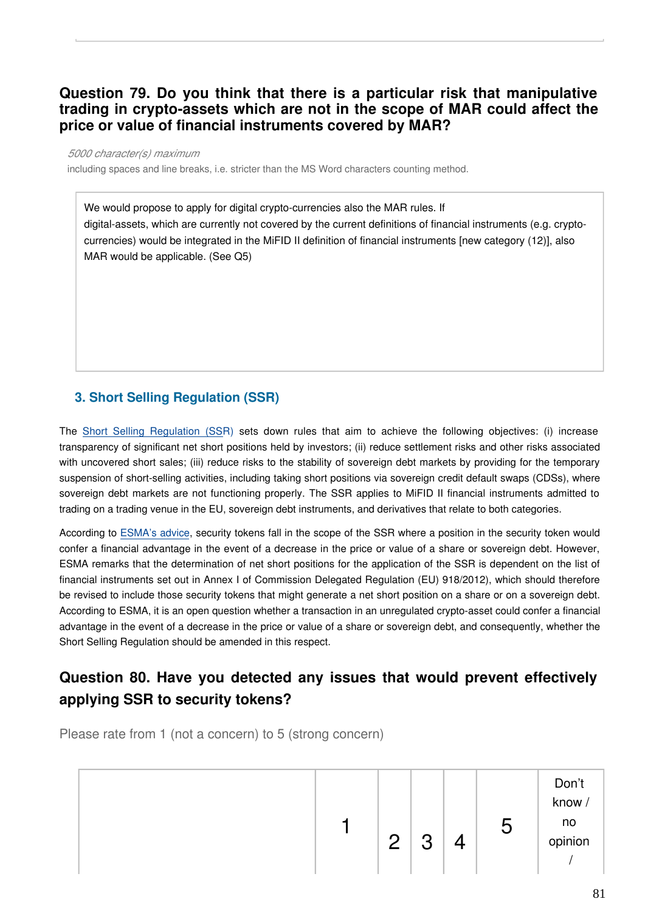## Question 79. Do you think that there is a particular risk that manipulative trading in crypto-assets which are not in the scope of MAR could affect the price or value of financial instruments covered by MAR?

*5000 character(s) maximum*

including spaces and line breaks, i.e. stricter than the MS Word characters counting method.

> We would propose to apply for digital crypto-currencies also the MAR rules. If digital-assets, which are currently not covered by the current definitions of financial instruments (e.g. crypto-currencies) would be integrated in the MiFID II definition of financial instruments [new category (12)], also MAR would be applicable. (See Q5)

### 3. Short Selling Regulation (SSR)

The Short Selling Regulation (SSR) sets down rules that aim to achieve the following objectives: (i) increase transparency of significant net short positions held by investors; (ii) reduce settlement risks and other risks associated with uncovered short sales; (iii) reduce risks to the stability of sovereign debt markets by providing for the temporary suspension of short-selling activities, including taking short positions via sovereign credit default swaps (CDSs), where sovereign debt markets are not functioning properly. The SSR applies to MiFID II financial instruments admitted to trading on a trading venue in the EU, sovereign debt instruments, and derivatives that relate to both categories.

According to ESMA's advice, security tokens fall in the scope of the SSR where a position in the security token would confer a financial advantage in the event of a decrease in the price or value of a share or sovereign debt. However, ESMA remarks that the determination of net short positions for the application of the SSR is dependent on the list of financial instruments set out in Annex I of Commission Delegated Regulation (EU) 918/2012), which should therefore be revised to include those security tokens that might generate a net short position on a share or on a sovereign debt. According to ESMA, it is an open question whether a transaction in an unregulated crypto-asset could confer a financial advantage in the event of a decrease in the price or value of a share or sovereign debt, and consequently, whether the Short Selling Regulation should be amended in this respect.

## Question 80. Have you detected any issues that would prevent effectively applying SSR to security tokens?

Please rate from 1 (not a concern) to 5 (strong concern)

| | 1 | 2 | 3 | 4 | 5 | Don't know / no opinion / |
|---|---|---|---|---|---|---|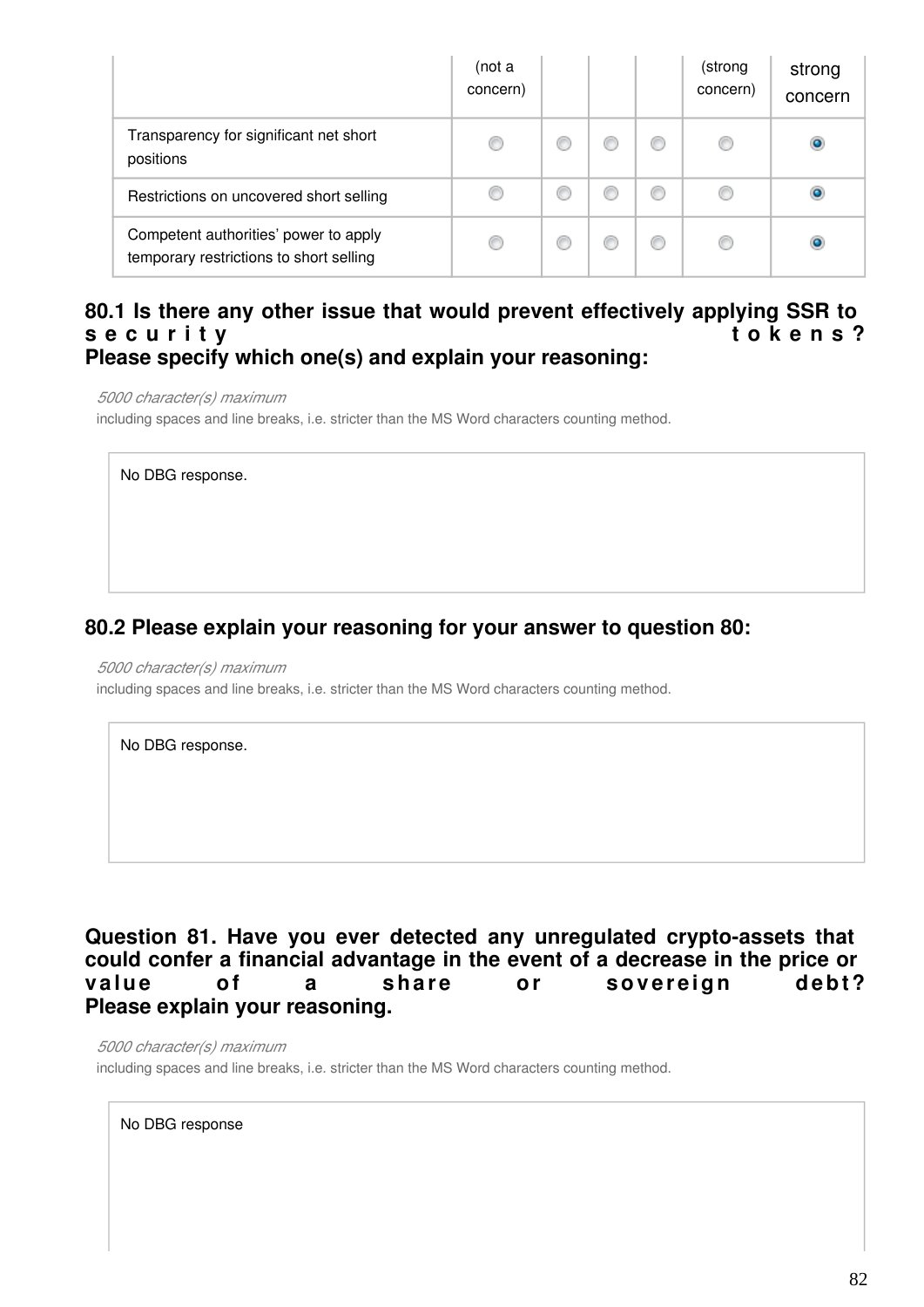| | (not a concern) | | | | (strong concern) | strong concern |
|---|---|---|---|---|---|---|
| Transparency for significant net short positions | | | | | | X |
| Restrictions on uncovered short selling | | | | | | X |
| Competent authorities' power to apply temporary restrictions to short selling | | | | | | X |

### 80.1 Is there any other issue that would prevent effectively applying SSR to security tokens? Please specify which one(s) and explain your reasoning:

*5000 character(s) maximum*
including spaces and line breaks, i.e. stricter than the MS Word characters counting method.

No DBG response.

### 80.2 Please explain your reasoning for your answer to question 80:

*5000 character(s) maximum*
including spaces and line breaks, i.e. stricter than the MS Word characters counting method.

No DBG response.

### Question 81. Have you ever detected any unregulated crypto-assets that could confer a financial advantage in the event of a decrease in the price or value of a share or sovereign debt? Please explain your reasoning.

*5000 character(s) maximum*
including spaces and line breaks, i.e. stricter than the MS Word characters counting method.

No DBG response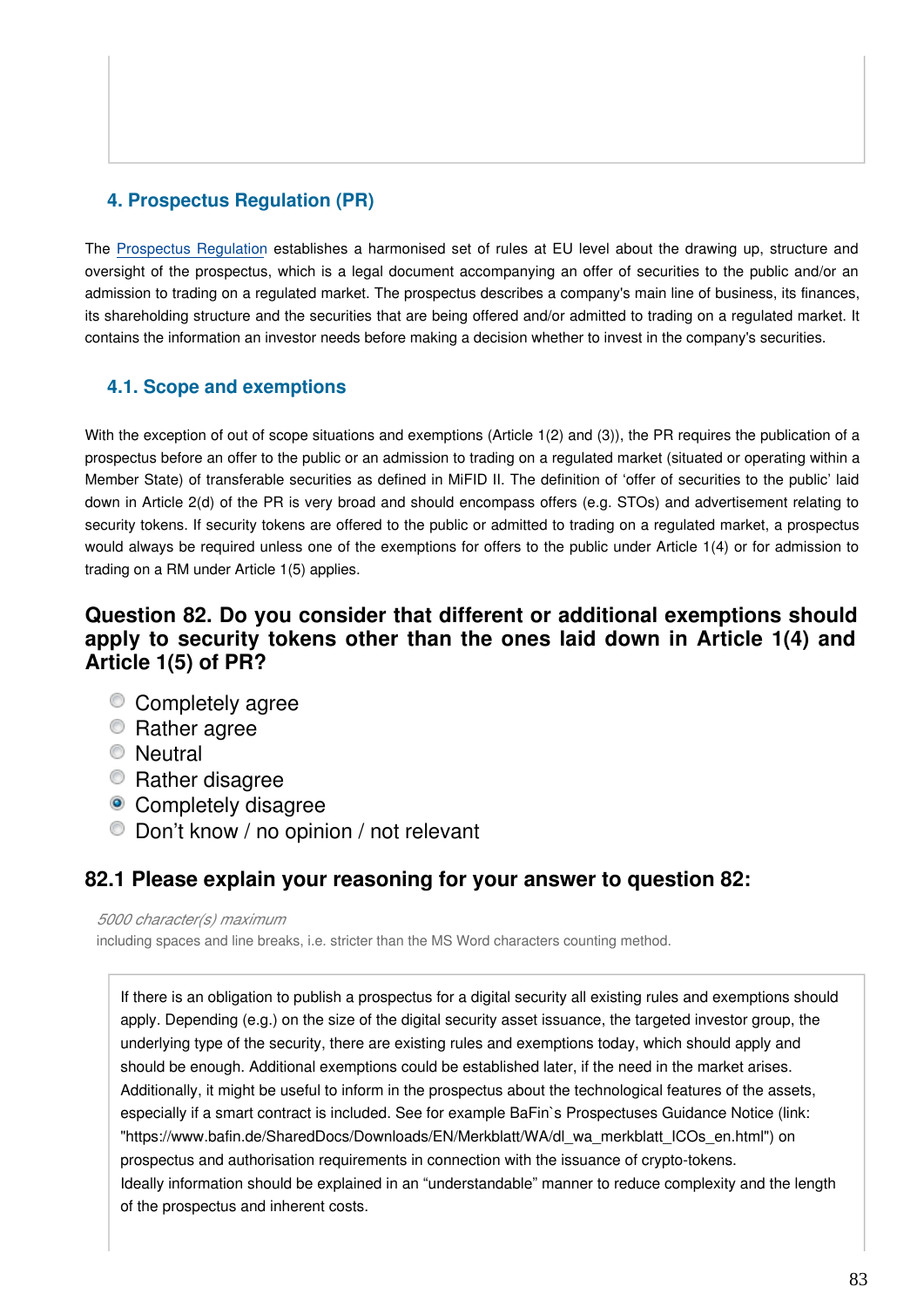## 4. Prospectus Regulation (PR)

The Prospectus Regulation establishes a harmonised set of rules at EU level about the drawing up, structure and oversight of the prospectus, which is a legal document accompanying an offer of securities to the public and/or an admission to trading on a regulated market. The prospectus describes a company's main line of business, its finances, its shareholding structure and the securities that are being offered and/or admitted to trading on a regulated market. It contains the information an investor needs before making a decision whether to invest in the company's securities.

### 4.1. Scope and exemptions

With the exception of out of scope situations and exemptions (Article 1(2) and (3)), the PR requires the publication of a prospectus before an offer to the public or an admission to trading on a regulated market (situated or operating within a Member State) of transferable securities as defined in MiFID II. The definition of 'offer of securities to the public' laid down in Article 2(d) of the PR is very broad and should encompass offers (e.g. STOs) and advertisement relating to security tokens. If security tokens are offered to the public or admitted to trading on a regulated market, a prospectus would always be required unless one of the exemptions for offers to the public under Article 1(4) or for admission to trading on a RM under Article 1(5) applies.

## Question 82. Do you consider that different or additional exemptions should apply to security tokens other than the ones laid down in Article 1(4) and Article 1(5) of PR?

- ○ Completely agree
- ○ Rather agree
- ○ Neutral
- ○ Rather disagree
- ● Completely disagree
- ○ Don't know / no opinion / not relevant

### 82.1 Please explain your reasoning for your answer to question 82:

*5000 character(s) maximum*
including spaces and line breaks, i.e. stricter than the MS Word characters counting method.

If there is an obligation to publish a prospectus for a digital security all existing rules and exemptions should apply. Depending (e.g.) on the size of the digital security asset issuance, the targeted investor group, the underlying type of the security, there are existing rules and exemptions today, which should apply and should be enough. Additional exemptions could be established later, if the need in the market arises.
Additionally, it might be useful to inform in the prospectus about the technological features of the assets, especially if a smart contract is included. See for example BaFin`s Prospectuses Guidance Notice (link: "https://www.bafin.de/SharedDocs/Downloads/EN/Merkblatt/WA/dl_wa_merkblatt_ICOs_en.html") on prospectus and authorisation requirements in connection with the issuance of crypto-tokens.
Ideally information should be explained in an "understandable" manner to reduce complexity and the length of the prospectus and inherent costs.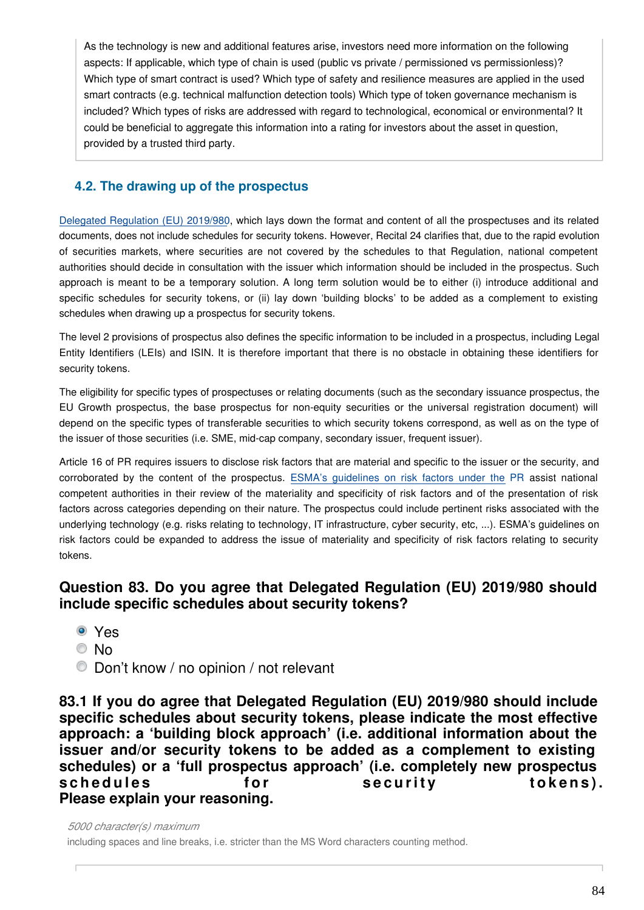As the technology is new and additional features arise, investors need more information on the following aspects: If applicable, which type of chain is used (public vs private / permissioned vs permissionless)? Which type of smart contract is used? Which type of safety and resilience measures are applied in the used smart contracts (e.g. technical malfunction detection tools) Which type of token governance mechanism is included? Which types of risks are addressed with regard to technological, economical or environmental? It could be beneficial to aggregate this information into a rating for investors about the asset in question, provided by a trusted third party.

## 4.2. The drawing up of the prospectus

Delegated Regulation (EU) 2019/980, which lays down the format and content of all the prospectuses and its related documents, does not include schedules for security tokens. However, Recital 24 clarifies that, due to the rapid evolution of securities markets, where securities are not covered by the schedules to that Regulation, national competent authorities should decide in consultation with the issuer which information should be included in the prospectus. Such approach is meant to be a temporary solution. A long term solution would be to either (i) introduce additional and specific schedules for security tokens, or (ii) lay down 'building blocks' to be added as a complement to existing schedules when drawing up a prospectus for security tokens.

The level 2 provisions of prospectus also defines the specific information to be included in a prospectus, including Legal Entity Identifiers (LEIs) and ISIN. It is therefore important that there is no obstacle in obtaining these identifiers for security tokens.

The eligibility for specific types of prospectuses or relating documents (such as the secondary issuance prospectus, the EU Growth prospectus, the base prospectus for non-equity securities or the universal registration document) will depend on the specific types of transferable securities to which security tokens correspond, as well as on the type of the issuer of those securities (i.e. SME, mid-cap company, secondary issuer, frequent issuer).

Article 16 of PR requires issuers to disclose risk factors that are material and specific to the issuer or the security, and corroborated by the content of the prospectus. ESMA's guidelines on risk factors under the PR assist national competent authorities in their review of the materiality and specificity of risk factors and of the presentation of risk factors across categories depending on their nature. The prospectus could include pertinent risks associated with the underlying technology (e.g. risks relating to technology, IT infrastructure, cyber security, etc, ...). ESMA's guidelines on risk factors could be expanded to address the issue of materiality and specificity of risk factors relating to security tokens.

### Question 83. Do you agree that Delegated Regulation (EU) 2019/980 should include specific schedules about security tokens?

- ◉ Yes
- ○ No
- ○ Don't know / no opinion / not relevant

### 83.1 If you do agree that Delegated Regulation (EU) 2019/980 should include specific schedules about security tokens, please indicate the most effective approach: a 'building block approach' (i.e. additional information about the issuer and/or security tokens to be added as a complement to existing schedules) or a 'full prospectus approach' (i.e. completely new prospectus schedules for security tokens). Please explain your reasoning.

*5000 character(s) maximum*

including spaces and line breaks, i.e. stricter than the MS Word characters counting method.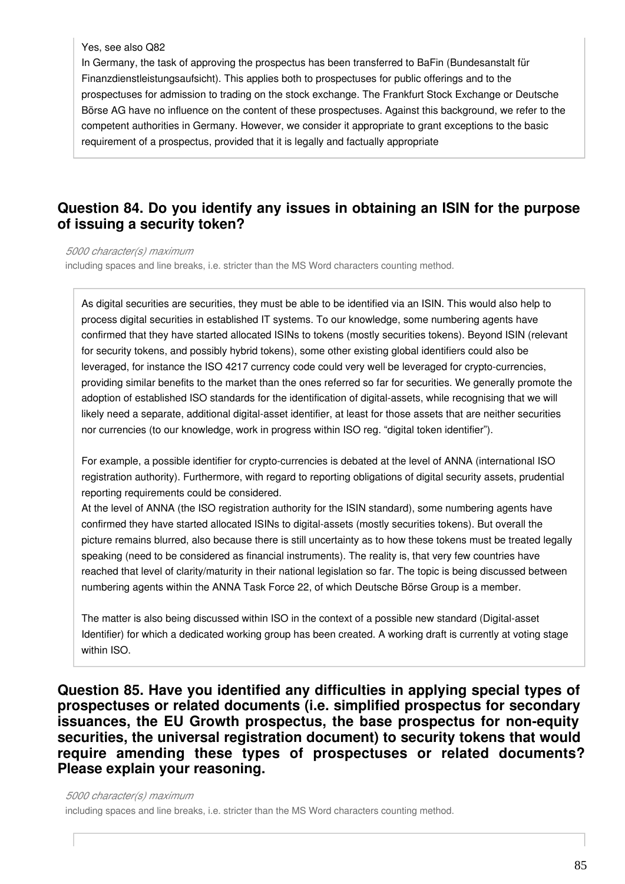Yes, see also Q82
In Germany, the task of approving the prospectus has been transferred to BaFin (Bundesanstalt für Finanzdienstleistungsaufsicht). This applies both to prospectuses for public offerings and to the prospectuses for admission to trading on the stock exchange. The Frankfurt Stock Exchange or Deutsche Börse AG have no influence on the content of these prospectuses. Against this background, we refer to the competent authorities in Germany. However, we consider it appropriate to grant exceptions to the basic requirement of a prospectus, provided that it is legally and factually appropriate

### Question 84. Do you identify any issues in obtaining an ISIN for the purpose of issuing a security token?

*5000 character(s) maximum*

including spaces and line breaks, i.e. stricter than the MS Word characters counting method.

As digital securities are securities, they must be able to be identified via an ISIN. This would also help to process digital securities in established IT systems. To our knowledge, some numbering agents have confirmed that they have started allocated ISINs to tokens (mostly securities tokens). Beyond ISIN (relevant for security tokens, and possibly hybrid tokens), some other existing global identifiers could also be leveraged, for instance the ISO 4217 currency code could very well be leveraged for crypto-currencies, providing similar benefits to the market than the ones referred so far for securities. We generally promote the adoption of established ISO standards for the identification of digital-assets, while recognising that we will likely need a separate, additional digital-asset identifier, at least for those assets that are neither securities nor currencies (to our knowledge, work in progress within ISO reg. "digital token identifier").

For example, a possible identifier for crypto-currencies is debated at the level of ANNA (international ISO registration authority). Furthermore, with regard to reporting obligations of digital security assets, prudential reporting requirements could be considered.
At the level of ANNA (the ISO registration authority for the ISIN standard), some numbering agents have confirmed they have started allocated ISINs to digital-assets (mostly securities tokens). But overall the picture remains blurred, also because there is still uncertainty as to how these tokens must be treated legally speaking (need to be considered as financial instruments). The reality is, that very few countries have reached that level of clarity/maturity in their national legislation so far. The topic is being discussed between numbering agents within the ANNA Task Force 22, of which Deutsche Börse Group is a member.

The matter is also being discussed within ISO in the context of a possible new standard (Digital-asset Identifier) for which a dedicated working group has been created. A working draft is currently at voting stage within ISO.

### Question 85. Have you identified any difficulties in applying special types of prospectuses or related documents (i.e. simplified prospectus for secondary issuances, the EU Growth prospectus, the base prospectus for non-equity securities, the universal registration document) to security tokens that would require amending these types of prospectuses or related documents? Please explain your reasoning.

*5000 character(s) maximum*

including spaces and line breaks, i.e. stricter than the MS Word characters counting method.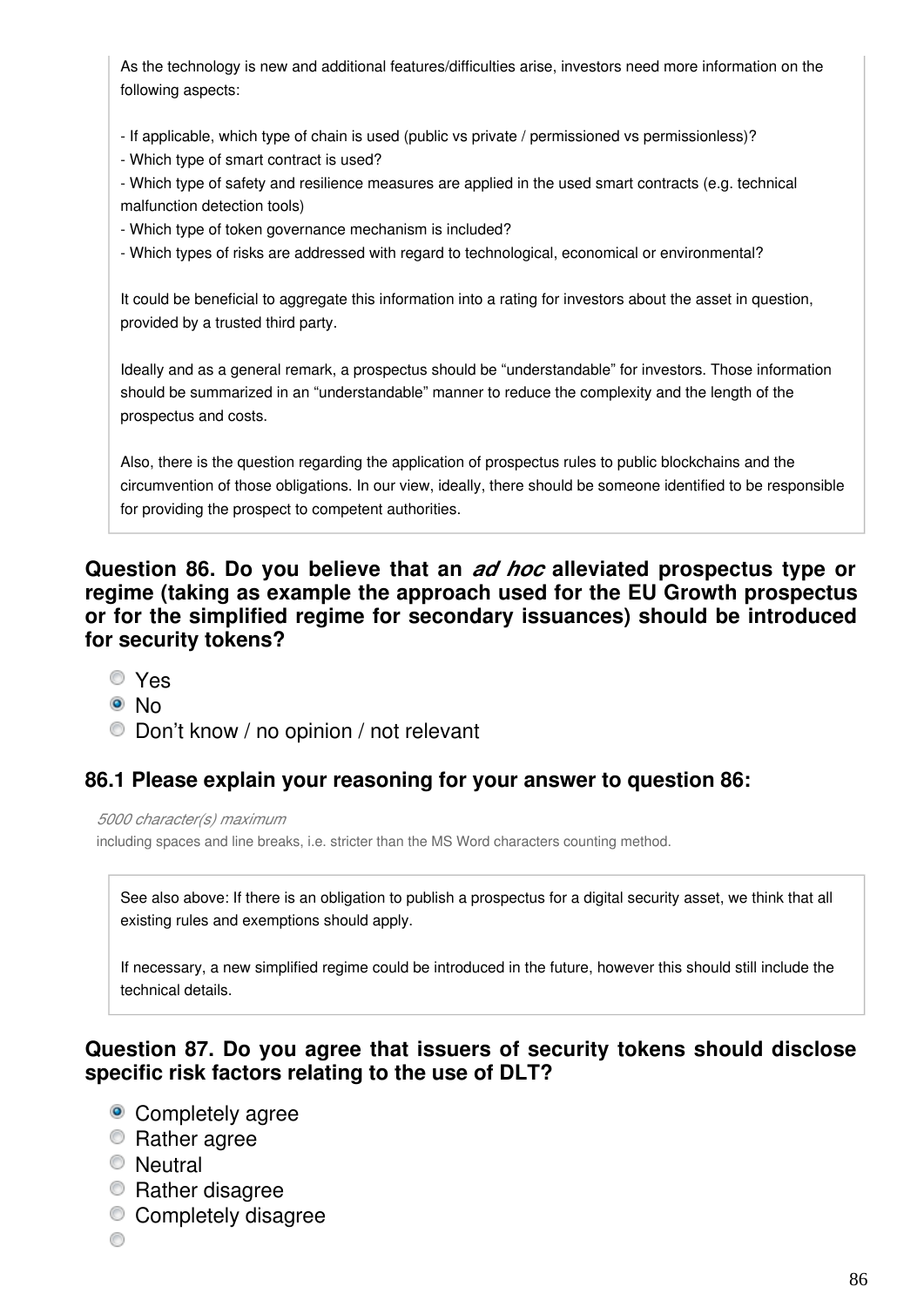As the technology is new and additional features/difficulties arise, investors need more information on the following aspects:

- If applicable, which type of chain is used (public vs private / permissioned vs permissionless)?
- Which type of smart contract is used?
- Which type of safety and resilience measures are applied in the used smart contracts (e.g. technical malfunction detection tools)
- Which type of token governance mechanism is included?
- Which types of risks are addressed with regard to technological, economical or environmental?

It could be beneficial to aggregate this information into a rating for investors about the asset in question, provided by a trusted third party.

Ideally and as a general remark, a prospectus should be “understandable” for investors. Those information should be summarized in an “understandable” manner to reduce the complexity and the length of the prospectus and costs.

Also, there is the question regarding the application of prospectus rules to public blockchains and the circumvention of those obligations. In our view, ideally, there should be someone identified to be responsible for providing the prospect to competent authorities.

### Question 86. Do you believe that an *ad hoc* alleviated prospectus type or regime (taking as example the approach used for the EU Growth prospectus or for the simplified regime for secondary issuances) should be introduced for security tokens?

- ○ Yes
- ● No
- ○ Don’t know / no opinion / not relevant

### 86.1 Please explain your reasoning for your answer to question 86:

*5000 character(s) maximum*
including spaces and line breaks, i.e. stricter than the MS Word characters counting method.

See also above: If there is an obligation to publish a prospectus for a digital security asset, we think that all existing rules and exemptions should apply.

If necessary, a new simplified regime could be introduced in the future, however this should still include the technical details.

### Question 87. Do you agree that issuers of security tokens should disclose specific risk factors relating to the use of DLT?

- ● Completely agree
- ○ Rather agree
- ○ Neutral
- ○ Rather disagree
- ○ Completely disagree
- ○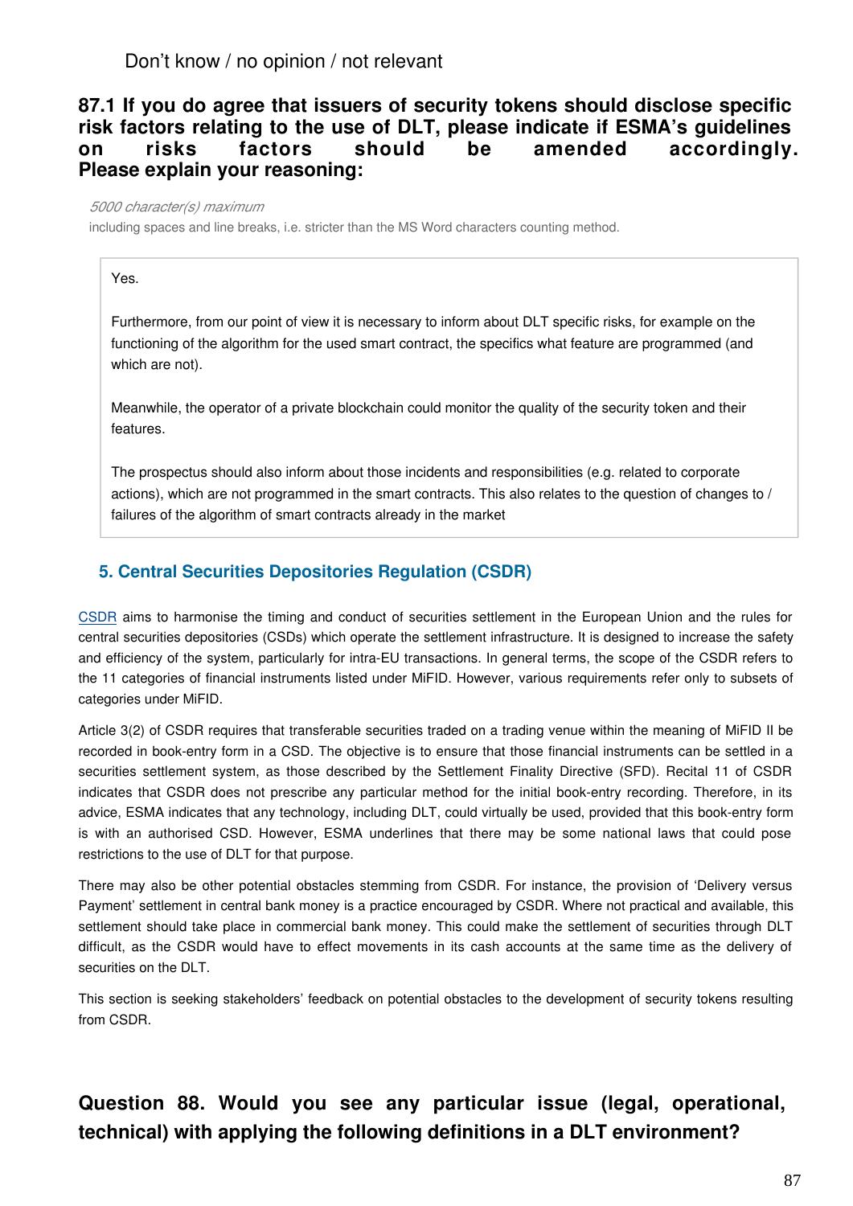Don't know / no opinion / not relevant

### 87.1 If you do agree that issuers of security tokens should disclose specific risk factors relating to the use of DLT, please indicate if ESMA's guidelines on risks factors should be amended accordingly. Please explain your reasoning:

*5000 character(s) maximum*

including spaces and line breaks, i.e. stricter than the MS Word characters counting method.

Yes.

Furthermore, from our point of view it is necessary to inform about DLT specific risks, for example on the functioning of the algorithm for the used smart contract, the specifics what feature are programmed (and which are not).

Meanwhile, the operator of a private blockchain could monitor the quality of the security token and their features.

The prospectus should also inform about those incidents and responsibilities (e.g. related to corporate actions), which are not programmed in the smart contracts. This also relates to the question of changes to / failures of the algorithm of smart contracts already in the market

## 5. Central Securities Depositories Regulation (CSDR)

CSDR aims to harmonise the timing and conduct of securities settlement in the European Union and the rules for central securities depositories (CSDs) which operate the settlement infrastructure. It is designed to increase the safety and efficiency of the system, particularly for intra-EU transactions. In general terms, the scope of the CSDR refers to the 11 categories of financial instruments listed under MiFID. However, various requirements refer only to subsets of categories under MiFID.

Article 3(2) of CSDR requires that transferable securities traded on a trading venue within the meaning of MiFID II be recorded in book-entry form in a CSD. The objective is to ensure that those financial instruments can be settled in a securities settlement system, as those described by the Settlement Finality Directive (SFD). Recital 11 of CSDR indicates that CSDR does not prescribe any particular method for the initial book-entry recording. Therefore, in its advice, ESMA indicates that any technology, including DLT, could virtually be used, provided that this book-entry form is with an authorised CSD. However, ESMA underlines that there may be some national laws that could pose restrictions to the use of DLT for that purpose.

There may also be other potential obstacles stemming from CSDR. For instance, the provision of 'Delivery versus Payment' settlement in central bank money is a practice encouraged by CSDR. Where not practical and available, this settlement should take place in commercial bank money. This could make the settlement of securities through DLT difficult, as the CSDR would have to effect movements in its cash accounts at the same time as the delivery of securities on the DLT.

This section is seeking stakeholders' feedback on potential obstacles to the development of security tokens resulting from CSDR.

### Question 88. Would you see any particular issue (legal, operational, technical) with applying the following definitions in a DLT environment?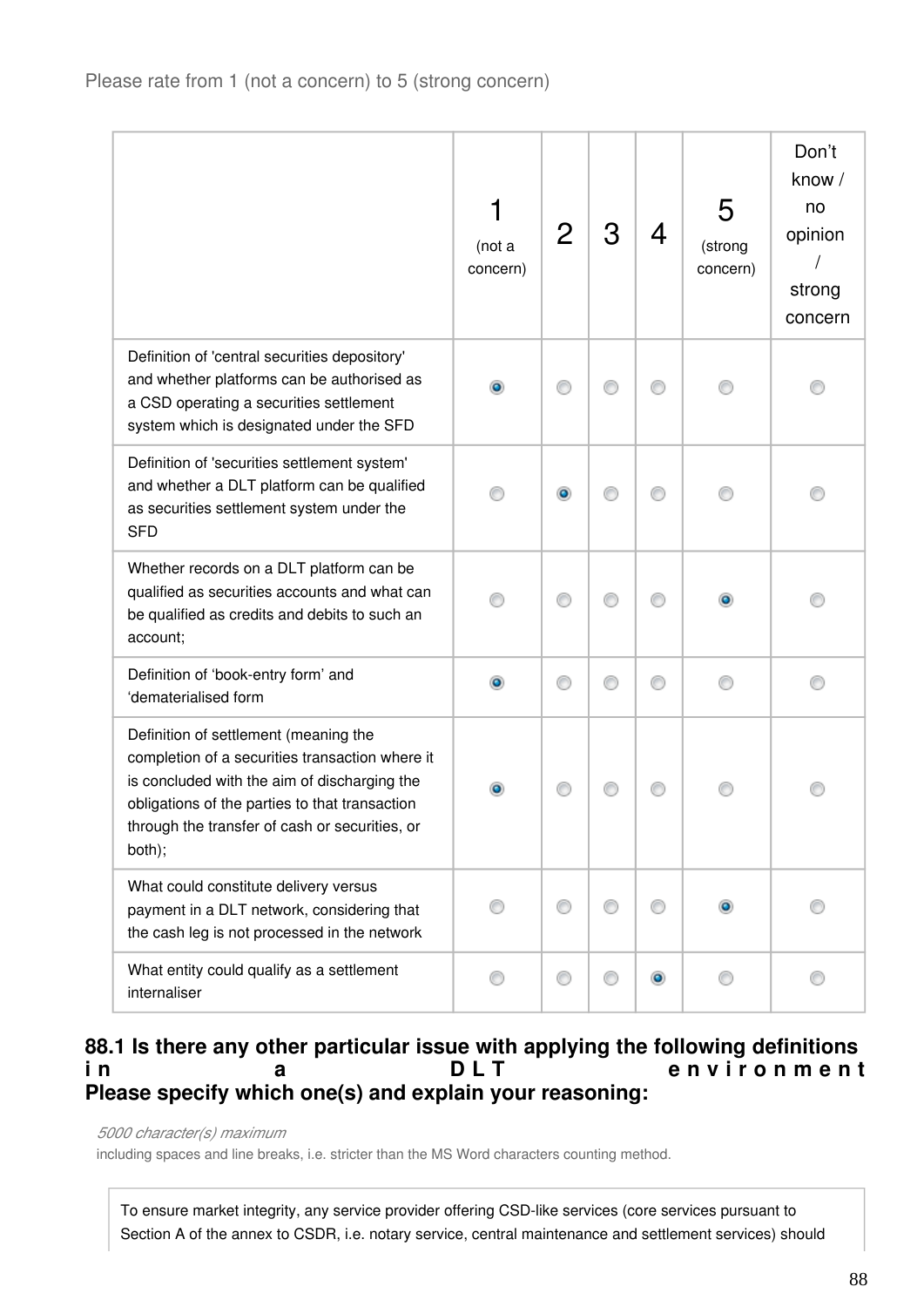Please rate from 1 (not a concern) to 5 (strong concern)

| | 1 (not a concern) | 2 | 3 | 4 | 5 (strong concern) | Don't know / no opinion / strong concern |
|---|---|---|---|---|---|---|
| Definition of 'central securities depository' and whether platforms can be authorised as a CSD operating a securities settlement system which is designated under the SFD | X | | | | | |
| Definition of 'securities settlement system' and whether a DLT platform can be qualified as securities settlement system under the SFD | | X | | | | |
| Whether records on a DLT platform can be qualified as securities accounts and what can be qualified as credits and debits to such an account; | | | | | X | |
| Definition of 'book-entry form' and 'dematerialised form | X | | | | | |
| Definition of settlement (meaning the completion of a securities transaction where it is concluded with the aim of discharging the obligations of the parties to that transaction through the transfer of cash or securities, or both); | X | | | | | |
| What could constitute delivery versus payment in a DLT network, considering that the cash leg is not processed in the network | | | | | X | |
| What entity could qualify as a settlement internaliser | | | | X | | |

**88.1 Is there any other particular issue with applying the following definitions in a DLT environment**
**Please specify which one(s) and explain your reasoning:**

*5000 character(s) maximum*
including spaces and line breaks, i.e. stricter than the MS Word characters counting method.

To ensure market integrity, any service provider offering CSD-like services (core services pursuant to Section A of the annex to CSDR, i.e. notary service, central maintenance and settlement services) should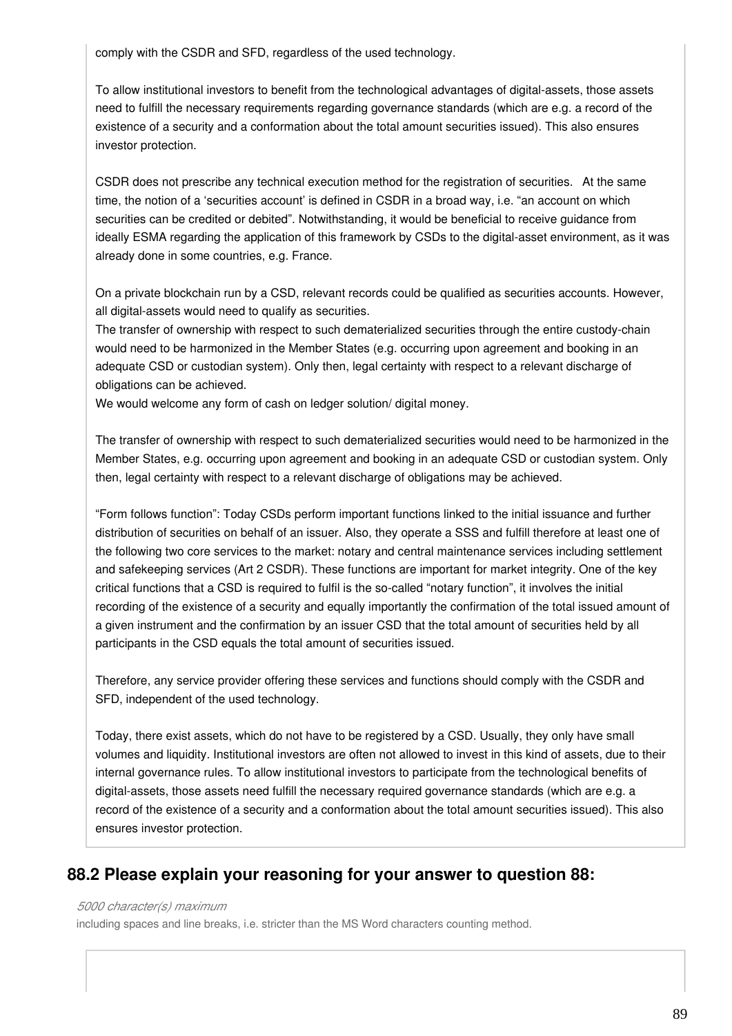comply with the CSDR and SFD, regardless of the used technology.

To allow institutional investors to benefit from the technological advantages of digital-assets, those assets need to fulfill the necessary requirements regarding governance standards (which are e.g. a record of the existence of a security and a conformation about the total amount securities issued). This also ensures investor protection.

CSDR does not prescribe any technical execution method for the registration of securities. At the same time, the notion of a 'securities account' is defined in CSDR in a broad way, i.e. "an account on which securities can be credited or debited". Notwithstanding, it would be beneficial to receive guidance from ideally ESMA regarding the application of this framework by CSDs to the digital-asset environment, as it was already done in some countries, e.g. France.

On a private blockchain run by a CSD, relevant records could be qualified as securities accounts. However, all digital-assets would need to qualify as securities.
The transfer of ownership with respect to such dematerialized securities through the entire custody-chain would need to be harmonized in the Member States (e.g. occurring upon agreement and booking in an adequate CSD or custodian system). Only then, legal certainty with respect to a relevant discharge of obligations can be achieved.
We would welcome any form of cash on ledger solution/ digital money.

The transfer of ownership with respect to such dematerialized securities would need to be harmonized in the Member States, e.g. occurring upon agreement and booking in an adequate CSD or custodian system. Only then, legal certainty with respect to a relevant discharge of obligations may be achieved.

"Form follows function": Today CSDs perform important functions linked to the initial issuance and further distribution of securities on behalf of an issuer. Also, they operate a SSS and fulfill therefore at least one of the following two core services to the market: notary and central maintenance services including settlement and safekeeping services (Art 2 CSDR). These functions are important for market integrity. One of the key critical functions that a CSD is required to fulfil is the so-called "notary function", it involves the initial recording of the existence of a security and equally importantly the confirmation of the total issued amount of a given instrument and the confirmation by an issuer CSD that the total amount of securities held by all participants in the CSD equals the total amount of securities issued.

Therefore, any service provider offering these services and functions should comply with the CSDR and SFD, independent of the used technology.

Today, there exist assets, which do not have to be registered by a CSD. Usually, they only have small volumes and liquidity. Institutional investors are often not allowed to invest in this kind of assets, due to their internal governance rules. To allow institutional investors to participate from the technological benefits of digital-assets, those assets need fulfill the necessary required governance standards (which are e.g. a record of the existence of a security and a conformation about the total amount securities issued). This also ensures investor protection.

## 88.2 Please explain your reasoning for your answer to question 88:

*5000 character(s) maximum*

including spaces and line breaks, i.e. stricter than the MS Word characters counting method.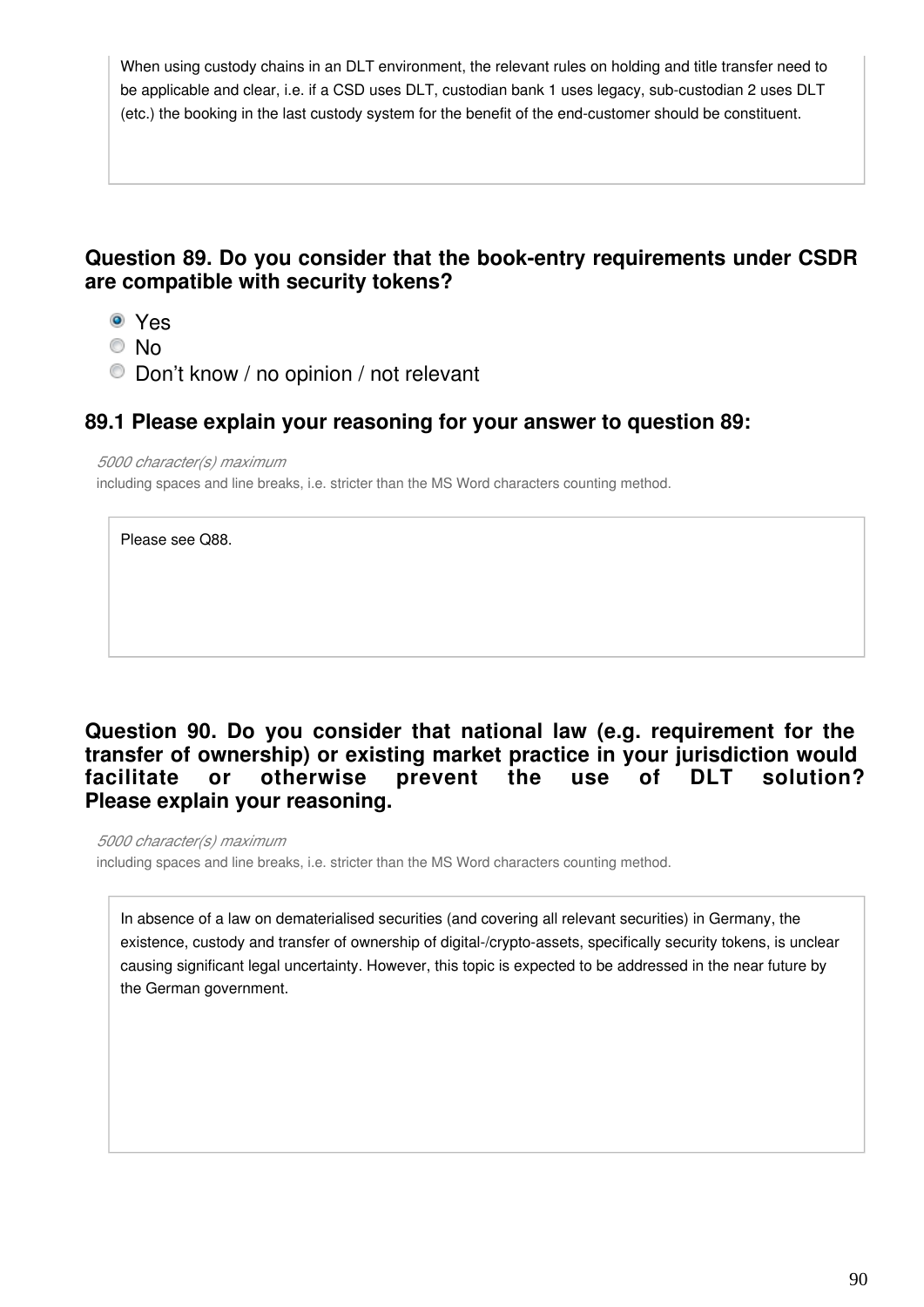When using custody chains in an DLT environment, the relevant rules on holding and title transfer need to be applicable and clear, i.e. if a CSD uses DLT, custodian bank 1 uses legacy, sub-custodian 2 uses DLT (etc.) the booking in the last custody system for the benefit of the end-customer should be constituent.

### Question 89. Do you consider that the book-entry requirements under CSDR are compatible with security tokens?

- (x) Yes
- ( ) No
- ( ) Don't know / no opinion / not relevant

### 89.1 Please explain your reasoning for your answer to question 89:

*5000 character(s) maximum*
including spaces and line breaks, i.e. stricter than the MS Word characters counting method.

Please see Q88.

### Question 90. Do you consider that national law (e.g. requirement for the transfer of ownership) or existing market practice in your jurisdiction would facilitate or otherwise prevent the use of DLT solution? Please explain your reasoning.

*5000 character(s) maximum*
including spaces and line breaks, i.e. stricter than the MS Word characters counting method.

In absence of a law on dematerialised securities (and covering all relevant securities) in Germany, the existence, custody and transfer of ownership of digital-/crypto-assets, specifically security tokens, is unclear causing significant legal uncertainty. However, this topic is expected to be addressed in the near future by the German government.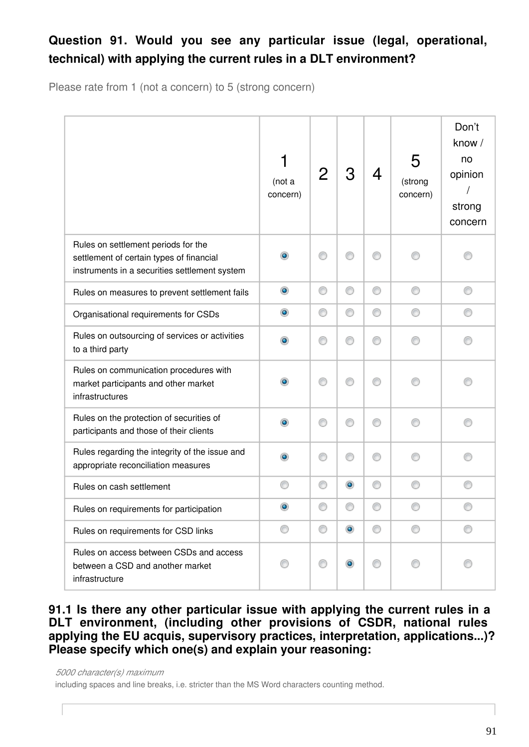**Question 91. Would you see any particular issue (legal, operational, technical) with applying the current rules in a DLT environment?**

Please rate from 1 (not a concern) to 5 (strong concern)

| | 1 (not a concern) | 2 | 3 | 4 | 5 (strong concern) | Don't know / no opinion / strong concern |
|---|---|---|---|---|---|---|
| Rules on settlement periods for the settlement of certain types of financial instruments in a securities settlement system | X | | | | | |
| Rules on measures to prevent settlement fails | X | | | | | |
| Organisational requirements for CSDs | X | | | | | |
| Rules on outsourcing of services or activities to a third party | X | | | | | |
| Rules on communication procedures with market participants and other market infrastructures | X | | | | | |
| Rules on the protection of securities of participants and those of their clients | X | | | | | |
| Rules regarding the integrity of the issue and appropriate reconciliation measures | X | | | | | |
| Rules on cash settlement | | | X | | | |
| Rules on requirements for participation | X | | | | | |
| Rules on requirements for CSD links | | | X | | | |
| Rules on access between CSDs and access between a CSD and another market infrastructure | | | X | | | |

**91.1 Is there any other particular issue with applying the current rules in a DLT environment, (including other provisions of CSDR, national rules applying the EU acquis, supervisory practices, interpretation, applications...)? Please specify which one(s) and explain your reasoning:**

*5000 character(s) maximum*

including spaces and line breaks, i.e. stricter than the MS Word characters counting method.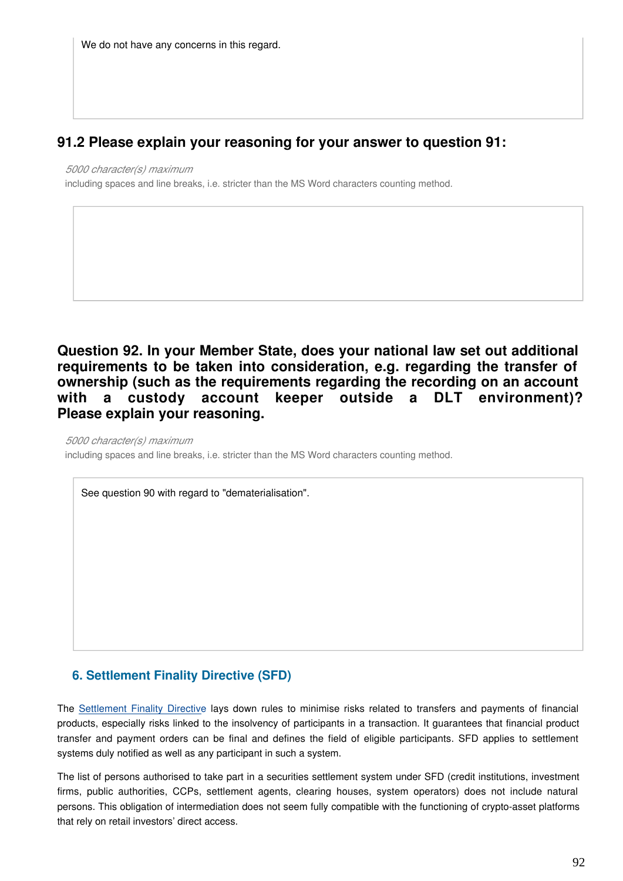We do not have any concerns in this regard.

### 91.2 Please explain your reasoning for your answer to question 91:

*5000 character(s) maximum*
including spaces and line breaks, i.e. stricter than the MS Word characters counting method.

### Question 92. In your Member State, does your national law set out additional requirements to be taken into consideration, e.g. regarding the transfer of ownership (such as the requirements regarding the recording on an account with a custody account keeper outside a DLT environment)? Please explain your reasoning.

*5000 character(s) maximum*
including spaces and line breaks, i.e. stricter than the MS Word characters counting method.

See question 90 with regard to "dematerialisation".

## 6. Settlement Finality Directive (SFD)

The Settlement Finality Directive lays down rules to minimise risks related to transfers and payments of financial products, especially risks linked to the insolvency of participants in a transaction. It guarantees that financial product transfer and payment orders can be final and defines the field of eligible participants. SFD applies to settlement systems duly notified as well as any participant in such a system.

The list of persons authorised to take part in a securities settlement system under SFD (credit institutions, investment firms, public authorities, CCPs, settlement agents, clearing houses, system operators) does not include natural persons. This obligation of intermediation does not seem fully compatible with the functioning of crypto-asset platforms that rely on retail investors' direct access.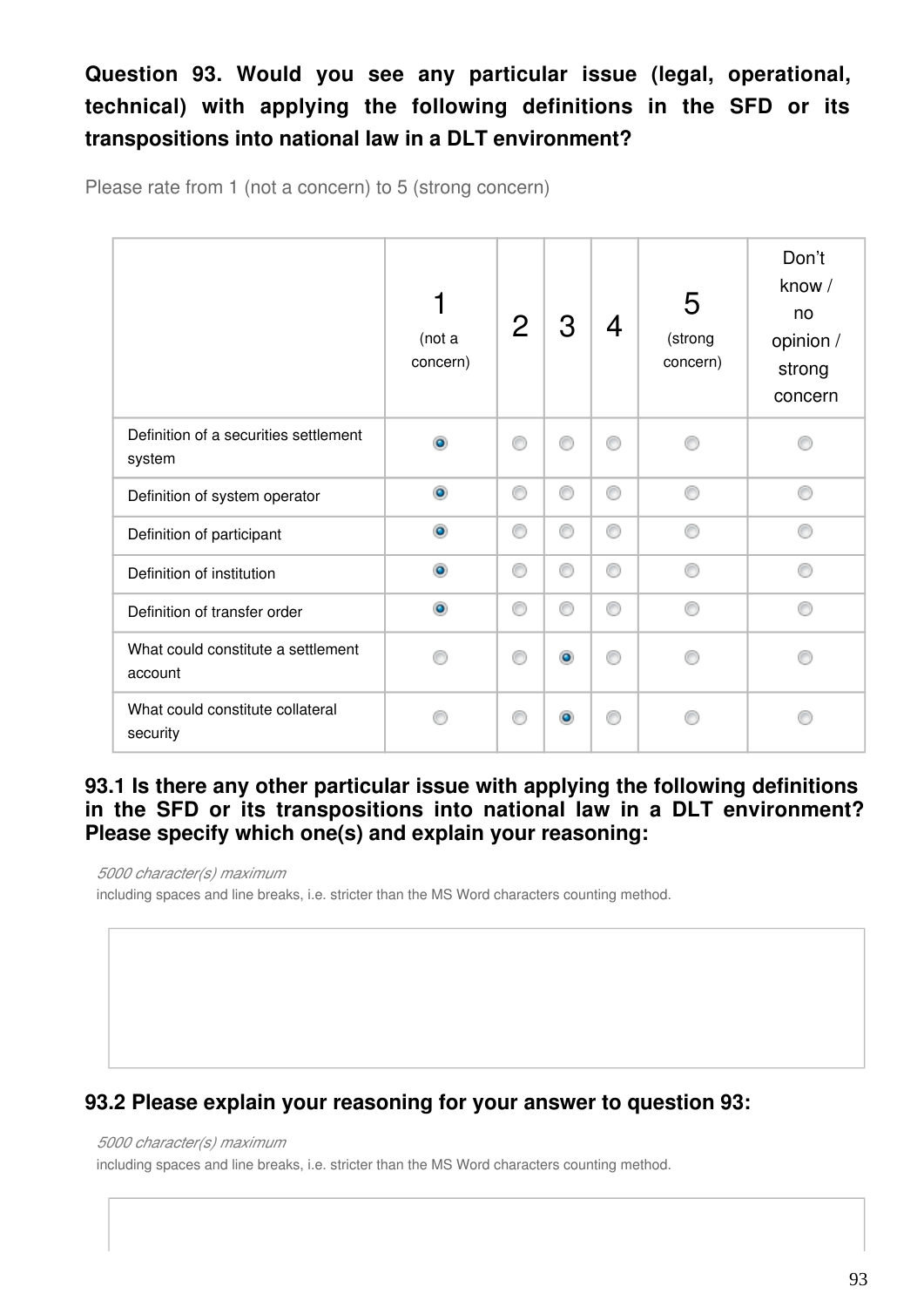**Question 93. Would you see any particular issue (legal, operational, technical) with applying the following definitions in the SFD or its transpositions into national law in a DLT environment?**

Please rate from 1 (not a concern) to 5 (strong concern)

| | 1 (not a concern) | 2 | 3 | 4 | 5 (strong concern) | Don't know / no opinion / strong concern |
|---|---|---|---|---|---|---|
| Definition of a securities settlement system | X | | | | | |
| Definition of system operator | X | | | | | |
| Definition of participant | X | | | | | |
| Definition of institution | X | | | | | |
| Definition of transfer order | X | | | | | |
| What could constitute a settlement account | | | X | | | |
| What could constitute collateral security | | | X | | | |

### 93.1 Is there any other particular issue with applying the following definitions in the SFD or its transpositions into national law in a DLT environment? Please specify which one(s) and explain your reasoning:

*5000 character(s) maximum*
including spaces and line breaks, i.e. stricter than the MS Word characters counting method.

### 93.2 Please explain your reasoning for your answer to question 93:

*5000 character(s) maximum*
including spaces and line breaks, i.e. stricter than the MS Word characters counting method.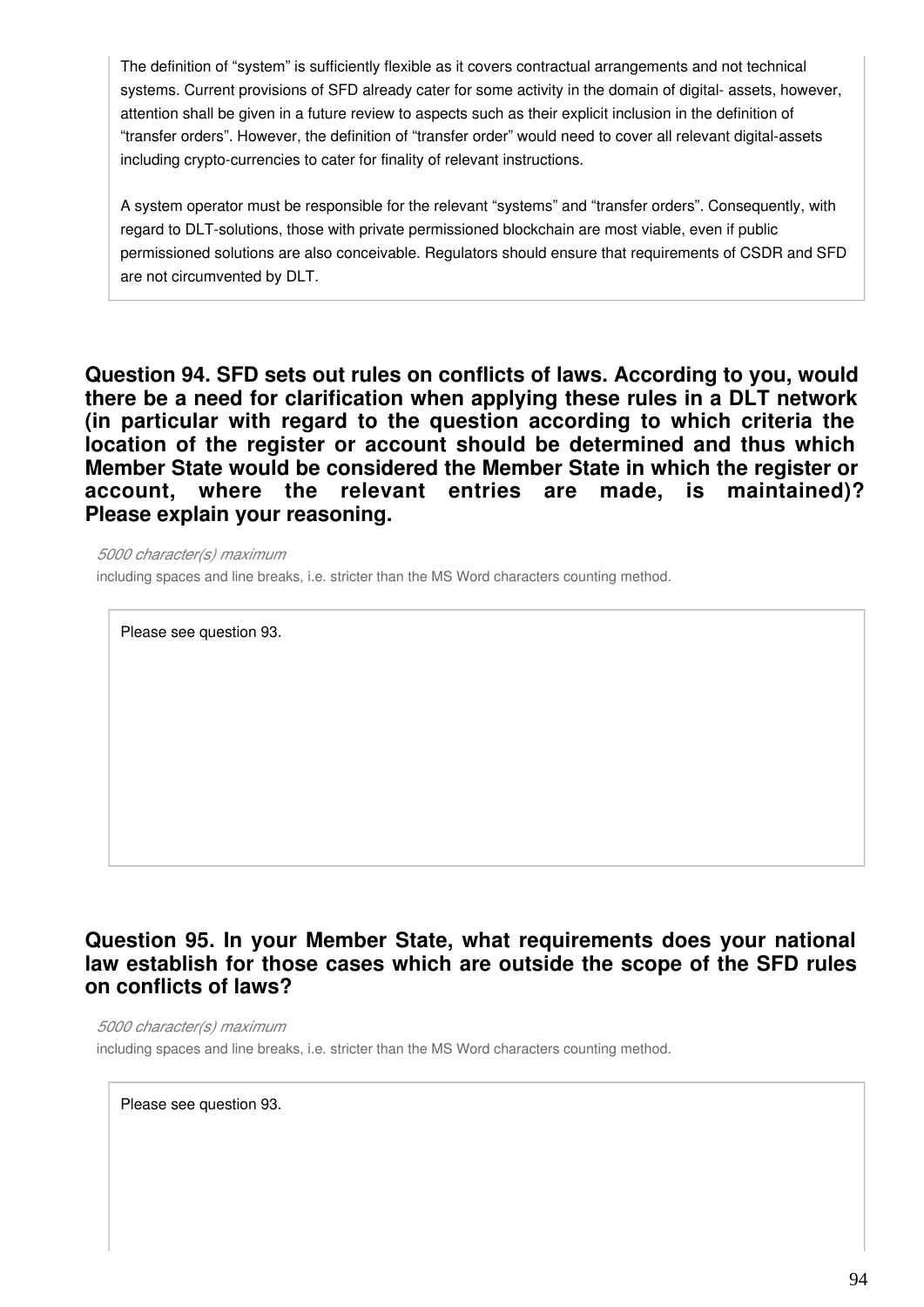The definition of “system” is sufficiently flexible as it covers contractual arrangements and not technical systems. Current provisions of SFD already cater for some activity in the domain of digital- assets, however, attention shall be given in a future review to aspects such as their explicit inclusion in the definition of “transfer orders”. However, the definition of “transfer order” would need to cover all relevant digital-assets including crypto-currencies to cater for finality of relevant instructions.

A system operator must be responsible for the relevant “systems” and “transfer orders”. Consequently, with regard to DLT-solutions, those with private permissioned blockchain are most viable, even if public permissioned solutions are also conceivable. Regulators should ensure that requirements of CSDR and SFD are not circumvented by DLT.

**Question 94. SFD sets out rules on conflicts of laws. According to you, would there be a need for clarification when applying these rules in a DLT network (in particular with regard to the question according to which criteria the location of the register or account should be determined and thus which Member State would be considered the Member State in which the register or account, where the relevant entries are made, is maintained)? Please explain your reasoning.**

*5000 character(s) maximum*

including spaces and line breaks, i.e. stricter than the MS Word characters counting method.

Please see question 93.

**Question 95. In your Member State, what requirements does your national law establish for those cases which are outside the scope of the SFD rules on conflicts of laws?**

*5000 character(s) maximum*

including spaces and line breaks, i.e. stricter than the MS Word characters counting method.

Please see question 93.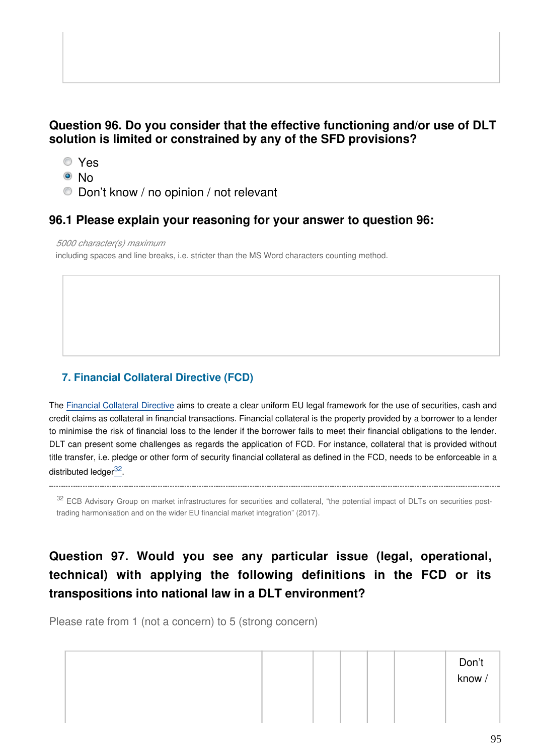**Question 96. Do you consider that the effective functioning and/or use of DLT solution is limited or constrained by any of the SFD provisions?**

- Yes
- **No** (selected)
- Don’t know / no opinion / not relevant

### 96.1 Please explain your reasoning for your answer to question 96:

*5000 character(s) maximum*
including spaces and line breaks, i.e. stricter than the MS Word characters counting method.

## 7. Financial Collateral Directive (FCD)

The Financial Collateral Directive aims to create a clear uniform EU legal framework for the use of securities, cash and credit claims as collateral in financial transactions. Financial collateral is the property provided by a borrower to a lender to minimise the risk of financial loss to the lender if the borrower fails to meet their financial obligations to the lender. DLT can present some challenges as regards the application of FCD. For instance, collateral that is provided without title transfer, i.e. pledge or other form of security financial collateral as defined in the FCD, needs to be enforceable in a distributed ledger[32].

[32] ECB Advisory Group on market infrastructures for securities and collateral, “the potential impact of DLTs on securities post-trading harmonisation and on the wider EU financial market integration” (2017).

**Question 97. Would you see any particular issue (legal, operational, technical) with applying the following definitions in the FCD or its transpositions into national law in a DLT environment?**

Please rate from 1 (not a concern) to 5 (strong concern)

| | | | | | | Don’t know / |
|---|---|---|---|---|---|---|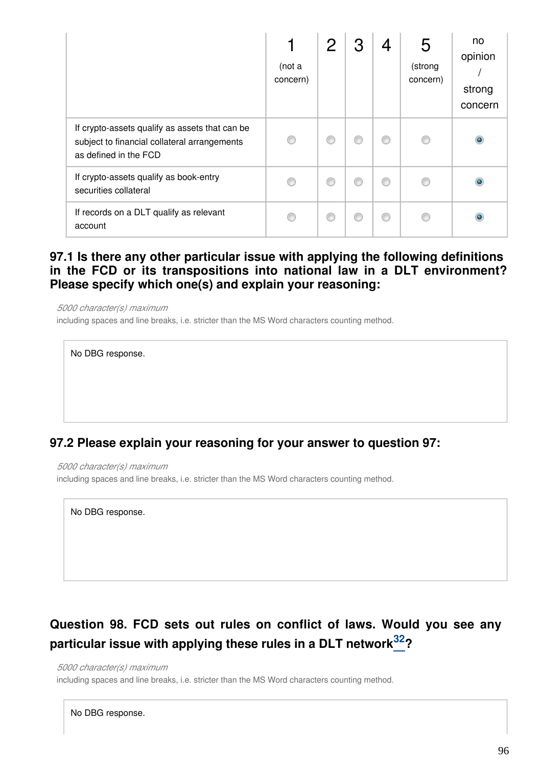| | 1 (not a concern) | 2 | 3 | 4 | 5 (strong concern) | no opinion / strong concern |
|---|---|---|---|---|---|---|
| If crypto-assets qualify as assets that can be subject to financial collateral arrangements as defined in the FCD | ○ | ○ | ○ | ○ | ○ | ● |
| If crypto-assets qualify as book-entry securities collateral | ○ | ○ | ○ | ○ | ○ | ● |
| If records on a DLT qualify as relevant account | ○ | ○ | ○ | ○ | ○ | ● |

### 97.1 Is there any other particular issue with applying the following definitions in the FCD or its transpositions into national law in a DLT environment? Please specify which one(s) and explain your reasoning:

*5000 character(s) maximum*
including spaces and line breaks, i.e. stricter than the MS Word characters counting method.

No DBG response.

### 97.2 Please explain your reasoning for your answer to question 97:

*5000 character(s) maximum*
including spaces and line breaks, i.e. stricter than the MS Word characters counting method.

No DBG response.

## Question 98. FCD sets out rules on conflict of laws. Would you see any particular issue with applying these rules in a DLT network[32]?

*5000 character(s) maximum*
including spaces and line breaks, i.e. stricter than the MS Word characters counting method.

No DBG response.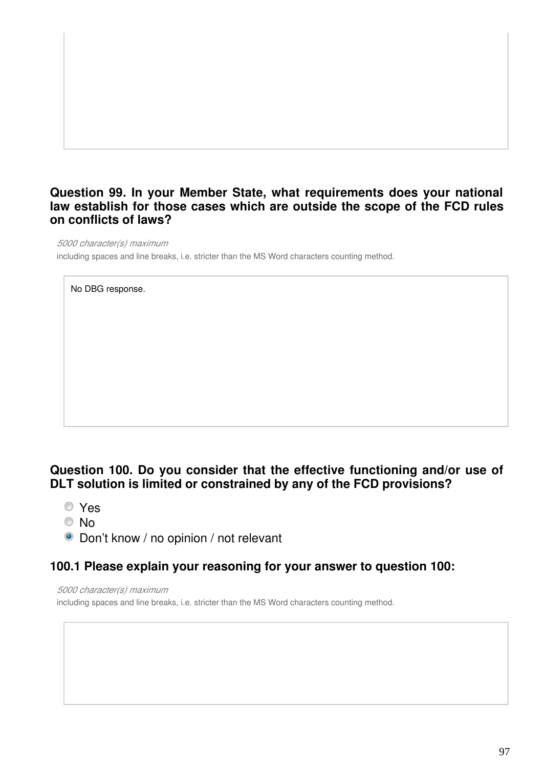### Question 99. In your Member State, what requirements does your national law establish for those cases which are outside the scope of the FCD rules on conflicts of laws?

*5000 character(s) maximum*

including spaces and line breaks, i.e. stricter than the MS Word characters counting method.

No DBG response.

### Question 100. Do you consider that the effective functioning and/or use of DLT solution is limited or constrained by any of the FCD provisions?

- ○ Yes
- ○ No
- ● Don't know / no opinion / not relevant

### 100.1 Please explain your reasoning for your answer to question 100:

*5000 character(s) maximum*

including spaces and line breaks, i.e. stricter than the MS Word characters counting method.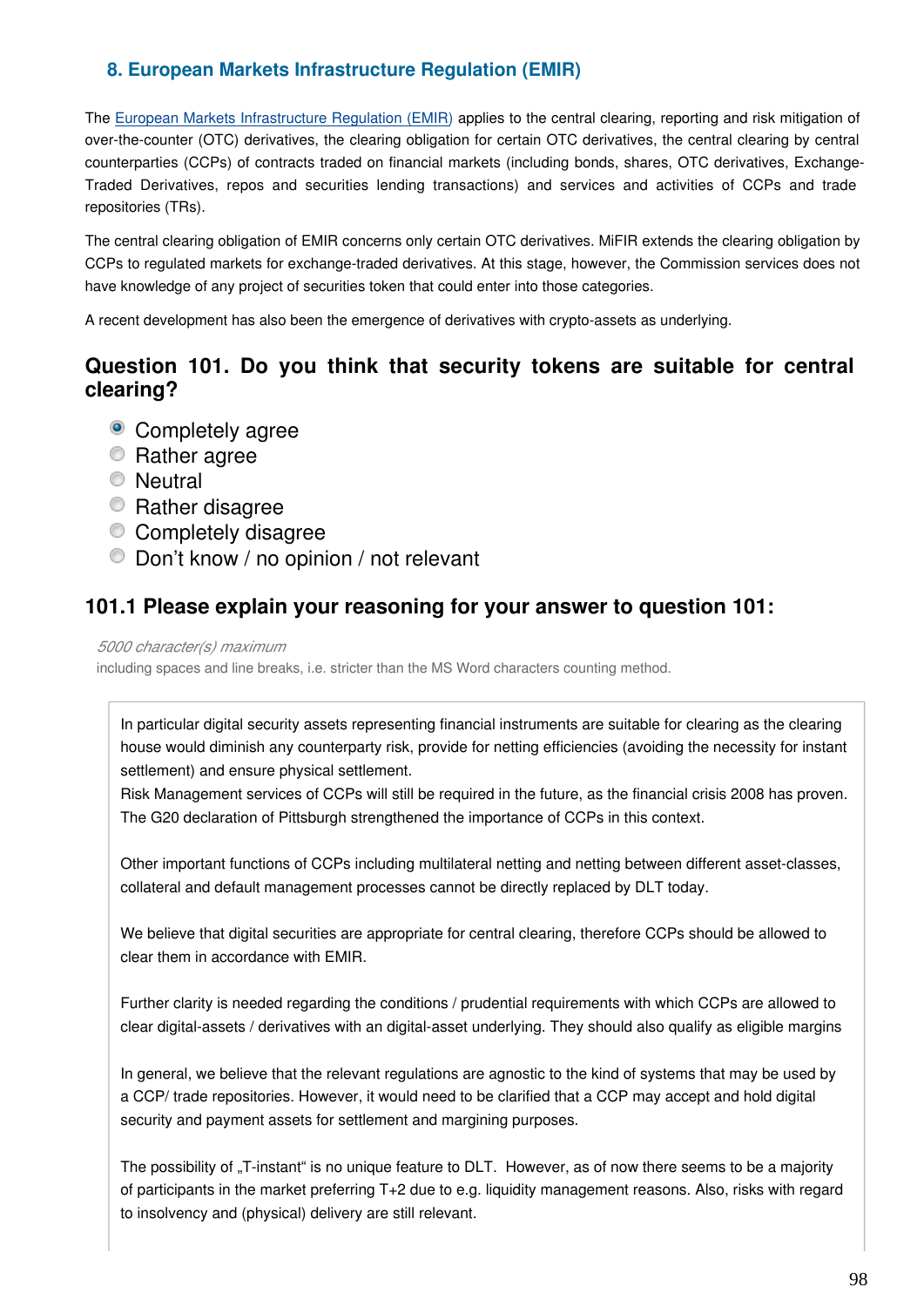## 8. European Markets Infrastructure Regulation (EMIR)

The European Markets Infrastructure Regulation (EMIR) applies to the central clearing, reporting and risk mitigation of over-the-counter (OTC) derivatives, the clearing obligation for certain OTC derivatives, the central clearing by central counterparties (CCPs) of contracts traded on financial markets (including bonds, shares, OTC derivatives, Exchange-Traded Derivatives, repos and securities lending transactions) and services and activities of CCPs and trade repositories (TRs).

The central clearing obligation of EMIR concerns only certain OTC derivatives. MiFIR extends the clearing obligation by CCPs to regulated markets for exchange-traded derivatives. At this stage, however, the Commission services does not have knowledge of any project of securities token that could enter into those categories.

A recent development has also been the emergence of derivatives with crypto-assets as underlying.

### Question 101. Do you think that security tokens are suitable for central clearing?

- (x) Completely agree
- ( ) Rather agree
- ( ) Neutral
- ( ) Rather disagree
- ( ) Completely disagree
- ( ) Don't know / no opinion / not relevant

### 101.1 Please explain your reasoning for your answer to question 101:

*5000 character(s) maximum*
including spaces and line breaks, i.e. stricter than the MS Word characters counting method.

In particular digital security assets representing financial instruments are suitable for clearing as the clearing house would diminish any counterparty risk, provide for netting efficiencies (avoiding the necessity for instant settlement) and ensure physical settlement.
Risk Management services of CCPs will still be required in the future, as the financial crisis 2008 has proven. The G20 declaration of Pittsburgh strengthened the importance of CCPs in this context.

Other important functions of CCPs including multilateral netting and netting between different asset-classes, collateral and default management processes cannot be directly replaced by DLT today.

We believe that digital securities are appropriate for central clearing, therefore CCPs should be allowed to clear them in accordance with EMIR.

Further clarity is needed regarding the conditions / prudential requirements with which CCPs are allowed to clear digital-assets / derivatives with an digital-asset underlying. They should also qualify as eligible margins

In general, we believe that the relevant regulations are agnostic to the kind of systems that may be used by a CCP/ trade repositories. However, it would need to be clarified that a CCP may accept and hold digital security and payment assets for settlement and margining purposes.

The possibility of „T-instant" is no unique feature to DLT. However, as of now there seems to be a majority of participants in the market preferring T+2 due to e.g. liquidity management reasons. Also, risks with regard to insolvency and (physical) delivery are still relevant.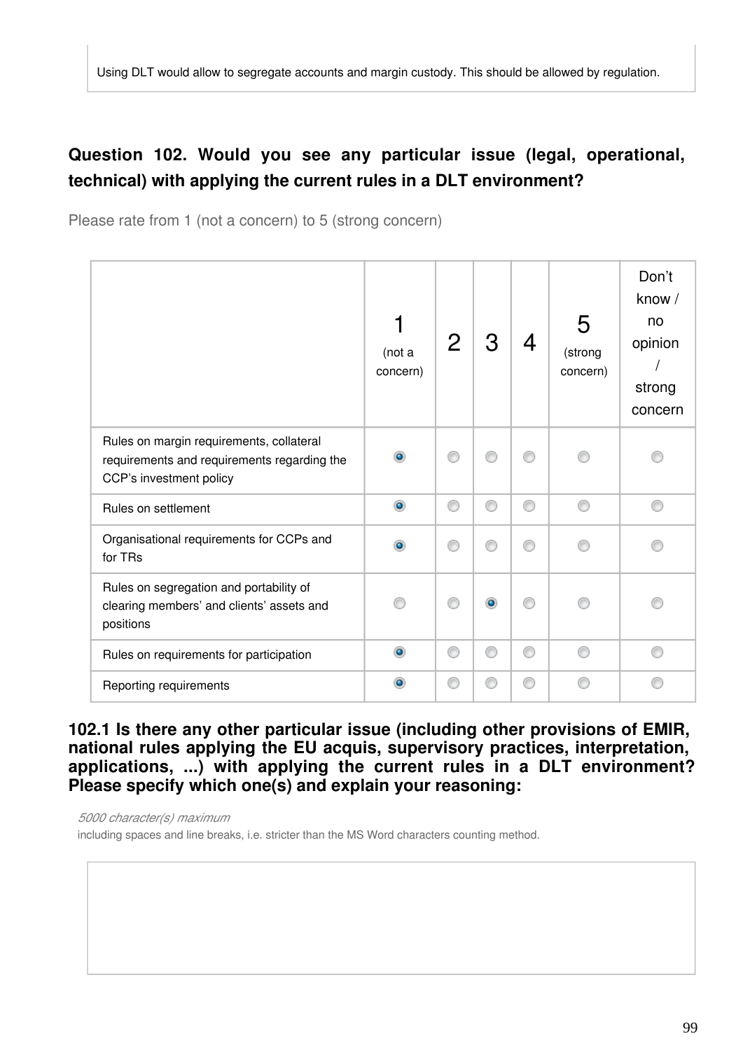Using DLT would allow to segregate accounts and margin custody. This should be allowed by regulation.

**Question 102. Would you see any particular issue (legal, operational, technical) with applying the current rules in a DLT environment?**

Please rate from 1 (not a concern) to 5 (strong concern)

| | 1 (not a concern) | 2 | 3 | 4 | 5 (strong concern) | Don't know / no opinion / strong concern |
|---|---|---|---|---|---|---|
| Rules on margin requirements, collateral requirements and requirements regarding the CCP's investment policy | ● | ○ | ○ | ○ | ○ | ○ |
| Rules on settlement | ● | ○ | ○ | ○ | ○ | ○ |
| Organisational requirements for CCPs and for TRs | ● | ○ | ○ | ○ | ○ | ○ |
| Rules on segregation and portability of clearing members' and clients' assets and positions | ○ | ○ | ● | ○ | ○ | ○ |
| Rules on requirements for participation | ● | ○ | ○ | ○ | ○ | ○ |
| Reporting requirements | ● | ○ | ○ | ○ | ○ | ○ |

**102.1 Is there any other particular issue (including other provisions of EMIR, national rules applying the EU acquis, supervisory practices, interpretation, applications, ...) with applying the current rules in a DLT environment? Please specify which one(s) and explain your reasoning:**

*5000 character(s) maximum*

including spaces and line breaks, i.e. stricter than the MS Word characters counting method.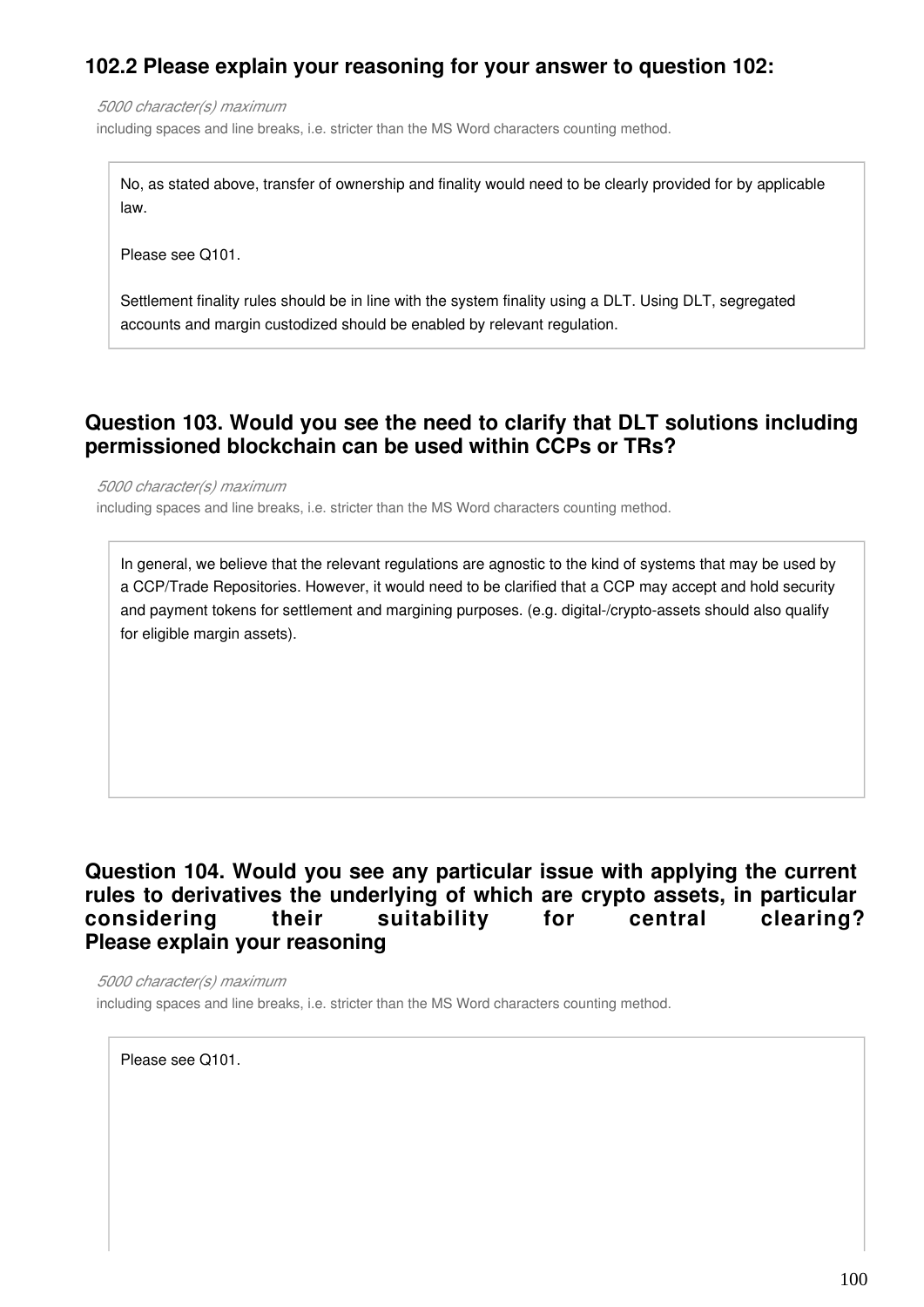### 102.2 Please explain your reasoning for your answer to question 102:

*5000 character(s) maximum*

including spaces and line breaks, i.e. stricter than the MS Word characters counting method.

No, as stated above, transfer of ownership and finality would need to be clearly provided for by applicable law.

Please see Q101.

Settlement finality rules should be in line with the system finality using a DLT. Using DLT, segregated accounts and margin custodized should be enabled by relevant regulation.

### Question 103. Would you see the need to clarify that DLT solutions including permissioned blockchain can be used within CCPs or TRs?

*5000 character(s) maximum*

including spaces and line breaks, i.e. stricter than the MS Word characters counting method.

In general, we believe that the relevant regulations are agnostic to the kind of systems that may be used by a CCP/Trade Repositories. However, it would need to be clarified that a CCP may accept and hold security and payment tokens for settlement and margining purposes. (e.g. digital-/crypto-assets should also qualify for eligible margin assets).

### Question 104. Would you see any particular issue with applying the current rules to derivatives the underlying of which are crypto assets, in particular considering their suitability for central clearing? Please explain your reasoning

*5000 character(s) maximum*

including spaces and line breaks, i.e. stricter than the MS Word characters counting method.

Please see Q101.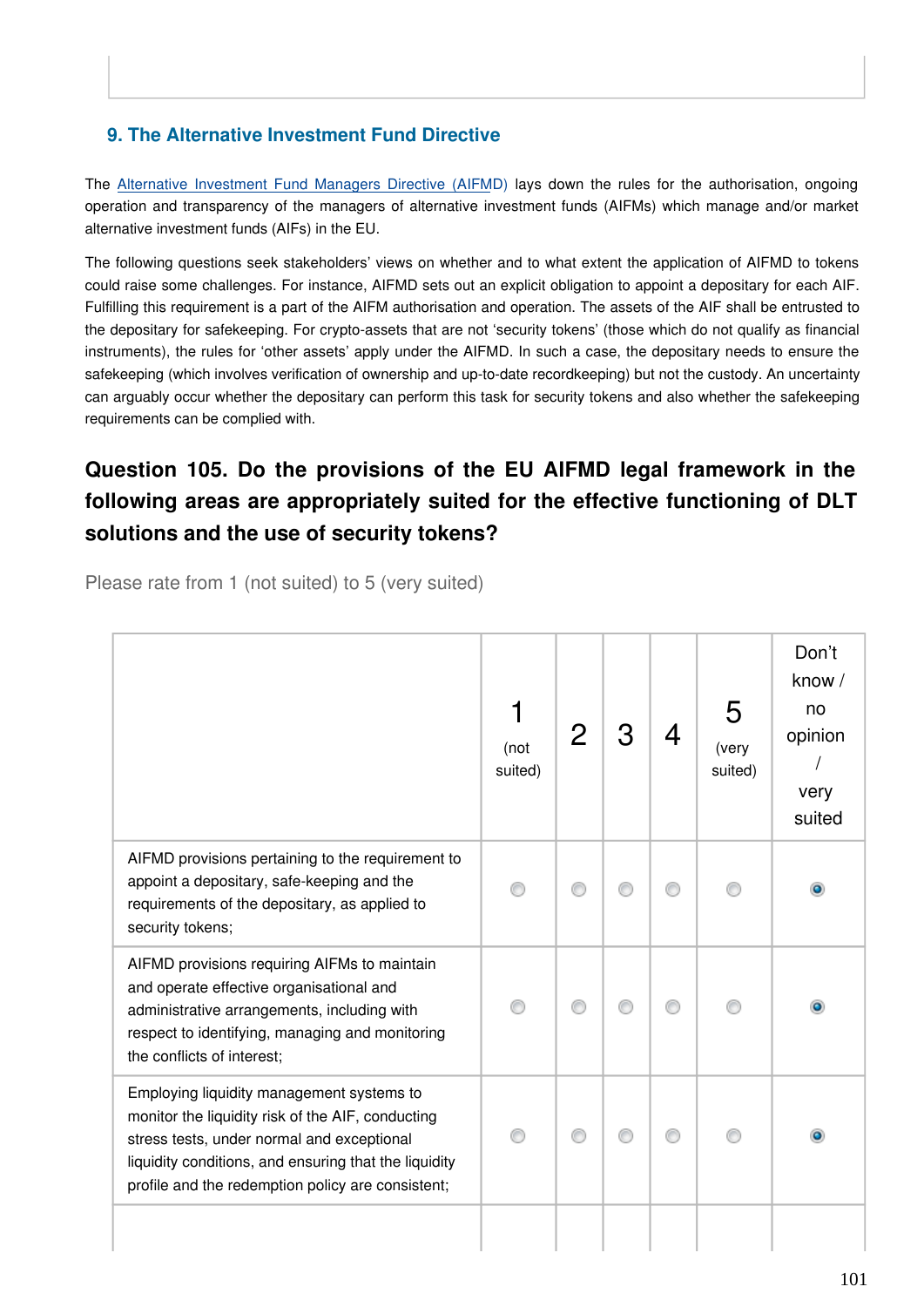## 9. The Alternative Investment Fund Directive

The Alternative Investment Fund Managers Directive (AIFMD) lays down the rules for the authorisation, ongoing operation and transparency of the managers of alternative investment funds (AIFMs) which manage and/or market alternative investment funds (AIFs) in the EU.

The following questions seek stakeholders' views on whether and to what extent the application of AIFMD to tokens could raise some challenges. For instance, AIFMD sets out an explicit obligation to appoint a depositary for each AIF. Fulfilling this requirement is a part of the AIFM authorisation and operation. The assets of the AIF shall be entrusted to the depositary for safekeeping. For crypto-assets that are not 'security tokens' (those which do not qualify as financial instruments), the rules for 'other assets' apply under the AIFMD. In such a case, the depositary needs to ensure the safekeeping (which involves verification of ownership and up-to-date recordkeeping) but not the custody. An uncertainty can arguably occur whether the depositary can perform this task for security tokens and also whether the safekeeping requirements can be complied with.

### Question 105. Do the provisions of the EU AIFMD legal framework in the following areas are appropriately suited for the effective functioning of DLT solutions and the use of security tokens?

Please rate from 1 (not suited) to 5 (very suited)

| | 1 (not suited) | 2 | 3 | 4 | 5 (very suited) | Don't know / no opinion / very suited |
|---|---|---|---|---|---|---|
| AIFMD provisions pertaining to the requirement to appoint a depositary, safe-keeping and the requirements of the depositary, as applied to security tokens; | ○ | ○ | ○ | ○ | ○ | ● |
| AIFMD provisions requiring AIFMs to maintain and operate effective organisational and administrative arrangements, including with respect to identifying, managing and monitoring the conflicts of interest; | ○ | ○ | ○ | ○ | ○ | ● |
| Employing liquidity management systems to monitor the liquidity risk of the AIF, conducting stress tests, under normal and exceptional liquidity conditions, and ensuring that the liquidity profile and the redemption policy are consistent; | ○ | ○ | ○ | ○ | ○ | ● |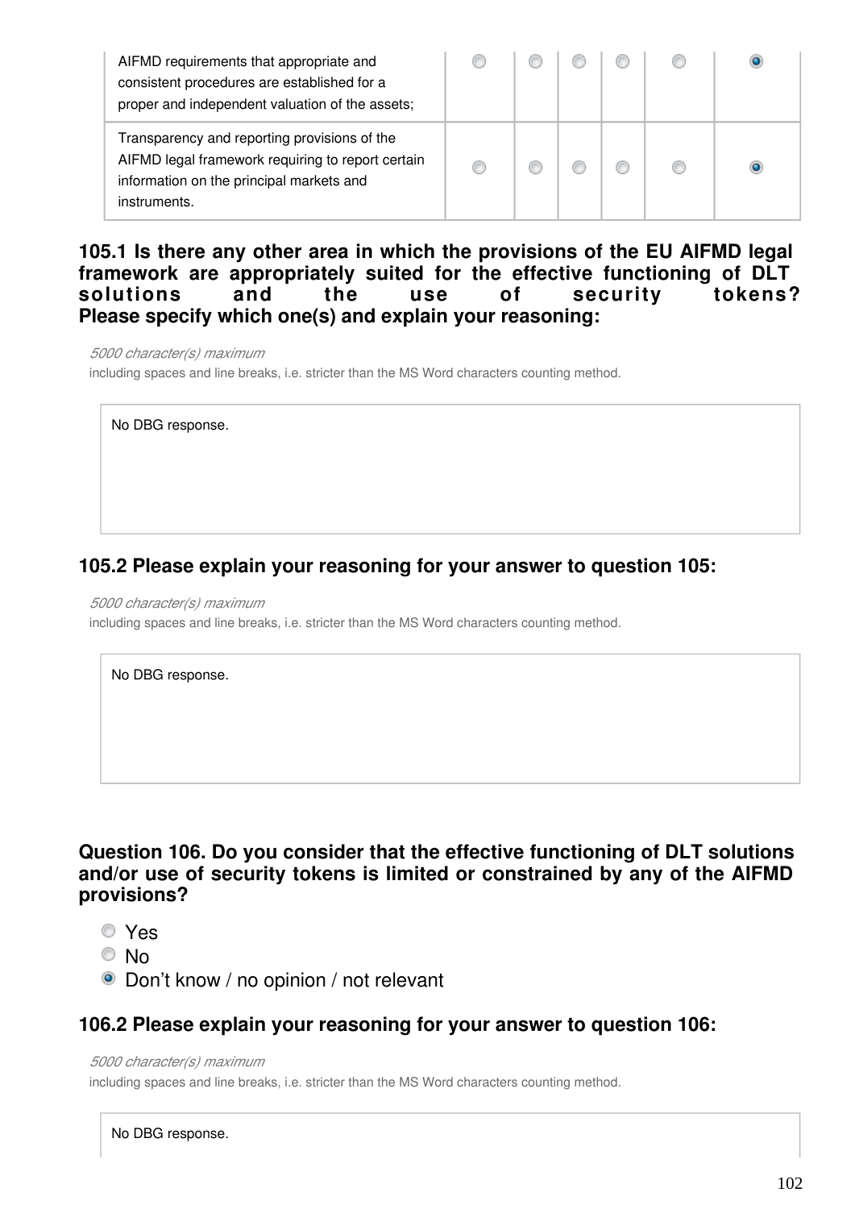| | | | | | | |
|---|---|---|---|---|---|---|
| AIFMD requirements that appropriate and consistent procedures are established for a proper and independent valuation of the assets; | ○ | ○ | ○ | ○ | ○ | ● |
| Transparency and reporting provisions of the AIFMD legal framework requiring to report certain information on the principal markets and instruments. | ○ | ○ | ○ | ○ | ○ | ● |

### 105.1 Is there any other area in which the provisions of the EU AIFMD legal framework are appropriately suited for the effective functioning of DLT solutions and the use of security tokens? Please specify which one(s) and explain your reasoning:

*5000 character(s) maximum*
including spaces and line breaks, i.e. stricter than the MS Word characters counting method.

No DBG response.

### 105.2 Please explain your reasoning for your answer to question 105:

*5000 character(s) maximum*
including spaces and line breaks, i.e. stricter than the MS Word characters counting method.

No DBG response.

### Question 106. Do you consider that the effective functioning of DLT solutions and/or use of security tokens is limited or constrained by any of the AIFMD provisions?

- ○ Yes
- ○ No
- ● Don't know / no opinion / not relevant

### 106.2 Please explain your reasoning for your answer to question 106:

*5000 character(s) maximum*
including spaces and line breaks, i.e. stricter than the MS Word characters counting method.

No DBG response.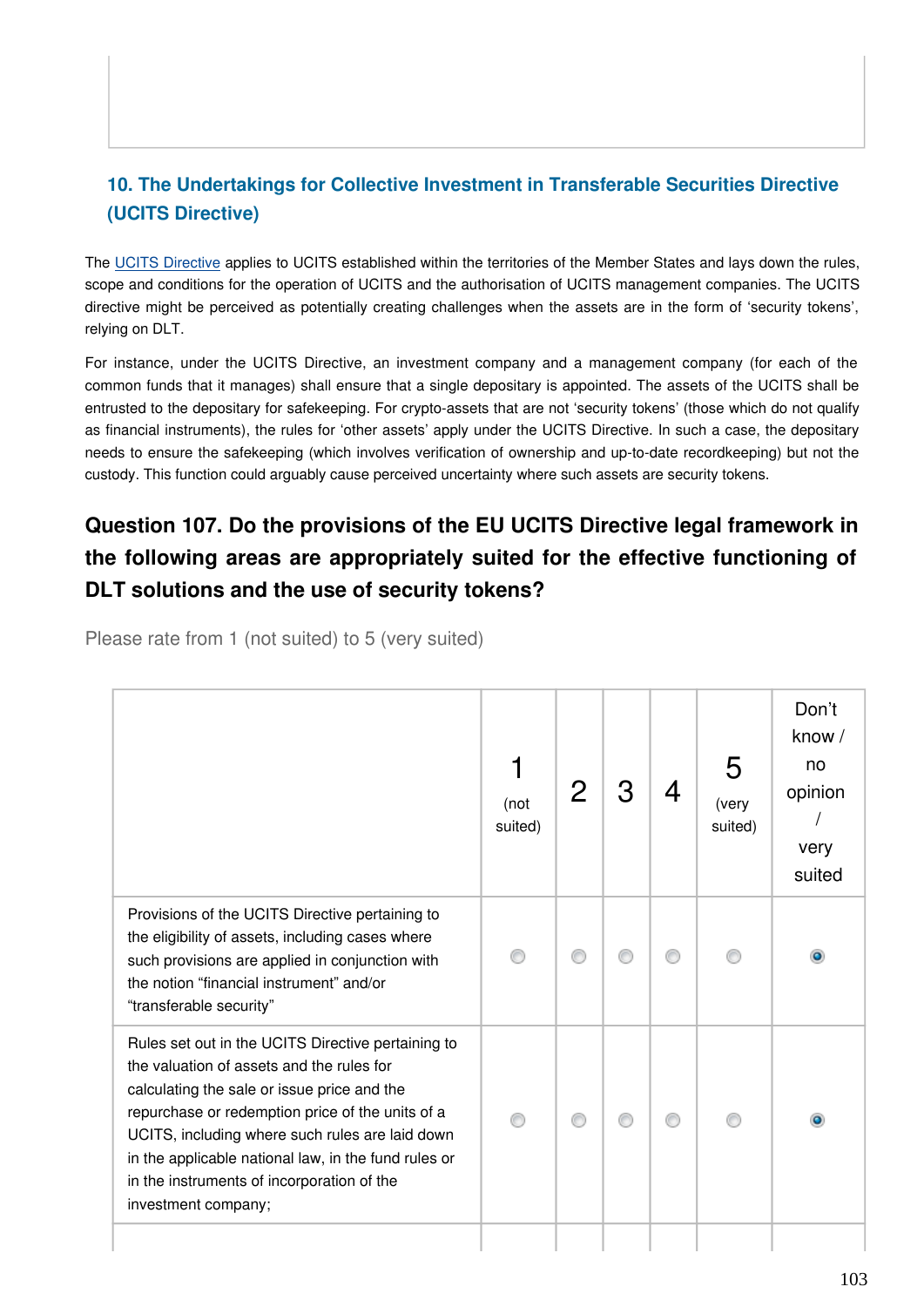## 10. The Undertakings for Collective Investment in Transferable Securities Directive (UCITS Directive)

The UCITS Directive applies to UCITS established within the territories of the Member States and lays down the rules, scope and conditions for the operation of UCITS and the authorisation of UCITS management companies. The UCITS directive might be perceived as potentially creating challenges when the assets are in the form of 'security tokens', relying on DLT.

For instance, under the UCITS Directive, an investment company and a management company (for each of the common funds that it manages) shall ensure that a single depositary is appointed. The assets of the UCITS shall be entrusted to the depositary for safekeeping. For crypto-assets that are not 'security tokens' (those which do not qualify as financial instruments), the rules for 'other assets' apply under the UCITS Directive. In such a case, the depositary needs to ensure the safekeeping (which involves verification of ownership and up-to-date recordkeeping) but not the custody. This function could arguably cause perceived uncertainty where such assets are security tokens.

### Question 107. Do the provisions of the EU UCITS Directive legal framework in the following areas are appropriately suited for the effective functioning of DLT solutions and the use of security tokens?

Please rate from 1 (not suited) to 5 (very suited)

| | 1 (not suited) | 2 | 3 | 4 | 5 (very suited) | Don't know / no opinion / very suited |
|---|---|---|---|---|---|---|
| Provisions of the UCITS Directive pertaining to the eligibility of assets, including cases where such provisions are applied in conjunction with the notion "financial instrument" and/or "transferable security" | ○ | ○ | ○ | ○ | ○ | ● |
| Rules set out in the UCITS Directive pertaining to the valuation of assets and the rules for calculating the sale or issue price and the repurchase or redemption price of the units of a UCITS, including where such rules are laid down in the applicable national law, in the fund rules or in the instruments of incorporation of the investment company; | ○ | ○ | ○ | ○ | ○ | ● |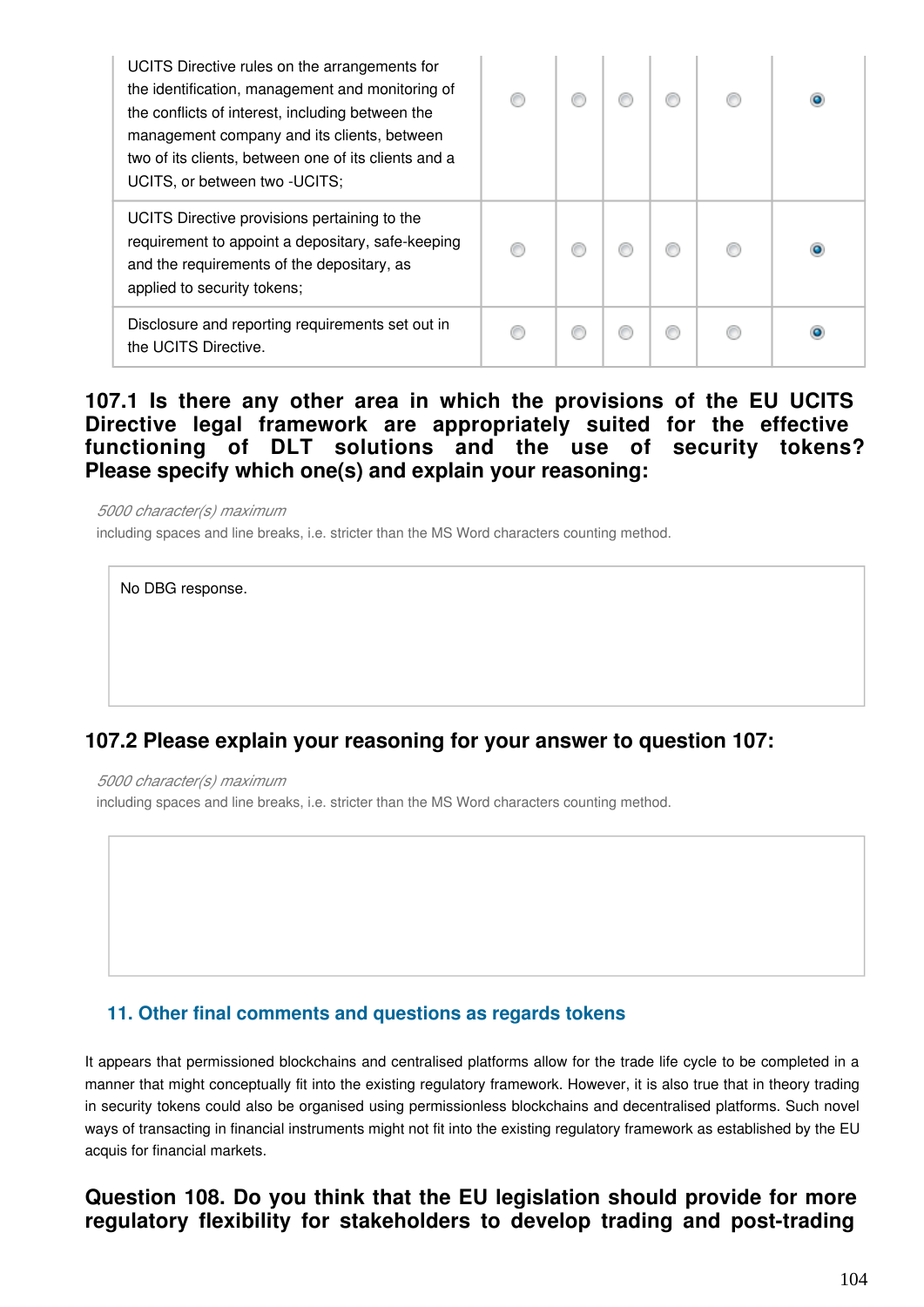| | | | | | | |
|---|---|---|---|---|---|---|
| UCITS Directive rules on the arrangements for the identification, management and monitoring of the conflicts of interest, including between the management company and its clients, between two of its clients, between one of its clients and a UCITS, or between two -UCITS; | ◯ | ◯ | ◯ | ◯ | ◯ | ◉ |
| UCITS Directive provisions pertaining to the requirement to appoint a depositary, safe-keeping and the requirements of the depositary, as applied to security tokens; | ◯ | ◯ | ◯ | ◯ | ◯ | ◉ |
| Disclosure and reporting requirements set out in the UCITS Directive. | ◯ | ◯ | ◯ | ◯ | ◯ | ◉ |

**107.1 Is there any other area in which the provisions of the EU UCITS Directive legal framework are appropriately suited for the effective functioning of DLT solutions and the use of security tokens? Please specify which one(s) and explain your reasoning:**

*5000 character(s) maximum*
including spaces and line breaks, i.e. stricter than the MS Word characters counting method.

No DBG response.

**107.2 Please explain your reasoning for your answer to question 107:**

*5000 character(s) maximum*
including spaces and line breaks, i.e. stricter than the MS Word characters counting method.

## 11. Other final comments and questions as regards tokens

It appears that permissioned blockchains and centralised platforms allow for the trade life cycle to be completed in a manner that might conceptually fit into the existing regulatory framework. However, it is also true that in theory trading in security tokens could also be organised using permissionless blockchains and decentralised platforms. Such novel ways of transacting in financial instruments might not fit into the existing regulatory framework as established by the EU acquis for financial markets.

**Question 108. Do you think that the EU legislation should provide for more regulatory flexibility for stakeholders to develop trading and post-trading**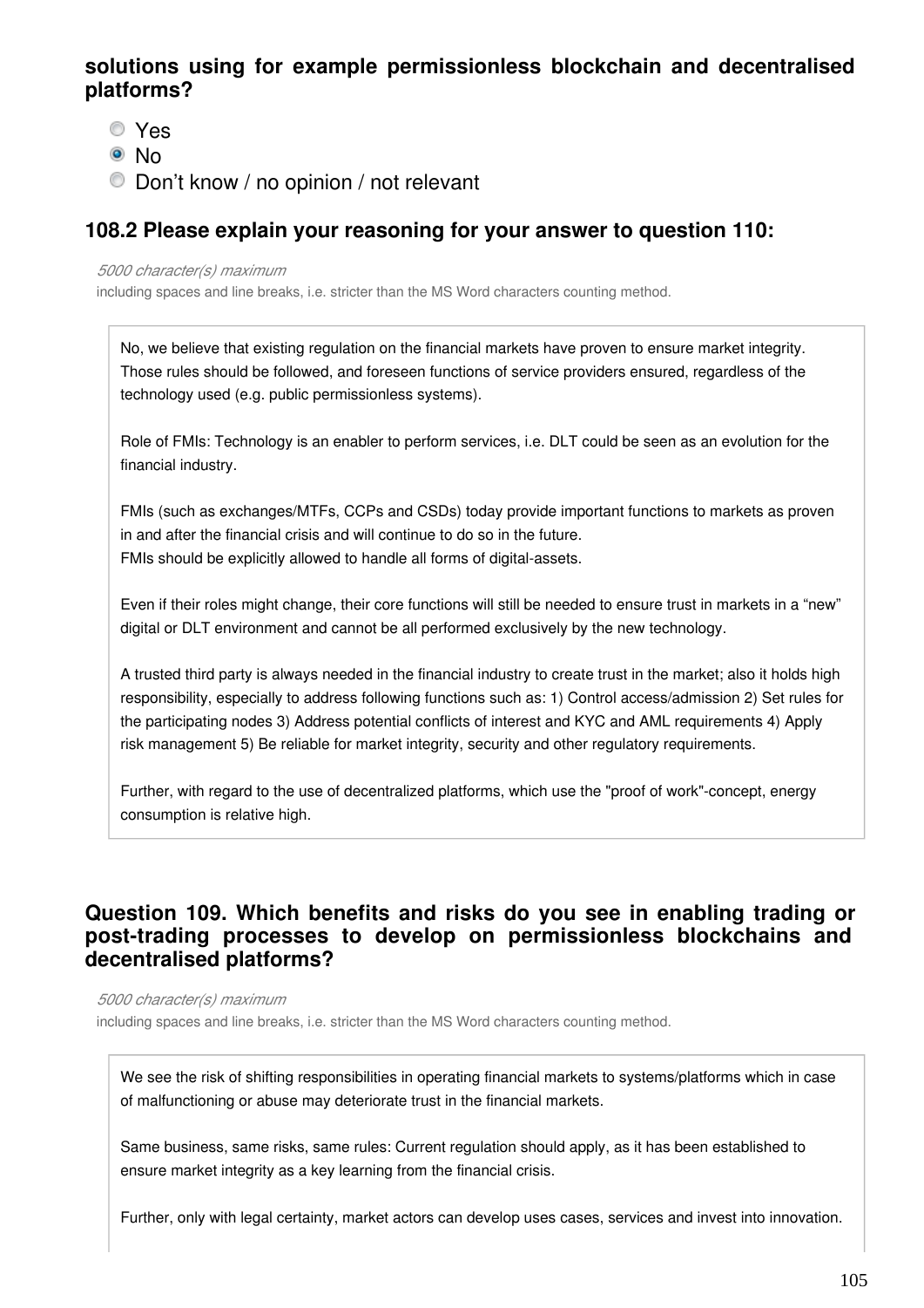**solutions using for example permissionless blockchain and decentralised platforms?**

- ○ Yes
- ◉ No
- ○ Don't know / no opinion / not relevant

### 108.2 Please explain your reasoning for your answer to question 110:

*5000 character(s) maximum*
including spaces and line breaks, i.e. stricter than the MS Word characters counting method.

No, we believe that existing regulation on the financial markets have proven to ensure market integrity. Those rules should be followed, and foreseen functions of service providers ensured, regardless of the technology used (e.g. public permissionless systems).

Role of FMIs: Technology is an enabler to perform services, i.e. DLT could be seen as an evolution for the financial industry.

FMIs (such as exchanges/MTFs, CCPs and CSDs) today provide important functions to markets as proven in and after the financial crisis and will continue to do so in the future.
FMIs should be explicitly allowed to handle all forms of digital-assets.

Even if their roles might change, their core functions will still be needed to ensure trust in markets in a "new" digital or DLT environment and cannot be all performed exclusively by the new technology.

A trusted third party is always needed in the financial industry to create trust in the market; also it holds high responsibility, especially to address following functions such as: 1) Control access/admission 2) Set rules for the participating nodes 3) Address potential conflicts of interest and KYC and AML requirements 4) Apply risk management 5) Be reliable for market integrity, security and other regulatory requirements.

Further, with regard to the use of decentralized platforms, which use the "proof of work"-concept, energy consumption is relative high.

### Question 109. Which benefits and risks do you see in enabling trading or post-trading processes to develop on permissionless blockchains and decentralised platforms?

*5000 character(s) maximum*
including spaces and line breaks, i.e. stricter than the MS Word characters counting method.

We see the risk of shifting responsibilities in operating financial markets to systems/platforms which in case of malfunctioning or abuse may deteriorate trust in the financial markets.

Same business, same risks, same rules: Current regulation should apply, as it has been established to ensure market integrity as a key learning from the financial crisis.

Further, only with legal certainty, market actors can develop uses cases, services and invest into innovation.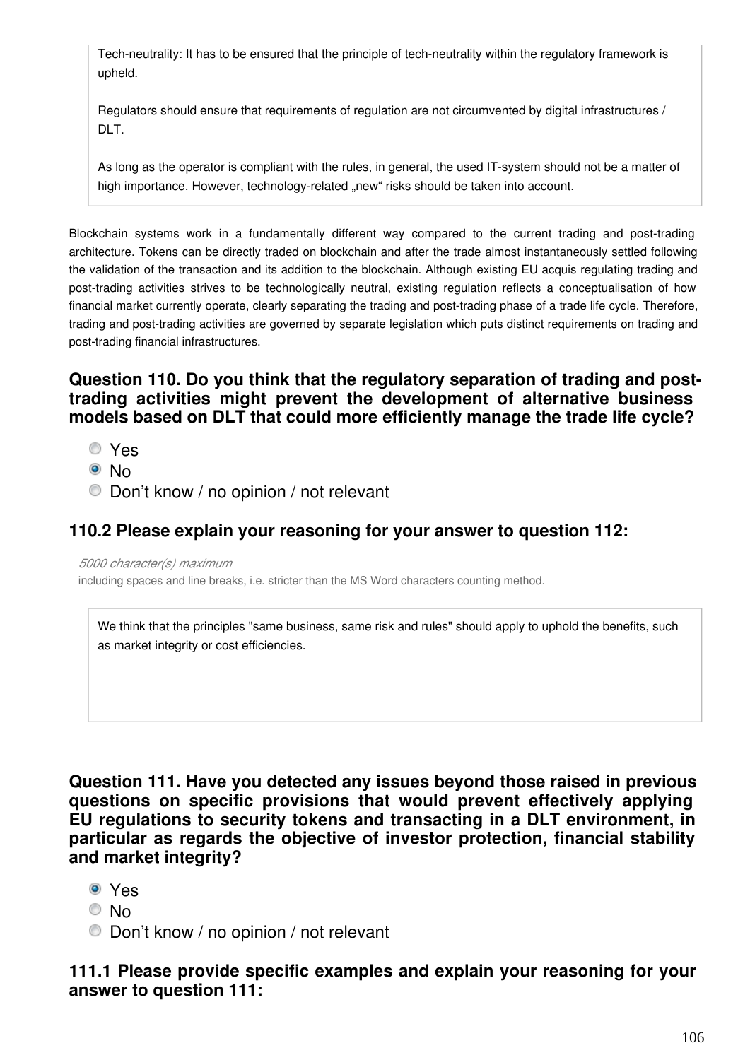Tech-neutrality: It has to be ensured that the principle of tech-neutrality within the regulatory framework is upheld.

Regulators should ensure that requirements of regulation are not circumvented by digital infrastructures / DLT.

As long as the operator is compliant with the rules, in general, the used IT-system should not be a matter of high importance. However, technology-related „new“ risks should be taken into account.

Blockchain systems work in a fundamentally different way compared to the current trading and post-trading architecture. Tokens can be directly traded on blockchain and after the trade almost instantaneously settled following the validation of the transaction and its addition to the blockchain. Although existing EU acquis regulating trading and post-trading activities strives to be technologically neutral, existing regulation reflects a conceptualisation of how financial market currently operate, clearly separating the trading and post-trading phase of a trade life cycle. Therefore, trading and post-trading activities are governed by separate legislation which puts distinct requirements on trading and post-trading financial infrastructures.

### Question 110. Do you think that the regulatory separation of trading and post-trading activities might prevent the development of alternative business models based on DLT that could more efficiently manage the trade life cycle?

- ○ Yes
- ◉ No
- ○ Don’t know / no opinion / not relevant

### 110.2 Please explain your reasoning for your answer to question 112:

*5000 character(s) maximum*

including spaces and line breaks, i.e. stricter than the MS Word characters counting method.

We think that the principles "same business, same risk and rules" should apply to uphold the benefits, such as market integrity or cost efficiencies.

### Question 111. Have you detected any issues beyond those raised in previous questions on specific provisions that would prevent effectively applying EU regulations to security tokens and transacting in a DLT environment, in particular as regards the objective of investor protection, financial stability and market integrity?

- ◉ Yes
- ○ No
- ○ Don’t know / no opinion / not relevant

### 111.1 Please provide specific examples and explain your reasoning for your answer to question 111: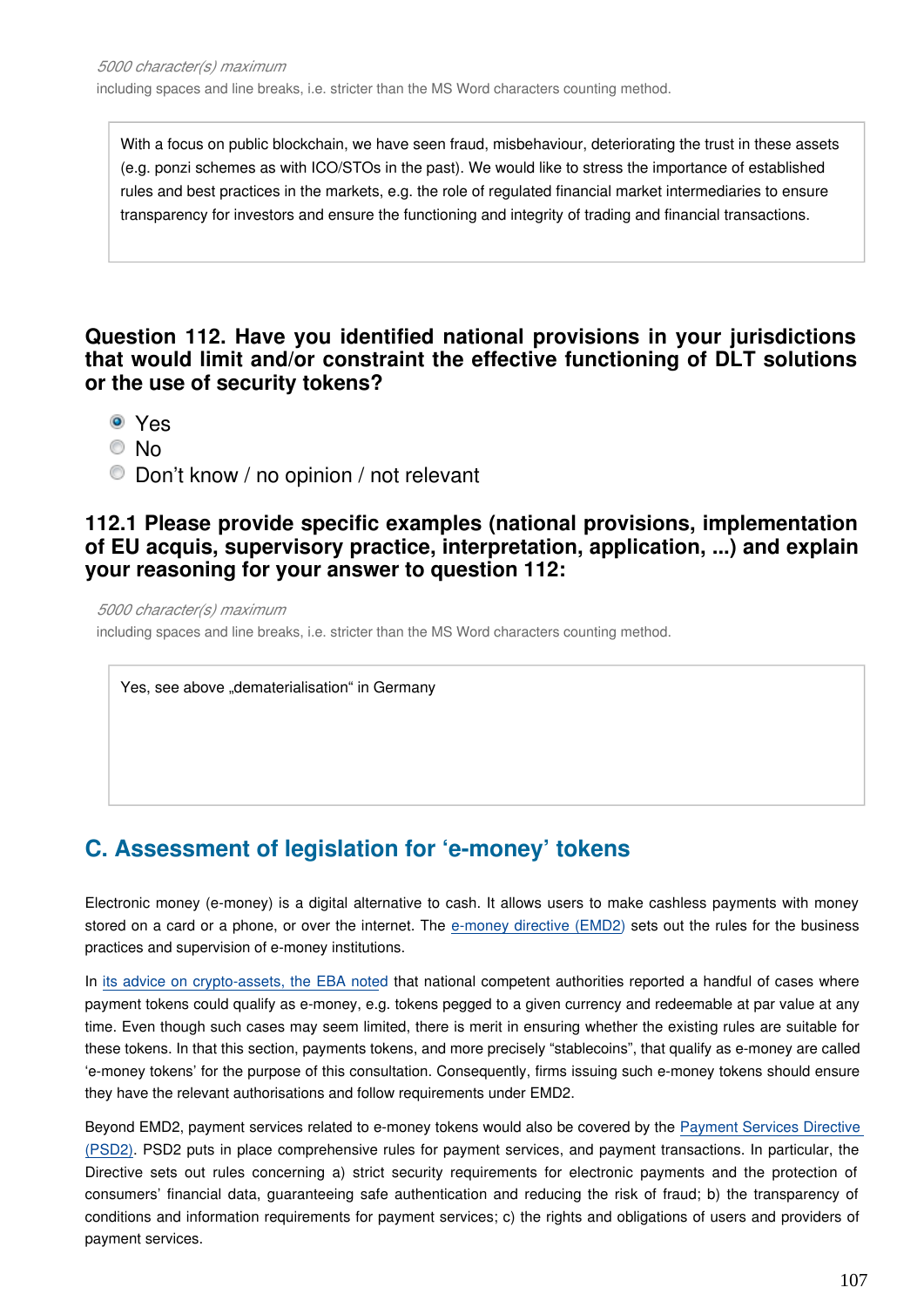*5000 character(s) maximum*

including spaces and line breaks, i.e. stricter than the MS Word characters counting method.

> With a focus on public blockchain, we have seen fraud, misbehaviour, deteriorating the trust in these assets (e.g. ponzi schemes as with ICO/STOs in the past). We would like to stress the importance of established rules and best practices in the markets, e.g. the role of regulated financial market intermediaries to ensure transparency for investors and ensure the functioning and integrity of trading and financial transactions.

### Question 112. Have you identified national provisions in your jurisdictions that would limit and/or constraint the effective functioning of DLT solutions or the use of security tokens?

- (x) Yes
- ( ) No
- ( ) Don't know / no opinion / not relevant

### 112.1 Please provide specific examples (national provisions, implementation of EU acquis, supervisory practice, interpretation, application, ...) and explain your reasoning for your answer to question 112:

*5000 character(s) maximum*

including spaces and line breaks, i.e. stricter than the MS Word characters counting method.

> Yes, see above „dematerialisation“ in Germany

## C. Assessment of legislation for 'e-money' tokens

Electronic money (e-money) is a digital alternative to cash. It allows users to make cashless payments with money stored on a card or a phone, or over the internet. The e-money directive (EMD2) sets out the rules for the business practices and supervision of e-money institutions.

In its advice on crypto-assets, the EBA noted that national competent authorities reported a handful of cases where payment tokens could qualify as e-money, e.g. tokens pegged to a given currency and redeemable at par value at any time. Even though such cases may seem limited, there is merit in ensuring whether the existing rules are suitable for these tokens. In that this section, payments tokens, and more precisely "stablecoins", that qualify as e-money are called 'e-money tokens' for the purpose of this consultation. Consequently, firms issuing such e-money tokens should ensure they have the relevant authorisations and follow requirements under EMD2.

Beyond EMD2, payment services related to e-money tokens would also be covered by the Payment Services Directive (PSD2). PSD2 puts in place comprehensive rules for payment services, and payment transactions. In particular, the Directive sets out rules concerning a) strict security requirements for electronic payments and the protection of consumers' financial data, guaranteeing safe authentication and reducing the risk of fraud; b) the transparency of conditions and information requirements for payment services; c) the rights and obligations of users and providers of payment services.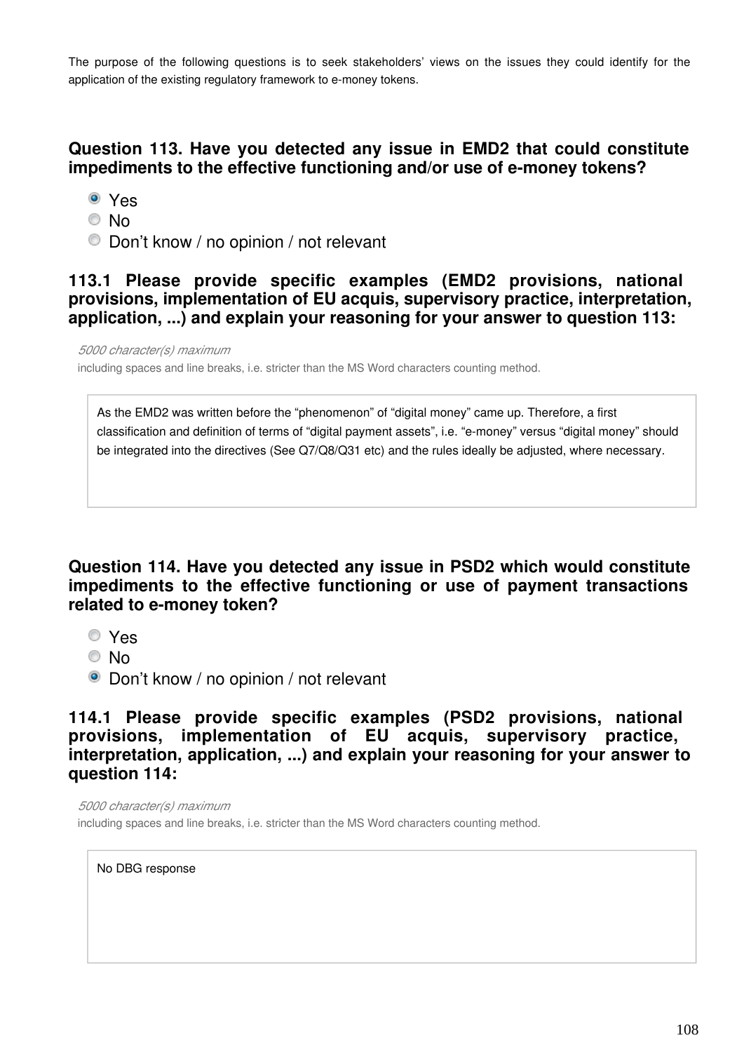The purpose of the following questions is to seek stakeholders' views on the issues they could identify for the application of the existing regulatory framework to e-money tokens.

### Question 113. Have you detected any issue in EMD2 that could constitute impediments to the effective functioning and/or use of e-money tokens?

- (x) Yes
- ( ) No
- ( ) Don't know / no opinion / not relevant

### 113.1 Please provide specific examples (EMD2 provisions, national provisions, implementation of EU acquis, supervisory practice, interpretation, application, ...) and explain your reasoning for your answer to question 113:

*5000 character(s) maximum*
including spaces and line breaks, i.e. stricter than the MS Word characters counting method.

> As the EMD2 was written before the "phenomenon" of "digital money" came up. Therefore, a first classification and definition of terms of "digital payment assets", i.e. "e-money" versus "digital money" should be integrated into the directives (See Q7/Q8/Q31 etc) and the rules ideally be adjusted, where necessary.

### Question 114. Have you detected any issue in PSD2 which would constitute impediments to the effective functioning or use of payment transactions related to e-money token?

- ( ) Yes
- ( ) No
- (x) Don't know / no opinion / not relevant

### 114.1 Please provide specific examples (PSD2 provisions, national provisions, implementation of EU acquis, supervisory practice, interpretation, application, ...) and explain your reasoning for your answer to question 114:

*5000 character(s) maximum*
including spaces and line breaks, i.e. stricter than the MS Word characters counting method.

> No DBG response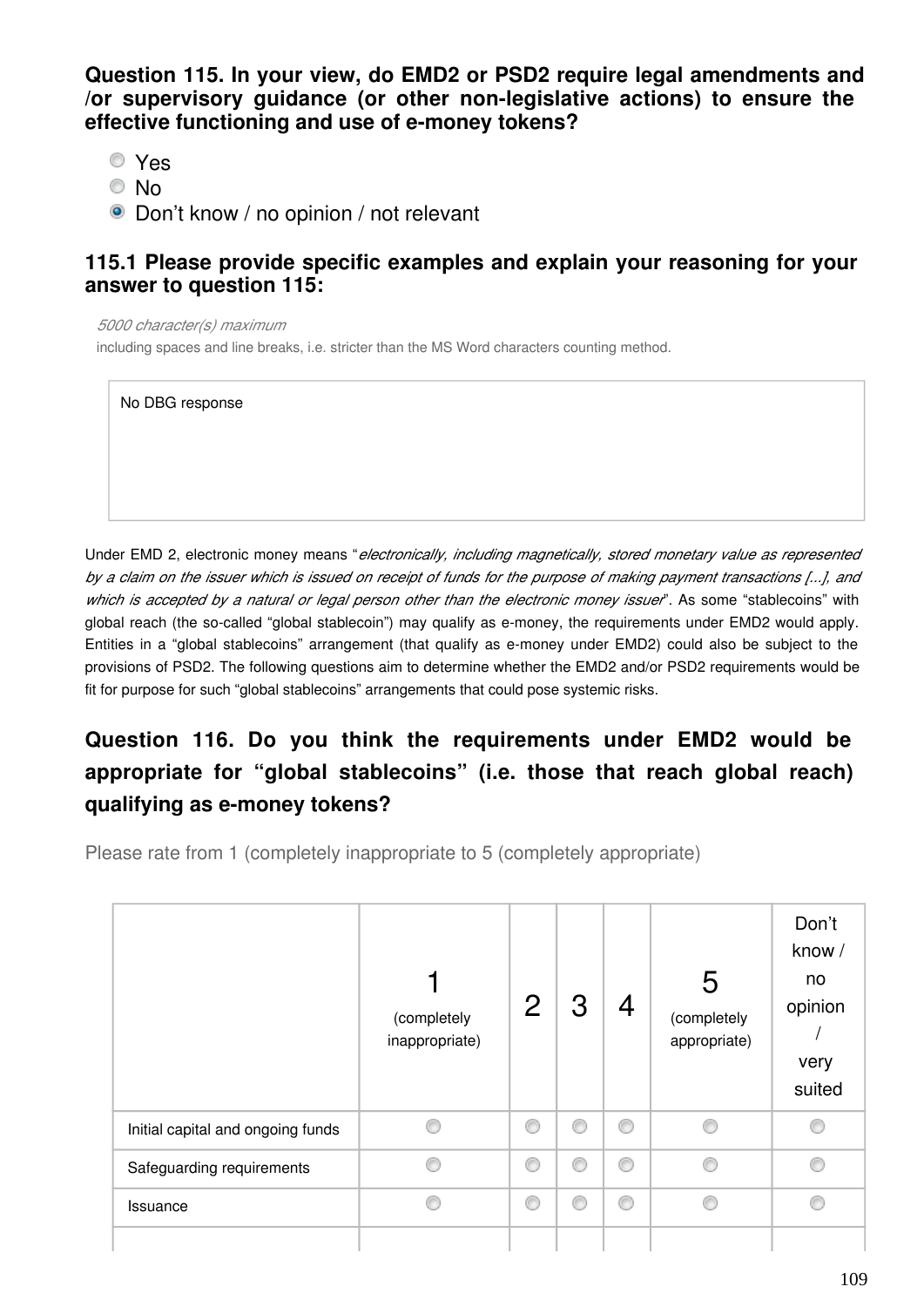**Question 115. In your view, do EMD2 or PSD2 require legal amendments and /or supervisory guidance (or other non-legislative actions) to ensure the effective functioning and use of e-money tokens?**

- Yes
- No
- Don't know / no opinion / not relevant

**115.1 Please provide specific examples and explain your reasoning for your answer to question 115:**

*5000 character(s) maximum*

including spaces and line breaks, i.e. stricter than the MS Word characters counting method.

No DBG response

Under EMD 2, electronic money means "*electronically, including magnetically, stored monetary value as represented by a claim on the issuer which is issued on receipt of funds for the purpose of making payment transactions [...], and which is accepted by a natural or legal person other than the electronic money issuer*". As some "stablecoins" with global reach (the so-called "global stablecoin") may qualify as e-money, the requirements under EMD2 would apply. Entities in a "global stablecoins" arrangement (that qualify as e-money under EMD2) could also be subject to the provisions of PSD2. The following questions aim to determine whether the EMD2 and/or PSD2 requirements would be fit for purpose for such "global stablecoins" arrangements that could pose systemic risks.

## Question 116. Do you think the requirements under EMD2 would be appropriate for "global stablecoins" (i.e. those that reach global reach) qualifying as e-money tokens?

Please rate from 1 (completely inappropriate to 5 (completely appropriate)

| | 1 (completely inappropriate) | 2 | 3 | 4 | 5 (completely appropriate) | Don't know / no opinion / very suited |
|---|---|---|---|---|---|---|
| Initial capital and ongoing funds | | | | | | |
| Safeguarding requirements | | | | | | |
| Issuance | | | | | | |
| | | | | | | |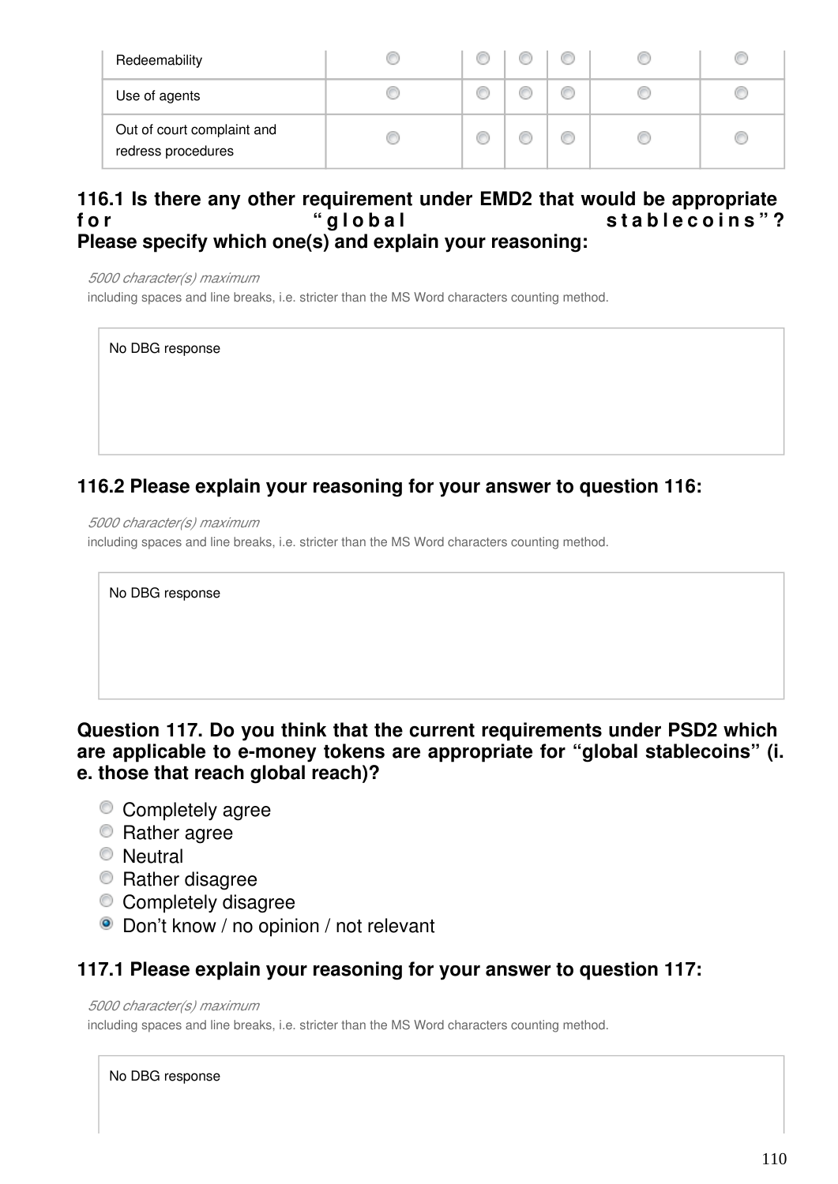| | | | | | | |
|---|---|---|---|---|---|---|
| Redeemability | ○ | ○ | ○ | ○ | ○ | ○ |
| Use of agents | ○ | ○ | ○ | ○ | ○ | ○ |
| Out of court complaint and redress procedures | ○ | ○ | ○ | ○ | ○ | ○ |

### 116.1 Is there any other requirement under EMD2 that would be appropriate for "global stablecoins"? Please specify which one(s) and explain your reasoning:

*5000 character(s) maximum*

including spaces and line breaks, i.e. stricter than the MS Word characters counting method.

No DBG response

### 116.2 Please explain your reasoning for your answer to question 116:

*5000 character(s) maximum*

including spaces and line breaks, i.e. stricter than the MS Word characters counting method.

No DBG response

### Question 117. Do you think that the current requirements under PSD2 which are applicable to e-money tokens are appropriate for "global stablecoins" (i.e. those that reach global reach)?

- ○ Completely agree
- ○ Rather agree
- ○ Neutral
- ○ Rather disagree
- ○ Completely disagree
- ● Don't know / no opinion / not relevant

### 117.1 Please explain your reasoning for your answer to question 117:

*5000 character(s) maximum*

including spaces and line breaks, i.e. stricter than the MS Word characters counting method.

No DBG response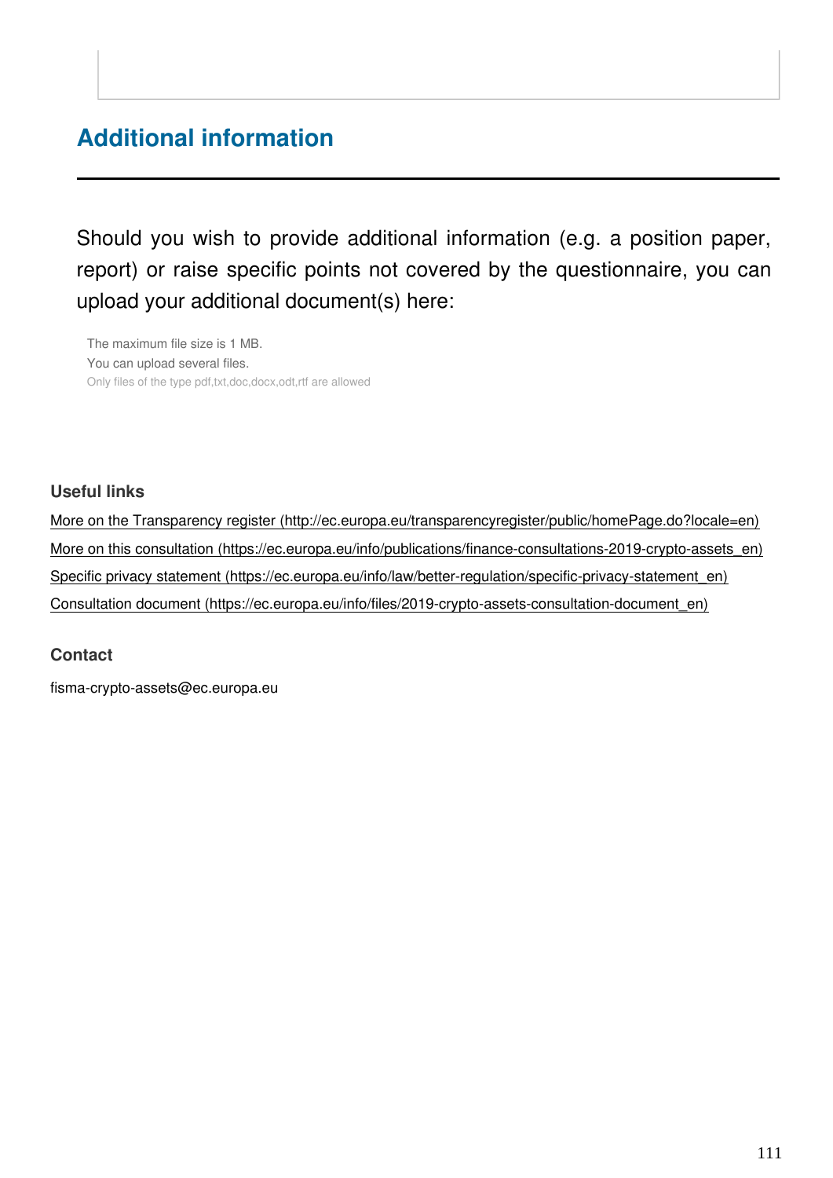## Additional information

Should you wish to provide additional information (e.g. a position paper, report) or raise specific points not covered by the questionnaire, you can upload your additional document(s) here:

The maximum file size is 1 MB.
You can upload several files.
Only files of the type pdf,txt,doc,docx,odt,rtf are allowed

### Useful links

More on the Transparency register (http://ec.europa.eu/transparencyregister/public/homePage.do?locale=en)

More on this consultation (https://ec.europa.eu/info/publications/finance-consultations-2019-crypto-assets_en)

Specific privacy statement (https://ec.europa.eu/info/law/better-regulation/specific-privacy-statement_en)

Consultation document (https://ec.europa.eu/info/files/2019-crypto-assets-consultation-document_en)

### Contact

fisma-crypto-assets@ec.europa.eu